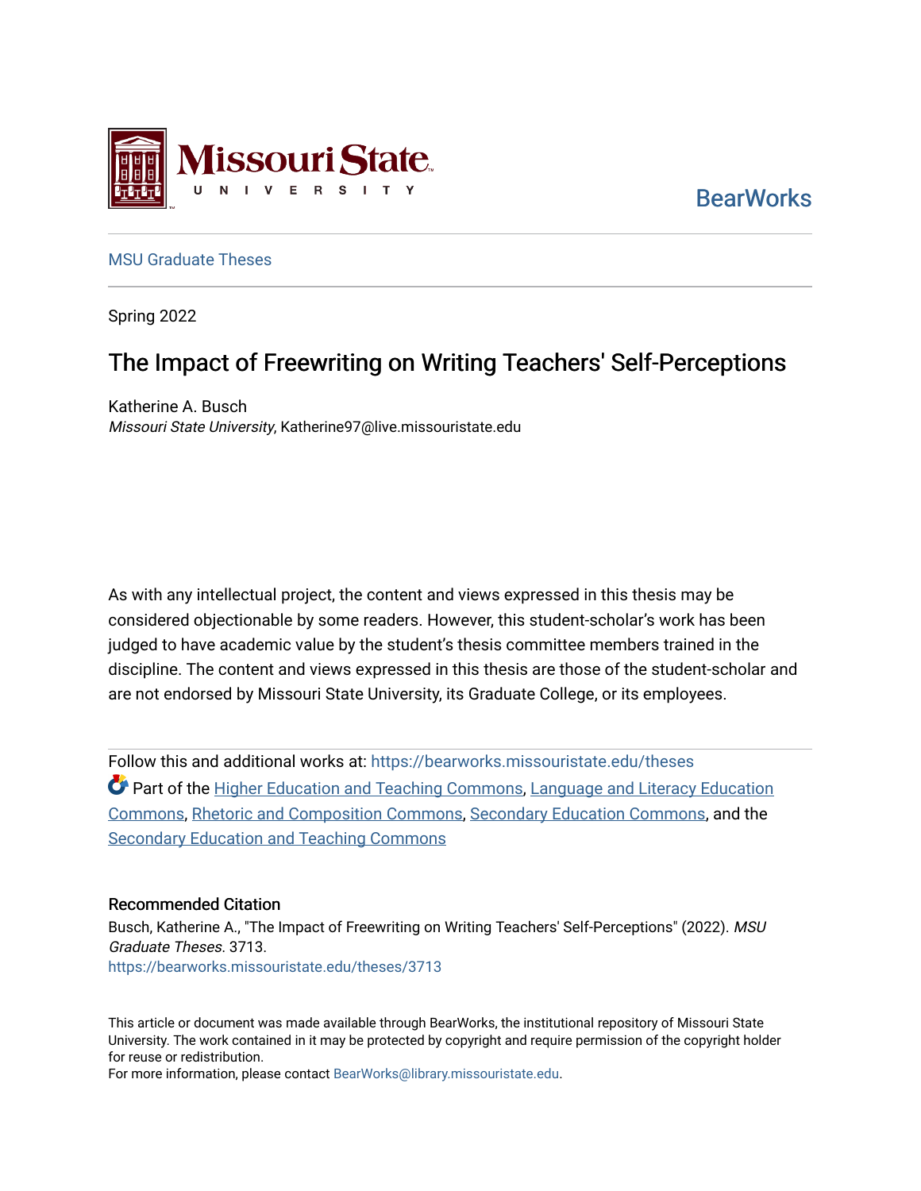Missouri State University

BearWorks

MSU Graduate Theses

Spring 2022

# The Impact of Freewriting on Writing Teachers' Self-Perceptions

Katherine A. Busch
*Missouri State University*, Katherine97@live.missouristate.edu

As with any intellectual project, the content and views expressed in this thesis may be considered objectionable by some readers. However, this student-scholar's work has been judged to have academic value by the student's thesis committee members trained in the discipline. The content and views expressed in this thesis are those of the student-scholar and are not endorsed by Missouri State University, its Graduate College, or its employees.

Follow this and additional works at: https://bearworks.missouristate.edu/theses

Part of the Higher Education and Teaching Commons, Language and Literacy Education Commons, Rhetoric and Composition Commons, Secondary Education Commons, and the Secondary Education and Teaching Commons

## Recommended Citation

Busch, Katherine A., "The Impact of Freewriting on Writing Teachers' Self-Perceptions" (2022). *MSU Graduate Theses*. 3713.
https://bearworks.missouristate.edu/theses/3713

This article or document was made available through BearWorks, the institutional repository of Missouri State University. The work contained in it may be protected by copyright and require permission of the copyright holder for reuse or redistribution.
For more information, please contact BearWorks@library.missouristate.edu.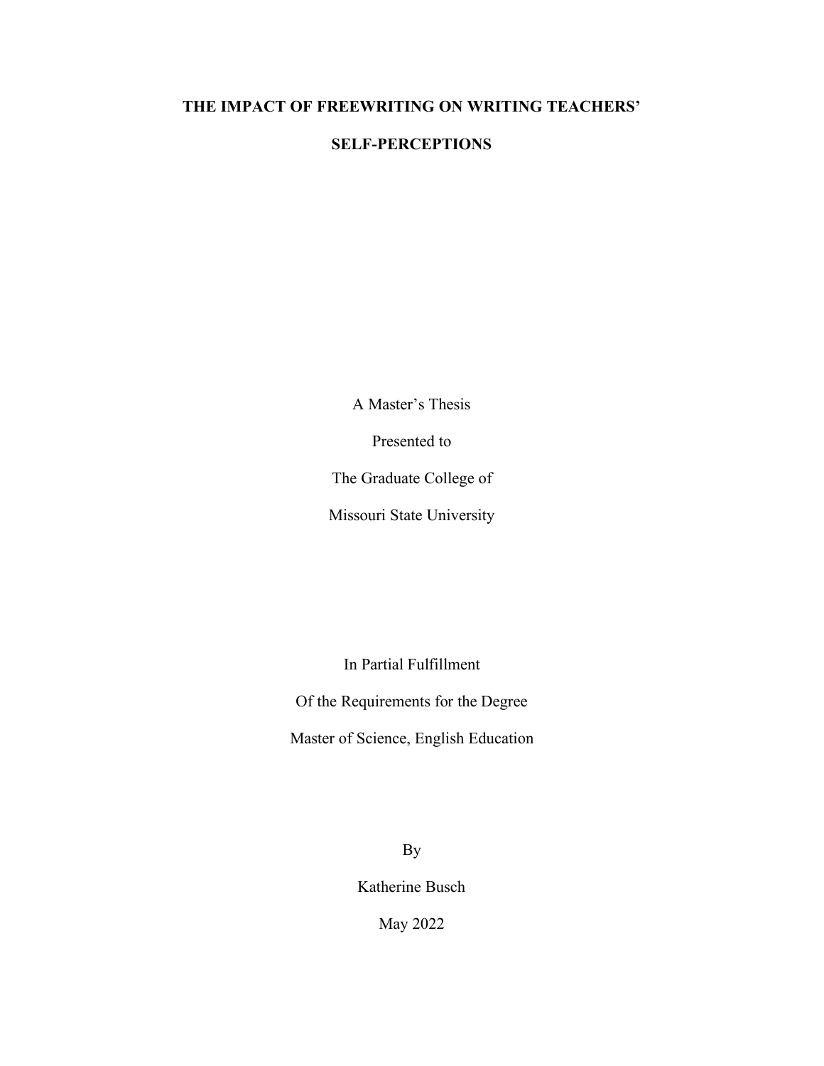# THE IMPACT OF FREEWRITING ON WRITING TEACHERS' SELF-PERCEPTIONS

A Master's Thesis

Presented to

The Graduate College of

Missouri State University

In Partial Fulfillment

Of the Requirements for the Degree

Master of Science, English Education

By

Katherine Busch

May 2022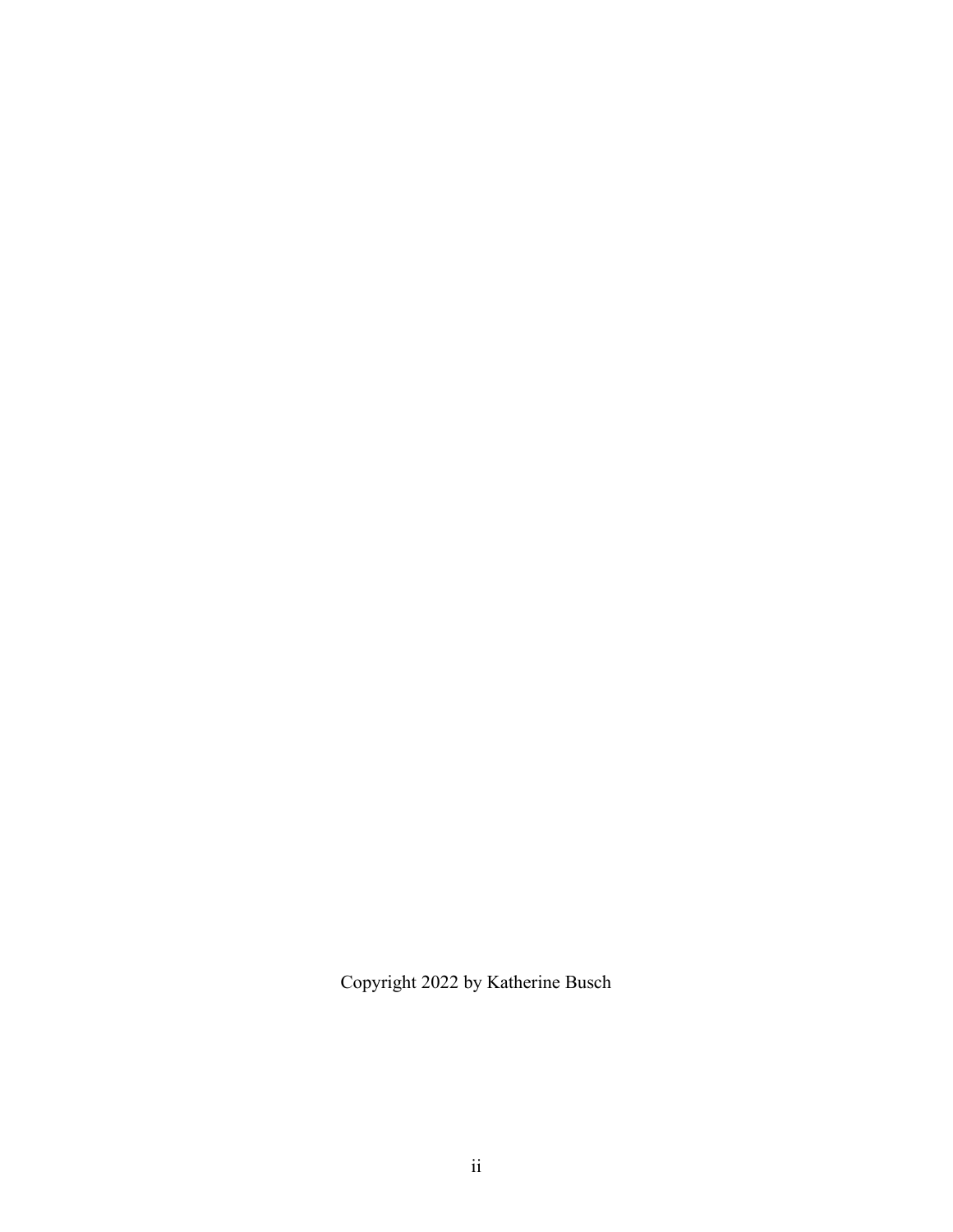Copyright 2022 by Katherine Busch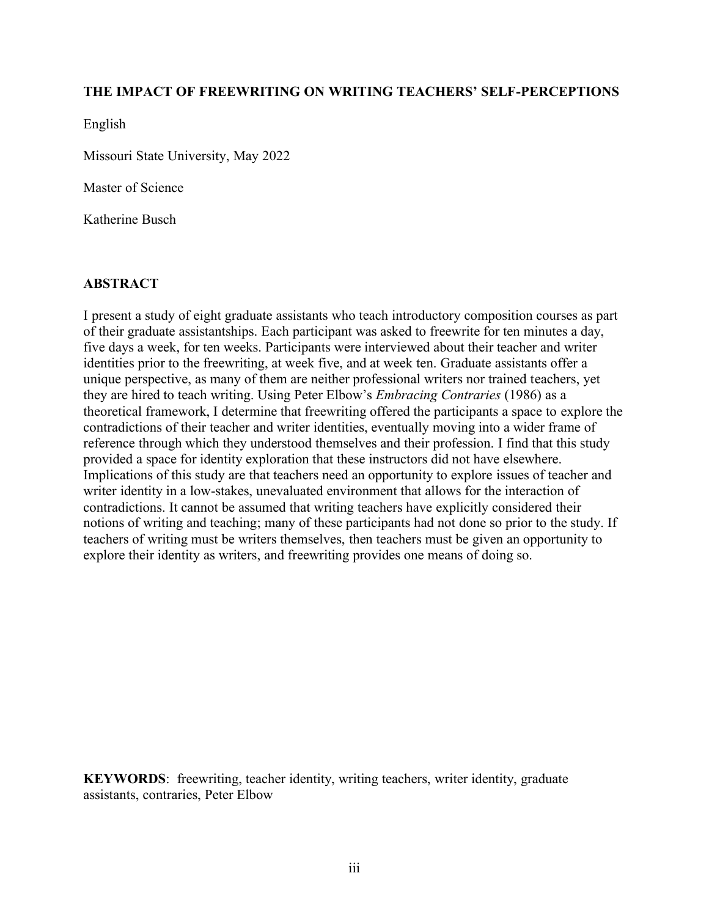**THE IMPACT OF FREEWRITING ON WRITING TEACHERS' SELF-PERCEPTIONS**

English

Missouri State University, May 2022

Master of Science

Katherine Busch

## ABSTRACT

I present a study of eight graduate assistants who teach introductory composition courses as part of their graduate assistantships. Each participant was asked to freewrite for ten minutes a day, five days a week, for ten weeks. Participants were interviewed about their teacher and writer identities prior to the freewriting, at week five, and at week ten. Graduate assistants offer a unique perspective, as many of them are neither professional writers nor trained teachers, yet they are hired to teach writing. Using Peter Elbow's *Embracing Contraries* (1986) as a theoretical framework, I determine that freewriting offered the participants a space to explore the contradictions of their teacher and writer identities, eventually moving into a wider frame of reference through which they understood themselves and their profession. I find that this study provided a space for identity exploration that these instructors did not have elsewhere. Implications of this study are that teachers need an opportunity to explore issues of teacher and writer identity in a low-stakes, unevaluated environment that allows for the interaction of contradictions. It cannot be assumed that writing teachers have explicitly considered their notions of writing and teaching; many of these participants had not done so prior to the study. If teachers of writing must be writers themselves, then teachers must be given an opportunity to explore their identity as writers, and freewriting provides one means of doing so.

**KEYWORDS**: freewriting, teacher identity, writing teachers, writer identity, graduate assistants, contraries, Peter Elbow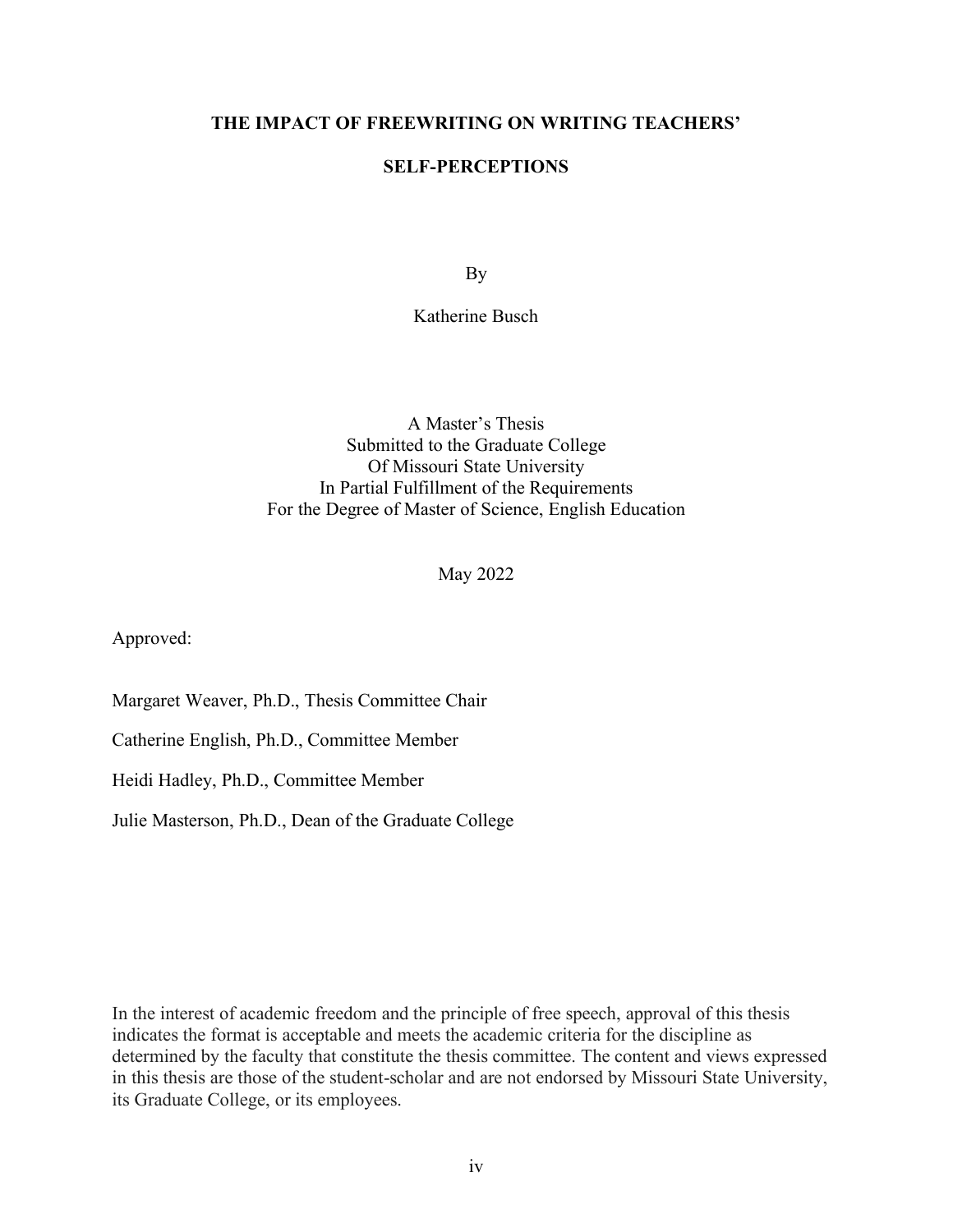**THE IMPACT OF FREEWRITING ON WRITING TEACHERS'**

**SELF-PERCEPTIONS**

By

Katherine Busch

A Master's Thesis
Submitted to the Graduate College
Of Missouri State University
In Partial Fulfillment of the Requirements
For the Degree of Master of Science, English Education

May 2022

Approved:

Margaret Weaver, Ph.D., Thesis Committee Chair

Catherine English, Ph.D., Committee Member

Heidi Hadley, Ph.D., Committee Member

Julie Masterson, Ph.D., Dean of the Graduate College

In the interest of academic freedom and the principle of free speech, approval of this thesis indicates the format is acceptable and meets the academic criteria for the discipline as determined by the faculty that constitute the thesis committee. The content and views expressed in this thesis are those of the student-scholar and are not endorsed by Missouri State University, its Graduate College, or its employees.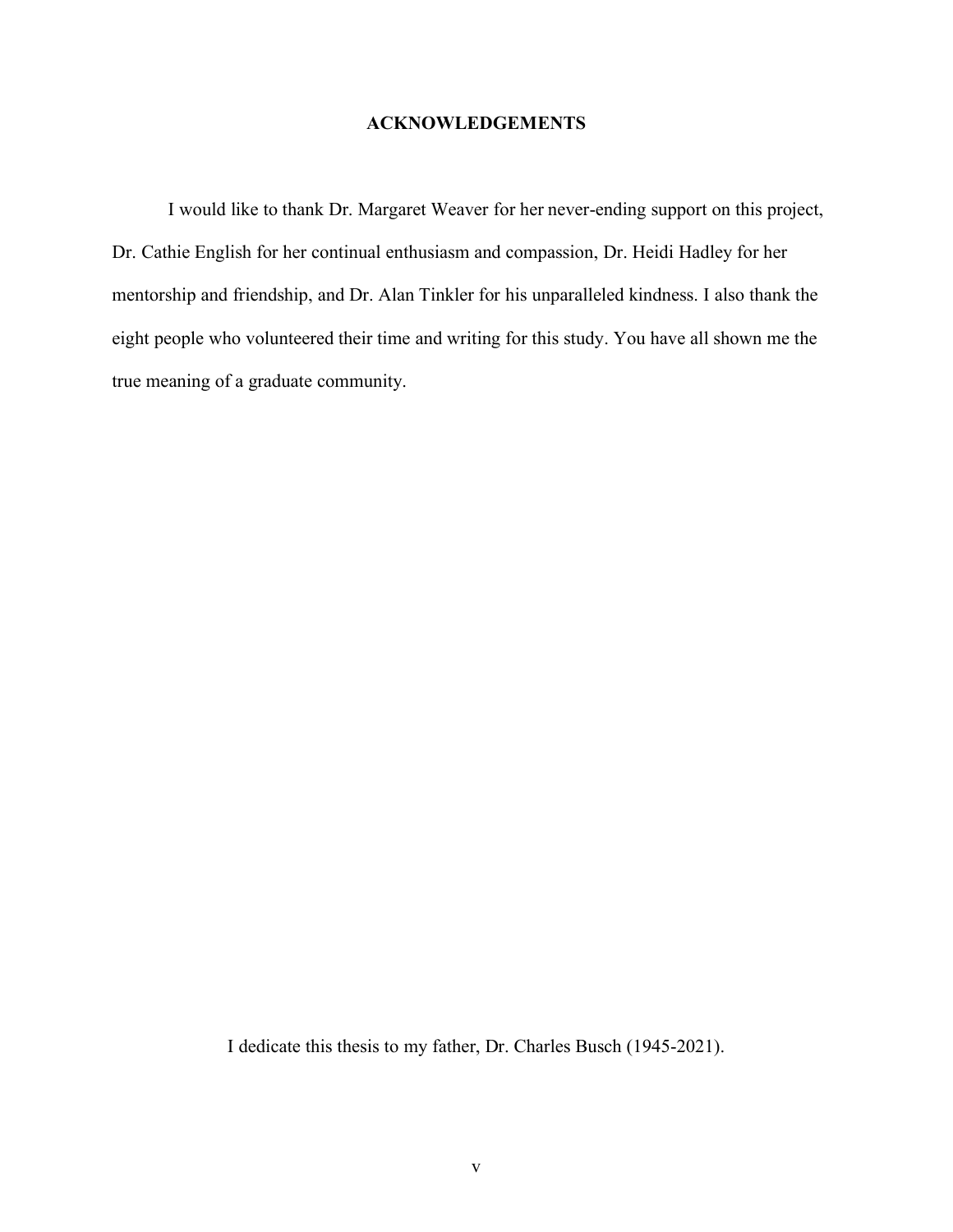# ACKNOWLEDGEMENTS

I would like to thank Dr. Margaret Weaver for her never-ending support on this project, Dr. Cathie English for her continual enthusiasm and compassion, Dr. Heidi Hadley for her mentorship and friendship, and Dr. Alan Tinkler for his unparalleled kindness. I also thank the eight people who volunteered their time and writing for this study. You have all shown me the true meaning of a graduate community.

I dedicate this thesis to my father, Dr. Charles Busch (1945-2021).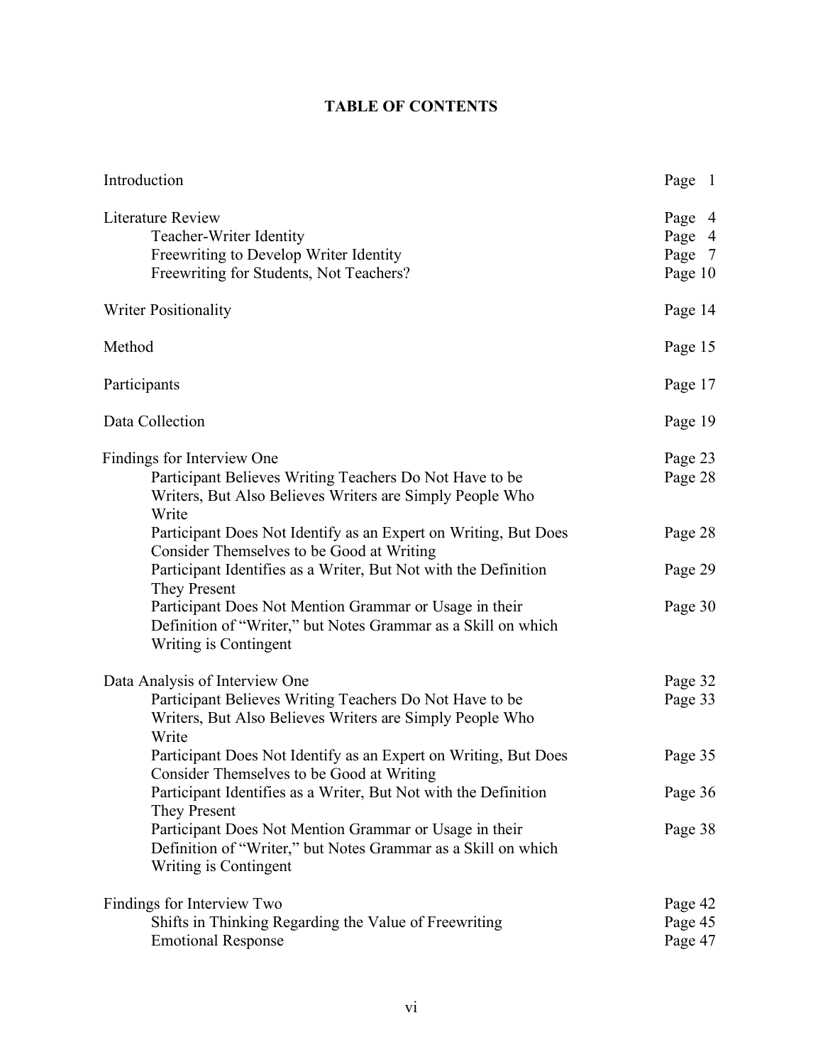# TABLE OF CONTENTS

| | |
|---|---|
| Introduction | Page 1 |
| Literature Review | Page 4 |
| Teacher-Writer Identity | Page 4 |
| Freewriting to Develop Writer Identity | Page 7 |
| Freewriting for Students, Not Teachers? | Page 10 |
| Writer Positionality | Page 14 |
| Method | Page 15 |
| Participants | Page 17 |
| Data Collection | Page 19 |
| Findings for Interview One | Page 23 |
| Participant Believes Writing Teachers Do Not Have to be Writers, But Also Believes Writers are Simply People Who Write | Page 28 |
| Participant Does Not Identify as an Expert on Writing, But Does Consider Themselves to be Good at Writing | Page 28 |
| Participant Identifies as a Writer, But Not with the Definition They Present | Page 29 |
| Participant Does Not Mention Grammar or Usage in their Definition of "Writer," but Notes Grammar as a Skill on which Writing is Contingent | Page 30 |
| Data Analysis of Interview One | Page 32 |
| Participant Believes Writing Teachers Do Not Have to be Writers, But Also Believes Writers are Simply People Who Write | Page 33 |
| Participant Does Not Identify as an Expert on Writing, But Does Consider Themselves to be Good at Writing | Page 35 |
| Participant Identifies as a Writer, But Not with the Definition They Present | Page 36 |
| Participant Does Not Mention Grammar or Usage in their Definition of "Writer," but Notes Grammar as a Skill on which Writing is Contingent | Page 38 |
| Findings for Interview Two | Page 42 |
| Shifts in Thinking Regarding the Value of Freewriting | Page 45 |
| Emotional Response | Page 47 |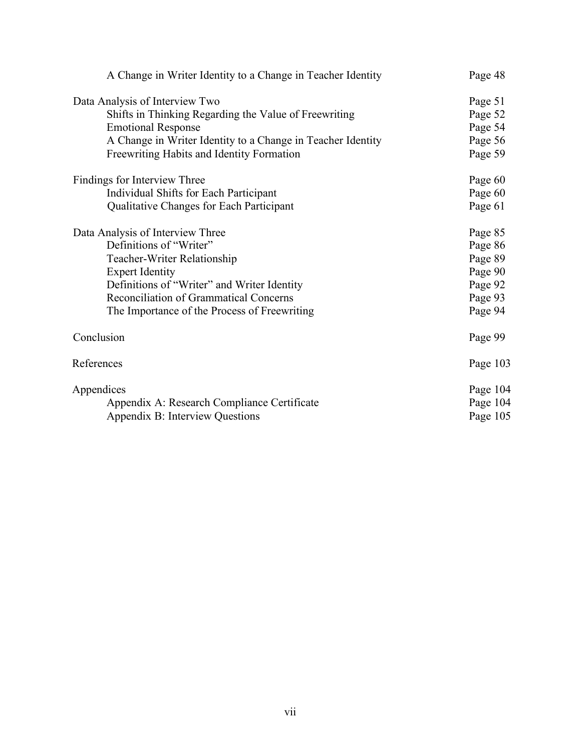| | |
|---|---|
| A Change in Writer Identity to a Change in Teacher Identity | Page 48 |
| Data Analysis of Interview Two | Page 51 |
| Shifts in Thinking Regarding the Value of Freewriting | Page 52 |
| Emotional Response | Page 54 |
| A Change in Writer Identity to a Change in Teacher Identity | Page 56 |
| Freewriting Habits and Identity Formation | Page 59 |
| Findings for Interview Three | Page 60 |
| Individual Shifts for Each Participant | Page 60 |
| Qualitative Changes for Each Participant | Page 61 |
| Data Analysis of Interview Three | Page 85 |
| Definitions of "Writer" | Page 86 |
| Teacher-Writer Relationship | Page 89 |
| Expert Identity | Page 90 |
| Definitions of "Writer" and Writer Identity | Page 92 |
| Reconciliation of Grammatical Concerns | Page 93 |
| The Importance of the Process of Freewriting | Page 94 |
| Conclusion | Page 99 |
| References | Page 103 |
| Appendices | Page 104 |
| Appendix A: Research Compliance Certificate | Page 104 |
| Appendix B: Interview Questions | Page 105 |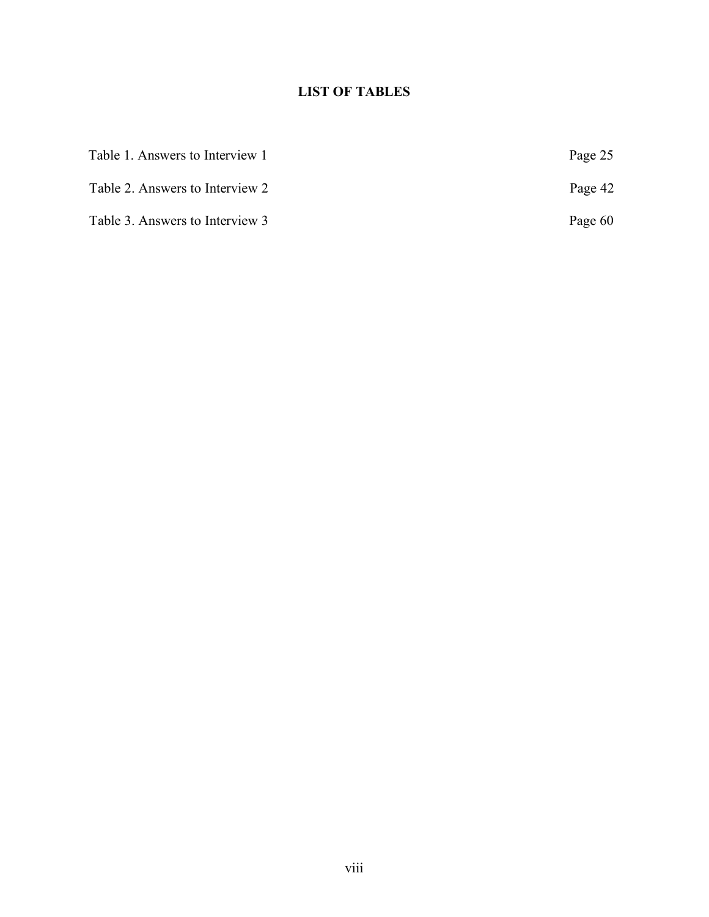# LIST OF TABLES

| | |
|---|---|
| Table 1. Answers to Interview 1 | Page 25 |
| Table 2. Answers to Interview 2 | Page 42 |
| Table 3. Answers to Interview 3 | Page 60 |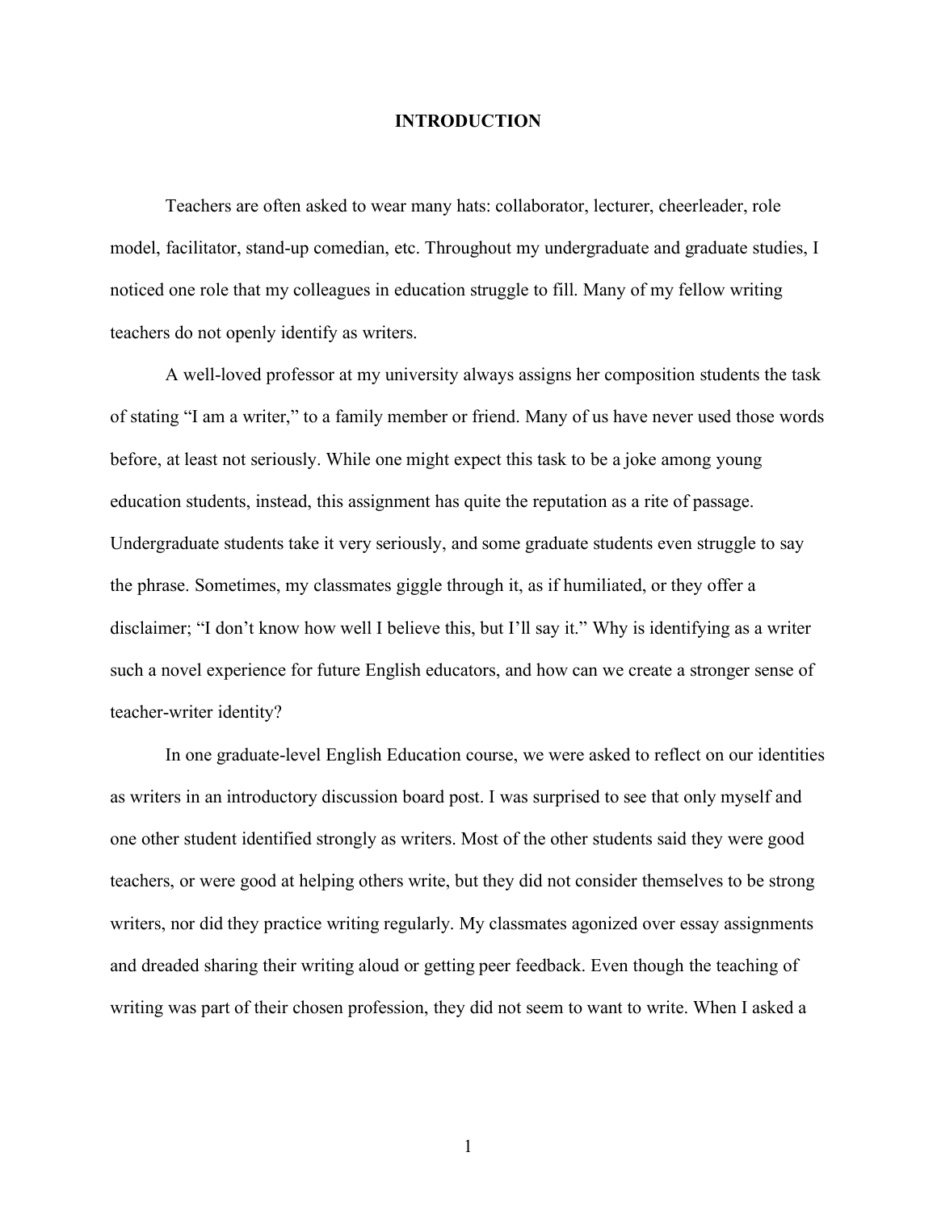# INTRODUCTION

Teachers are often asked to wear many hats: collaborator, lecturer, cheerleader, role model, facilitator, stand-up comedian, etc. Throughout my undergraduate and graduate studies, I noticed one role that my colleagues in education struggle to fill. Many of my fellow writing teachers do not openly identify as writers.

A well-loved professor at my university always assigns her composition students the task of stating "I am a writer," to a family member or friend. Many of us have never used those words before, at least not seriously. While one might expect this task to be a joke among young education students, instead, this assignment has quite the reputation as a rite of passage. Undergraduate students take it very seriously, and some graduate students even struggle to say the phrase. Sometimes, my classmates giggle through it, as if humiliated, or they offer a disclaimer; "I don't know how well I believe this, but I'll say it." Why is identifying as a writer such a novel experience for future English educators, and how can we create a stronger sense of teacher-writer identity?

In one graduate-level English Education course, we were asked to reflect on our identities as writers in an introductory discussion board post. I was surprised to see that only myself and one other student identified strongly as writers. Most of the other students said they were good teachers, or were good at helping others write, but they did not consider themselves to be strong writers, nor did they practice writing regularly. My classmates agonized over essay assignments and dreaded sharing their writing aloud or getting peer feedback. Even though the teaching of writing was part of their chosen profession, they did not seem to want to write. When I asked a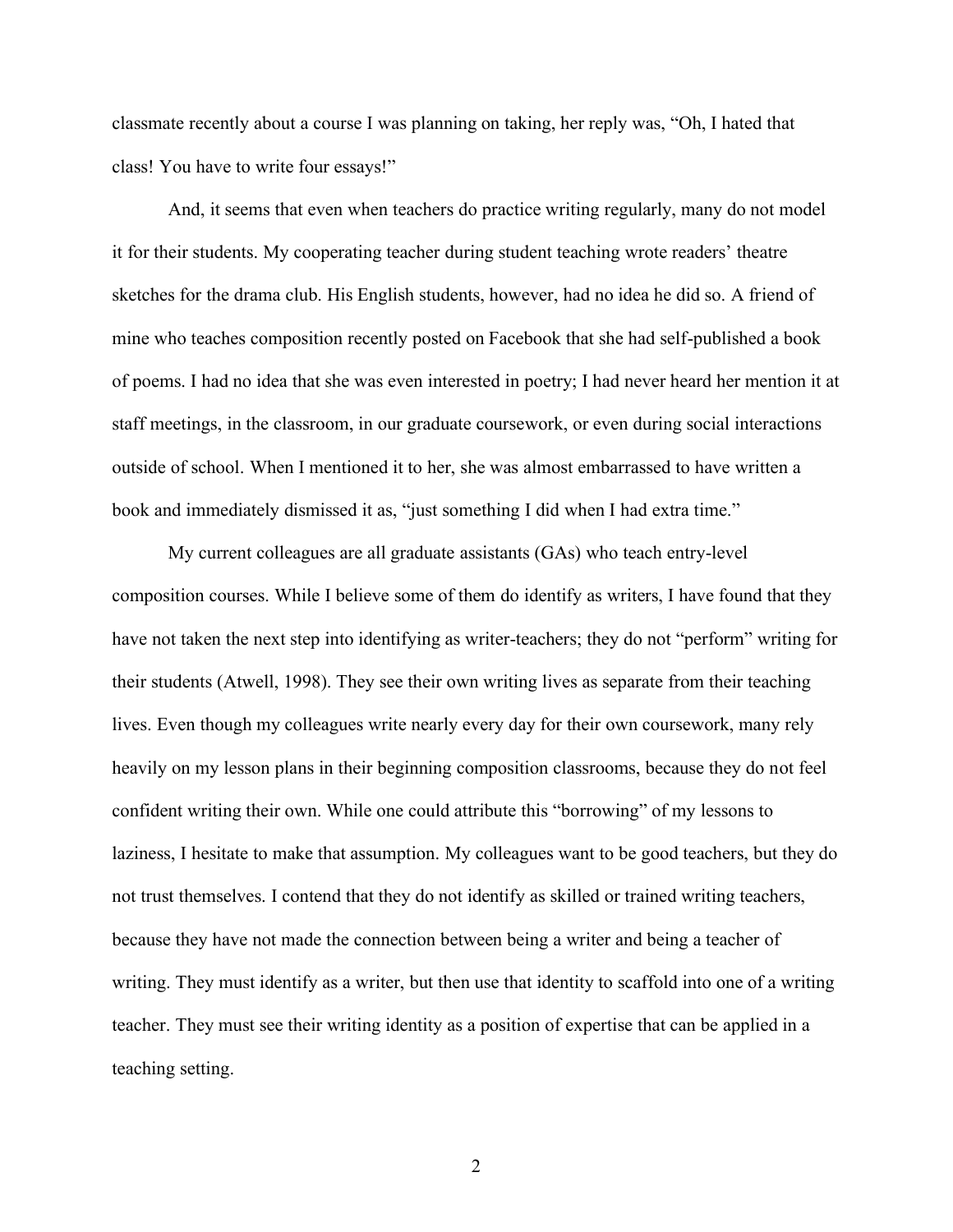classmate recently about a course I was planning on taking, her reply was, "Oh, I hated that class! You have to write four essays!"

And, it seems that even when teachers do practice writing regularly, many do not model it for their students. My cooperating teacher during student teaching wrote readers' theatre sketches for the drama club. His English students, however, had no idea he did so. A friend of mine who teaches composition recently posted on Facebook that she had self-published a book of poems. I had no idea that she was even interested in poetry; I had never heard her mention it at staff meetings, in the classroom, in our graduate coursework, or even during social interactions outside of school. When I mentioned it to her, she was almost embarrassed to have written a book and immediately dismissed it as, "just something I did when I had extra time."

My current colleagues are all graduate assistants (GAs) who teach entry-level composition courses. While I believe some of them do identify as writers, I have found that they have not taken the next step into identifying as writer-teachers; they do not "perform" writing for their students (Atwell, 1998). They see their own writing lives as separate from their teaching lives. Even though my colleagues write nearly every day for their own coursework, many rely heavily on my lesson plans in their beginning composition classrooms, because they do not feel confident writing their own. While one could attribute this "borrowing" of my lessons to laziness, I hesitate to make that assumption. My colleagues want to be good teachers, but they do not trust themselves. I contend that they do not identify as skilled or trained writing teachers, because they have not made the connection between being a writer and being a teacher of writing. They must identify as a writer, but then use that identity to scaffold into one of a writing teacher. They must see their writing identity as a position of expertise that can be applied in a teaching setting.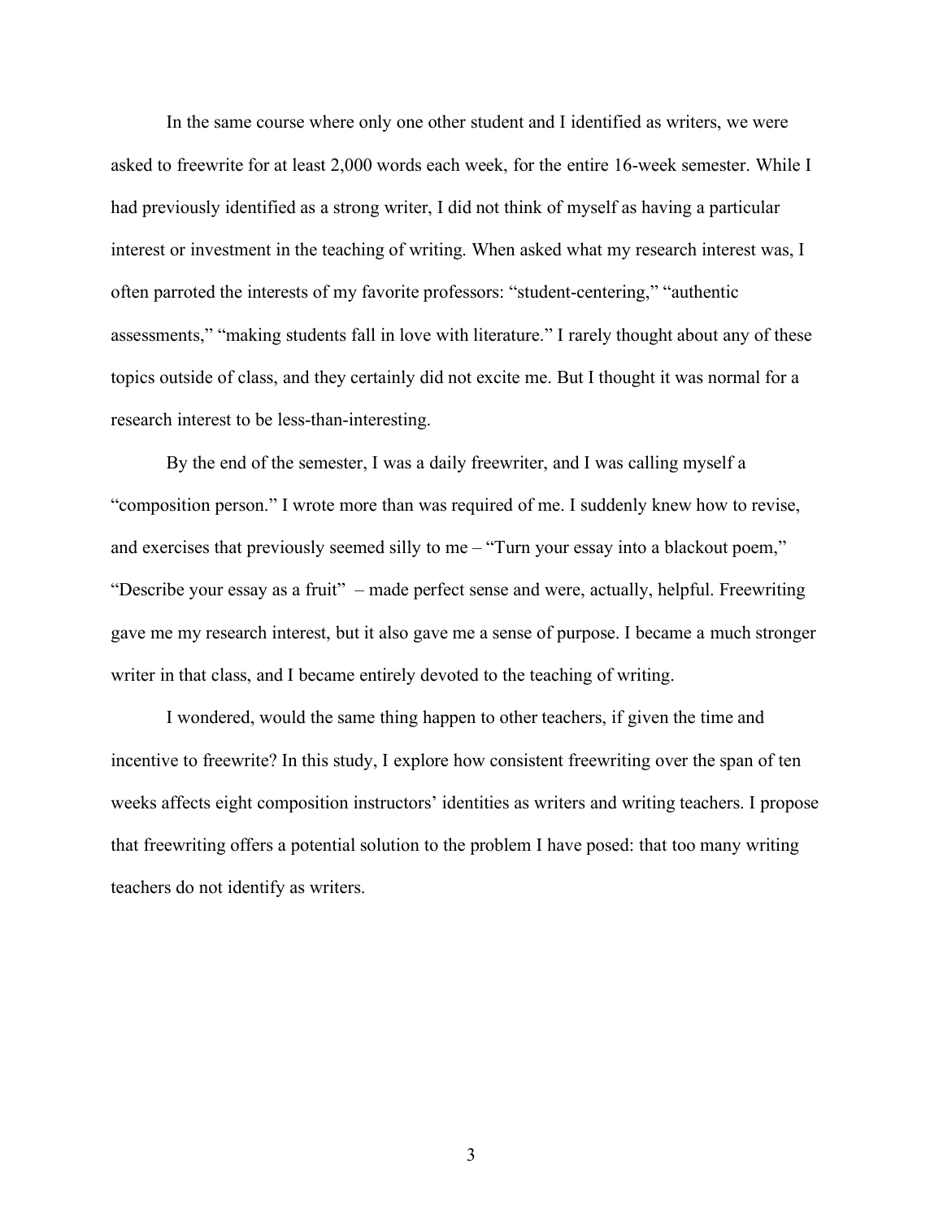In the same course where only one other student and I identified as writers, we were asked to freewrite for at least 2,000 words each week, for the entire 16-week semester. While I had previously identified as a strong writer, I did not think of myself as having a particular interest or investment in the teaching of writing. When asked what my research interest was, I often parroted the interests of my favorite professors: "student-centering," "authentic assessments," "making students fall in love with literature." I rarely thought about any of these topics outside of class, and they certainly did not excite me. But I thought it was normal for a research interest to be less-than-interesting.

By the end of the semester, I was a daily freewriter, and I was calling myself a "composition person." I wrote more than was required of me. I suddenly knew how to revise, and exercises that previously seemed silly to me – "Turn your essay into a blackout poem," "Describe your essay as a fruit" – made perfect sense and were, actually, helpful. Freewriting gave me my research interest, but it also gave me a sense of purpose. I became a much stronger writer in that class, and I became entirely devoted to the teaching of writing.

I wondered, would the same thing happen to other teachers, if given the time and incentive to freewrite? In this study, I explore how consistent freewriting over the span of ten weeks affects eight composition instructors' identities as writers and writing teachers. I propose that freewriting offers a potential solution to the problem I have posed: that too many writing teachers do not identify as writers.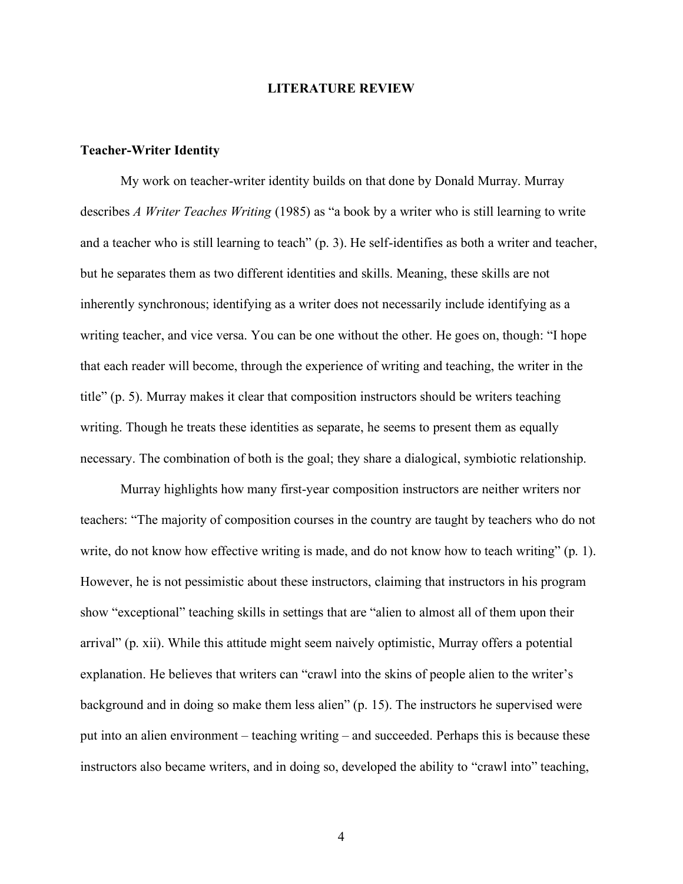# LITERATURE REVIEW

## Teacher-Writer Identity

My work on teacher-writer identity builds on that done by Donald Murray. Murray describes *A Writer Teaches Writing* (1985) as "a book by a writer who is still learning to write and a teacher who is still learning to teach" (p. 3). He self-identifies as both a writer and teacher, but he separates them as two different identities and skills. Meaning, these skills are not inherently synchronous; identifying as a writer does not necessarily include identifying as a writing teacher, and vice versa. You can be one without the other. He goes on, though: "I hope that each reader will become, through the experience of writing and teaching, the writer in the title" (p. 5). Murray makes it clear that composition instructors should be writers teaching writing. Though he treats these identities as separate, he seems to present them as equally necessary. The combination of both is the goal; they share a dialogical, symbiotic relationship.

Murray highlights how many first-year composition instructors are neither writers nor teachers: "The majority of composition courses in the country are taught by teachers who do not write, do not know how effective writing is made, and do not know how to teach writing" (p. 1). However, he is not pessimistic about these instructors, claiming that instructors in his program show "exceptional" teaching skills in settings that are "alien to almost all of them upon their arrival" (p. xii). While this attitude might seem naively optimistic, Murray offers a potential explanation. He believes that writers can "crawl into the skins of people alien to the writer's background and in doing so make them less alien" (p. 15). The instructors he supervised were put into an alien environment – teaching writing – and succeeded. Perhaps this is because these instructors also became writers, and in doing so, developed the ability to "crawl into" teaching,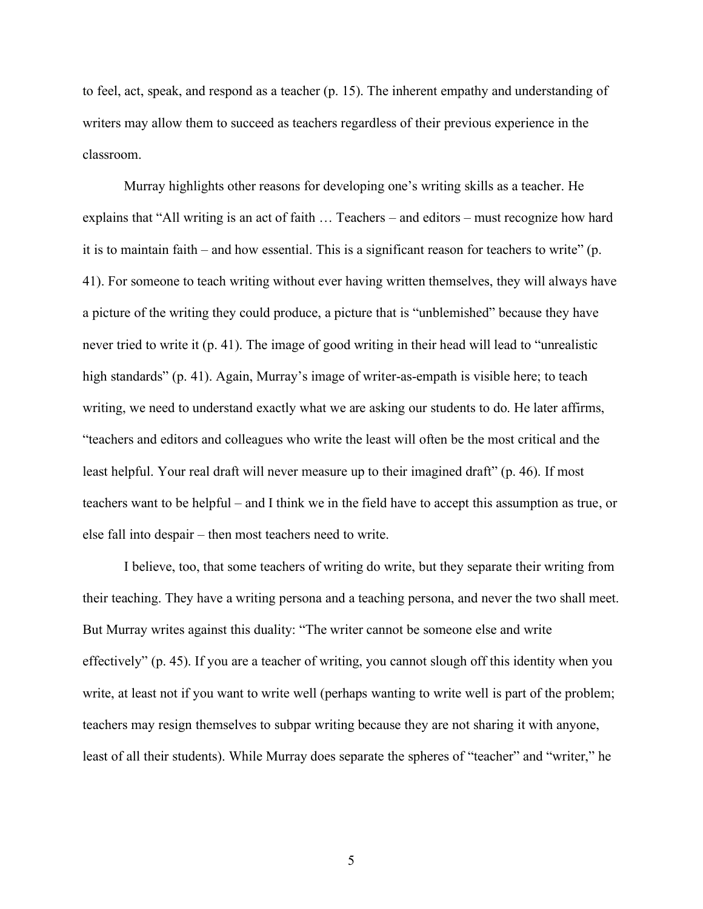to feel, act, speak, and respond as a teacher (p. 15). The inherent empathy and understanding of writers may allow them to succeed as teachers regardless of their previous experience in the classroom.

Murray highlights other reasons for developing one's writing skills as a teacher. He explains that "All writing is an act of faith … Teachers – and editors – must recognize how hard it is to maintain faith – and how essential. This is a significant reason for teachers to write" (p. 41). For someone to teach writing without ever having written themselves, they will always have a picture of the writing they could produce, a picture that is "unblemished" because they have never tried to write it (p. 41). The image of good writing in their head will lead to "unrealistic high standards" (p. 41). Again, Murray's image of writer-as-empath is visible here; to teach writing, we need to understand exactly what we are asking our students to do. He later affirms, "teachers and editors and colleagues who write the least will often be the most critical and the least helpful. Your real draft will never measure up to their imagined draft" (p. 46). If most teachers want to be helpful – and I think we in the field have to accept this assumption as true, or else fall into despair – then most teachers need to write.

I believe, too, that some teachers of writing do write, but they separate their writing from their teaching. They have a writing persona and a teaching persona, and never the two shall meet. But Murray writes against this duality: "The writer cannot be someone else and write effectively" (p. 45). If you are a teacher of writing, you cannot slough off this identity when you write, at least not if you want to write well (perhaps wanting to write well is part of the problem; teachers may resign themselves to subpar writing because they are not sharing it with anyone, least of all their students). While Murray does separate the spheres of "teacher" and "writer," he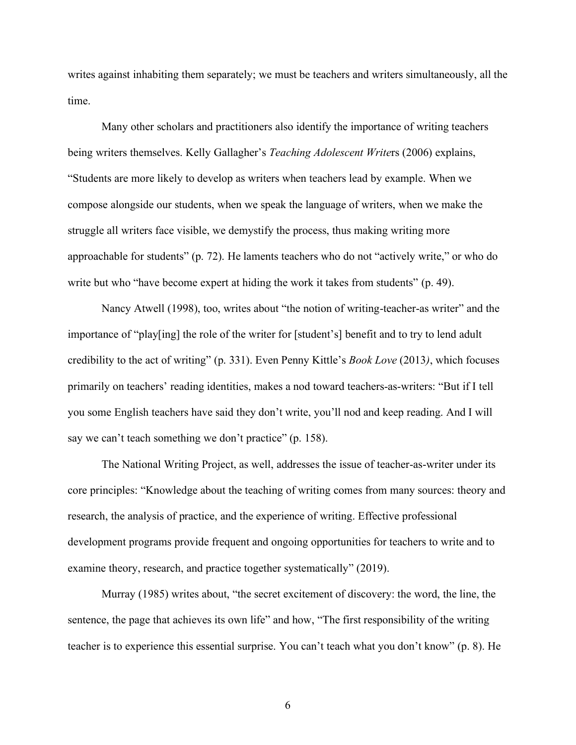writes against inhabiting them separately; we must be teachers and writers simultaneously, all the time.

Many other scholars and practitioners also identify the importance of writing teachers being writers themselves. Kelly Gallagher's *Teaching Adolescent Write*rs (2006) explains, "Students are more likely to develop as writers when teachers lead by example. When we compose alongside our students, when we speak the language of writers, when we make the struggle all writers face visible, we demystify the process, thus making writing more approachable for students" (p. 72). He laments teachers who do not "actively write," or who do write but who "have become expert at hiding the work it takes from students" (p. 49).

Nancy Atwell (1998), too, writes about "the notion of writing-teacher-as writer" and the importance of "play[ing] the role of the writer for [student's] benefit and to try to lend adult credibility to the act of writing" (p. 331). Even Penny Kittle's *Book Love* (2013*)*, which focuses primarily on teachers' reading identities, makes a nod toward teachers-as-writers: "But if I tell you some English teachers have said they don't write, you'll nod and keep reading. And I will say we can't teach something we don't practice" (p. 158).

The National Writing Project, as well, addresses the issue of teacher-as-writer under its core principles: "Knowledge about the teaching of writing comes from many sources: theory and research, the analysis of practice, and the experience of writing. Effective professional development programs provide frequent and ongoing opportunities for teachers to write and to examine theory, research, and practice together systematically" (2019).

Murray (1985) writes about, "the secret excitement of discovery: the word, the line, the sentence, the page that achieves its own life" and how, "The first responsibility of the writing teacher is to experience this essential surprise. You can't teach what you don't know" (p. 8). He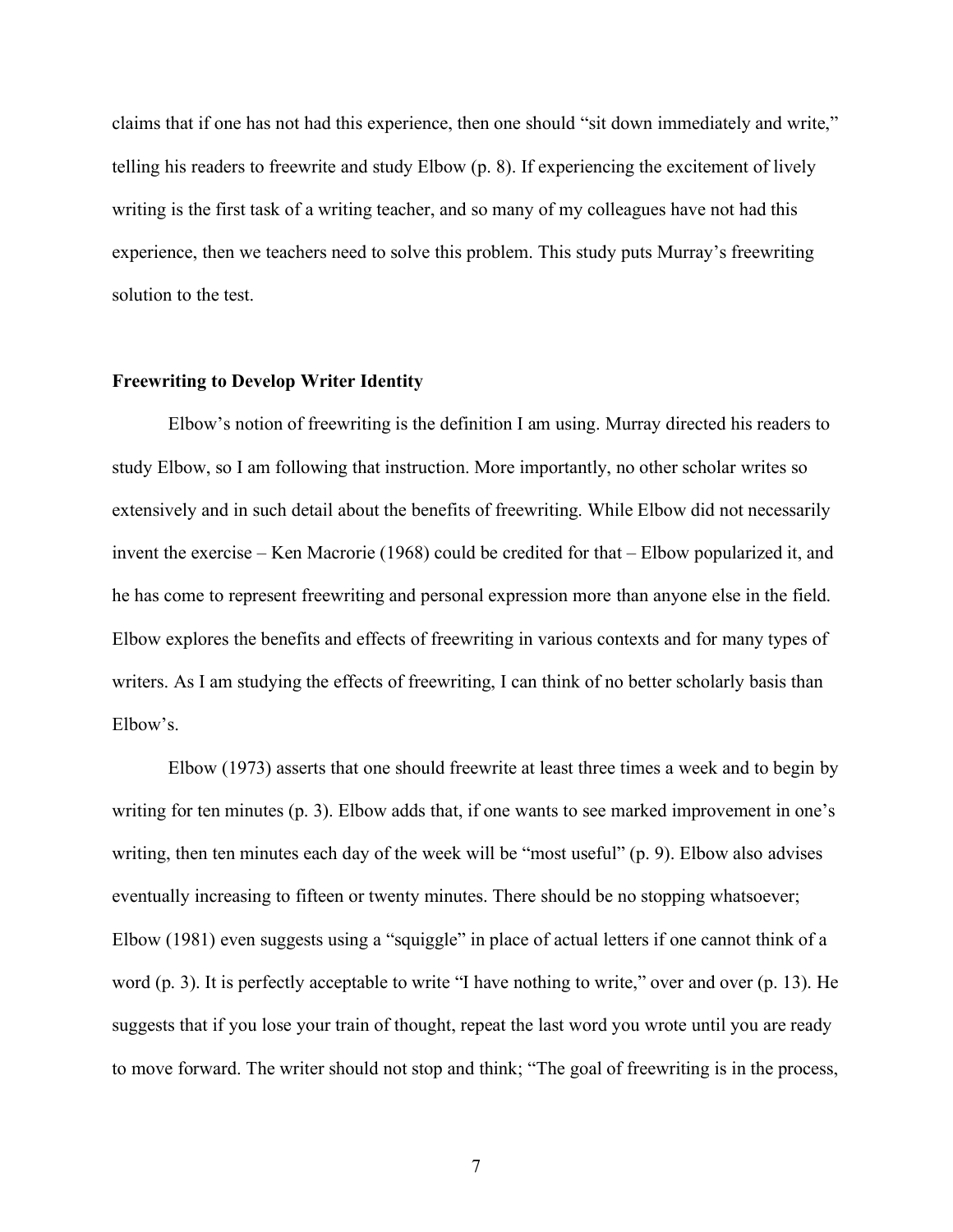claims that if one has not had this experience, then one should "sit down immediately and write," telling his readers to freewrite and study Elbow (p. 8). If experiencing the excitement of lively writing is the first task of a writing teacher, and so many of my colleagues have not had this experience, then we teachers need to solve this problem. This study puts Murray's freewriting solution to the test.

## Freewriting to Develop Writer Identity

Elbow's notion of freewriting is the definition I am using. Murray directed his readers to study Elbow, so I am following that instruction. More importantly, no other scholar writes so extensively and in such detail about the benefits of freewriting. While Elbow did not necessarily invent the exercise – Ken Macrorie (1968) could be credited for that – Elbow popularized it, and he has come to represent freewriting and personal expression more than anyone else in the field. Elbow explores the benefits and effects of freewriting in various contexts and for many types of writers. As I am studying the effects of freewriting, I can think of no better scholarly basis than Elbow's.

Elbow (1973) asserts that one should freewrite at least three times a week and to begin by writing for ten minutes (p. 3). Elbow adds that, if one wants to see marked improvement in one's writing, then ten minutes each day of the week will be "most useful" (p. 9). Elbow also advises eventually increasing to fifteen or twenty minutes. There should be no stopping whatsoever; Elbow (1981) even suggests using a "squiggle" in place of actual letters if one cannot think of a word (p. 3). It is perfectly acceptable to write "I have nothing to write," over and over (p. 13). He suggests that if you lose your train of thought, repeat the last word you wrote until you are ready to move forward. The writer should not stop and think; "The goal of freewriting is in the process,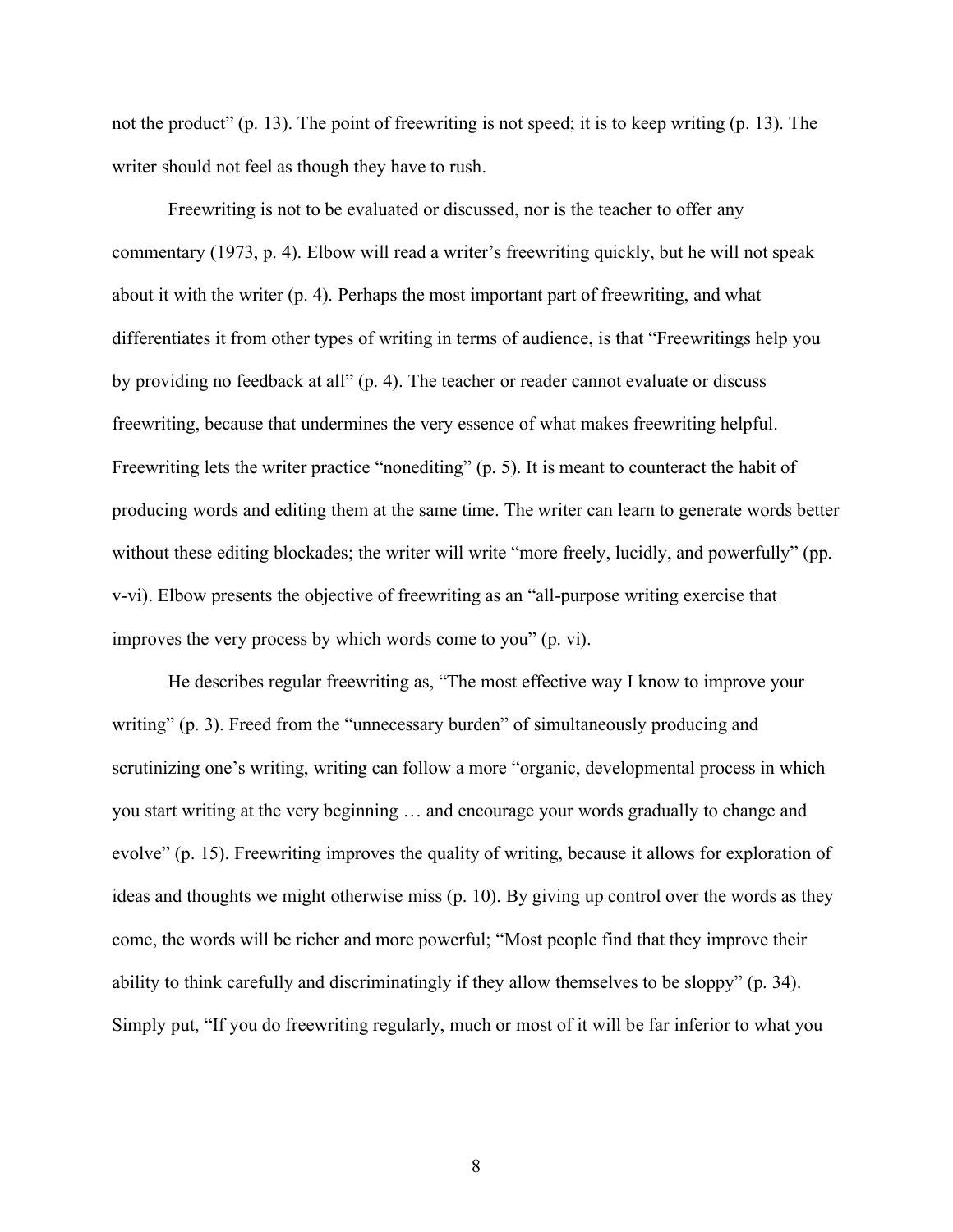not the product" (p. 13). The point of freewriting is not speed; it is to keep writing (p. 13). The writer should not feel as though they have to rush.

Freewriting is not to be evaluated or discussed, nor is the teacher to offer any commentary (1973, p. 4). Elbow will read a writer's freewriting quickly, but he will not speak about it with the writer (p. 4). Perhaps the most important part of freewriting, and what differentiates it from other types of writing in terms of audience, is that "Freewritings help you by providing no feedback at all" (p. 4). The teacher or reader cannot evaluate or discuss freewriting, because that undermines the very essence of what makes freewriting helpful. Freewriting lets the writer practice "nonediting" (p. 5). It is meant to counteract the habit of producing words and editing them at the same time. The writer can learn to generate words better without these editing blockades; the writer will write "more freely, lucidly, and powerfully" (pp. v-vi). Elbow presents the objective of freewriting as an "all-purpose writing exercise that improves the very process by which words come to you" (p. vi).

He describes regular freewriting as, "The most effective way I know to improve your writing" (p. 3). Freed from the "unnecessary burden" of simultaneously producing and scrutinizing one's writing, writing can follow a more "organic, developmental process in which you start writing at the very beginning … and encourage your words gradually to change and evolve" (p. 15). Freewriting improves the quality of writing, because it allows for exploration of ideas and thoughts we might otherwise miss (p. 10). By giving up control over the words as they come, the words will be richer and more powerful; "Most people find that they improve their ability to think carefully and discriminatingly if they allow themselves to be sloppy" (p. 34). Simply put, "If you do freewriting regularly, much or most of it will be far inferior to what you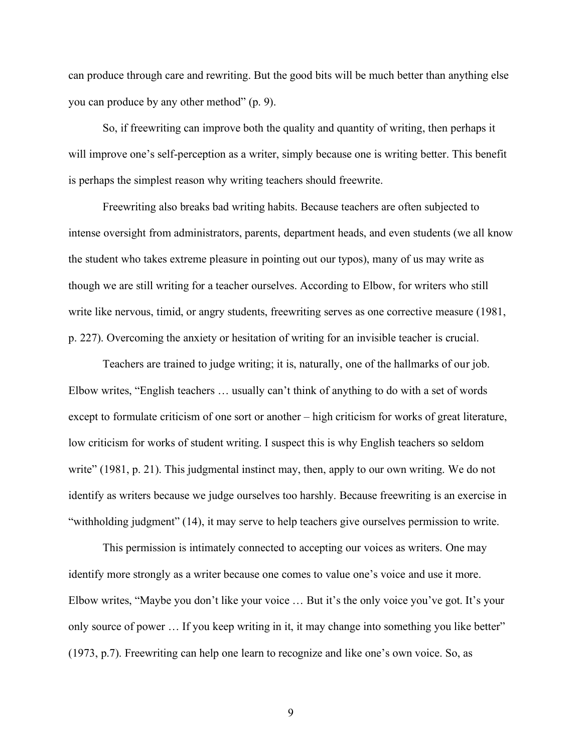can produce through care and rewriting. But the good bits will be much better than anything else you can produce by any other method" (p. 9).

So, if freewriting can improve both the quality and quantity of writing, then perhaps it will improve one's self-perception as a writer, simply because one is writing better. This benefit is perhaps the simplest reason why writing teachers should freewrite.

Freewriting also breaks bad writing habits. Because teachers are often subjected to intense oversight from administrators, parents, department heads, and even students (we all know the student who takes extreme pleasure in pointing out our typos), many of us may write as though we are still writing for a teacher ourselves. According to Elbow, for writers who still write like nervous, timid, or angry students, freewriting serves as one corrective measure (1981, p. 227). Overcoming the anxiety or hesitation of writing for an invisible teacher is crucial.

Teachers are trained to judge writing; it is, naturally, one of the hallmarks of our job. Elbow writes, "English teachers … usually can't think of anything to do with a set of words except to formulate criticism of one sort or another – high criticism for works of great literature, low criticism for works of student writing. I suspect this is why English teachers so seldom write" (1981, p. 21). This judgmental instinct may, then, apply to our own writing. We do not identify as writers because we judge ourselves too harshly. Because freewriting is an exercise in "withholding judgment" (14), it may serve to help teachers give ourselves permission to write.

This permission is intimately connected to accepting our voices as writers. One may identify more strongly as a writer because one comes to value one's voice and use it more. Elbow writes, "Maybe you don't like your voice … But it's the only voice you've got. It's your only source of power … If you keep writing in it, it may change into something you like better" (1973, p.7). Freewriting can help one learn to recognize and like one's own voice. So, as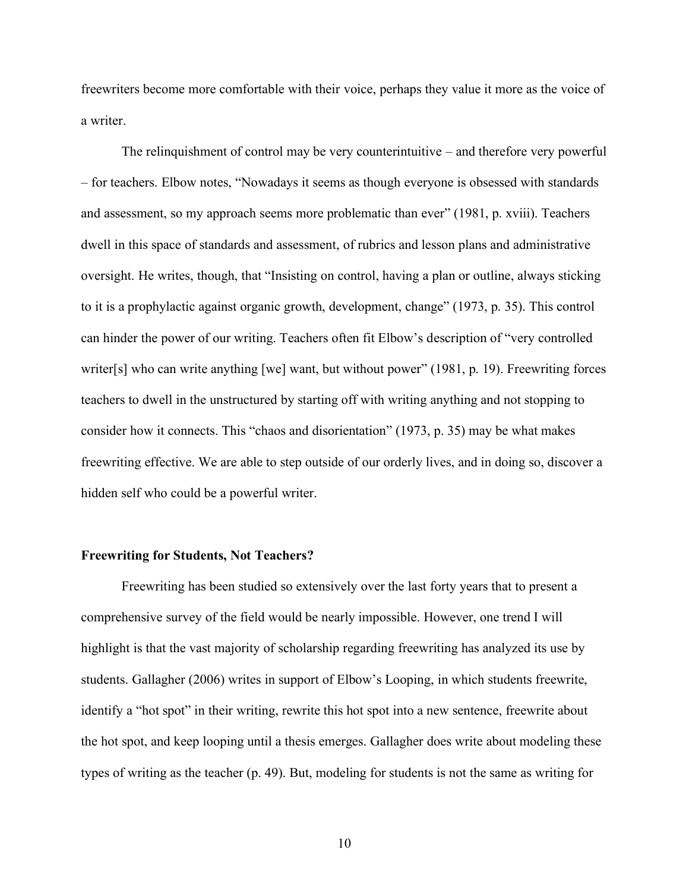freewriters become more comfortable with their voice, perhaps they value it more as the voice of a writer.

The relinquishment of control may be very counterintuitive – and therefore very powerful – for teachers. Elbow notes, "Nowadays it seems as though everyone is obsessed with standards and assessment, so my approach seems more problematic than ever" (1981, p. xviii). Teachers dwell in this space of standards and assessment, of rubrics and lesson plans and administrative oversight. He writes, though, that "Insisting on control, having a plan or outline, always sticking to it is a prophylactic against organic growth, development, change" (1973, p. 35). This control can hinder the power of our writing. Teachers often fit Elbow's description of "very controlled writer[s] who can write anything [we] want, but without power" (1981, p. 19). Freewriting forces teachers to dwell in the unstructured by starting off with writing anything and not stopping to consider how it connects. This "chaos and disorientation" (1973, p. 35) may be what makes freewriting effective. We are able to step outside of our orderly lives, and in doing so, discover a hidden self who could be a powerful writer.

**Freewriting for Students, Not Teachers?**

Freewriting has been studied so extensively over the last forty years that to present a comprehensive survey of the field would be nearly impossible. However, one trend I will highlight is that the vast majority of scholarship regarding freewriting has analyzed its use by students. Gallagher (2006) writes in support of Elbow's Looping, in which students freewrite, identify a "hot spot" in their writing, rewrite this hot spot into a new sentence, freewrite about the hot spot, and keep looping until a thesis emerges. Gallagher does write about modeling these types of writing as the teacher (p. 49). But, modeling for students is not the same as writing for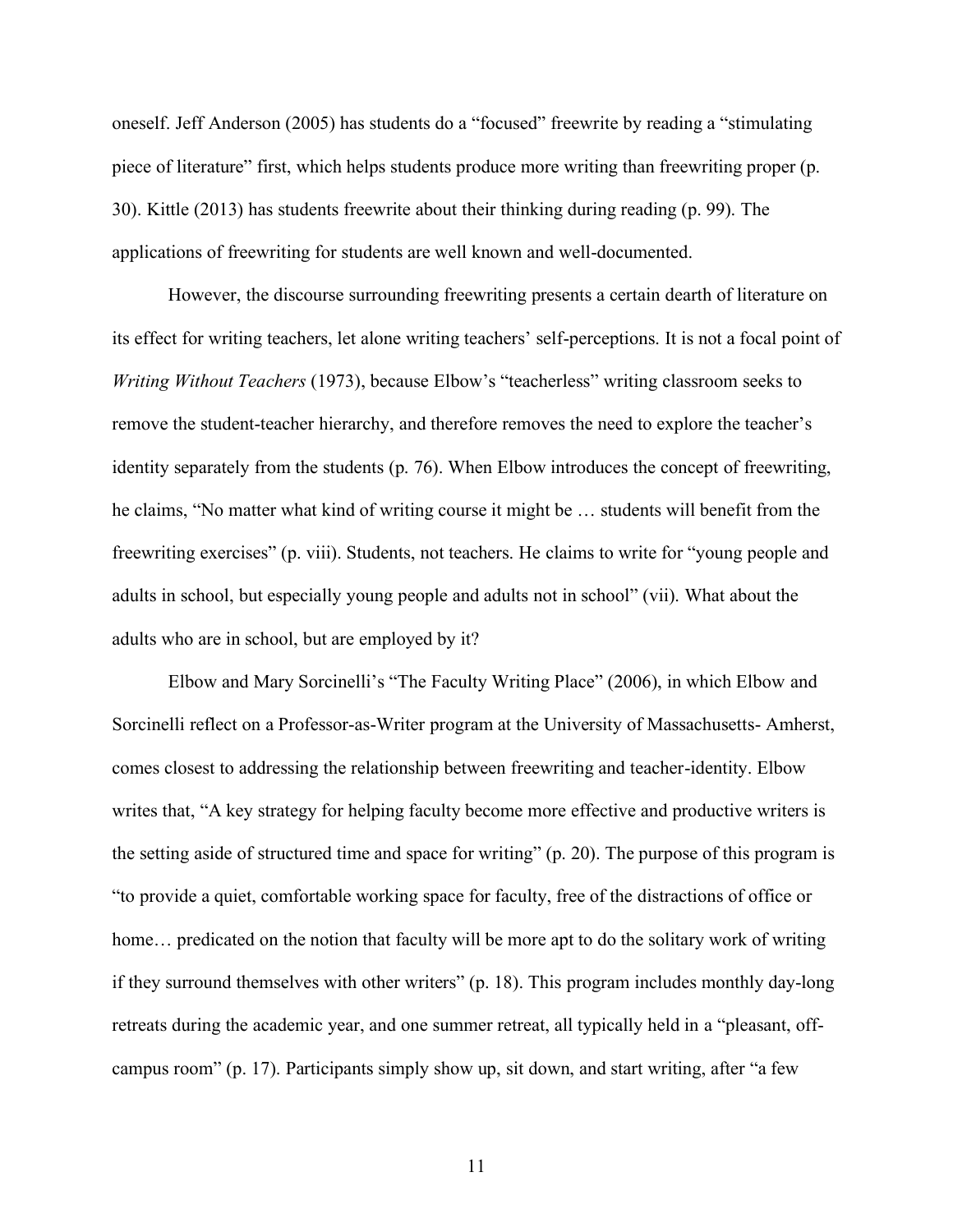oneself. Jeff Anderson (2005) has students do a "focused" freewrite by reading a "stimulating piece of literature" first, which helps students produce more writing than freewriting proper (p. 30). Kittle (2013) has students freewrite about their thinking during reading (p. 99). The applications of freewriting for students are well known and well-documented.

However, the discourse surrounding freewriting presents a certain dearth of literature on its effect for writing teachers, let alone writing teachers' self-perceptions. It is not a focal point of *Writing Without Teachers* (1973), because Elbow's "teacherless" writing classroom seeks to remove the student-teacher hierarchy, and therefore removes the need to explore the teacher's identity separately from the students (p. 76). When Elbow introduces the concept of freewriting, he claims, "No matter what kind of writing course it might be … students will benefit from the freewriting exercises" (p. viii). Students, not teachers. He claims to write for "young people and adults in school, but especially young people and adults not in school" (vii). What about the adults who are in school, but are employed by it?

Elbow and Mary Sorcinelli's "The Faculty Writing Place" (2006), in which Elbow and Sorcinelli reflect on a Professor-as-Writer program at the University of Massachusetts- Amherst, comes closest to addressing the relationship between freewriting and teacher-identity. Elbow writes that, "A key strategy for helping faculty become more effective and productive writers is the setting aside of structured time and space for writing" (p. 20). The purpose of this program is "to provide a quiet, comfortable working space for faculty, free of the distractions of office or home… predicated on the notion that faculty will be more apt to do the solitary work of writing if they surround themselves with other writers" (p. 18). This program includes monthly day-long retreats during the academic year, and one summer retreat, all typically held in a "pleasant, off-campus room" (p. 17). Participants simply show up, sit down, and start writing, after "a few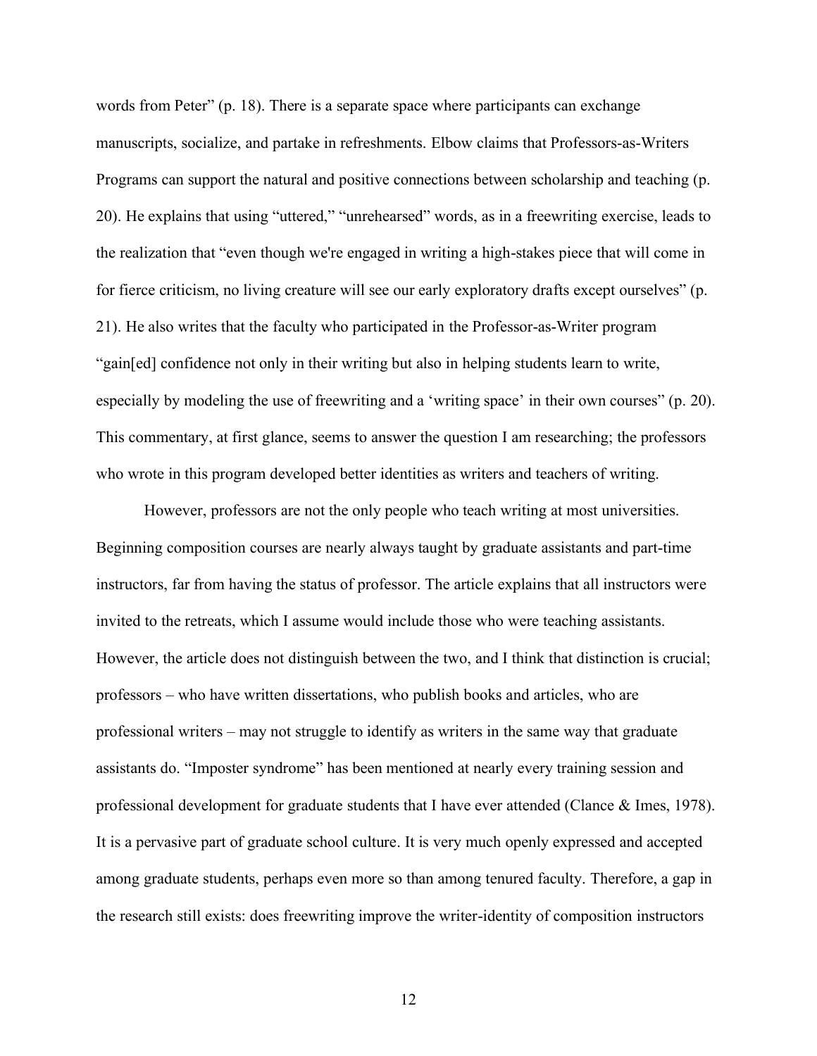words from Peter" (p. 18). There is a separate space where participants can exchange manuscripts, socialize, and partake in refreshments. Elbow claims that Professors-as-Writers Programs can support the natural and positive connections between scholarship and teaching (p. 20). He explains that using "uttered," "unrehearsed" words, as in a freewriting exercise, leads to the realization that "even though we're engaged in writing a high-stakes piece that will come in for fierce criticism, no living creature will see our early exploratory drafts except ourselves" (p. 21). He also writes that the faculty who participated in the Professor-as-Writer program "gain[ed] confidence not only in their writing but also in helping students learn to write, especially by modeling the use of freewriting and a 'writing space' in their own courses" (p. 20). This commentary, at first glance, seems to answer the question I am researching; the professors who wrote in this program developed better identities as writers and teachers of writing.

However, professors are not the only people who teach writing at most universities. Beginning composition courses are nearly always taught by graduate assistants and part-time instructors, far from having the status of professor. The article explains that all instructors were invited to the retreats, which I assume would include those who were teaching assistants. However, the article does not distinguish between the two, and I think that distinction is crucial; professors – who have written dissertations, who publish books and articles, who are professional writers – may not struggle to identify as writers in the same way that graduate assistants do. "Imposter syndrome" has been mentioned at nearly every training session and professional development for graduate students that I have ever attended (Clance & Imes, 1978). It is a pervasive part of graduate school culture. It is very much openly expressed and accepted among graduate students, perhaps even more so than among tenured faculty. Therefore, a gap in the research still exists: does freewriting improve the writer-identity of composition instructors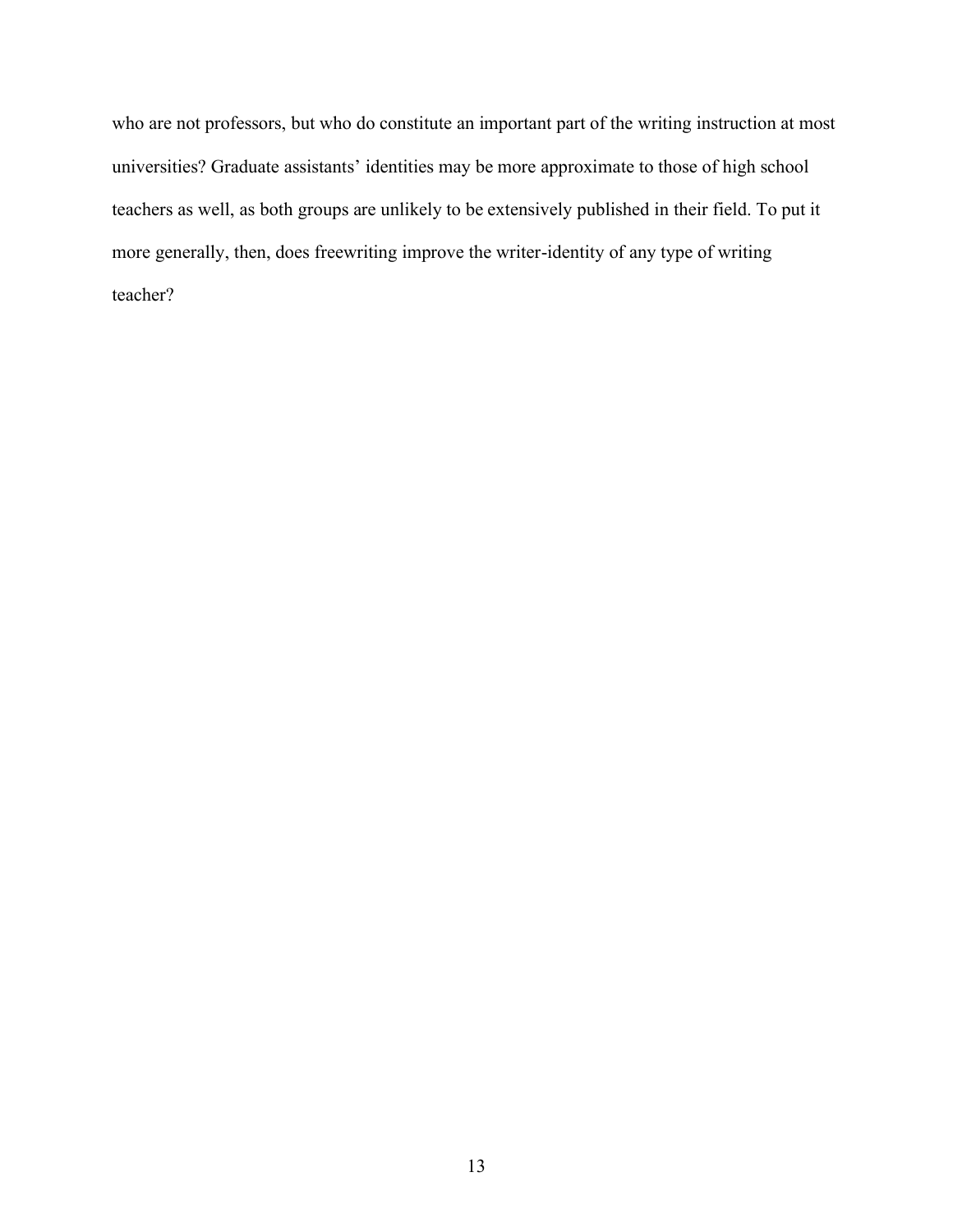who are not professors, but who do constitute an important part of the writing instruction at most universities? Graduate assistants' identities may be more approximate to those of high school teachers as well, as both groups are unlikely to be extensively published in their field. To put it more generally, then, does freewriting improve the writer-identity of any type of writing teacher?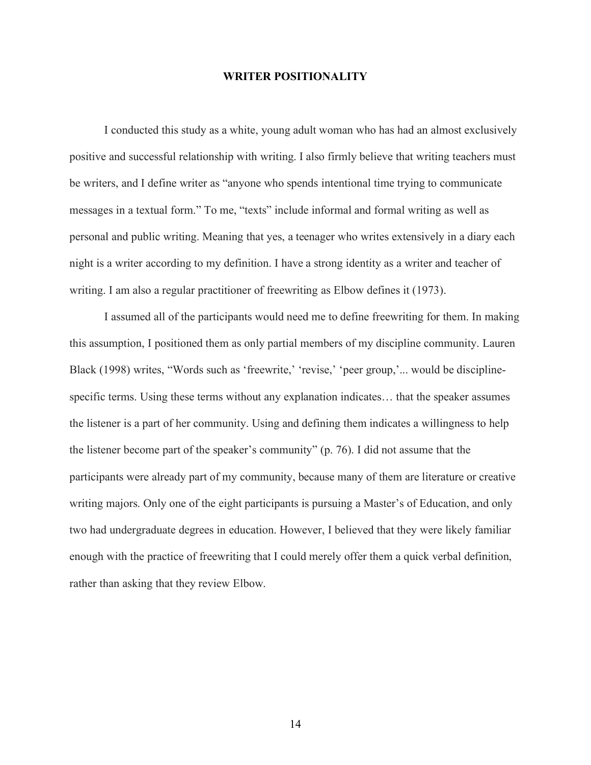## WRITER POSITIONALITY

I conducted this study as a white, young adult woman who has had an almost exclusively positive and successful relationship with writing. I also firmly believe that writing teachers must be writers, and I define writer as "anyone who spends intentional time trying to communicate messages in a textual form." To me, "texts" include informal and formal writing as well as personal and public writing. Meaning that yes, a teenager who writes extensively in a diary each night is a writer according to my definition. I have a strong identity as a writer and teacher of writing. I am also a regular practitioner of freewriting as Elbow defines it (1973).

I assumed all of the participants would need me to define freewriting for them. In making this assumption, I positioned them as only partial members of my discipline community. Lauren Black (1998) writes, "Words such as 'freewrite,' 'revise,' 'peer group,'... would be discipline-specific terms. Using these terms without any explanation indicates… that the speaker assumes the listener is a part of her community. Using and defining them indicates a willingness to help the listener become part of the speaker's community" (p. 76). I did not assume that the participants were already part of my community, because many of them are literature or creative writing majors. Only one of the eight participants is pursuing a Master's of Education, and only two had undergraduate degrees in education. However, I believed that they were likely familiar enough with the practice of freewriting that I could merely offer them a quick verbal definition, rather than asking that they review Elbow.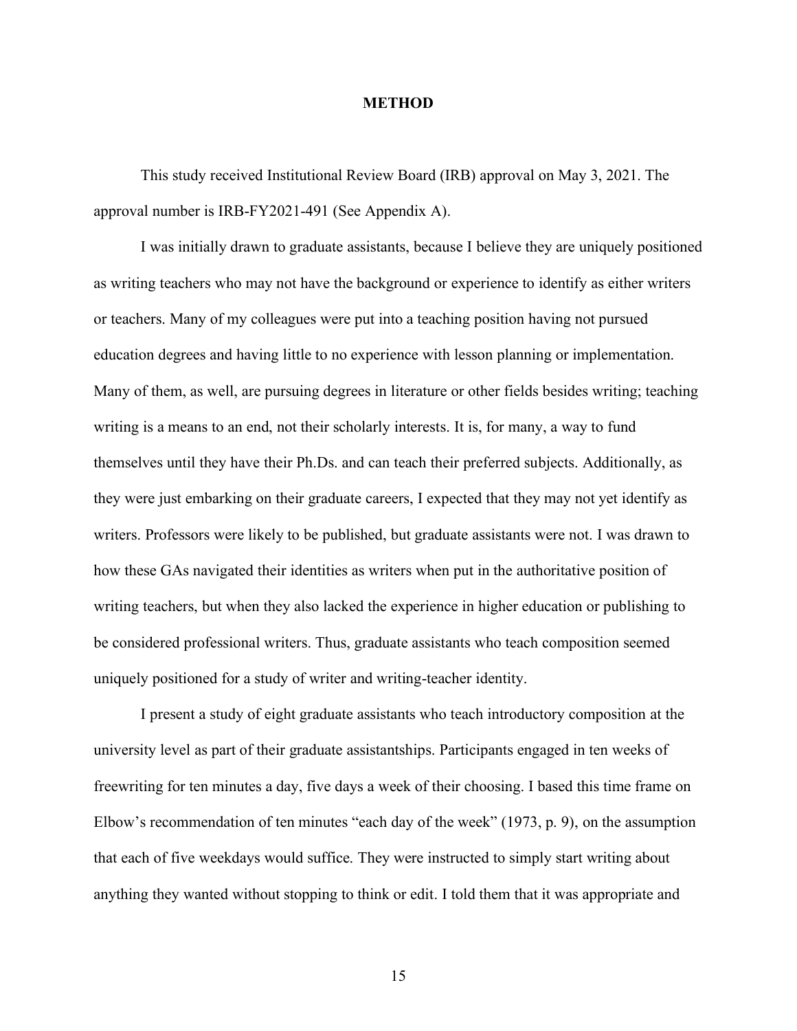# METHOD

This study received Institutional Review Board (IRB) approval on May 3, 2021. The approval number is IRB-FY2021-491 (See Appendix A).

I was initially drawn to graduate assistants, because I believe they are uniquely positioned as writing teachers who may not have the background or experience to identify as either writers or teachers. Many of my colleagues were put into a teaching position having not pursued education degrees and having little to no experience with lesson planning or implementation. Many of them, as well, are pursuing degrees in literature or other fields besides writing; teaching writing is a means to an end, not their scholarly interests. It is, for many, a way to fund themselves until they have their Ph.Ds. and can teach their preferred subjects. Additionally, as they were just embarking on their graduate careers, I expected that they may not yet identify as writers. Professors were likely to be published, but graduate assistants were not. I was drawn to how these GAs navigated their identities as writers when put in the authoritative position of writing teachers, but when they also lacked the experience in higher education or publishing to be considered professional writers. Thus, graduate assistants who teach composition seemed uniquely positioned for a study of writer and writing-teacher identity.

I present a study of eight graduate assistants who teach introductory composition at the university level as part of their graduate assistantships. Participants engaged in ten weeks of freewriting for ten minutes a day, five days a week of their choosing. I based this time frame on Elbow's recommendation of ten minutes "each day of the week" (1973, p. 9), on the assumption that each of five weekdays would suffice. They were instructed to simply start writing about anything they wanted without stopping to think or edit. I told them that it was appropriate and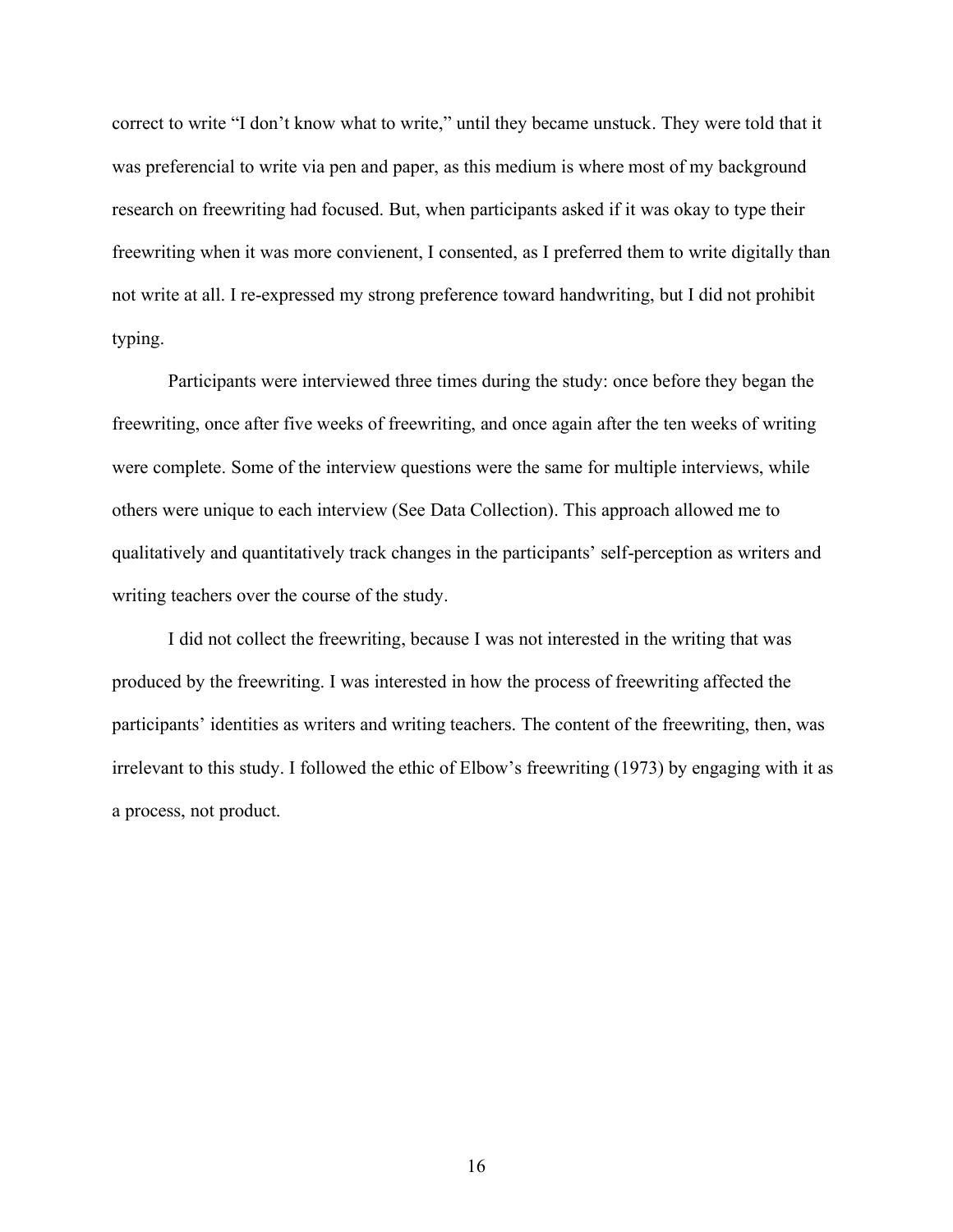correct to write "I don't know what to write," until they became unstuck. They were told that it was preferencial to write via pen and paper, as this medium is where most of my background research on freewriting had focused. But, when participants asked if it was okay to type their freewriting when it was more convienent, I consented, as I preferred them to write digitally than not write at all. I re-expressed my strong preference toward handwriting, but I did not prohibit typing.

Participants were interviewed three times during the study: once before they began the freewriting, once after five weeks of freewriting, and once again after the ten weeks of writing were complete. Some of the interview questions were the same for multiple interviews, while others were unique to each interview (See Data Collection). This approach allowed me to qualitatively and quantitatively track changes in the participants' self-perception as writers and writing teachers over the course of the study.

I did not collect the freewriting, because I was not interested in the writing that was produced by the freewriting. I was interested in how the process of freewriting affected the participants' identities as writers and writing teachers. The content of the freewriting, then, was irrelevant to this study. I followed the ethic of Elbow's freewriting (1973) by engaging with it as a process, not product.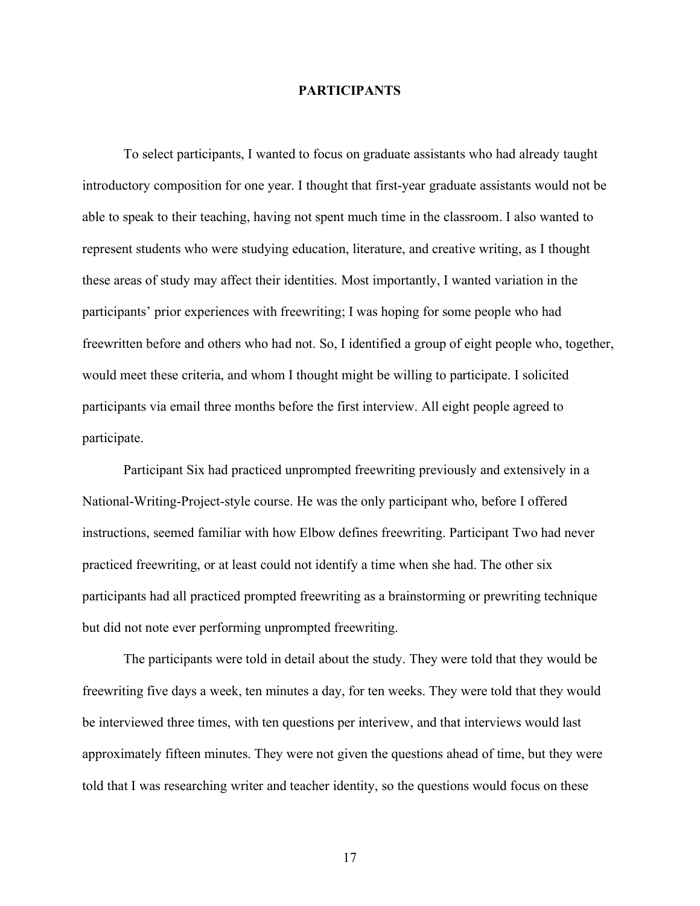# PARTICIPANTS

To select participants, I wanted to focus on graduate assistants who had already taught introductory composition for one year. I thought that first-year graduate assistants would not be able to speak to their teaching, having not spent much time in the classroom. I also wanted to represent students who were studying education, literature, and creative writing, as I thought these areas of study may affect their identities. Most importantly, I wanted variation in the participants' prior experiences with freewriting; I was hoping for some people who had freewritten before and others who had not. So, I identified a group of eight people who, together, would meet these criteria, and whom I thought might be willing to participate. I solicited participants via email three months before the first interview. All eight people agreed to participate.

Participant Six had practiced unprompted freewriting previously and extensively in a National-Writing-Project-style course. He was the only participant who, before I offered instructions, seemed familiar with how Elbow defines freewriting. Participant Two had never practiced freewriting, or at least could not identify a time when she had. The other six participants had all practiced prompted freewriting as a brainstorming or prewriting technique but did not note ever performing unprompted freewriting.

The participants were told in detail about the study. They were told that they would be freewriting five days a week, ten minutes a day, for ten weeks. They were told that they would be interviewed three times, with ten questions per interivew, and that interviews would last approximately fifteen minutes. They were not given the questions ahead of time, but they were told that I was researching writer and teacher identity, so the questions would focus on these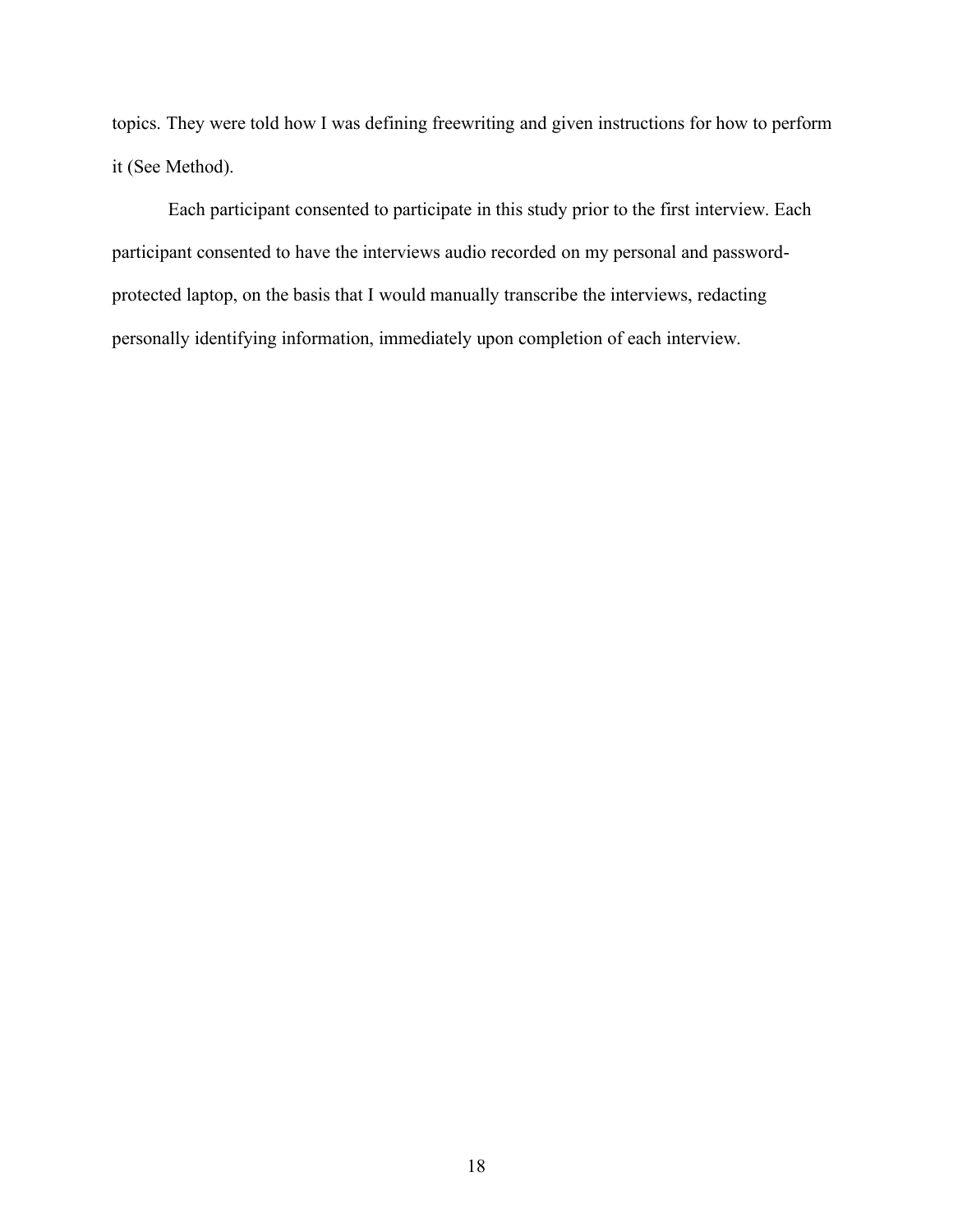topics. They were told how I was defining freewriting and given instructions for how to perform it (See Method).

Each participant consented to participate in this study prior to the first interview. Each participant consented to have the interviews audio recorded on my personal and password-protected laptop, on the basis that I would manually transcribe the interviews, redacting personally identifying information, immediately upon completion of each interview.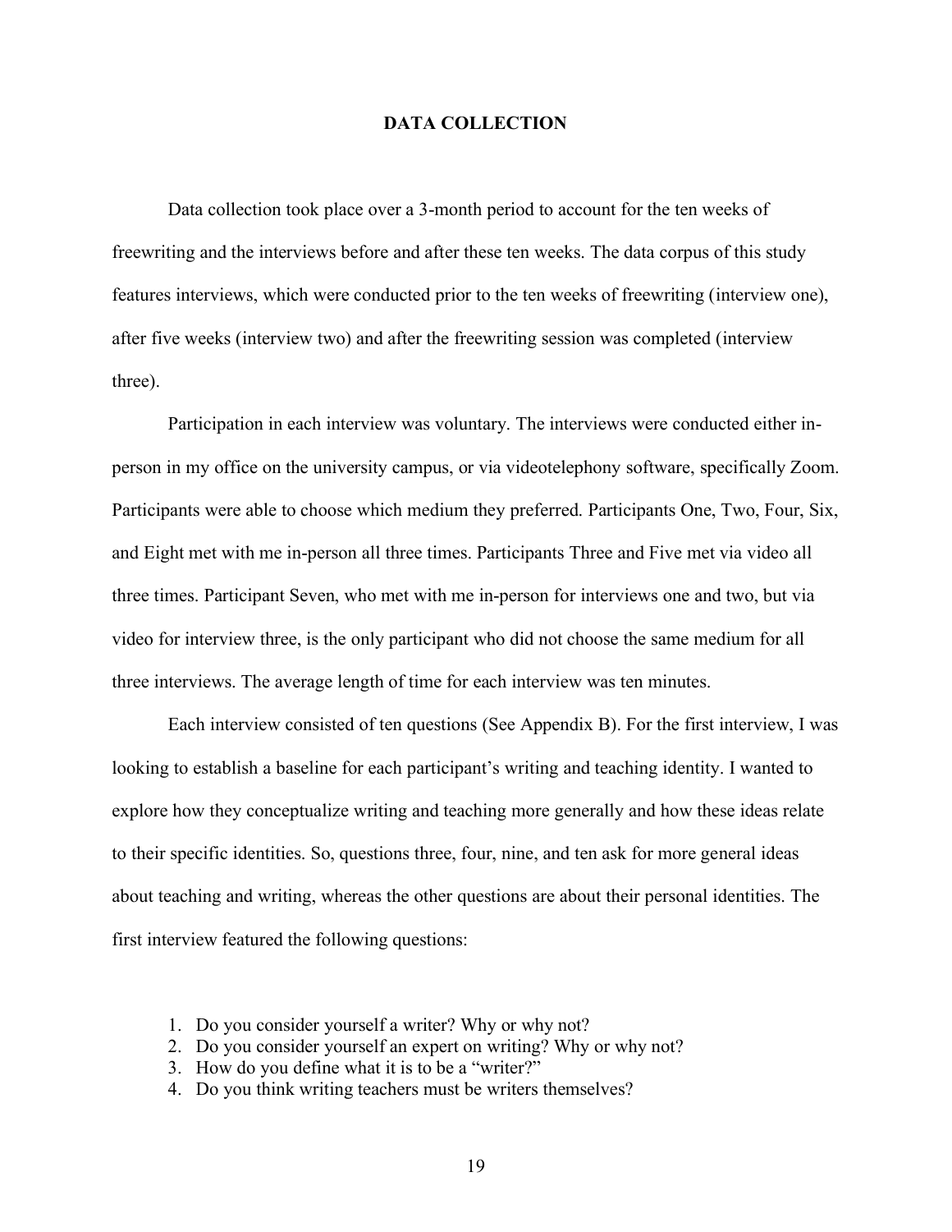# DATA COLLECTION

Data collection took place over a 3-month period to account for the ten weeks of freewriting and the interviews before and after these ten weeks. The data corpus of this study features interviews, which were conducted prior to the ten weeks of freewriting (interview one), after five weeks (interview two) and after the freewriting session was completed (interview three).

Participation in each interview was voluntary. The interviews were conducted either in-person in my office on the university campus, or via videotelephony software, specifically Zoom. Participants were able to choose which medium they preferred. Participants One, Two, Four, Six, and Eight met with me in-person all three times. Participants Three and Five met via video all three times. Participant Seven, who met with me in-person for interviews one and two, but via video for interview three, is the only participant who did not choose the same medium for all three interviews. The average length of time for each interview was ten minutes.

Each interview consisted of ten questions (See Appendix B). For the first interview, I was looking to establish a baseline for each participant's writing and teaching identity. I wanted to explore how they conceptualize writing and teaching more generally and how these ideas relate to their specific identities. So, questions three, four, nine, and ten ask for more general ideas about teaching and writing, whereas the other questions are about their personal identities. The first interview featured the following questions:

1. Do you consider yourself a writer? Why or why not?
2. Do you consider yourself an expert on writing? Why or why not?
3. How do you define what it is to be a "writer?"
4. Do you think writing teachers must be writers themselves?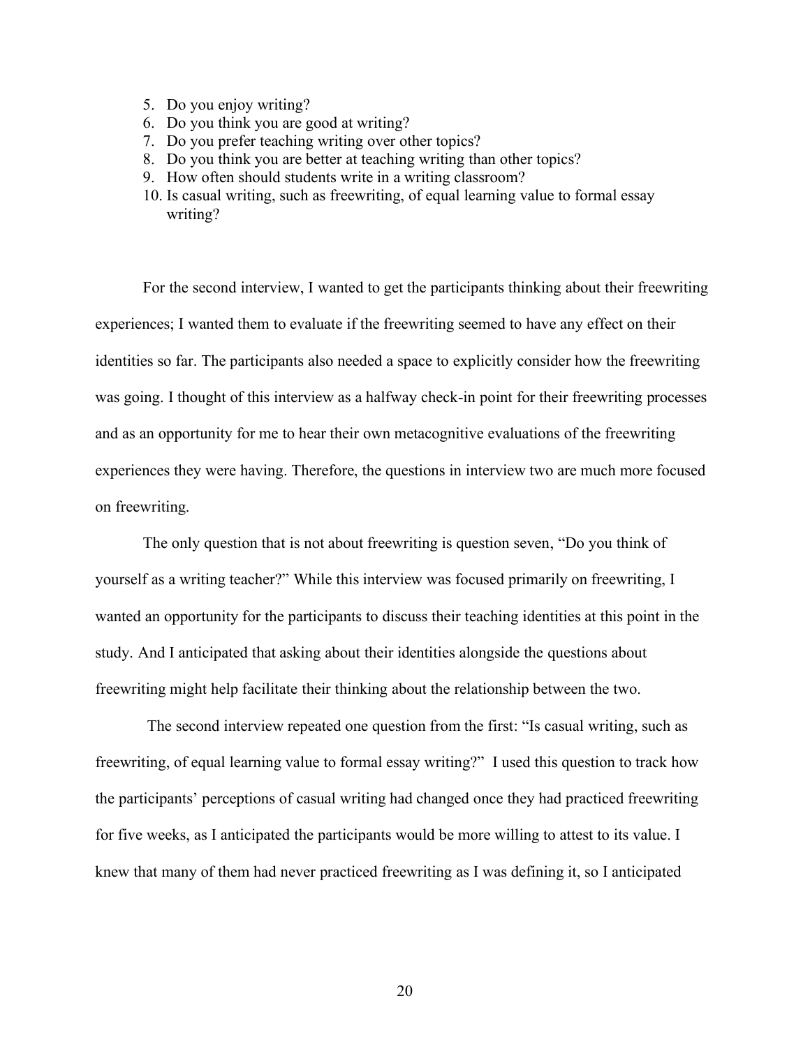5. Do you enjoy writing?
6. Do you think you are good at writing?
7. Do you prefer teaching writing over other topics?
8. Do you think you are better at teaching writing than other topics?
9. How often should students write in a writing classroom?
10. Is casual writing, such as freewriting, of equal learning value to formal essay writing?

For the second interview, I wanted to get the participants thinking about their freewriting experiences; I wanted them to evaluate if the freewriting seemed to have any effect on their identities so far. The participants also needed a space to explicitly consider how the freewriting was going. I thought of this interview as a halfway check-in point for their freewriting processes and as an opportunity for me to hear their own metacognitive evaluations of the freewriting experiences they were having. Therefore, the questions in interview two are much more focused on freewriting.

The only question that is not about freewriting is question seven, "Do you think of yourself as a writing teacher?" While this interview was focused primarily on freewriting, I wanted an opportunity for the participants to discuss their teaching identities at this point in the study. And I anticipated that asking about their identities alongside the questions about freewriting might help facilitate their thinking about the relationship between the two.

The second interview repeated one question from the first: "Is casual writing, such as freewriting, of equal learning value to formal essay writing?" I used this question to track how the participants' perceptions of casual writing had changed once they had practiced freewriting for five weeks, as I anticipated the participants would be more willing to attest to its value. I knew that many of them had never practiced freewriting as I was defining it, so I anticipated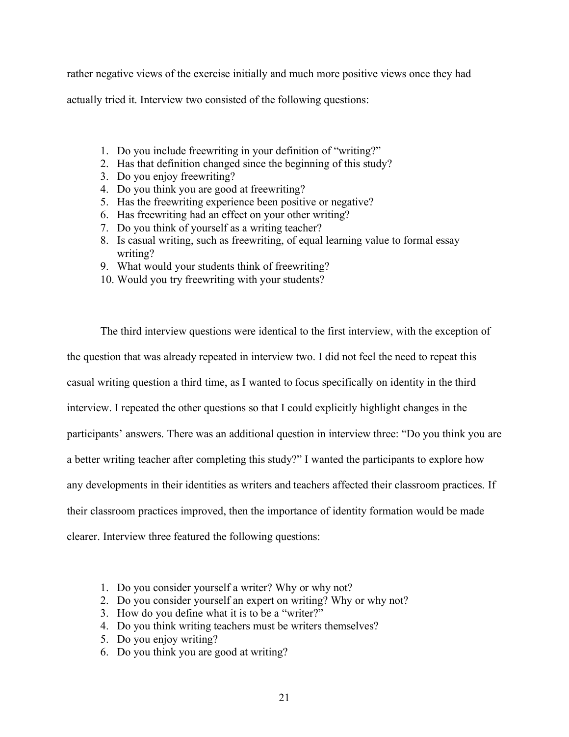rather negative views of the exercise initially and much more positive views once they had actually tried it. Interview two consisted of the following questions:

1. Do you include freewriting in your definition of "writing?"
2. Has that definition changed since the beginning of this study?
3. Do you enjoy freewriting?
4. Do you think you are good at freewriting?
5. Has the freewriting experience been positive or negative?
6. Has freewriting had an effect on your other writing?
7. Do you think of yourself as a writing teacher?
8. Is casual writing, such as freewriting, of equal learning value to formal essay writing?
9. What would your students think of freewriting?
10. Would you try freewriting with your students?

The third interview questions were identical to the first interview, with the exception of the question that was already repeated in interview two. I did not feel the need to repeat this casual writing question a third time, as I wanted to focus specifically on identity in the third interview. I repeated the other questions so that I could explicitly highlight changes in the participants' answers. There was an additional question in interview three: "Do you think you are a better writing teacher after completing this study?" I wanted the participants to explore how any developments in their identities as writers and teachers affected their classroom practices. If their classroom practices improved, then the importance of identity formation would be made clearer. Interview three featured the following questions:

1. Do you consider yourself a writer? Why or why not?
2. Do you consider yourself an expert on writing? Why or why not?
3. How do you define what it is to be a "writer?"
4. Do you think writing teachers must be writers themselves?
5. Do you enjoy writing?
6. Do you think you are good at writing?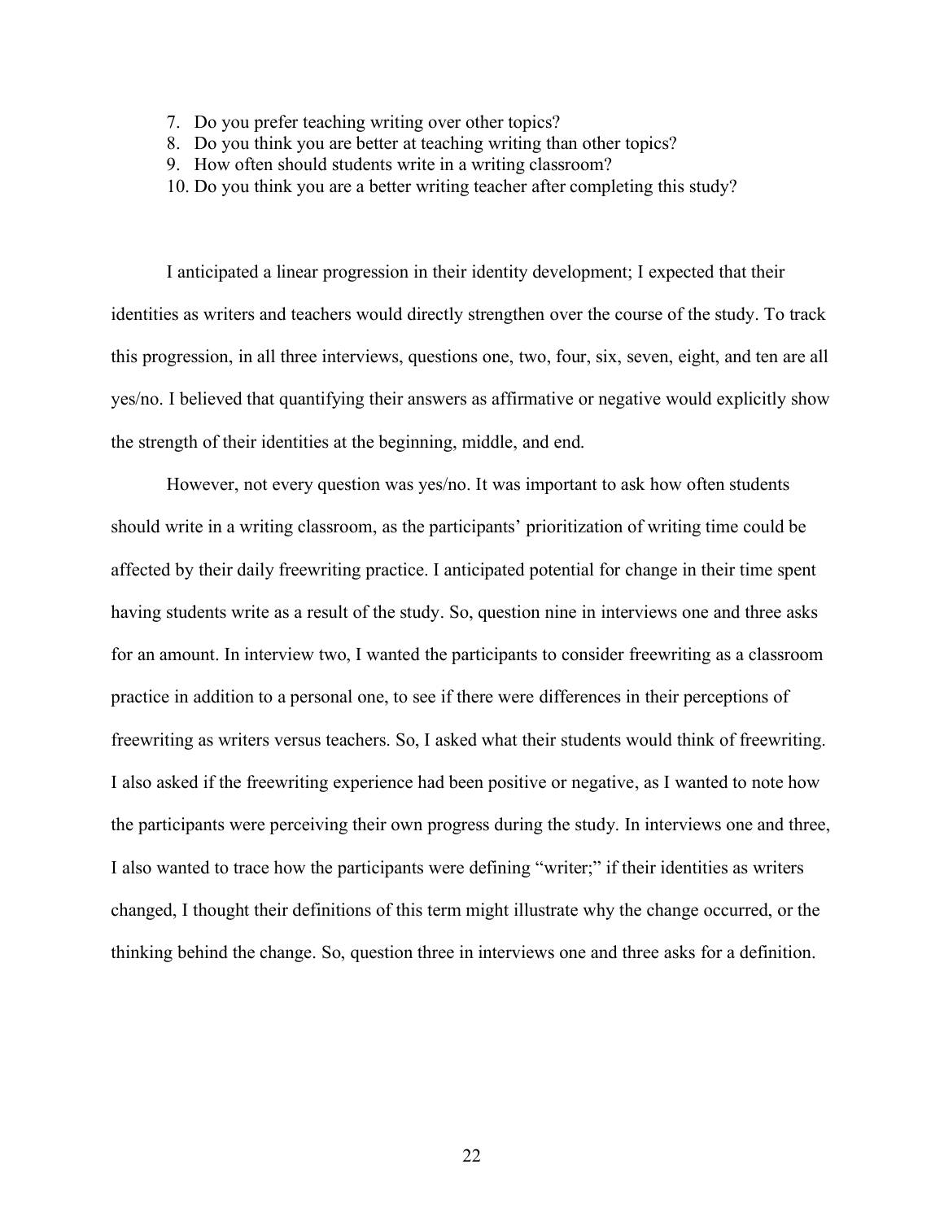7. Do you prefer teaching writing over other topics?
8. Do you think you are better at teaching writing than other topics?
9. How often should students write in a writing classroom?
10. Do you think you are a better writing teacher after completing this study?

I anticipated a linear progression in their identity development; I expected that their identities as writers and teachers would directly strengthen over the course of the study. To track this progression, in all three interviews, questions one, two, four, six, seven, eight, and ten are all yes/no. I believed that quantifying their answers as affirmative or negative would explicitly show the strength of their identities at the beginning, middle, and end.

However, not every question was yes/no. It was important to ask how often students should write in a writing classroom, as the participants' prioritization of writing time could be affected by their daily freewriting practice. I anticipated potential for change in their time spent having students write as a result of the study. So, question nine in interviews one and three asks for an amount. In interview two, I wanted the participants to consider freewriting as a classroom practice in addition to a personal one, to see if there were differences in their perceptions of freewriting as writers versus teachers. So, I asked what their students would think of freewriting. I also asked if the freewriting experience had been positive or negative, as I wanted to note how the participants were perceiving their own progress during the study. In interviews one and three, I also wanted to trace how the participants were defining "writer;" if their identities as writers changed, I thought their definitions of this term might illustrate why the change occurred, or the thinking behind the change. So, question three in interviews one and three asks for a definition.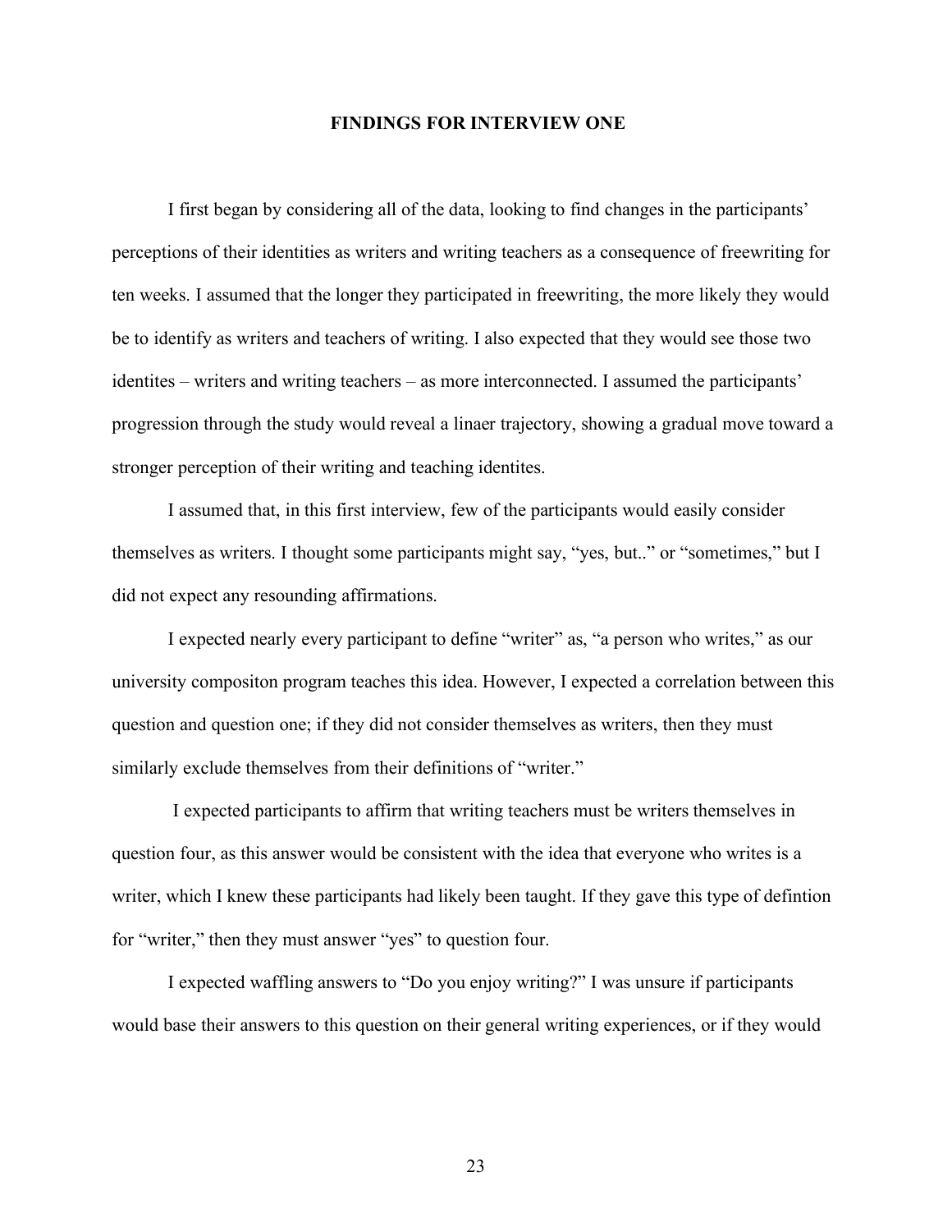## FINDINGS FOR INTERVIEW ONE

I first began by considering all of the data, looking to find changes in the participants' perceptions of their identities as writers and writing teachers as a consequence of freewriting for ten weeks. I assumed that the longer they participated in freewriting, the more likely they would be to identify as writers and teachers of writing. I also expected that they would see those two identites – writers and writing teachers – as more interconnected. I assumed the participants' progression through the study would reveal a linaer trajectory, showing a gradual move toward a stronger perception of their writing and teaching identites.

I assumed that, in this first interview, few of the participants would easily consider themselves as writers. I thought some participants might say, "yes, but.." or "sometimes," but I did not expect any resounding affirmations.

I expected nearly every participant to define "writer" as, "a person who writes," as our university compositon program teaches this idea. However, I expected a correlation between this question and question one; if they did not consider themselves as writers, then they must similarly exclude themselves from their definitions of "writer."

I expected participants to affirm that writing teachers must be writers themselves in question four, as this answer would be consistent with the idea that everyone who writes is a writer, which I knew these participants had likely been taught. If they gave this type of defintion for "writer," then they must answer "yes" to question four.

I expected waffling answers to "Do you enjoy writing?" I was unsure if participants would base their answers to this question on their general writing experiences, or if they would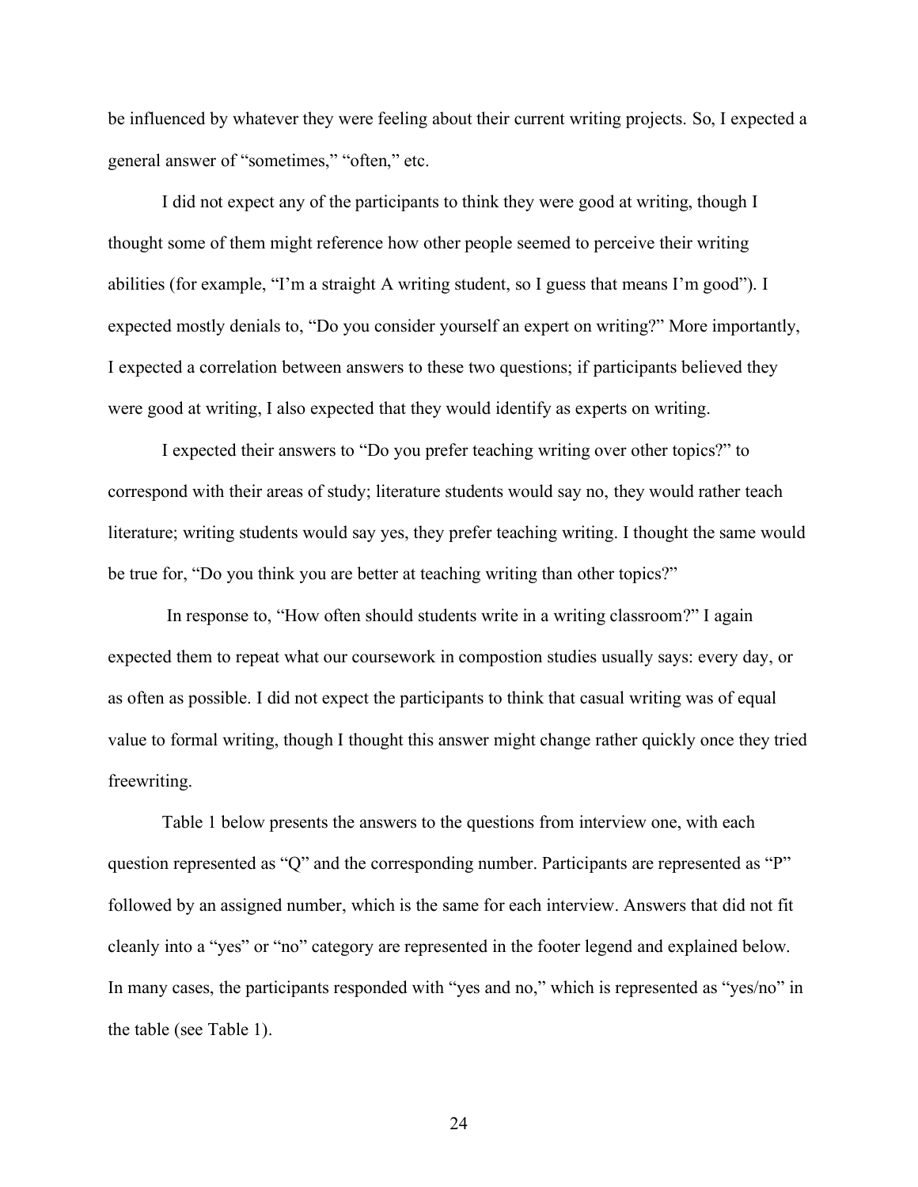be influenced by whatever they were feeling about their current writing projects. So, I expected a general answer of "sometimes," "often," etc.

I did not expect any of the participants to think they were good at writing, though I thought some of them might reference how other people seemed to perceive their writing abilities (for example, "I'm a straight A writing student, so I guess that means I'm good"). I expected mostly denials to, "Do you consider yourself an expert on writing?" More importantly, I expected a correlation between answers to these two questions; if participants believed they were good at writing, I also expected that they would identify as experts on writing.

I expected their answers to "Do you prefer teaching writing over other topics?" to correspond with their areas of study; literature students would say no, they would rather teach literature; writing students would say yes, they prefer teaching writing. I thought the same would be true for, "Do you think you are better at teaching writing than other topics?"

In response to, "How often should students write in a writing classroom?" I again expected them to repeat what our coursework in compostion studies usually says: every day, or as often as possible. I did not expect the participants to think that casual writing was of equal value to formal writing, though I thought this answer might change rather quickly once they tried freewriting.

Table 1 below presents the answers to the questions from interview one, with each question represented as "Q" and the corresponding number. Participants are represented as "P" followed by an assigned number, which is the same for each interview. Answers that did not fit cleanly into a "yes" or "no" category are represented in the footer legend and explained below. In many cases, the participants responded with "yes and no," which is represented as "yes/no" in the table (see Table 1).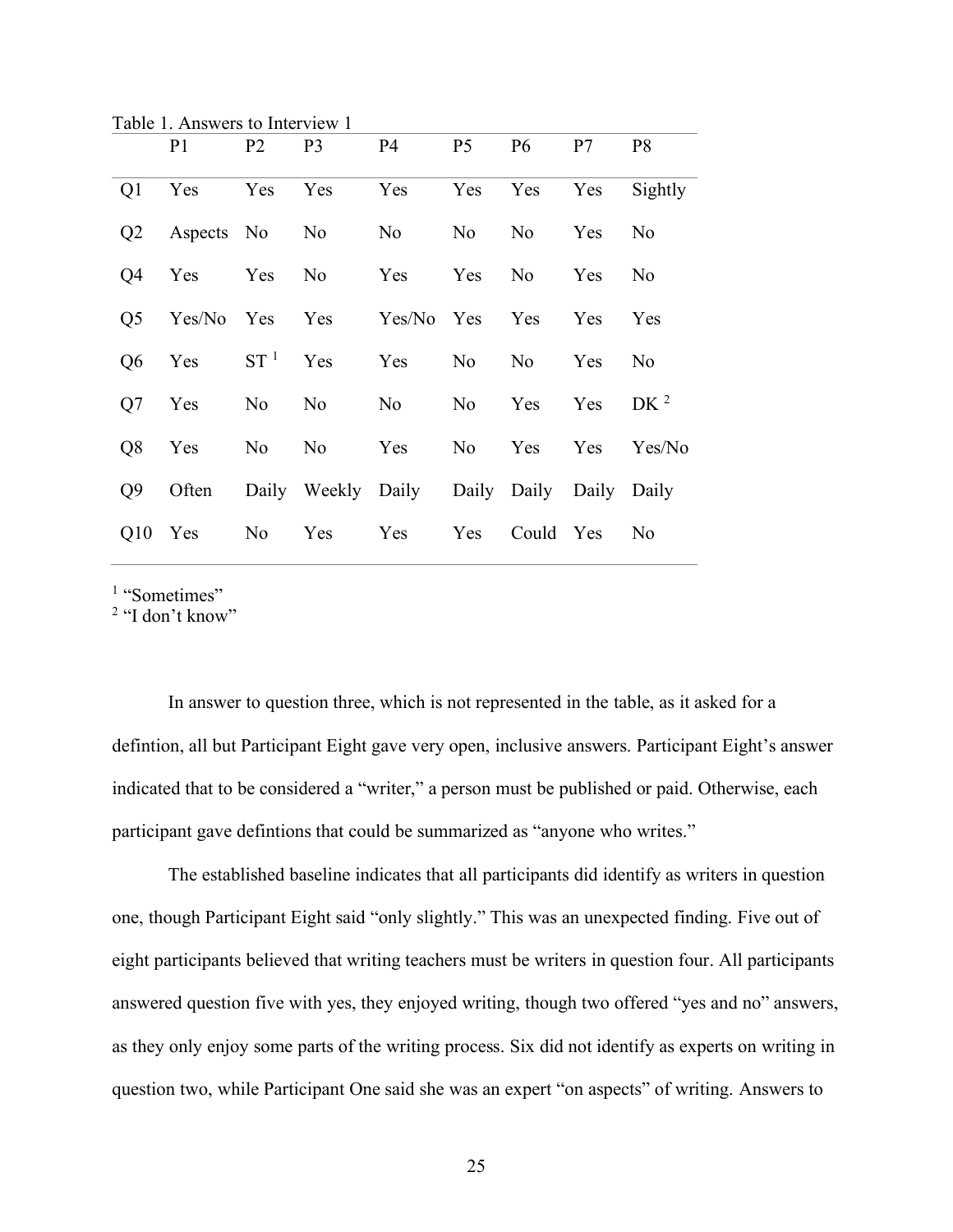Table 1. Answers to Interview 1

| | P1 | P2 | P3 | P4 | P5 | P6 | P7 | P8 |
|---|---|---|---|---|---|---|---|---|
| Q1 | Yes | Yes | Yes | Yes | Yes | Yes | Yes | Sightly |
| Q2 | Aspects | No | No | No | No | No | Yes | No |
| Q4 | Yes | Yes | No | Yes | Yes | No | Yes | No |
| Q5 | Yes/No | Yes | Yes | Yes/No | Yes | Yes | Yes | Yes |
| Q6 | Yes | ST [1] | Yes | Yes | No | No | Yes | No |
| Q7 | Yes | No | No | No | No | Yes | Yes | DK [2] |
| Q8 | Yes | No | No | Yes | No | Yes | Yes | Yes/No |
| Q9 | Often | Daily | Weekly | Daily | Daily | Daily | Daily | Daily |
| Q10 | Yes | No | Yes | Yes | Yes | Could | Yes | No |

[1] "Sometimes"
[2] "I don't know"

In answer to question three, which is not represented in the table, as it asked for a defintion, all but Participant Eight gave very open, inclusive answers. Participant Eight's answer indicated that to be considered a "writer," a person must be published or paid. Otherwise, each participant gave defintions that could be summarized as "anyone who writes."

The established baseline indicates that all participants did identify as writers in question one, though Participant Eight said "only slightly." This was an unexpected finding. Five out of eight participants believed that writing teachers must be writers in question four. All participants answered question five with yes, they enjoyed writing, though two offered "yes and no" answers, as they only enjoy some parts of the writing process. Six did not identify as experts on writing in question two, while Participant One said she was an expert "on aspects" of writing. Answers to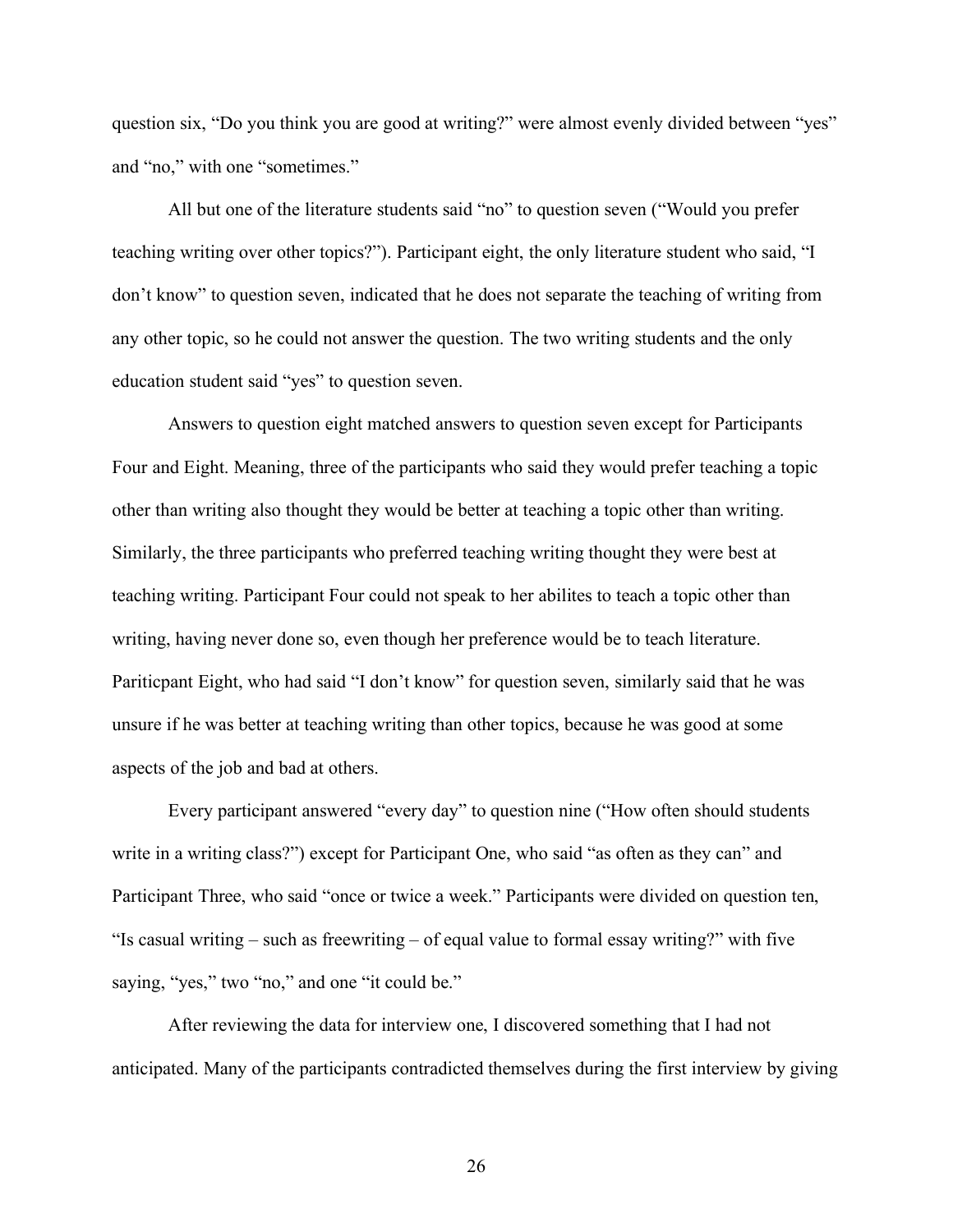question six, "Do you think you are good at writing?" were almost evenly divided between "yes" and "no," with one "sometimes."

All but one of the literature students said "no" to question seven ("Would you prefer teaching writing over other topics?"). Participant eight, the only literature student who said, "I don't know" to question seven, indicated that he does not separate the teaching of writing from any other topic, so he could not answer the question. The two writing students and the only education student said "yes" to question seven.

Answers to question eight matched answers to question seven except for Participants Four and Eight. Meaning, three of the participants who said they would prefer teaching a topic other than writing also thought they would be better at teaching a topic other than writing. Similarly, the three participants who preferred teaching writing thought they were best at teaching writing. Participant Four could not speak to her abilites to teach a topic other than writing, having never done so, even though her preference would be to teach literature. Pariticpant Eight, who had said "I don't know" for question seven, similarly said that he was unsure if he was better at teaching writing than other topics, because he was good at some aspects of the job and bad at others.

Every participant answered "every day" to question nine ("How often should students write in a writing class?") except for Participant One, who said "as often as they can" and Participant Three, who said "once or twice a week." Participants were divided on question ten, "Is casual writing – such as freewriting – of equal value to formal essay writing?" with five saying, "yes," two "no," and one "it could be."

After reviewing the data for interview one, I discovered something that I had not anticipated. Many of the participants contradicted themselves during the first interview by giving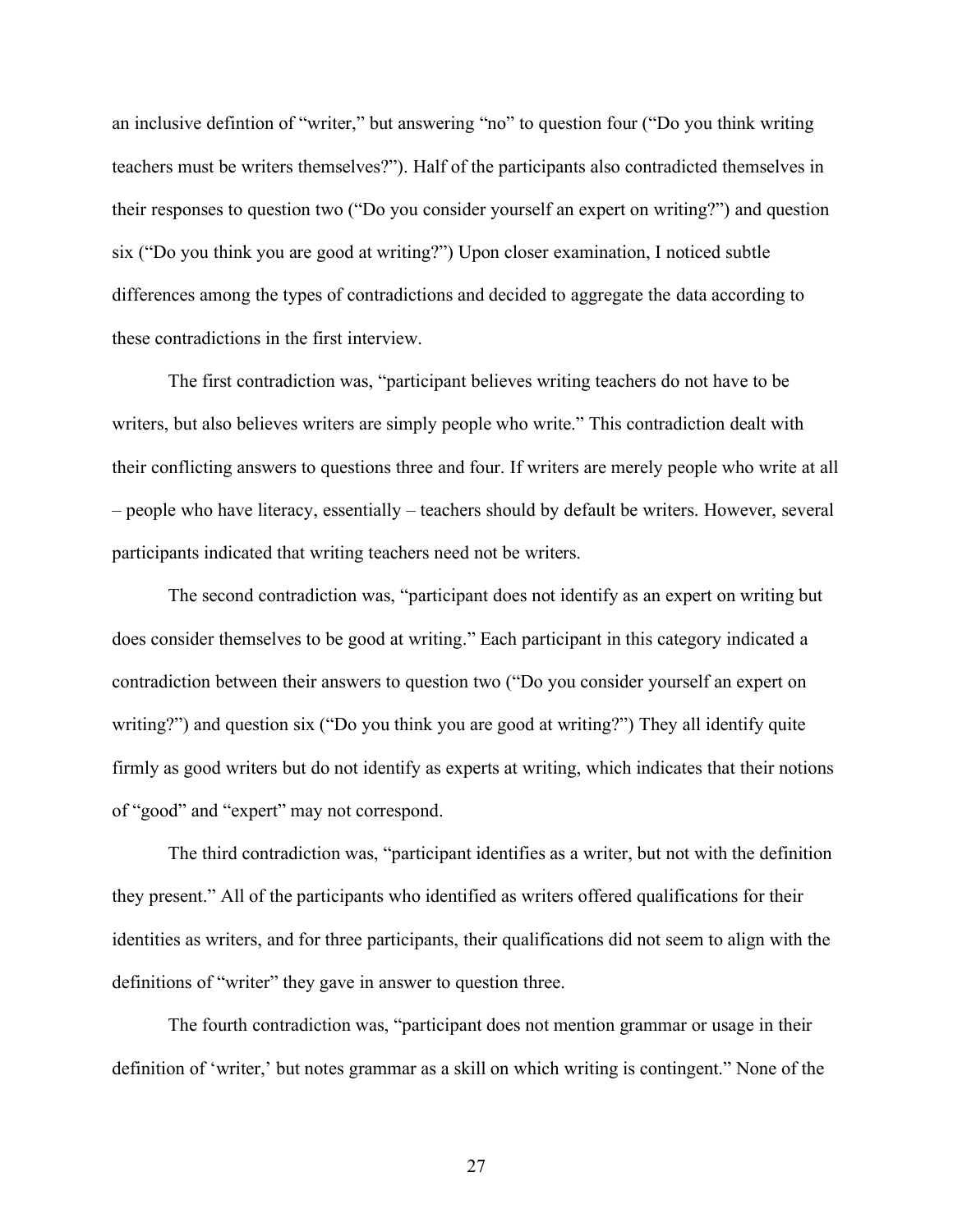an inclusive defintion of "writer," but answering "no" to question four ("Do you think writing teachers must be writers themselves?"). Half of the participants also contradicted themselves in their responses to question two ("Do you consider yourself an expert on writing?") and question six ("Do you think you are good at writing?") Upon closer examination, I noticed subtle differences among the types of contradictions and decided to aggregate the data according to these contradictions in the first interview.

The first contradiction was, "participant believes writing teachers do not have to be writers, but also believes writers are simply people who write." This contradiction dealt with their conflicting answers to questions three and four. If writers are merely people who write at all – people who have literacy, essentially – teachers should by default be writers. However, several participants indicated that writing teachers need not be writers.

The second contradiction was, "participant does not identify as an expert on writing but does consider themselves to be good at writing." Each participant in this category indicated a contradiction between their answers to question two ("Do you consider yourself an expert on writing?") and question six ("Do you think you are good at writing?") They all identify quite firmly as good writers but do not identify as experts at writing, which indicates that their notions of "good" and "expert" may not correspond.

The third contradiction was, "participant identifies as a writer, but not with the definition they present." All of the participants who identified as writers offered qualifications for their identities as writers, and for three participants, their qualifications did not seem to align with the definitions of "writer" they gave in answer to question three.

The fourth contradiction was, "participant does not mention grammar or usage in their definition of 'writer,' but notes grammar as a skill on which writing is contingent." None of the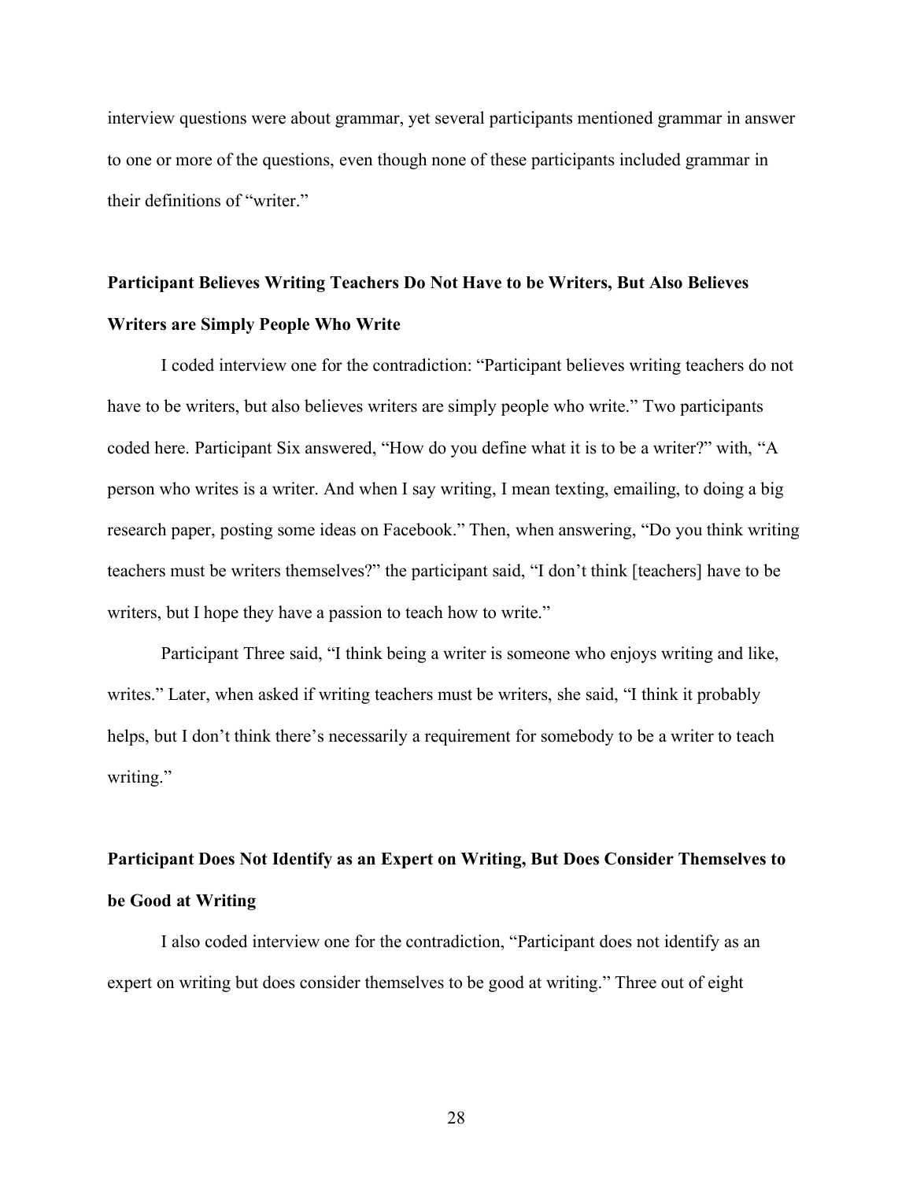interview questions were about grammar, yet several participants mentioned grammar in answer to one or more of the questions, even though none of these participants included grammar in their definitions of "writer."

### Participant Believes Writing Teachers Do Not Have to be Writers, But Also Believes Writers are Simply People Who Write

I coded interview one for the contradiction: "Participant believes writing teachers do not have to be writers, but also believes writers are simply people who write." Two participants coded here. Participant Six answered, "How do you define what it is to be a writer?" with, "A person who writes is a writer. And when I say writing, I mean texting, emailing, to doing a big research paper, posting some ideas on Facebook." Then, when answering, "Do you think writing teachers must be writers themselves?" the participant said, "I don't think [teachers] have to be writers, but I hope they have a passion to teach how to write."

Participant Three said, "I think being a writer is someone who enjoys writing and like, writes." Later, when asked if writing teachers must be writers, she said, "I think it probably helps, but I don't think there's necessarily a requirement for somebody to be a writer to teach writing."

### Participant Does Not Identify as an Expert on Writing, But Does Consider Themselves to be Good at Writing

I also coded interview one for the contradiction, "Participant does not identify as an expert on writing but does consider themselves to be good at writing." Three out of eight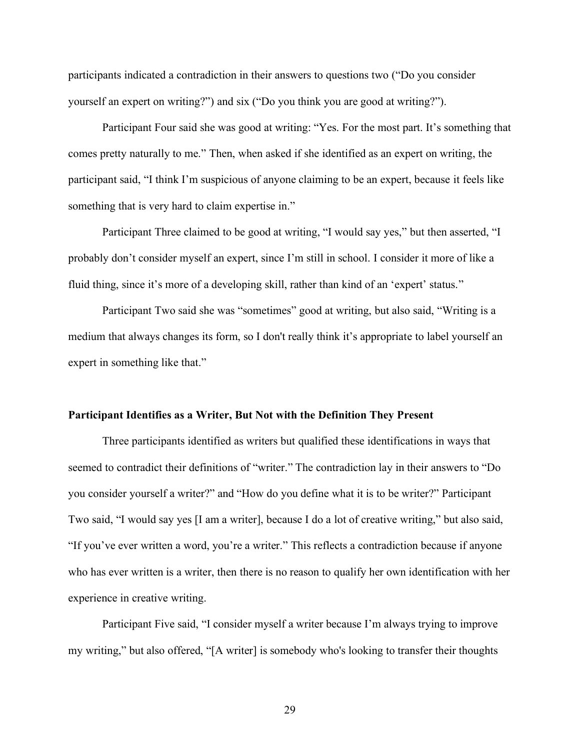participants indicated a contradiction in their answers to questions two ("Do you consider yourself an expert on writing?") and six ("Do you think you are good at writing?").

Participant Four said she was good at writing: "Yes. For the most part. It's something that comes pretty naturally to me." Then, when asked if she identified as an expert on writing, the participant said, "I think I'm suspicious of anyone claiming to be an expert, because it feels like something that is very hard to claim expertise in."

Participant Three claimed to be good at writing, "I would say yes," but then asserted, "I probably don't consider myself an expert, since I'm still in school. I consider it more of like a fluid thing, since it's more of a developing skill, rather than kind of an 'expert' status."

Participant Two said she was "sometimes" good at writing, but also said, "Writing is a medium that always changes its form, so I don't really think it's appropriate to label yourself an expert in something like that."

**Participant Identifies as a Writer, But Not with the Definition They Present**

Three participants identified as writers but qualified these identifications in ways that seemed to contradict their definitions of "writer." The contradiction lay in their answers to "Do you consider yourself a writer?" and "How do you define what it is to be writer?" Participant Two said, "I would say yes [I am a writer], because I do a lot of creative writing," but also said, "If you've ever written a word, you're a writer." This reflects a contradiction because if anyone who has ever written is a writer, then there is no reason to qualify her own identification with her experience in creative writing.

Participant Five said, "I consider myself a writer because I'm always trying to improve my writing," but also offered, "[A writer] is somebody who's looking to transfer their thoughts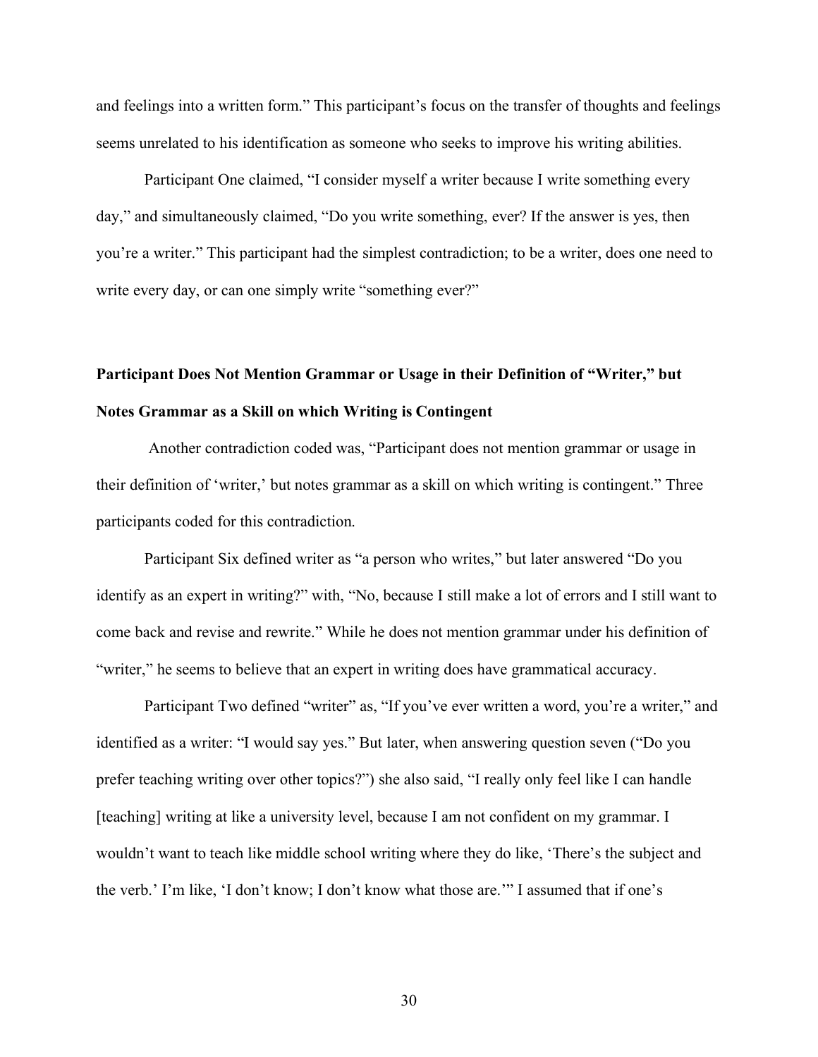and feelings into a written form." This participant's focus on the transfer of thoughts and feelings seems unrelated to his identification as someone who seeks to improve his writing abilities.

Participant One claimed, "I consider myself a writer because I write something every day," and simultaneously claimed, "Do you write something, ever? If the answer is yes, then you're a writer." This participant had the simplest contradiction; to be a writer, does one need to write every day, or can one simply write "something ever?"

**Participant Does Not Mention Grammar or Usage in their Definition of "Writer," but Notes Grammar as a Skill on which Writing is Contingent**

Another contradiction coded was, "Participant does not mention grammar or usage in their definition of 'writer,' but notes grammar as a skill on which writing is contingent." Three participants coded for this contradiction.

Participant Six defined writer as "a person who writes," but later answered "Do you identify as an expert in writing?" with, "No, because I still make a lot of errors and I still want to come back and revise and rewrite." While he does not mention grammar under his definition of "writer," he seems to believe that an expert in writing does have grammatical accuracy.

Participant Two defined "writer" as, "If you've ever written a word, you're a writer," and identified as a writer: "I would say yes." But later, when answering question seven ("Do you prefer teaching writing over other topics?") she also said, "I really only feel like I can handle [teaching] writing at like a university level, because I am not confident on my grammar. I wouldn't want to teach like middle school writing where they do like, 'There's the subject and the verb.' I'm like, 'I don't know; I don't know what those are.'" I assumed that if one's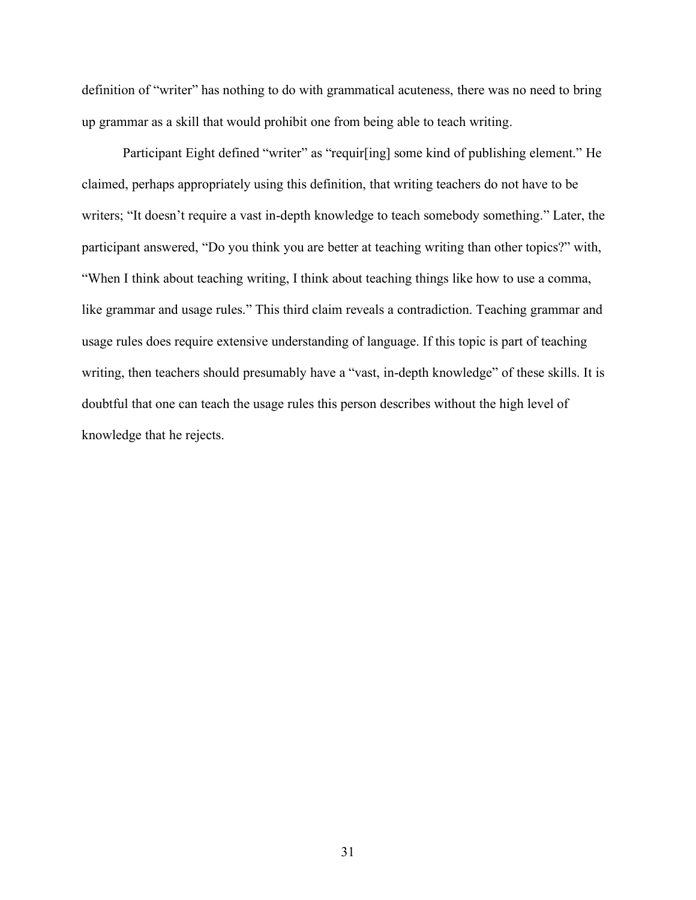definition of "writer" has nothing to do with grammatical acuteness, there was no need to bring up grammar as a skill that would prohibit one from being able to teach writing.

Participant Eight defined "writer" as "requir[ing] some kind of publishing element." He claimed, perhaps appropriately using this definition, that writing teachers do not have to be writers; "It doesn't require a vast in-depth knowledge to teach somebody something." Later, the participant answered, "Do you think you are better at teaching writing than other topics?" with, "When I think about teaching writing, I think about teaching things like how to use a comma, like grammar and usage rules." This third claim reveals a contradiction. Teaching grammar and usage rules does require extensive understanding of language. If this topic is part of teaching writing, then teachers should presumably have a "vast, in-depth knowledge" of these skills. It is doubtful that one can teach the usage rules this person describes without the high level of knowledge that he rejects.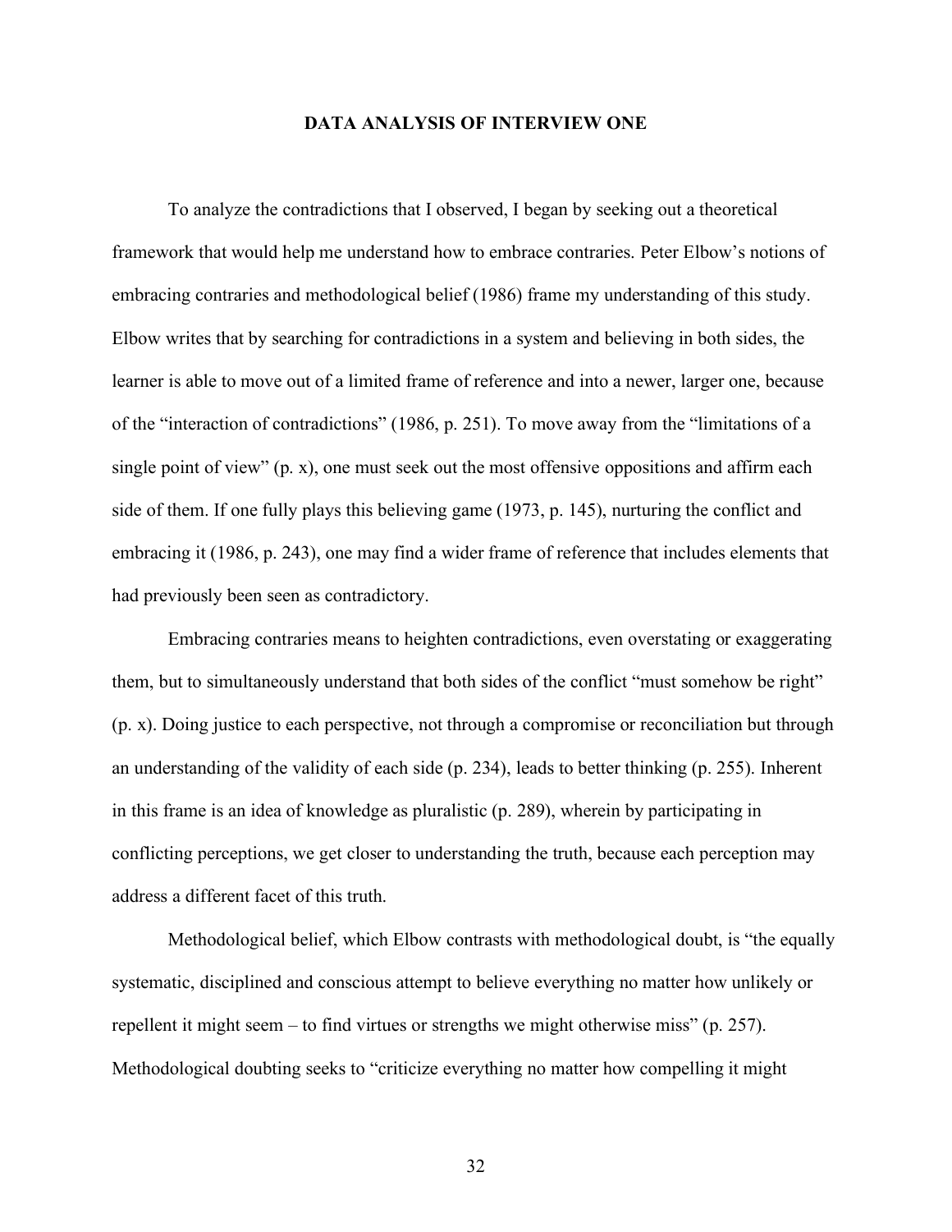# DATA ANALYSIS OF INTERVIEW ONE

To analyze the contradictions that I observed, I began by seeking out a theoretical framework that would help me understand how to embrace contraries. Peter Elbow's notions of embracing contraries and methodological belief (1986) frame my understanding of this study. Elbow writes that by searching for contradictions in a system and believing in both sides, the learner is able to move out of a limited frame of reference and into a newer, larger one, because of the "interaction of contradictions" (1986, p. 251). To move away from the "limitations of a single point of view" (p. x), one must seek out the most offensive oppositions and affirm each side of them. If one fully plays this believing game (1973, p. 145), nurturing the conflict and embracing it (1986, p. 243), one may find a wider frame of reference that includes elements that had previously been seen as contradictory.

Embracing contraries means to heighten contradictions, even overstating or exaggerating them, but to simultaneously understand that both sides of the conflict "must somehow be right" (p. x). Doing justice to each perspective, not through a compromise or reconciliation but through an understanding of the validity of each side (p. 234), leads to better thinking (p. 255). Inherent in this frame is an idea of knowledge as pluralistic (p. 289), wherein by participating in conflicting perceptions, we get closer to understanding the truth, because each perception may address a different facet of this truth.

Methodological belief, which Elbow contrasts with methodological doubt, is "the equally systematic, disciplined and conscious attempt to believe everything no matter how unlikely or repellent it might seem – to find virtues or strengths we might otherwise miss" (p. 257). Methodological doubting seeks to "criticize everything no matter how compelling it might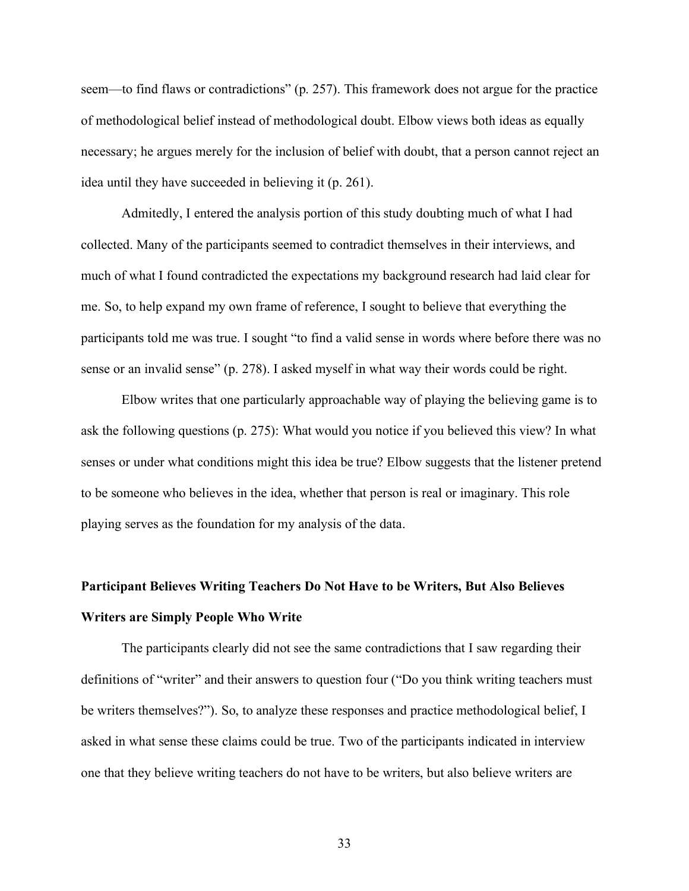seem—to find flaws or contradictions" (p. 257). This framework does not argue for the practice of methodological belief instead of methodological doubt. Elbow views both ideas as equally necessary; he argues merely for the inclusion of belief with doubt, that a person cannot reject an idea until they have succeeded in believing it (p. 261).

Admitedly, I entered the analysis portion of this study doubting much of what I had collected. Many of the participants seemed to contradict themselves in their interviews, and much of what I found contradicted the expectations my background research had laid clear for me. So, to help expand my own frame of reference, I sought to believe that everything the participants told me was true. I sought "to find a valid sense in words where before there was no sense or an invalid sense" (p. 278). I asked myself in what way their words could be right.

Elbow writes that one particularly approachable way of playing the believing game is to ask the following questions (p. 275): What would you notice if you believed this view? In what senses or under what conditions might this idea be true? Elbow suggests that the listener pretend to be someone who believes in the idea, whether that person is real or imaginary. This role playing serves as the foundation for my analysis of the data.

## Participant Believes Writing Teachers Do Not Have to be Writers, But Also Believes Writers are Simply People Who Write

The participants clearly did not see the same contradictions that I saw regarding their definitions of "writer" and their answers to question four ("Do you think writing teachers must be writers themselves?"). So, to analyze these responses and practice methodological belief, I asked in what sense these claims could be true. Two of the participants indicated in interview one that they believe writing teachers do not have to be writers, but also believe writers are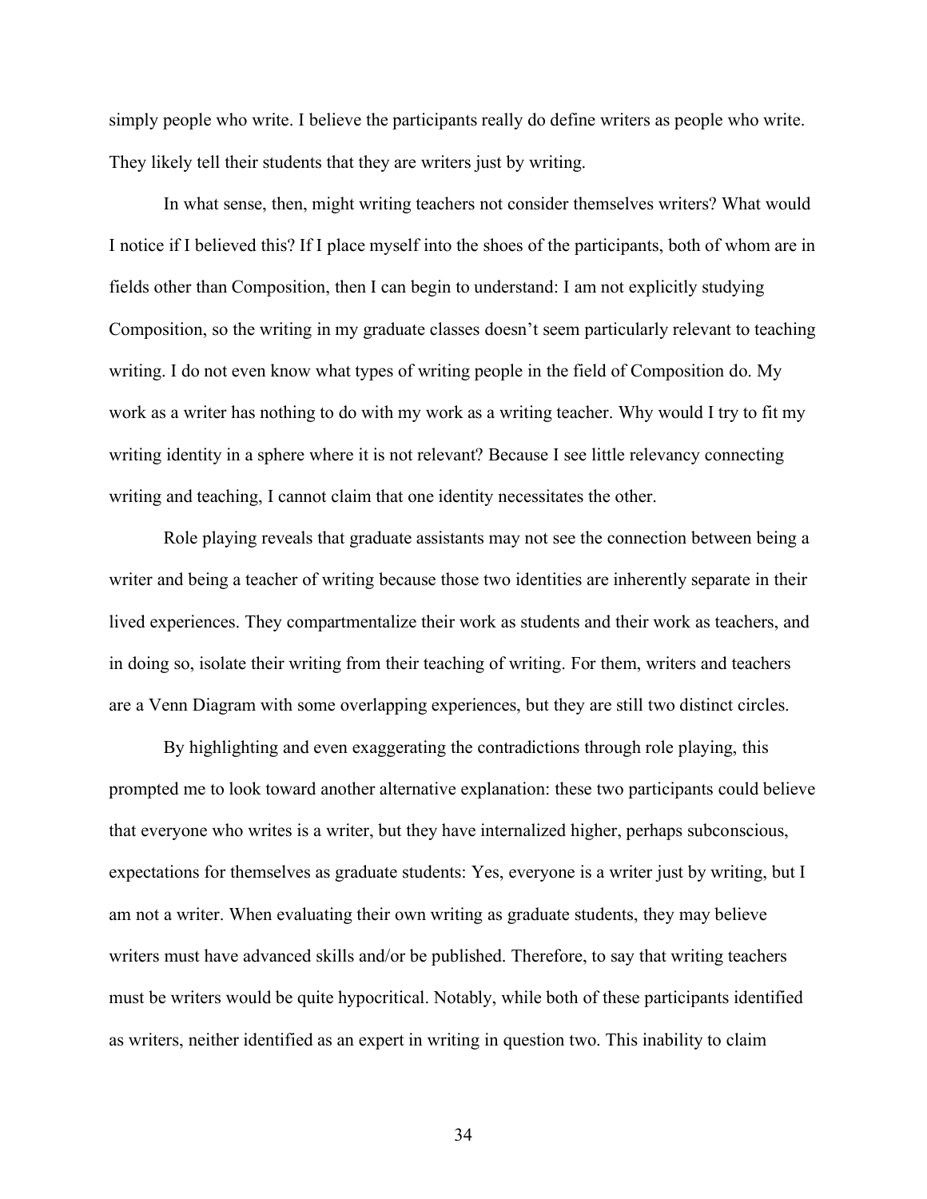simply people who write. I believe the participants really do define writers as people who write. They likely tell their students that they are writers just by writing.

In what sense, then, might writing teachers not consider themselves writers? What would I notice if I believed this? If I place myself into the shoes of the participants, both of whom are in fields other than Composition, then I can begin to understand: I am not explicitly studying Composition, so the writing in my graduate classes doesn't seem particularly relevant to teaching writing. I do not even know what types of writing people in the field of Composition do. My work as a writer has nothing to do with my work as a writing teacher. Why would I try to fit my writing identity in a sphere where it is not relevant? Because I see little relevancy connecting writing and teaching, I cannot claim that one identity necessitates the other.

Role playing reveals that graduate assistants may not see the connection between being a writer and being a teacher of writing because those two identities are inherently separate in their lived experiences. They compartmentalize their work as students and their work as teachers, and in doing so, isolate their writing from their teaching of writing. For them, writers and teachers are a Venn Diagram with some overlapping experiences, but they are still two distinct circles.

By highlighting and even exaggerating the contradictions through role playing, this prompted me to look toward another alternative explanation: these two participants could believe that everyone who writes is a writer, but they have internalized higher, perhaps subconscious, expectations for themselves as graduate students: Yes, everyone is a writer just by writing, but I am not a writer. When evaluating their own writing as graduate students, they may believe writers must have advanced skills and/or be published. Therefore, to say that writing teachers must be writers would be quite hypocritical. Notably, while both of these participants identified as writers, neither identified as an expert in writing in question two. This inability to claim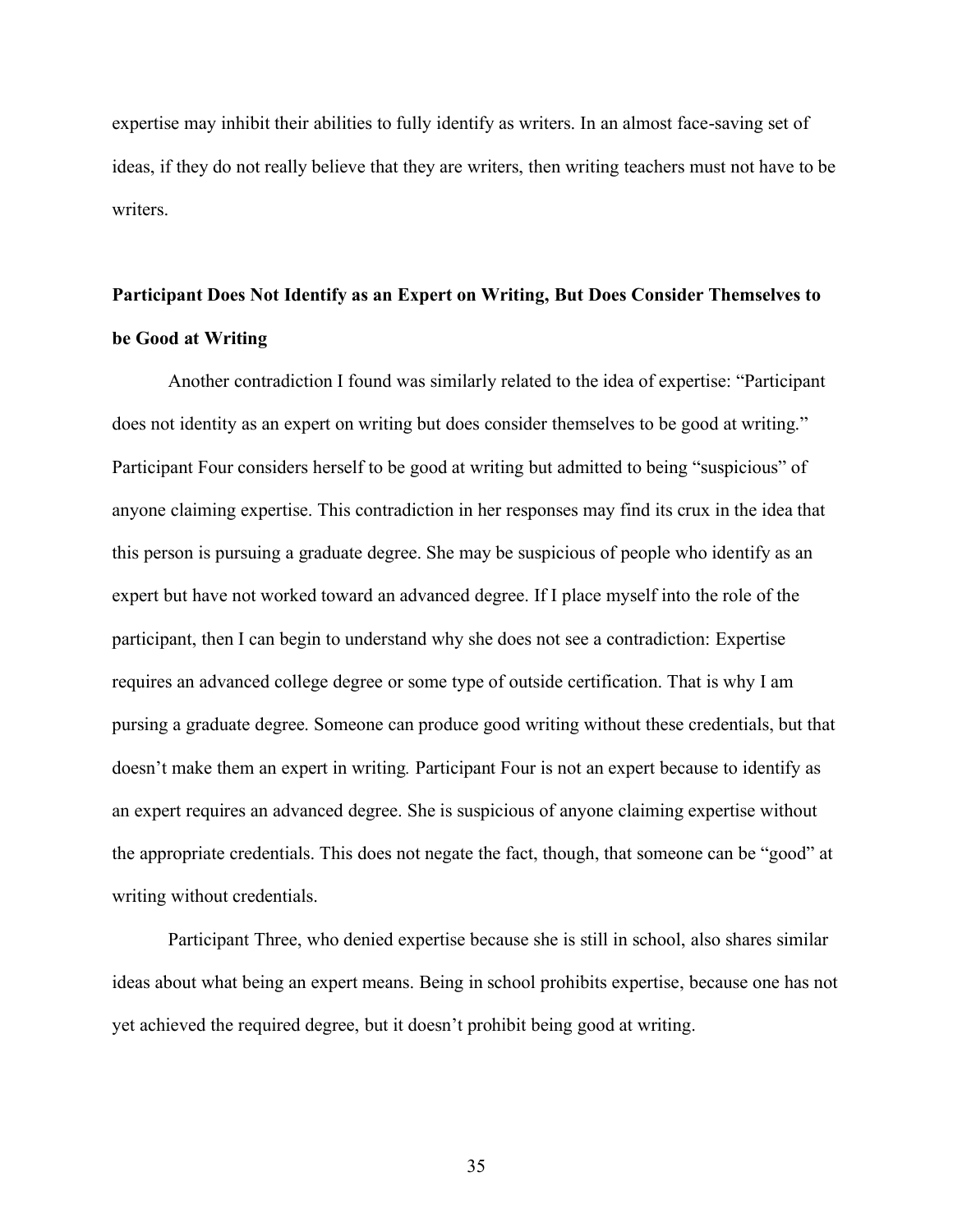expertise may inhibit their abilities to fully identify as writers. In an almost face-saving set of ideas, if they do not really believe that they are writers, then writing teachers must not have to be writers.

## Participant Does Not Identify as an Expert on Writing, But Does Consider Themselves to be Good at Writing

Another contradiction I found was similarly related to the idea of expertise: "Participant does not identity as an expert on writing but does consider themselves to be good at writing." Participant Four considers herself to be good at writing but admitted to being "suspicious" of anyone claiming expertise. This contradiction in her responses may find its crux in the idea that this person is pursuing a graduate degree. She may be suspicious of people who identify as an expert but have not worked toward an advanced degree. If I place myself into the role of the participant, then I can begin to understand why she does not see a contradiction: *Expertise requires an advanced college degree or some type of outside certification. That is why I am pursing a graduate degree. Someone can produce good writing without these credentials, but that doesn't make them an expert in writing.* Participant Four is not an expert because to identify as an expert requires an advanced degree. She is suspicious of anyone claiming expertise without the appropriate credentials. This does not negate the fact, though, that someone can be "good" at writing without credentials.

Participant Three, who denied expertise because she is still in school, also shares similar ideas about what being an expert means. Being in school prohibits expertise, because one has not yet achieved the required degree, but it doesn't prohibit being good at writing.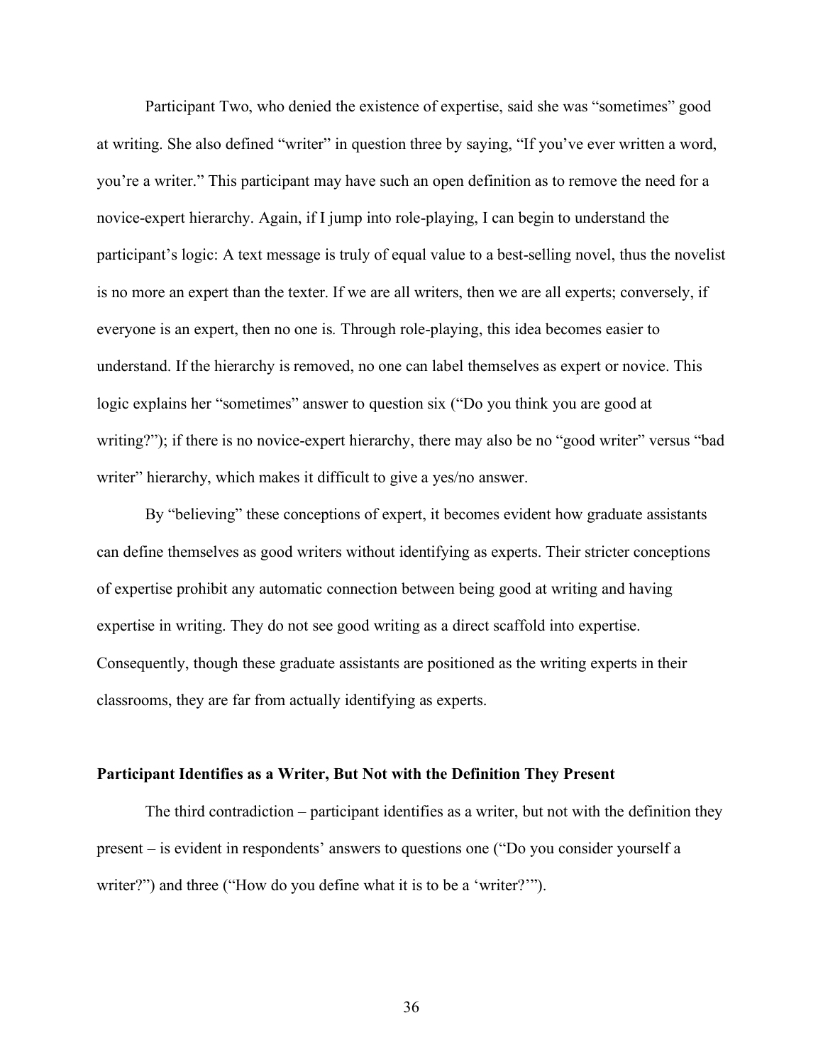Participant Two, who denied the existence of expertise, said she was "sometimes" good at writing. She also defined "writer" in question three by saying, "If you've ever written a word, you're a writer." This participant may have such an open definition as to remove the need for a novice-expert hierarchy. Again, if I jump into role-playing, I can begin to understand the participant's logic: A text message is truly of equal value to a best-selling novel, thus the novelist is no more an expert than the texter. If we are all writers, then we are all experts; conversely, if everyone is an expert, then no one is. Through role-playing, this idea becomes easier to understand. If the hierarchy is removed, no one can label themselves as expert or novice. This logic explains her "sometimes" answer to question six ("Do you think you are good at writing?"); if there is no novice-expert hierarchy, there may also be no "good writer" versus "bad writer" hierarchy, which makes it difficult to give a yes/no answer.

By "believing" these conceptions of expert, it becomes evident how graduate assistants can define themselves as good writers without identifying as experts. Their stricter conceptions of expertise prohibit any automatic connection between being good at writing and having expertise in writing. They do not see good writing as a direct scaffold into expertise. Consequently, though these graduate assistants are positioned as the writing experts in their classrooms, they are far from actually identifying as experts.

### Participant Identifies as a Writer, But Not with the Definition They Present

The third contradiction – participant identifies as a writer, but not with the definition they present – is evident in respondents' answers to questions one ("Do you consider yourself a writer?") and three ("How do you define what it is to be a 'writer?'").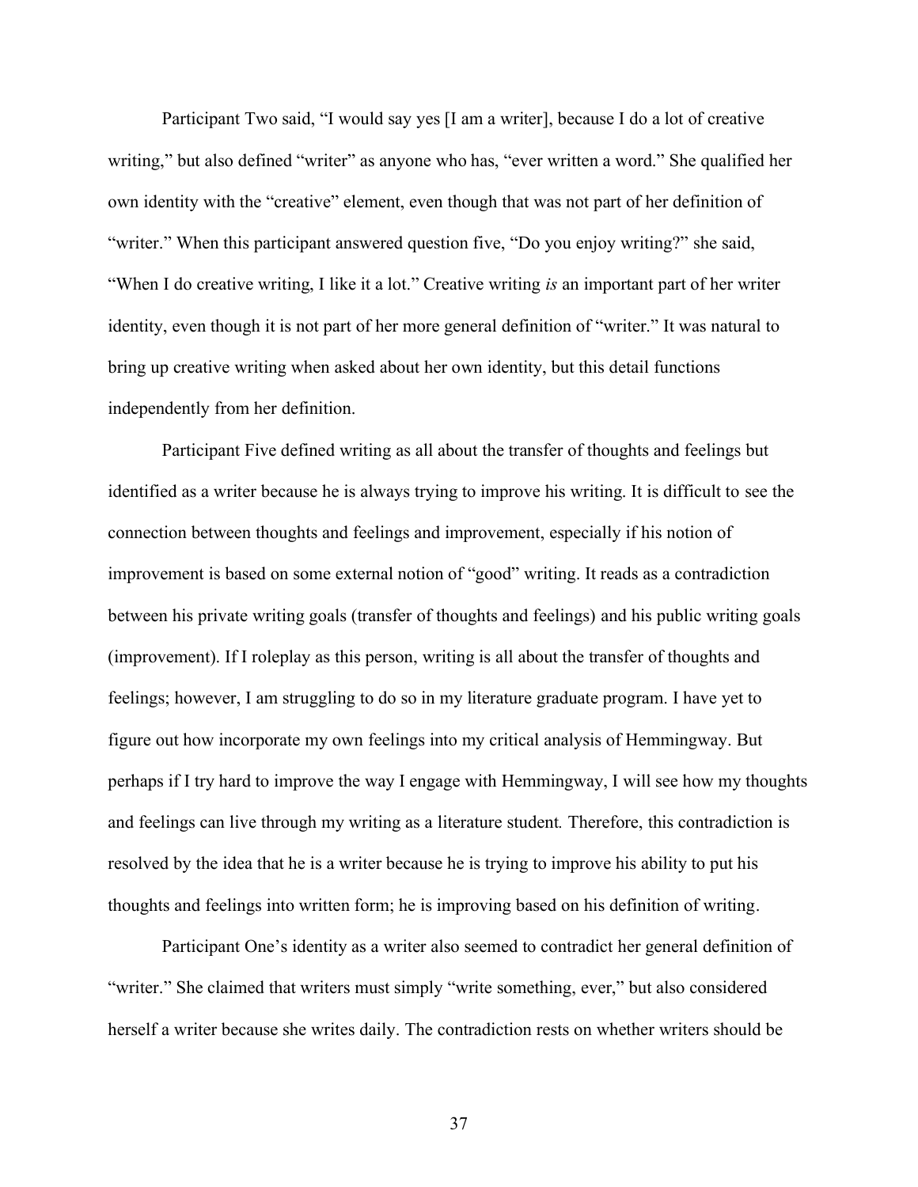Participant Two said, "I would say yes [I am a writer], because I do a lot of creative writing," but also defined "writer" as anyone who has, "ever written a word." She qualified her own identity with the "creative" element, even though that was not part of her definition of "writer." When this participant answered question five, "Do you enjoy writing?" she said, "When I do creative writing, I like it a lot." Creative writing *is* an important part of her writer identity, even though it is not part of her more general definition of "writer." It was natural to bring up creative writing when asked about her own identity, but this detail functions independently from her definition.

Participant Five defined writing as all about the transfer of thoughts and feelings but identified as a writer because he is always trying to improve his writing. It is difficult to see the connection between thoughts and feelings and improvement, especially if his notion of improvement is based on some external notion of "good" writing. It reads as a contradiction between his private writing goals (transfer of thoughts and feelings) and his public writing goals (improvement). If I roleplay as this person, writing is all about the transfer of thoughts and feelings; however, I am struggling to do so in my literature graduate program. I have yet to figure out how incorporate my own feelings into my critical analysis of Hemmingway. But perhaps if I try hard to improve the way I engage with Hemmingway, I will see how my thoughts and feelings can live through my writing as a literature student. Therefore, this contradiction is resolved by the idea that he is a writer because he is trying to improve his ability to put his thoughts and feelings into written form; he is improving based on his definition of writing.

Participant One's identity as a writer also seemed to contradict her general definition of "writer." She claimed that writers must simply "write something, ever," but also considered herself a writer because she writes daily. The contradiction rests on whether writers should be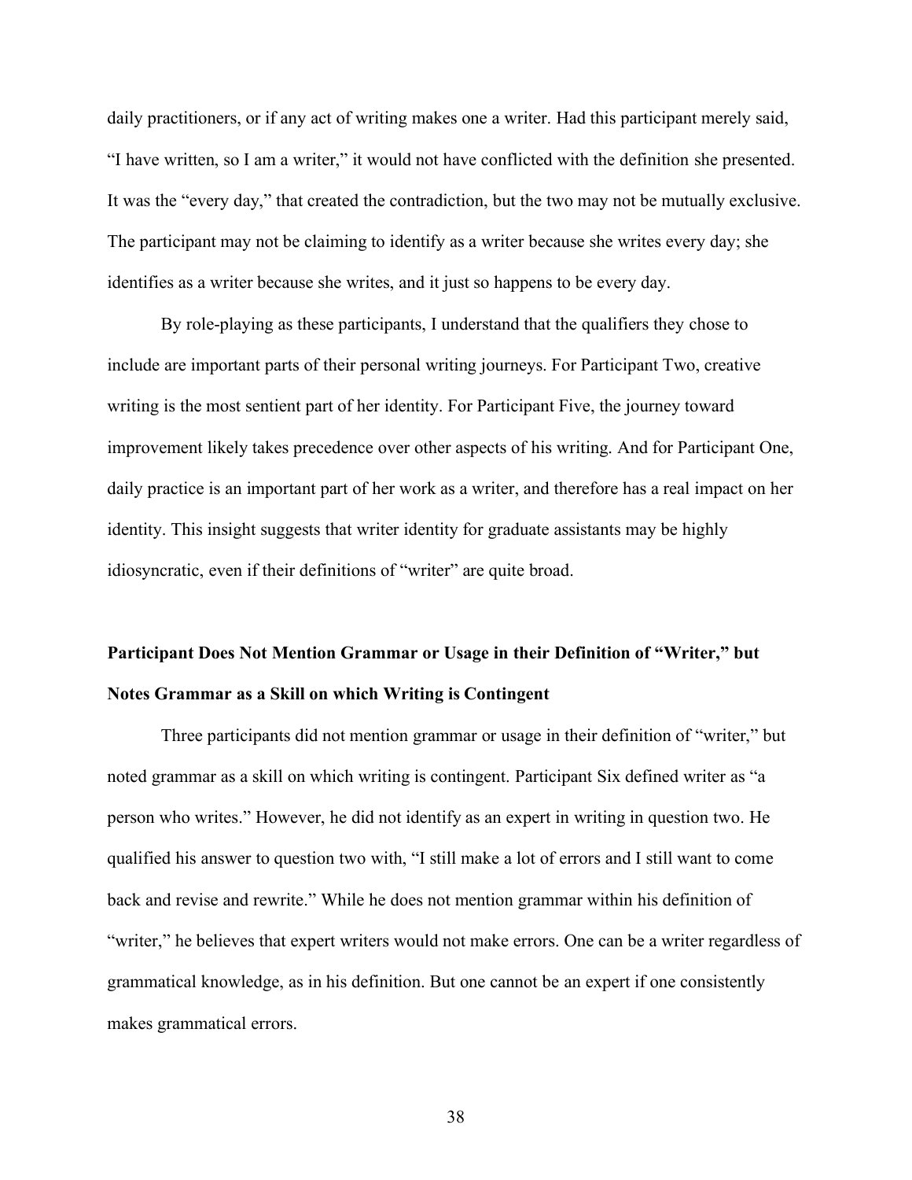daily practitioners, or if any act of writing makes one a writer. Had this participant merely said, "I have written, so I am a writer," it would not have conflicted with the definition she presented. It was the "every day," that created the contradiction, but the two may not be mutually exclusive. The participant may not be claiming to identify as a writer because she writes every day; she identifies as a writer because she writes, and it just so happens to be every day.

By role-playing as these participants, I understand that the qualifiers they chose to include are important parts of their personal writing journeys. For Participant Two, creative writing is the most sentient part of her identity. For Participant Five, the journey toward improvement likely takes precedence over other aspects of his writing. And for Participant One, daily practice is an important part of her work as a writer, and therefore has a real impact on her identity. This insight suggests that writer identity for graduate assistants may be highly idiosyncratic, even if their definitions of "writer" are quite broad.

**Participant Does Not Mention Grammar or Usage in their Definition of "Writer," but Notes Grammar as a Skill on which Writing is Contingent**

Three participants did not mention grammar or usage in their definition of "writer," but noted grammar as a skill on which writing is contingent. Participant Six defined writer as "a person who writes." However, he did not identify as an expert in writing in question two. He qualified his answer to question two with, "I still make a lot of errors and I still want to come back and revise and rewrite." While he does not mention grammar within his definition of "writer," he believes that expert writers would not make errors. One can be a writer regardless of grammatical knowledge, as in his definition. But one cannot be an expert if one consistently makes grammatical errors.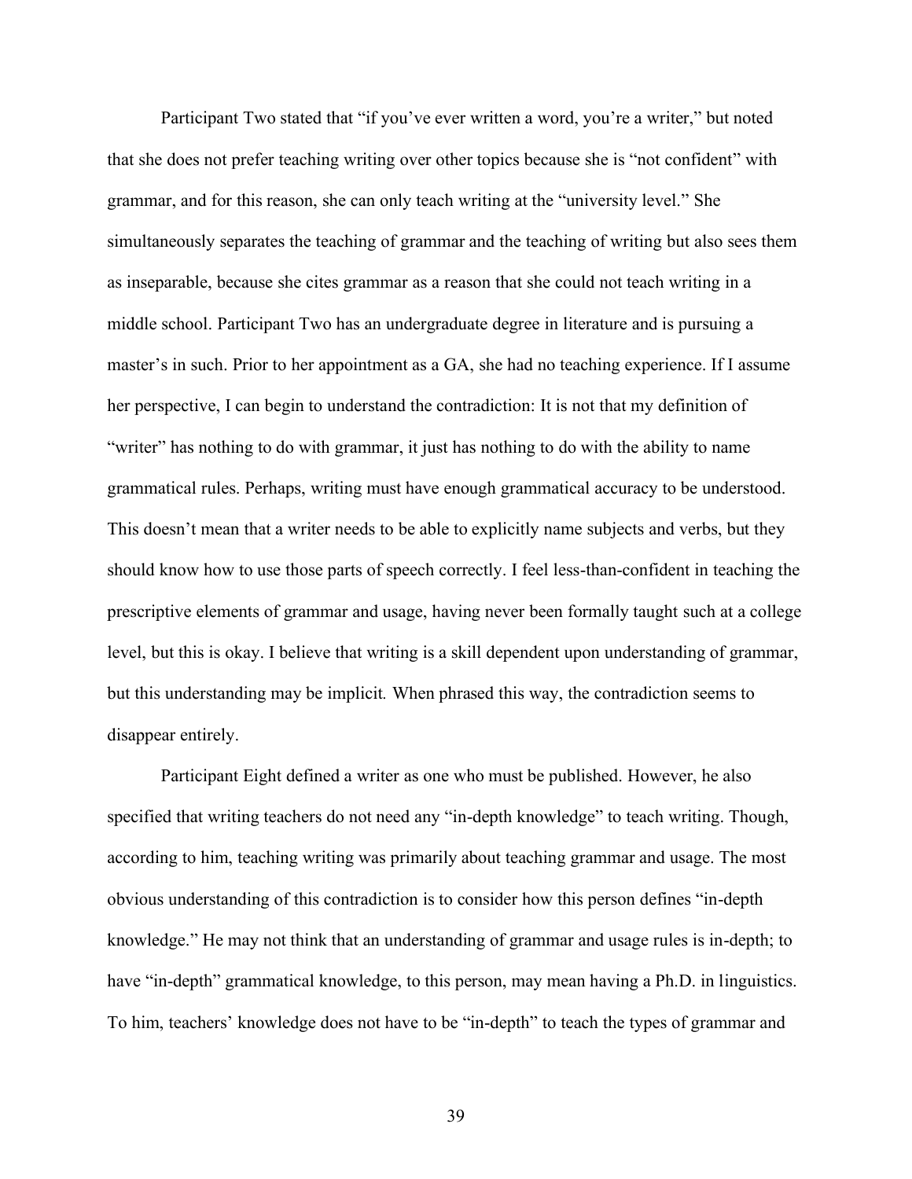Participant Two stated that "if you've ever written a word, you're a writer," but noted that she does not prefer teaching writing over other topics because she is "not confident" with grammar, and for this reason, she can only teach writing at the "university level." She simultaneously separates the teaching of grammar and the teaching of writing but also sees them as inseparable, because she cites grammar as a reason that she could not teach writing in a middle school. Participant Two has an undergraduate degree in literature and is pursuing a master's in such. Prior to her appointment as a GA, she had no teaching experience. If I assume her perspective, I can begin to understand the contradiction: It is not that my definition of "writer" has nothing to do with grammar, it just has nothing to do with the ability to name grammatical rules. Perhaps, writing must have enough grammatical accuracy to be understood. This doesn't mean that a writer needs to be able to explicitly name subjects and verbs, but they should know how to use those parts of speech correctly. I feel less-than-confident in teaching the prescriptive elements of grammar and usage, having never been formally taught such at a college level, but this is okay. I believe that writing is a skill dependent upon understanding of grammar, but this understanding may be implicit. When phrased this way, the contradiction seems to disappear entirely.

Participant Eight defined a writer as one who must be published. However, he also specified that writing teachers do not need any "in-depth knowledge" to teach writing. Though, according to him, teaching writing was primarily about teaching grammar and usage. The most obvious understanding of this contradiction is to consider how this person defines "in-depth knowledge." He may not think that an understanding of grammar and usage rules is in-depth; to have "in-depth" grammatical knowledge, to this person, may mean having a Ph.D. in linguistics. To him, teachers' knowledge does not have to be "in-depth" to teach the types of grammar and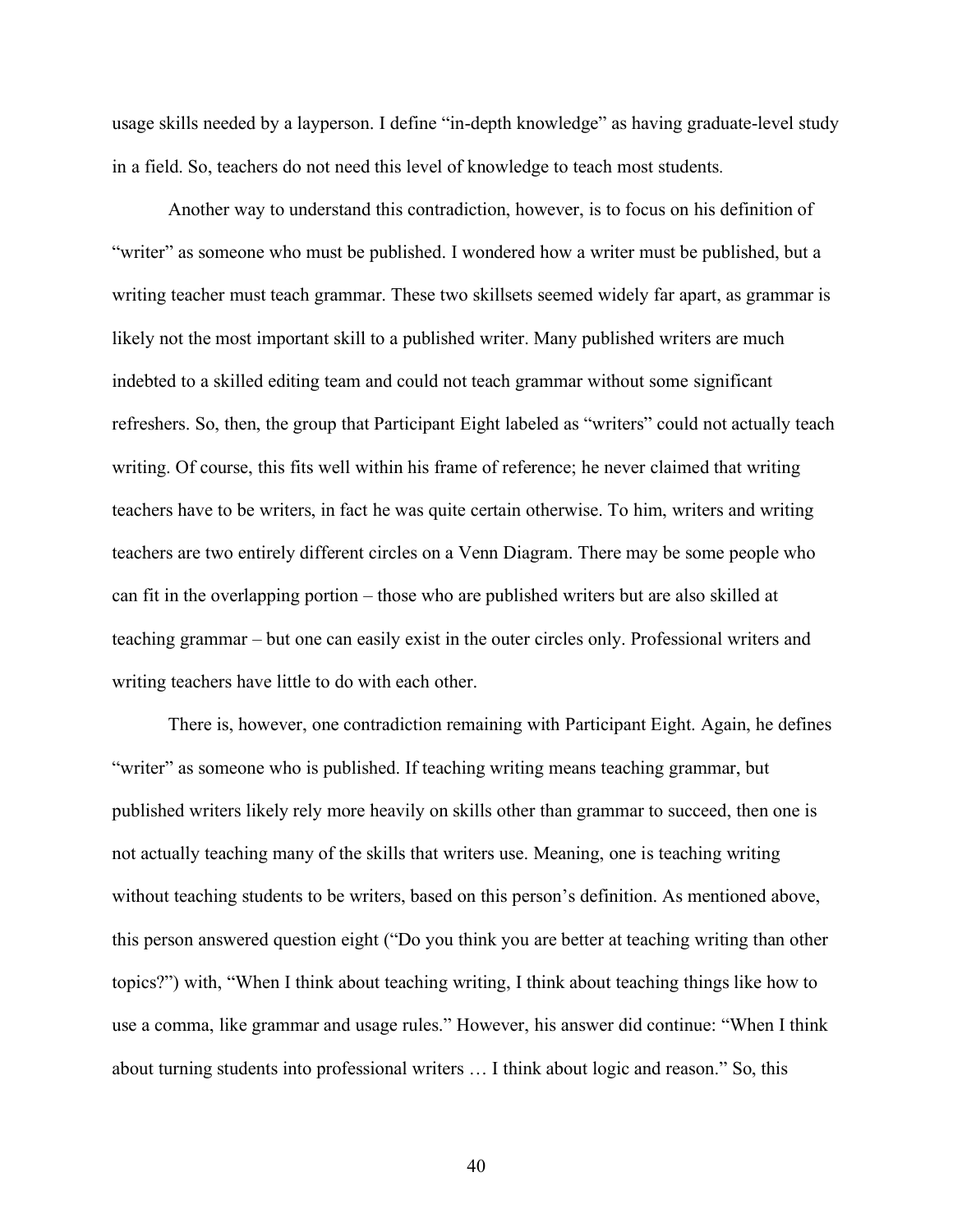usage skills needed by a layperson. I define "in-depth knowledge" as having graduate-level study in a field. So, teachers do not need this level of knowledge to teach most students.

Another way to understand this contradiction, however, is to focus on his definition of "writer" as someone who must be published. I wondered how a writer must be published, but a writing teacher must teach grammar. These two skillsets seemed widely far apart, as grammar is likely not the most important skill to a published writer. Many published writers are much indebted to a skilled editing team and could not teach grammar without some significant refreshers. So, then, the group that Participant Eight labeled as "writers" could not actually teach writing. Of course, this fits well within his frame of reference; he never claimed that writing teachers have to be writers, in fact he was quite certain otherwise. To him, writers and writing teachers are two entirely different circles on a Venn Diagram. There may be some people who can fit in the overlapping portion – those who are published writers but are also skilled at teaching grammar – but one can easily exist in the outer circles only. Professional writers and writing teachers have little to do with each other.

There is, however, one contradiction remaining with Participant Eight. Again, he defines "writer" as someone who is published. If teaching writing means teaching grammar, but published writers likely rely more heavily on skills other than grammar to succeed, then one is not actually teaching many of the skills that writers use. Meaning, one is teaching writing without teaching students to be writers, based on this person's definition. As mentioned above, this person answered question eight ("Do you think you are better at teaching writing than other topics?") with, "When I think about teaching writing, I think about teaching things like how to use a comma, like grammar and usage rules." However, his answer did continue: "When I think about turning students into professional writers … I think about logic and reason." So, this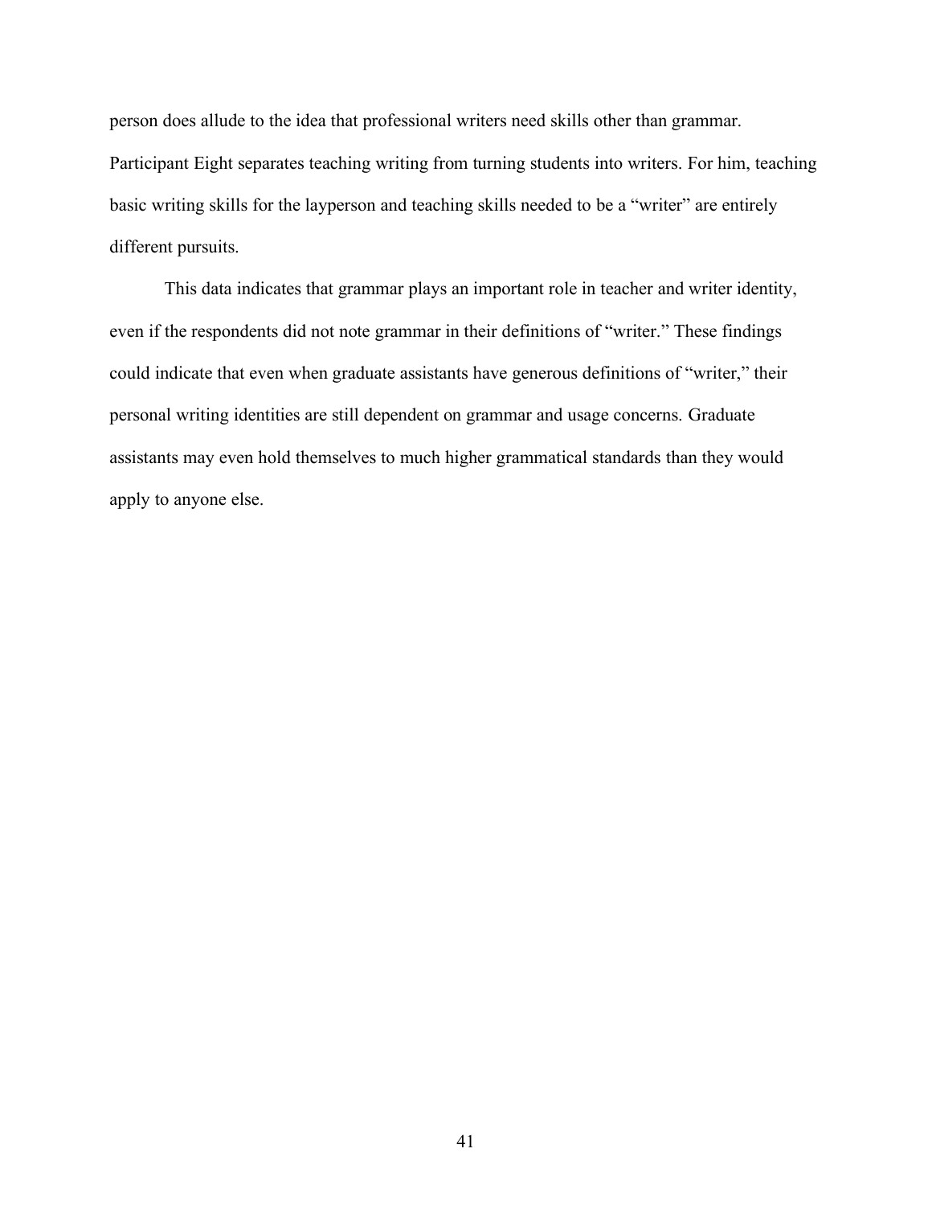person does allude to the idea that professional writers need skills other than grammar. Participant Eight separates teaching writing from turning students into writers. For him, teaching basic writing skills for the layperson and teaching skills needed to be a "writer" are entirely different pursuits.

This data indicates that grammar plays an important role in teacher and writer identity, even if the respondents did not note grammar in their definitions of "writer." These findings could indicate that even when graduate assistants have generous definitions of "writer," their personal writing identities are still dependent on grammar and usage concerns. Graduate assistants may even hold themselves to much higher grammatical standards than they would apply to anyone else.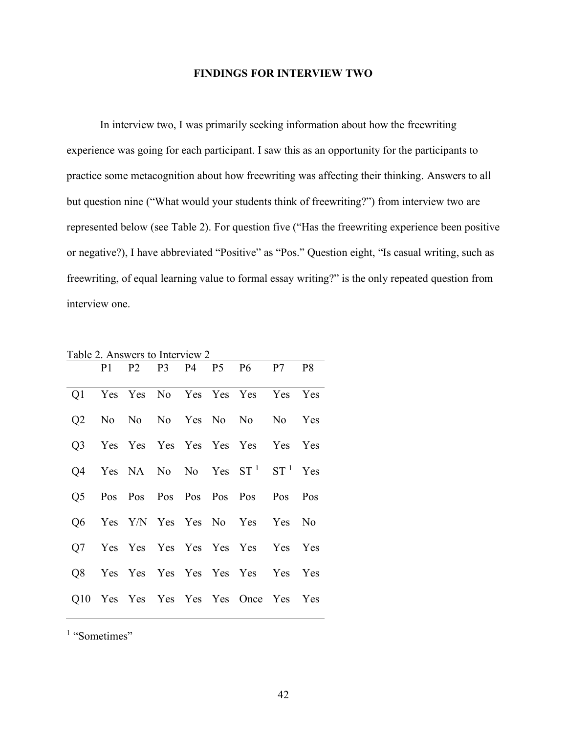# FINDINGS FOR INTERVIEW TWO

In interview two, I was primarily seeking information about how the freewriting experience was going for each participant. I saw this as an opportunity for the participants to practice some metacognition about how freewriting was affecting their thinking. Answers to all but question nine ("What would your students think of freewriting?") from interview two are represented below (see Table 2). For question five ("Has the freewriting experience been positive or negative?), I have abbreviated "Positive" as "Pos." Question eight, "Is casual writing, such as freewriting, of equal learning value to formal essay writing?" is the only repeated question from interview one.

Table 2. Answers to Interview 2

| | P1 | P2 | P3 | P4 | P5 | P6 | P7 | P8 |
|---|---|---|---|---|---|---|---|---|
| Q1 | Yes | Yes | No | Yes | Yes | Yes | Yes | Yes |
| Q2 | No | No | No | Yes | No | No | No | Yes |
| Q3 | Yes | Yes | Yes | Yes | Yes | Yes | Yes | Yes |
| Q4 | Yes | NA | No | No | Yes | ST [1] | ST [1] | Yes |
| Q5 | Pos | Pos | Pos | Pos | Pos | Pos | Pos | Pos |
| Q6 | Yes | Y/N | Yes | Yes | No | Yes | Yes | No |
| Q7 | Yes | Yes | Yes | Yes | Yes | Yes | Yes | Yes |
| Q8 | Yes | Yes | Yes | Yes | Yes | Yes | Yes | Yes |
| Q10 | Yes | Yes | Yes | Yes | Yes | Once | Yes | Yes |

[1] "Sometimes"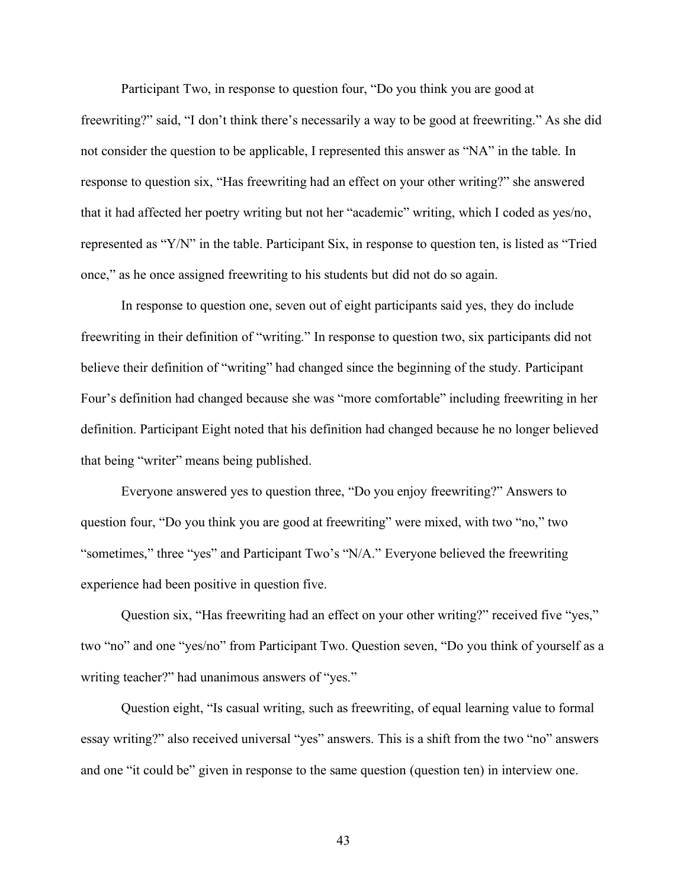Participant Two, in response to question four, “Do you think you are good at freewriting?” said, “I don’t think there’s necessarily a way to be good at freewriting.” As she did not consider the question to be applicable, I represented this answer as “NA” in the table. In response to question six, “Has freewriting had an effect on your other writing?” she answered that it had affected her poetry writing but not her “academic” writing, which I coded as yes/no, represented as “Y/N” in the table. Participant Six, in response to question ten, is listed as “Tried once,” as he once assigned freewriting to his students but did not do so again.

In response to question one, seven out of eight participants said yes, they do include freewriting in their definition of “writing.” In response to question two, six participants did not believe their definition of “writing” had changed since the beginning of the study. Participant Four’s definition had changed because she was “more comfortable” including freewriting in her definition. Participant Eight noted that his definition had changed because he no longer believed that being “writer” means being published.

Everyone answered yes to question three, “Do you enjoy freewriting?” Answers to question four, “Do you think you are good at freewriting” were mixed, with two “no,” two “sometimes,” three “yes” and Participant Two’s “N/A.” Everyone believed the freewriting experience had been positive in question five.

Question six, “Has freewriting had an effect on your other writing?” received five “yes,” two “no” and one “yes/no” from Participant Two. Question seven, “Do you think of yourself as a writing teacher?” had unanimous answers of “yes.”

Question eight, “Is casual writing, such as freewriting, of equal learning value to formal essay writing?” also received universal “yes” answers. This is a shift from the two “no” answers and one “it could be” given in response to the same question (question ten) in interview one.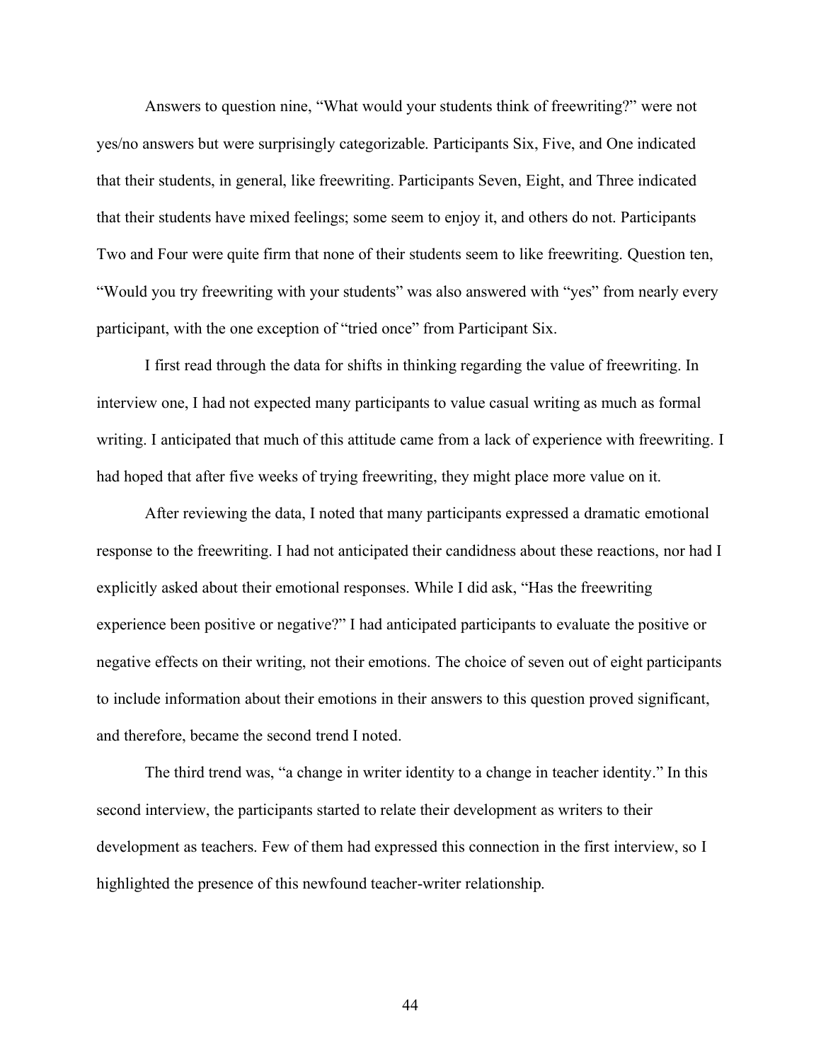Answers to question nine, "What would your students think of freewriting?" were not yes/no answers but were surprisingly categorizable. Participants Six, Five, and One indicated that their students, in general, like freewriting. Participants Seven, Eight, and Three indicated that their students have mixed feelings; some seem to enjoy it, and others do not. Participants Two and Four were quite firm that none of their students seem to like freewriting. Question ten, "Would you try freewriting with your students" was also answered with "yes" from nearly every participant, with the one exception of "tried once" from Participant Six.

I first read through the data for shifts in thinking regarding the value of freewriting. In interview one, I had not expected many participants to value casual writing as much as formal writing. I anticipated that much of this attitude came from a lack of experience with freewriting. I had hoped that after five weeks of trying freewriting, they might place more value on it.

After reviewing the data, I noted that many participants expressed a dramatic emotional response to the freewriting. I had not anticipated their candidness about these reactions, nor had I explicitly asked about their emotional responses. While I did ask, "Has the freewriting experience been positive or negative?" I had anticipated participants to evaluate the positive or negative effects on their writing, not their emotions. The choice of seven out of eight participants to include information about their emotions in their answers to this question proved significant, and therefore, became the second trend I noted.

The third trend was, "a change in writer identity to a change in teacher identity." In this second interview, the participants started to relate their development as writers to their development as teachers. Few of them had expressed this connection in the first interview, so I highlighted the presence of this newfound teacher-writer relationship.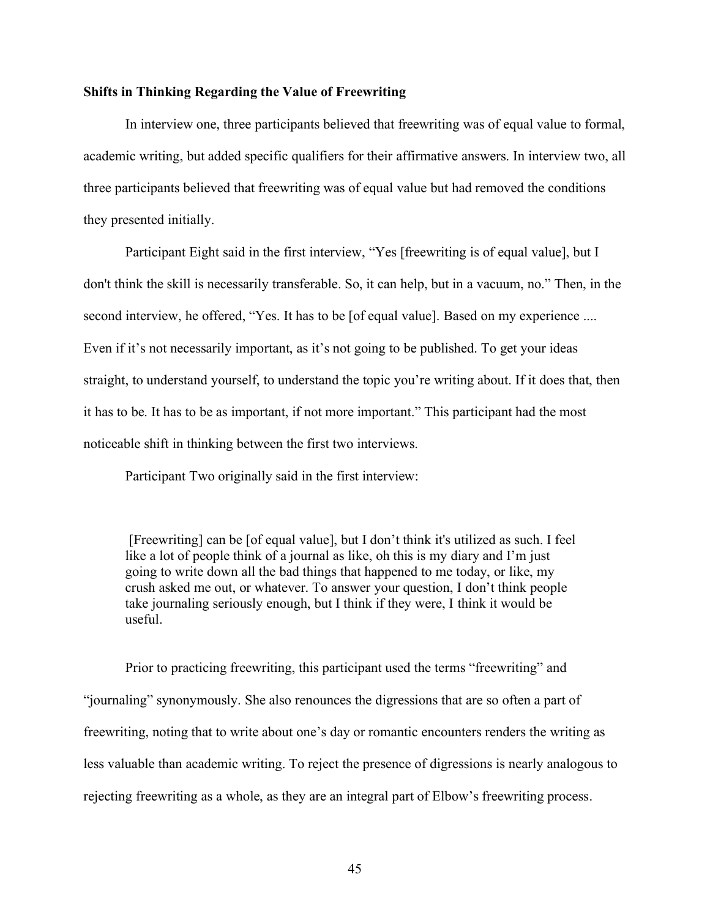**Shifts in Thinking Regarding the Value of Freewriting**

In interview one, three participants believed that freewriting was of equal value to formal, academic writing, but added specific qualifiers for their affirmative answers. In interview two, all three participants believed that freewriting was of equal value but had removed the conditions they presented initially.

Participant Eight said in the first interview, "Yes [freewriting is of equal value], but I don't think the skill is necessarily transferable. So, it can help, but in a vacuum, no." Then, in the second interview, he offered, "Yes. It has to be [of equal value]. Based on my experience .... Even if it's not necessarily important, as it's not going to be published. To get your ideas straight, to understand yourself, to understand the topic you're writing about. If it does that, then it has to be. It has to be as important, if not more important." This participant had the most noticeable shift in thinking between the first two interviews.

Participant Two originally said in the first interview:

> [Freewriting] can be [of equal value], but I don't think it's utilized as such. I feel like a lot of people think of a journal as like, oh this is my diary and I'm just going to write down all the bad things that happened to me today, or like, my crush asked me out, or whatever. To answer your question, I don't think people take journaling seriously enough, but I think if they were, I think it would be useful.

Prior to practicing freewriting, this participant used the terms "freewriting" and "journaling" synonymously. She also renounces the digressions that are so often a part of freewriting, noting that to write about one's day or romantic encounters renders the writing as less valuable than academic writing. To reject the presence of digressions is nearly analogous to rejecting freewriting as a whole, as they are an integral part of Elbow's freewriting process.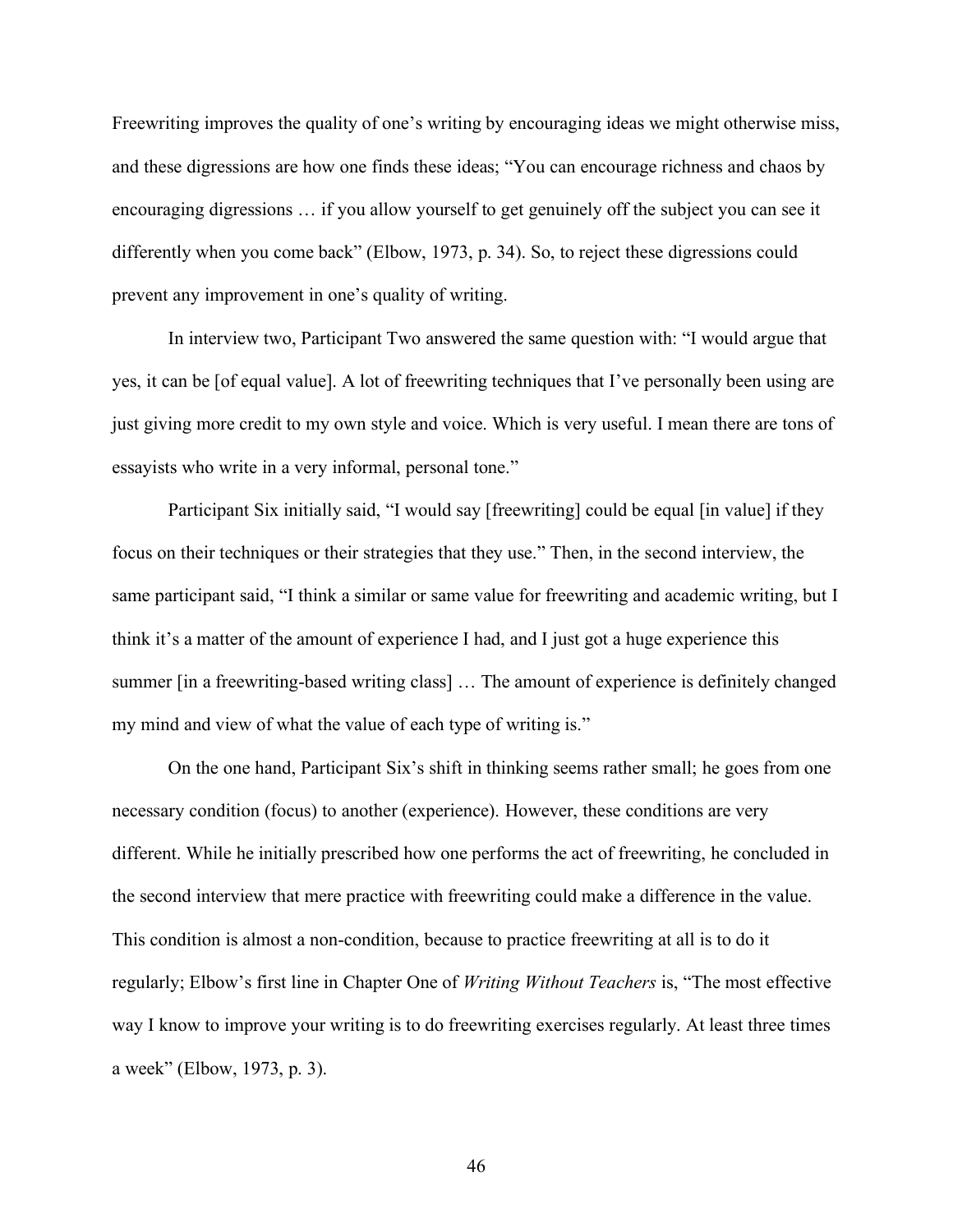Freewriting improves the quality of one's writing by encouraging ideas we might otherwise miss, and these digressions are how one finds these ideas; "You can encourage richness and chaos by encouraging digressions … if you allow yourself to get genuinely off the subject you can see it differently when you come back" (Elbow, 1973, p. 34). So, to reject these digressions could prevent any improvement in one's quality of writing.

In interview two, Participant Two answered the same question with: "I would argue that yes, it can be [of equal value]. A lot of freewriting techniques that I've personally been using are just giving more credit to my own style and voice. Which is very useful. I mean there are tons of essayists who write in a very informal, personal tone."

Participant Six initially said, "I would say [freewriting] could be equal [in value] if they focus on their techniques or their strategies that they use." Then, in the second interview, the same participant said, "I think a similar or same value for freewriting and academic writing, but I think it's a matter of the amount of experience I had, and I just got a huge experience this summer [in a freewriting-based writing class] … The amount of experience is definitely changed my mind and view of what the value of each type of writing is."

On the one hand, Participant Six's shift in thinking seems rather small; he goes from one necessary condition (focus) to another (experience). However, these conditions are very different. While he initially prescribed how one performs the act of freewriting, he concluded in the second interview that mere practice with freewriting could make a difference in the value. This condition is almost a non-condition, because to practice freewriting at all is to do it regularly; Elbow's first line in Chapter One of *Writing Without Teachers* is, "The most effective way I know to improve your writing is to do freewriting exercises regularly. At least three times a week" (Elbow, 1973, p. 3).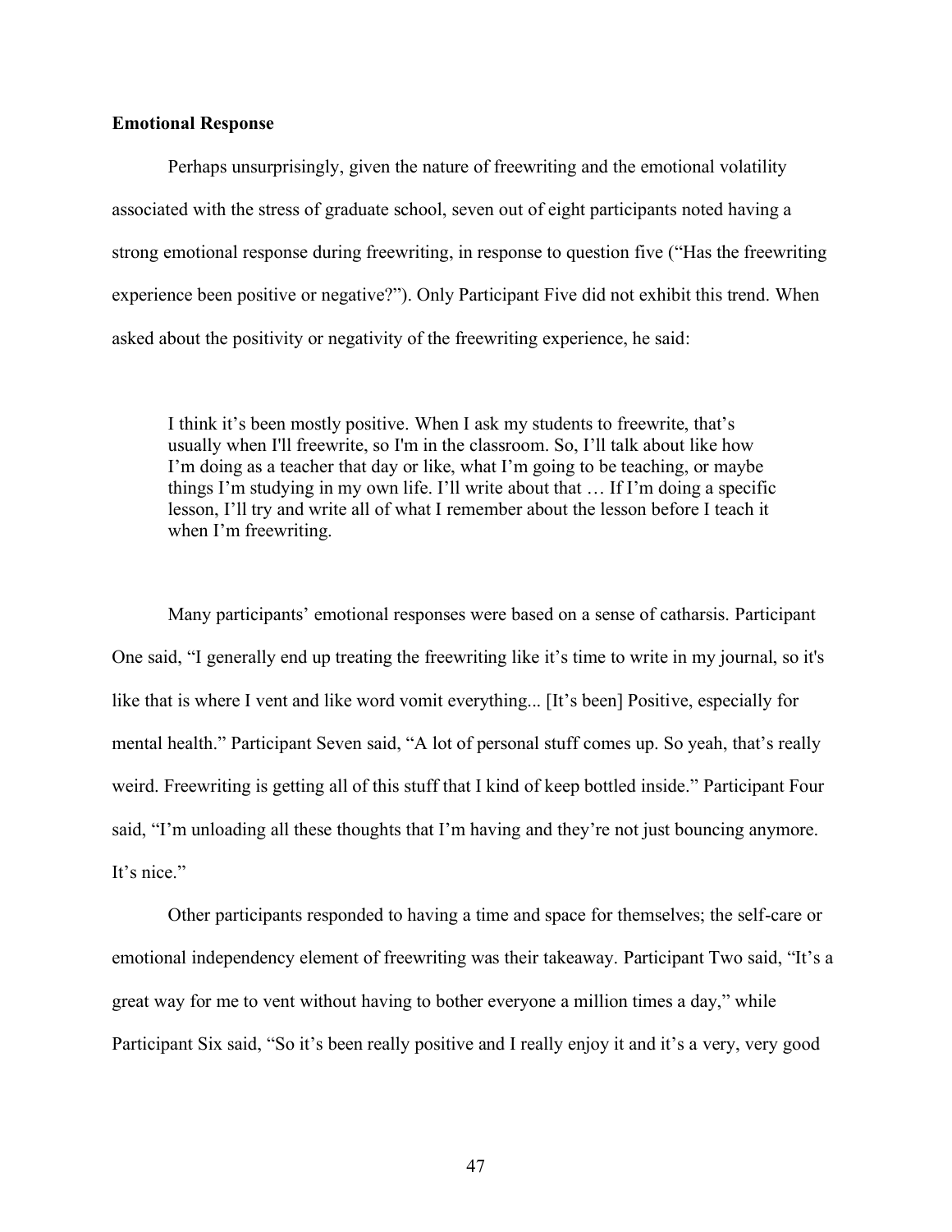**Emotional Response**

Perhaps unsurprisingly, given the nature of freewriting and the emotional volatility associated with the stress of graduate school, seven out of eight participants noted having a strong emotional response during freewriting, in response to question five ("Has the freewriting experience been positive or negative?"). Only Participant Five did not exhibit this trend. When asked about the positivity or negativity of the freewriting experience, he said:

> I think it's been mostly positive. When I ask my students to freewrite, that's usually when I'll freewrite, so I'm in the classroom. So, I'll talk about like how I'm doing as a teacher that day or like, what I'm going to be teaching, or maybe things I'm studying in my own life. I'll write about that … If I'm doing a specific lesson, I'll try and write all of what I remember about the lesson before I teach it when I'm freewriting.

Many participants' emotional responses were based on a sense of catharsis. Participant One said, "I generally end up treating the freewriting like it's time to write in my journal, so it's like that is where I vent and like word vomit everything... [It's been] Positive, especially for mental health." Participant Seven said, "A lot of personal stuff comes up. So yeah, that's really weird. Freewriting is getting all of this stuff that I kind of keep bottled inside." Participant Four said, "I'm unloading all these thoughts that I'm having and they're not just bouncing anymore. It's nice."

Other participants responded to having a time and space for themselves; the self-care or emotional independency element of freewriting was their takeaway. Participant Two said, "It's a great way for me to vent without having to bother everyone a million times a day," while Participant Six said, "So it's been really positive and I really enjoy it and it's a very, very good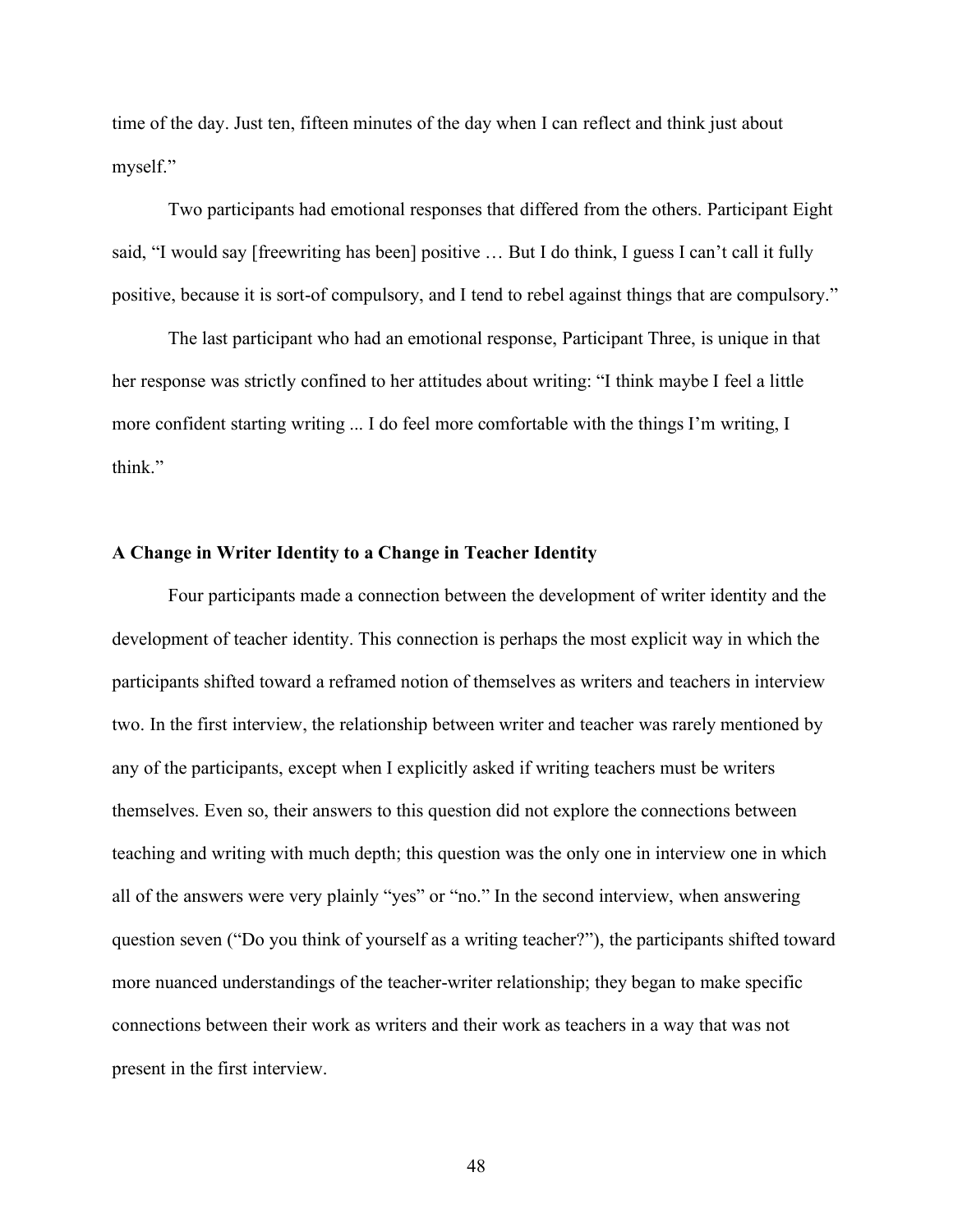time of the day. Just ten, fifteen minutes of the day when I can reflect and think just about myself."

Two participants had emotional responses that differed from the others. Participant Eight said, "I would say [freewriting has been] positive … But I do think, I guess I can't call it fully positive, because it is sort-of compulsory, and I tend to rebel against things that are compulsory."

The last participant who had an emotional response, Participant Three, is unique in that her response was strictly confined to her attitudes about writing: "I think maybe I feel a little more confident starting writing ... I do feel more comfortable with the things I'm writing, I think."

### A Change in Writer Identity to a Change in Teacher Identity

Four participants made a connection between the development of writer identity and the development of teacher identity. This connection is perhaps the most explicit way in which the participants shifted toward a reframed notion of themselves as writers and teachers in interview two. In the first interview, the relationship between writer and teacher was rarely mentioned by any of the participants, except when I explicitly asked if writing teachers must be writers themselves. Even so, their answers to this question did not explore the connections between teaching and writing with much depth; this question was the only one in interview one in which all of the answers were very plainly "yes" or "no." In the second interview, when answering question seven ("Do you think of yourself as a writing teacher?"), the participants shifted toward more nuanced understandings of the teacher-writer relationship; they began to make specific connections between their work as writers and their work as teachers in a way that was not present in the first interview.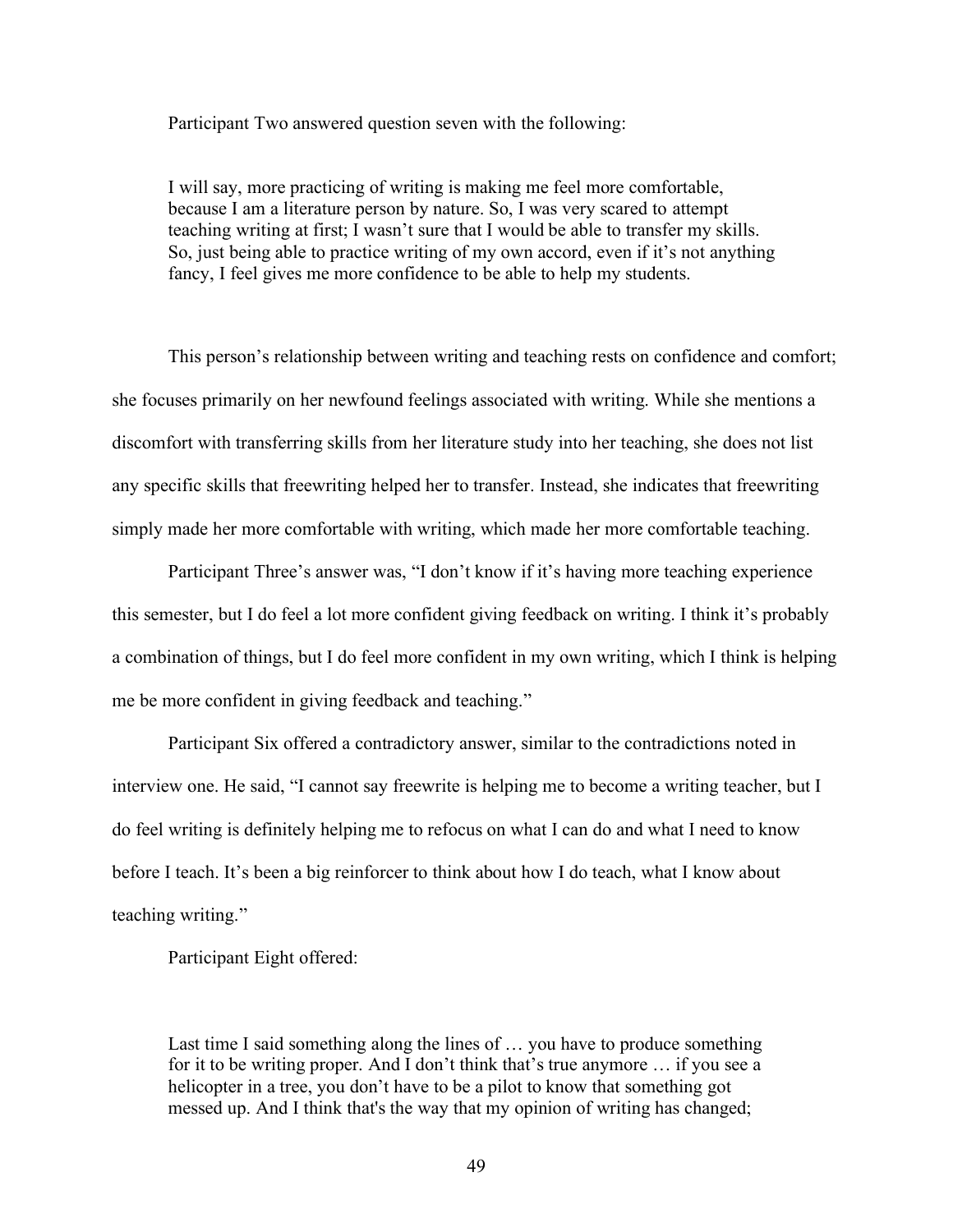Participant Two answered question seven with the following:

> I will say, more practicing of writing is making me feel more comfortable, because I am a literature person by nature. So, I was very scared to attempt teaching writing at first; I wasn't sure that I would be able to transfer my skills. So, just being able to practice writing of my own accord, even if it's not anything fancy, I feel gives me more confidence to be able to help my students.

This person's relationship between writing and teaching rests on confidence and comfort; she focuses primarily on her newfound feelings associated with writing. While she mentions a discomfort with transferring skills from her literature study into her teaching, she does not list any specific skills that freewriting helped her to transfer. Instead, she indicates that freewriting simply made her more comfortable with writing, which made her more comfortable teaching.

Participant Three's answer was, "I don't know if it's having more teaching experience this semester, but I do feel a lot more confident giving feedback on writing. I think it's probably a combination of things, but I do feel more confident in my own writing, which I think is helping me be more confident in giving feedback and teaching."

Participant Six offered a contradictory answer, similar to the contradictions noted in interview one. He said, "I cannot say freewrite is helping me to become a writing teacher, but I do feel writing is definitely helping me to refocus on what I can do and what I need to know before I teach. It's been a big reinforcer to think about how I do teach, what I know about teaching writing."

Participant Eight offered:

> Last time I said something along the lines of … you have to produce something for it to be writing proper. And I don't think that's true anymore … if you see a helicopter in a tree, you don't have to be a pilot to know that something got messed up. And I think that's the way that my opinion of writing has changed;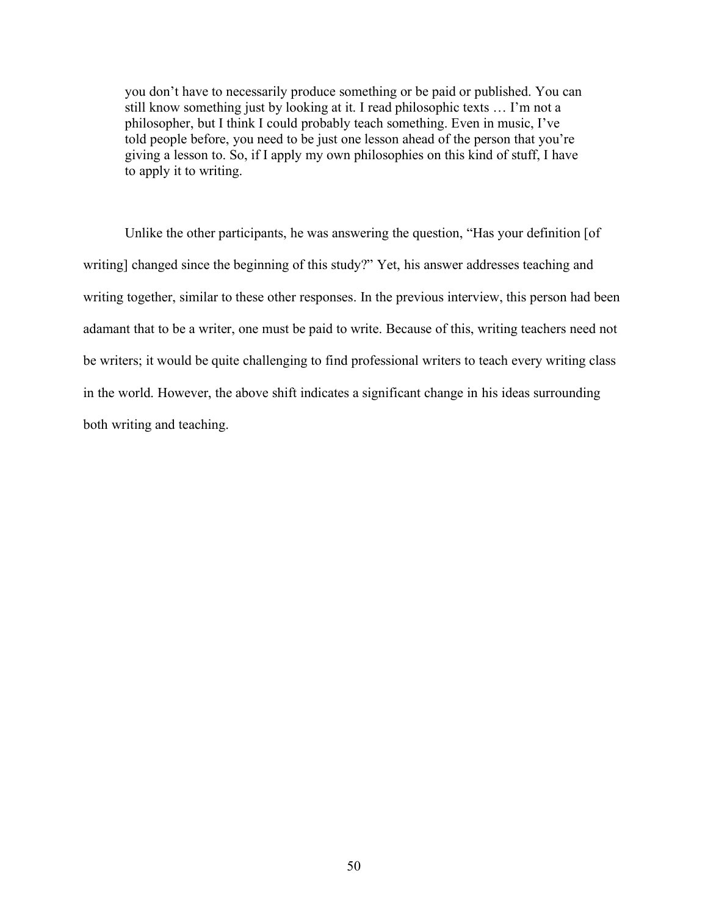> you don’t have to necessarily produce something or be paid or published. You can still know something just by looking at it. I read philosophic texts … I’m not a philosopher, but I think I could probably teach something. Even in music, I’ve told people before, you need to be just one lesson ahead of the person that you’re giving a lesson to. So, if I apply my own philosophies on this kind of stuff, I have to apply it to writing.

Unlike the other participants, he was answering the question, “Has your definition [of writing] changed since the beginning of this study?” Yet, his answer addresses teaching and writing together, similar to these other responses. In the previous interview, this person had been adamant that to be a writer, one must be paid to write. Because of this, writing teachers need not be writers; it would be quite challenging to find professional writers to teach every writing class in the world. However, the above shift indicates a significant change in his ideas surrounding both writing and teaching.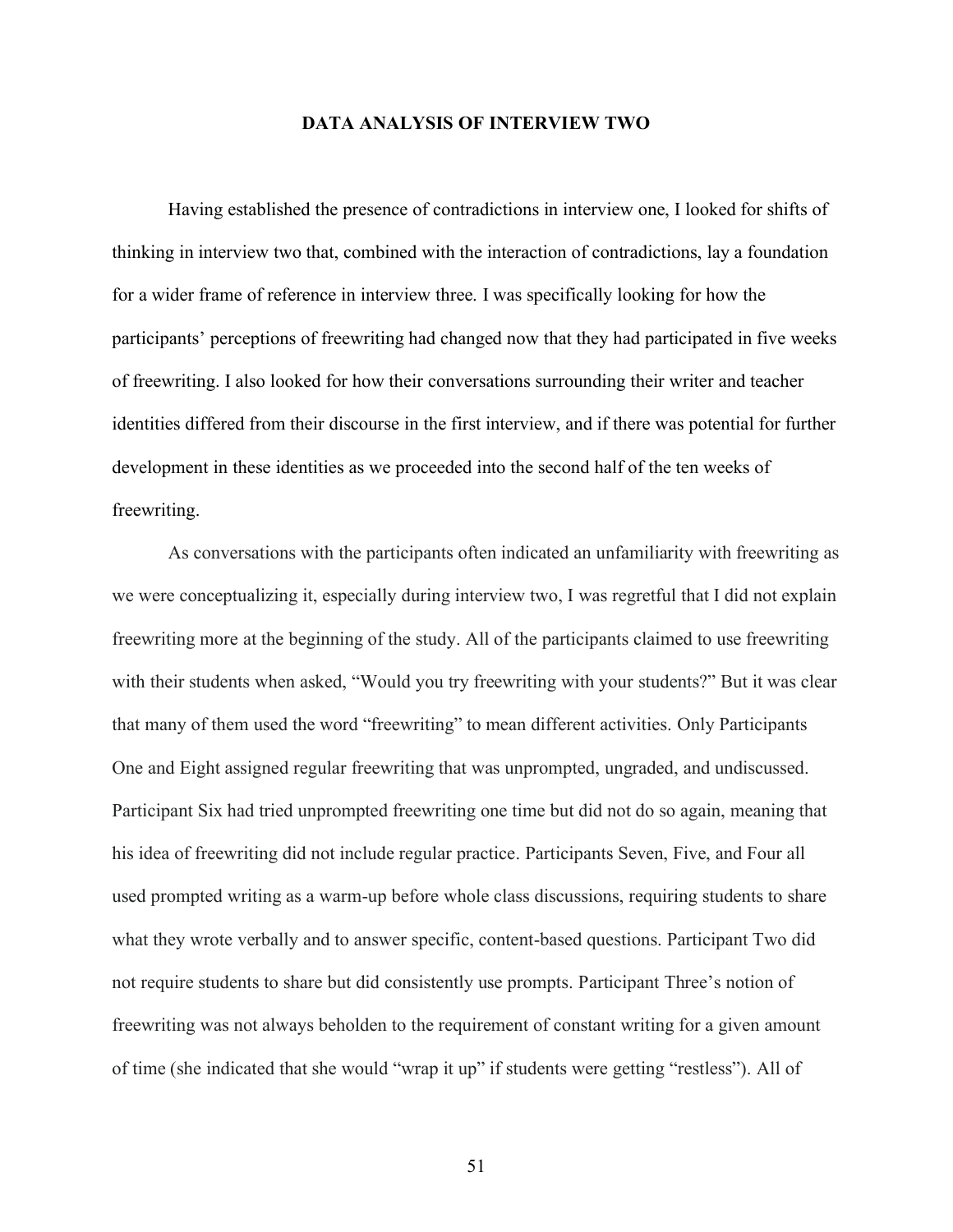# DATA ANALYSIS OF INTERVIEW TWO

Having established the presence of contradictions in interview one, I looked for shifts of thinking in interview two that, combined with the interaction of contradictions, lay a foundation for a wider frame of reference in interview three. I was specifically looking for how the participants' perceptions of freewriting had changed now that they had participated in five weeks of freewriting. I also looked for how their conversations surrounding their writer and teacher identities differed from their discourse in the first interview, and if there was potential for further development in these identities as we proceeded into the second half of the ten weeks of freewriting.

As conversations with the participants often indicated an unfamiliarity with freewriting as we were conceptualizing it, especially during interview two, I was regretful that I did not explain freewriting more at the beginning of the study. All of the participants claimed to use freewriting with their students when asked, "Would you try freewriting with your students?" But it was clear that many of them used the word "freewriting" to mean different activities. Only Participants One and Eight assigned regular freewriting that was unprompted, ungraded, and undiscussed. Participant Six had tried unprompted freewriting one time but did not do so again, meaning that his idea of freewriting did not include regular practice. Participants Seven, Five, and Four all used prompted writing as a warm-up before whole class discussions, requiring students to share what they wrote verbally and to answer specific, content-based questions. Participant Two did not require students to share but did consistently use prompts. Participant Three's notion of freewriting was not always beholden to the requirement of constant writing for a given amount of time (she indicated that she would "wrap it up" if students were getting "restless"). All of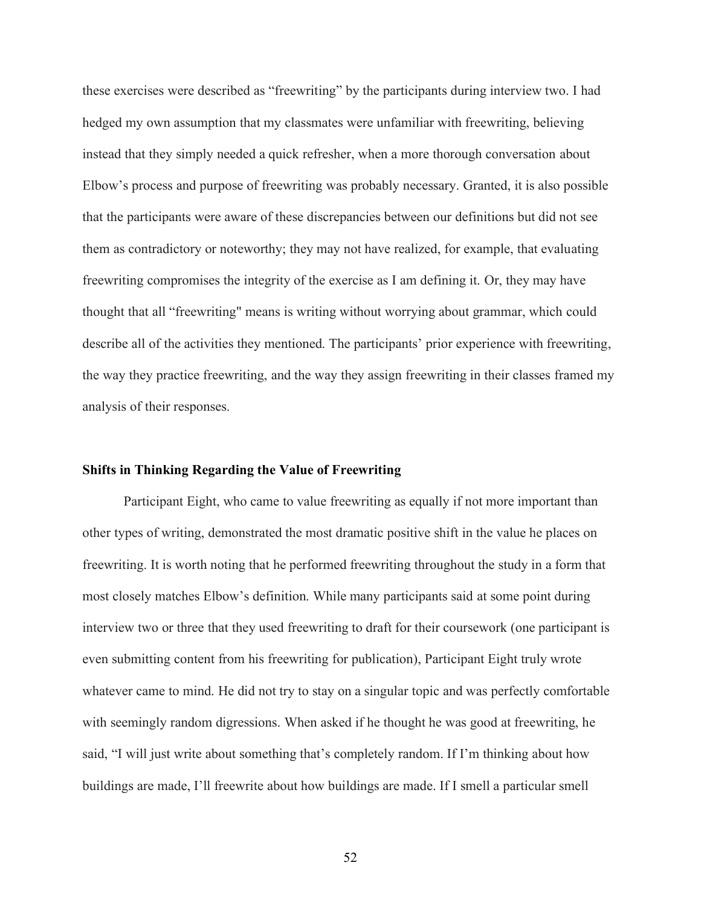these exercises were described as "freewriting" by the participants during interview two. I had hedged my own assumption that my classmates were unfamiliar with freewriting, believing instead that they simply needed a quick refresher, when a more thorough conversation about Elbow's process and purpose of freewriting was probably necessary. Granted, it is also possible that the participants were aware of these discrepancies between our definitions but did not see them as contradictory or noteworthy; they may not have realized, for example, that evaluating freewriting compromises the integrity of the exercise as I am defining it. Or, they may have thought that all "freewriting" means is writing without worrying about grammar, which could describe all of the activities they mentioned. The participants' prior experience with freewriting, the way they practice freewriting, and the way they assign freewriting in their classes framed my analysis of their responses.

### Shifts in Thinking Regarding the Value of Freewriting

Participant Eight, who came to value freewriting as equally if not more important than other types of writing, demonstrated the most dramatic positive shift in the value he places on freewriting. It is worth noting that he performed freewriting throughout the study in a form that most closely matches Elbow's definition. While many participants said at some point during interview two or three that they used freewriting to draft for their coursework (one participant is even submitting content from his freewriting for publication), Participant Eight truly wrote whatever came to mind. He did not try to stay on a singular topic and was perfectly comfortable with seemingly random digressions. When asked if he thought he was good at freewriting, he said, "I will just write about something that's completely random. If I'm thinking about how buildings are made, I'll freewrite about how buildings are made. If I smell a particular smell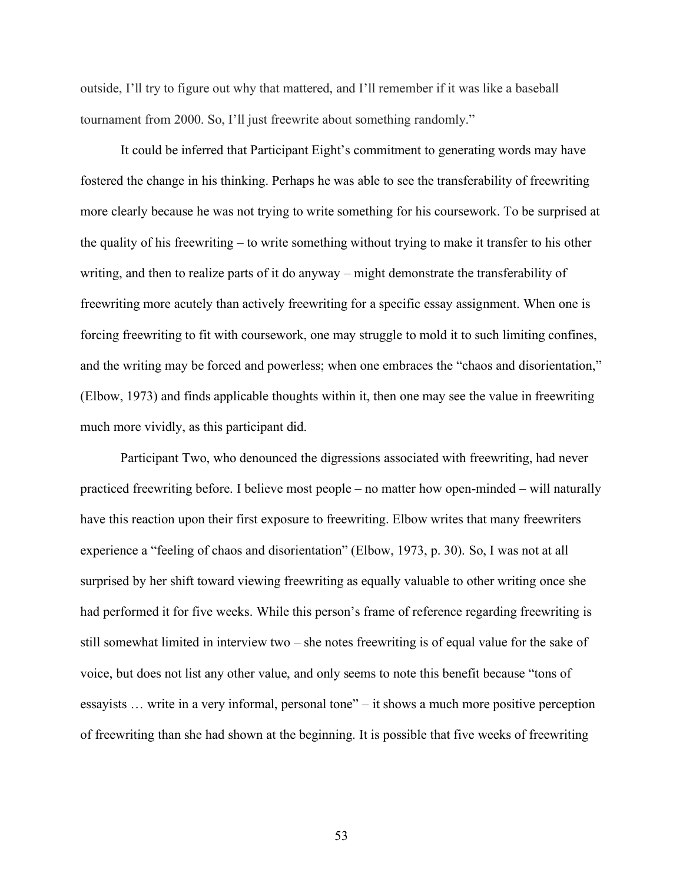outside, I'll try to figure out why that mattered, and I'll remember if it was like a baseball tournament from 2000. So, I'll just freewrite about something randomly."

It could be inferred that Participant Eight's commitment to generating words may have fostered the change in his thinking. Perhaps he was able to see the transferability of freewriting more clearly because he was not trying to write something for his coursework. To be surprised at the quality of his freewriting – to write something without trying to make it transfer to his other writing, and then to realize parts of it do anyway – might demonstrate the transferability of freewriting more acutely than actively freewriting for a specific essay assignment. When one is forcing freewriting to fit with coursework, one may struggle to mold it to such limiting confines, and the writing may be forced and powerless; when one embraces the "chaos and disorientation," (Elbow, 1973) and finds applicable thoughts within it, then one may see the value in freewriting much more vividly, as this participant did.

Participant Two, who denounced the digressions associated with freewriting, had never practiced freewriting before. I believe most people – no matter how open-minded – will naturally have this reaction upon their first exposure to freewriting. Elbow writes that many freewriters experience a "feeling of chaos and disorientation" (Elbow, 1973, p. 30). So, I was not at all surprised by her shift toward viewing freewriting as equally valuable to other writing once she had performed it for five weeks. While this person's frame of reference regarding freewriting is still somewhat limited in interview two – she notes freewriting is of equal value for the sake of voice, but does not list any other value, and only seems to note this benefit because "tons of essayists … write in a very informal, personal tone" – it shows a much more positive perception of freewriting than she had shown at the beginning. It is possible that five weeks of freewriting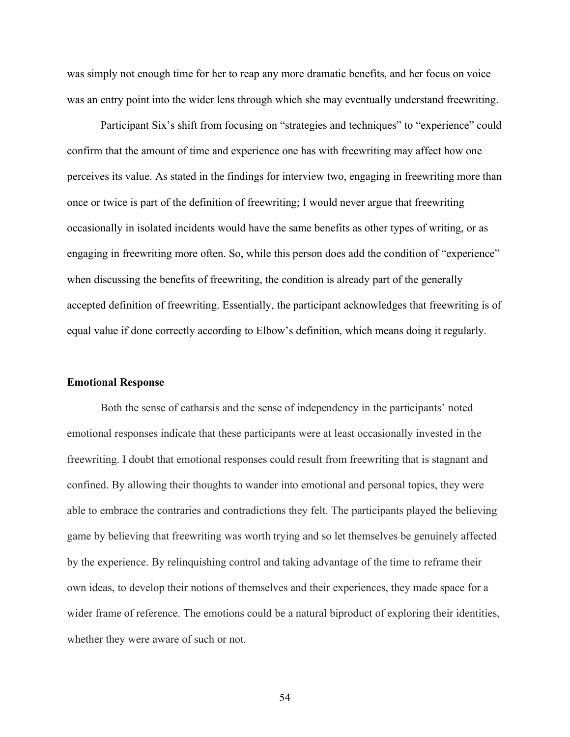was simply not enough time for her to reap any more dramatic benefits, and her focus on voice was an entry point into the wider lens through which she may eventually understand freewriting.

Participant Six's shift from focusing on "strategies and techniques" to "experience" could confirm that the amount of time and experience one has with freewriting may affect how one perceives its value. As stated in the findings for interview two, engaging in freewriting more than once or twice is part of the definition of freewriting; I would never argue that freewriting occasionally in isolated incidents would have the same benefits as other types of writing, or as engaging in freewriting more often. So, while this person does add the condition of "experience" when discussing the benefits of freewriting, the condition is already part of the generally accepted definition of freewriting. Essentially, the participant acknowledges that freewriting is of equal value if done correctly according to Elbow's definition, which means doing it regularly.

### Emotional Response

Both the sense of catharsis and the sense of independency in the participants' noted emotional responses indicate that these participants were at least occasionally invested in the freewriting. I doubt that emotional responses could result from freewriting that is stagnant and confined. By allowing their thoughts to wander into emotional and personal topics, they were able to embrace the contraries and contradictions they felt. The participants played the believing game by believing that freewriting was worth trying and so let themselves be genuinely affected by the experience. By relinquishing control and taking advantage of the time to reframe their own ideas, to develop their notions of themselves and their experiences, they made space for a wider frame of reference. The emotions could be a natural biproduct of exploring their identities, whether they were aware of such or not.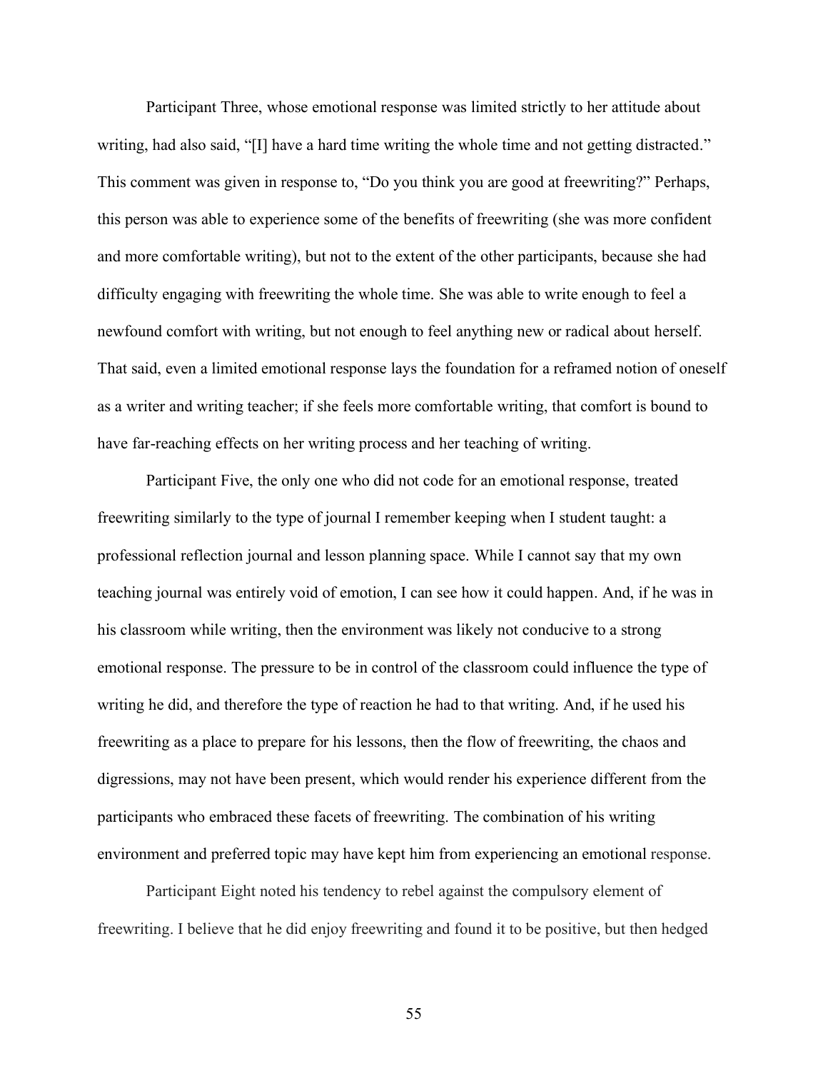Participant Three, whose emotional response was limited strictly to her attitude about writing, had also said, "[I] have a hard time writing the whole time and not getting distracted." This comment was given in response to, "Do you think you are good at freewriting?" Perhaps, this person was able to experience some of the benefits of freewriting (she was more confident and more comfortable writing), but not to the extent of the other participants, because she had difficulty engaging with freewriting the whole time. She was able to write enough to feel a newfound comfort with writing, but not enough to feel anything new or radical about herself. That said, even a limited emotional response lays the foundation for a reframed notion of oneself as a writer and writing teacher; if she feels more comfortable writing, that comfort is bound to have far-reaching effects on her writing process and her teaching of writing.

Participant Five, the only one who did not code for an emotional response, treated freewriting similarly to the type of journal I remember keeping when I student taught: a professional reflection journal and lesson planning space. While I cannot say that my own teaching journal was entirely void of emotion, I can see how it could happen. And, if he was in his classroom while writing, then the environment was likely not conducive to a strong emotional response. The pressure to be in control of the classroom could influence the type of writing he did, and therefore the type of reaction he had to that writing. And, if he used his freewriting as a place to prepare for his lessons, then the flow of freewriting, the chaos and digressions, may not have been present, which would render his experience different from the participants who embraced these facets of freewriting. The combination of his writing environment and preferred topic may have kept him from experiencing an emotional response.

Participant Eight noted his tendency to rebel against the compulsory element of freewriting. I believe that he did enjoy freewriting and found it to be positive, but then hedged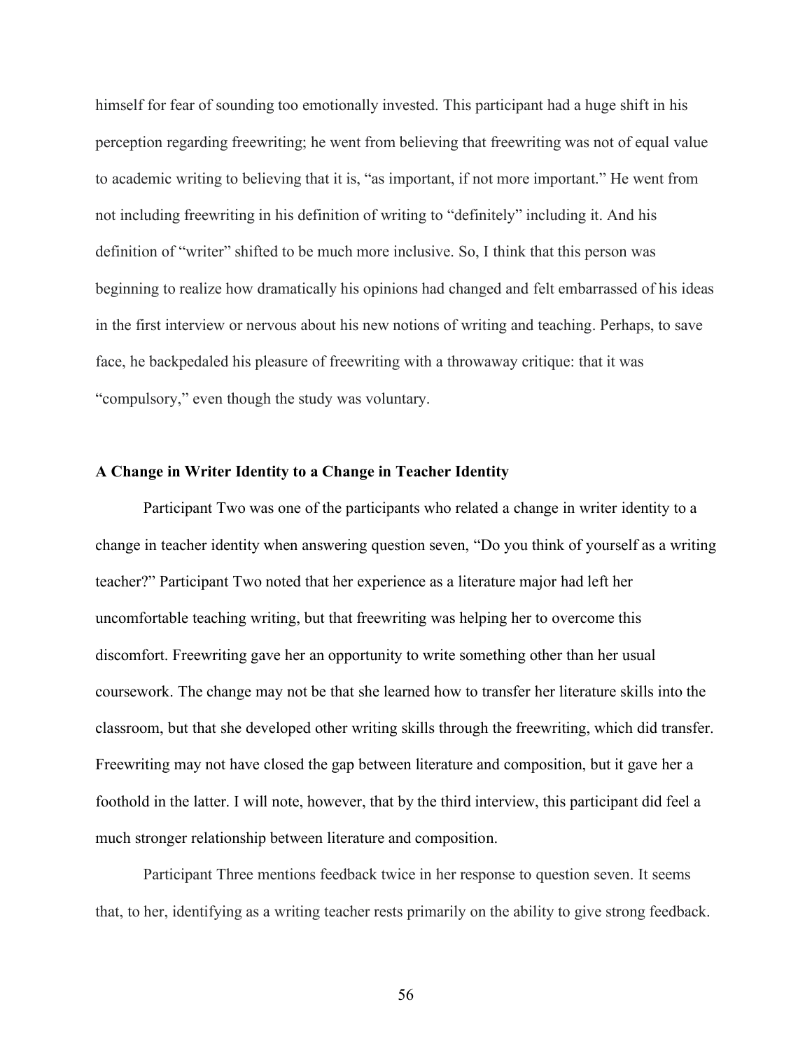himself for fear of sounding too emotionally invested. This participant had a huge shift in his perception regarding freewriting; he went from believing that freewriting was not of equal value to academic writing to believing that it is, "as important, if not more important." He went from not including freewriting in his definition of writing to "definitely" including it. And his definition of "writer" shifted to be much more inclusive. So, I think that this person was beginning to realize how dramatically his opinions had changed and felt embarrassed of his ideas in the first interview or nervous about his new notions of writing and teaching. Perhaps, to save face, he backpedaled his pleasure of freewriting with a throwaway critique: that it was "compulsory," even though the study was voluntary.

### A Change in Writer Identity to a Change in Teacher Identity

Participant Two was one of the participants who related a change in writer identity to a change in teacher identity when answering question seven, "Do you think of yourself as a writing teacher?" Participant Two noted that her experience as a literature major had left her uncomfortable teaching writing, but that freewriting was helping her to overcome this discomfort. Freewriting gave her an opportunity to write something other than her usual coursework. The change may not be that she learned how to transfer her literature skills into the classroom, but that she developed other writing skills through the freewriting, which did transfer. Freewriting may not have closed the gap between literature and composition, but it gave her a foothold in the latter. I will note, however, that by the third interview, this participant did feel a much stronger relationship between literature and composition.

Participant Three mentions feedback twice in her response to question seven. It seems that, to her, identifying as a writing teacher rests primarily on the ability to give strong feedback.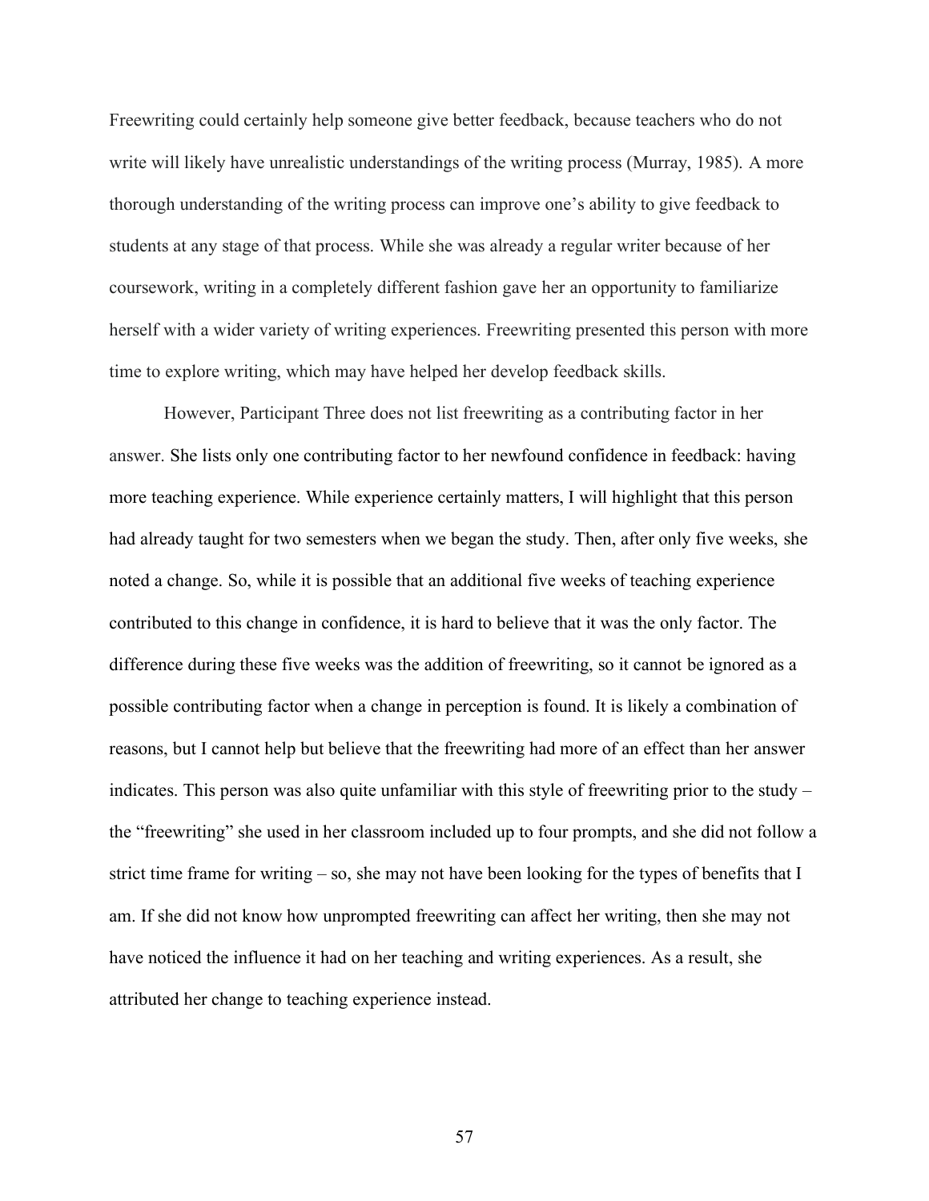Freewriting could certainly help someone give better feedback, because teachers who do not write will likely have unrealistic understandings of the writing process (Murray, 1985). A more thorough understanding of the writing process can improve one's ability to give feedback to students at any stage of that process. While she was already a regular writer because of her coursework, writing in a completely different fashion gave her an opportunity to familiarize herself with a wider variety of writing experiences. Freewriting presented this person with more time to explore writing, which may have helped her develop feedback skills.

However, Participant Three does not list freewriting as a contributing factor in her answer. She lists only one contributing factor to her newfound confidence in feedback: having more teaching experience. While experience certainly matters, I will highlight that this person had already taught for two semesters when we began the study. Then, after only five weeks, she noted a change. So, while it is possible that an additional five weeks of teaching experience contributed to this change in confidence, it is hard to believe that it was the only factor. The difference during these five weeks was the addition of freewriting, so it cannot be ignored as a possible contributing factor when a change in perception is found. It is likely a combination of reasons, but I cannot help but believe that the freewriting had more of an effect than her answer indicates. This person was also quite unfamiliar with this style of freewriting prior to the study – the "freewriting" she used in her classroom included up to four prompts, and she did not follow a strict time frame for writing – so, she may not have been looking for the types of benefits that I am. If she did not know how unprompted freewriting can affect her writing, then she may not have noticed the influence it had on her teaching and writing experiences. As a result, she attributed her change to teaching experience instead.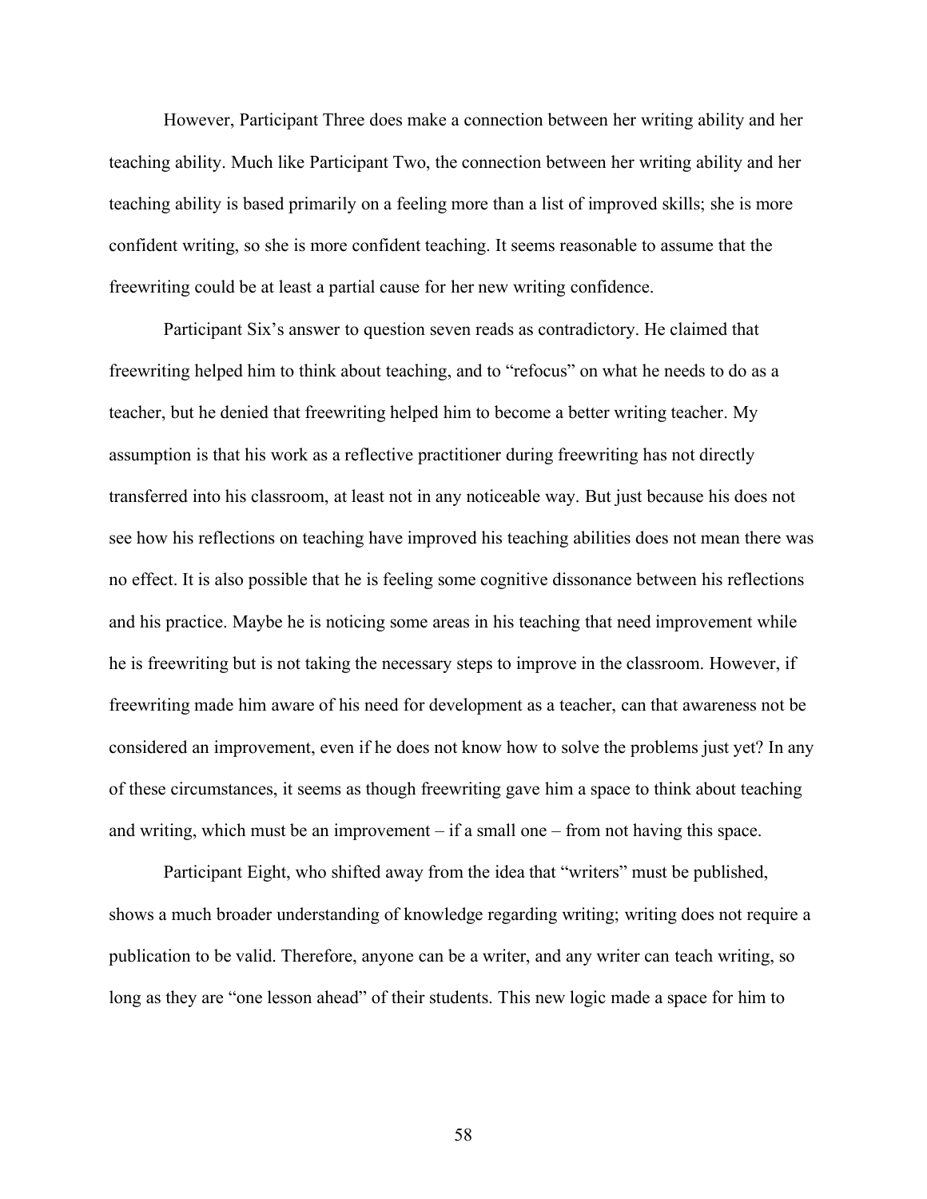However, Participant Three does make a connection between her writing ability and her teaching ability. Much like Participant Two, the connection between her writing ability and her teaching ability is based primarily on a feeling more than a list of improved skills; she is more confident writing, so she is more confident teaching. It seems reasonable to assume that the freewriting could be at least a partial cause for her new writing confidence.

Participant Six's answer to question seven reads as contradictory. He claimed that freewriting helped him to think about teaching, and to "refocus" on what he needs to do as a teacher, but he denied that freewriting helped him to become a better writing teacher. My assumption is that his work as a reflective practitioner during freewriting has not directly transferred into his classroom, at least not in any noticeable way. But just because his does not see how his reflections on teaching have improved his teaching abilities does not mean there was no effect. It is also possible that he is feeling some cognitive dissonance between his reflections and his practice. Maybe he is noticing some areas in his teaching that need improvement while he is freewriting but is not taking the necessary steps to improve in the classroom. However, if freewriting made him aware of his need for development as a teacher, can that awareness not be considered an improvement, even if he does not know how to solve the problems just yet? In any of these circumstances, it seems as though freewriting gave him a space to think about teaching and writing, which must be an improvement – if a small one – from not having this space.

Participant Eight, who shifted away from the idea that "writers" must be published, shows a much broader understanding of knowledge regarding writing; writing does not require a publication to be valid. Therefore, anyone can be a writer, and any writer can teach writing, so long as they are "one lesson ahead" of their students. This new logic made a space for him to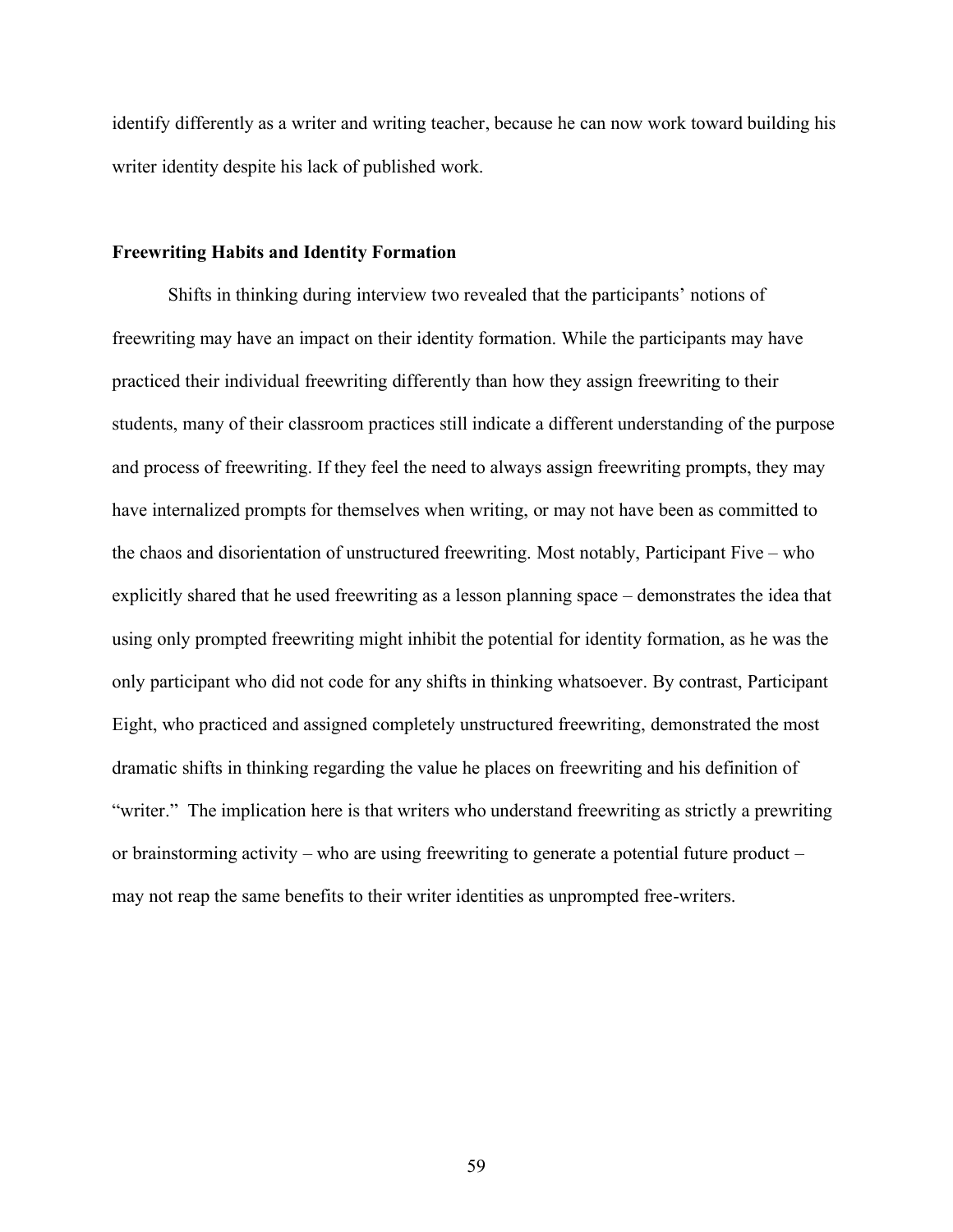identify differently as a writer and writing teacher, because he can now work toward building his writer identity despite his lack of published work.

### Freewriting Habits and Identity Formation

Shifts in thinking during interview two revealed that the participants' notions of freewriting may have an impact on their identity formation. While the participants may have practiced their individual freewriting differently than how they assign freewriting to their students, many of their classroom practices still indicate a different understanding of the purpose and process of freewriting. If they feel the need to always assign freewriting prompts, they may have internalized prompts for themselves when writing, or may not have been as committed to the chaos and disorientation of unstructured freewriting. Most notably, Participant Five – who explicitly shared that he used freewriting as a lesson planning space – demonstrates the idea that using only prompted freewriting might inhibit the potential for identity formation, as he was the only participant who did not code for any shifts in thinking whatsoever. By contrast, Participant Eight, who practiced and assigned completely unstructured freewriting, demonstrated the most dramatic shifts in thinking regarding the value he places on freewriting and his definition of "writer." The implication here is that writers who understand freewriting as strictly a prewriting or brainstorming activity – who are using freewriting to generate a potential future product – may not reap the same benefits to their writer identities as unprompted free-writers.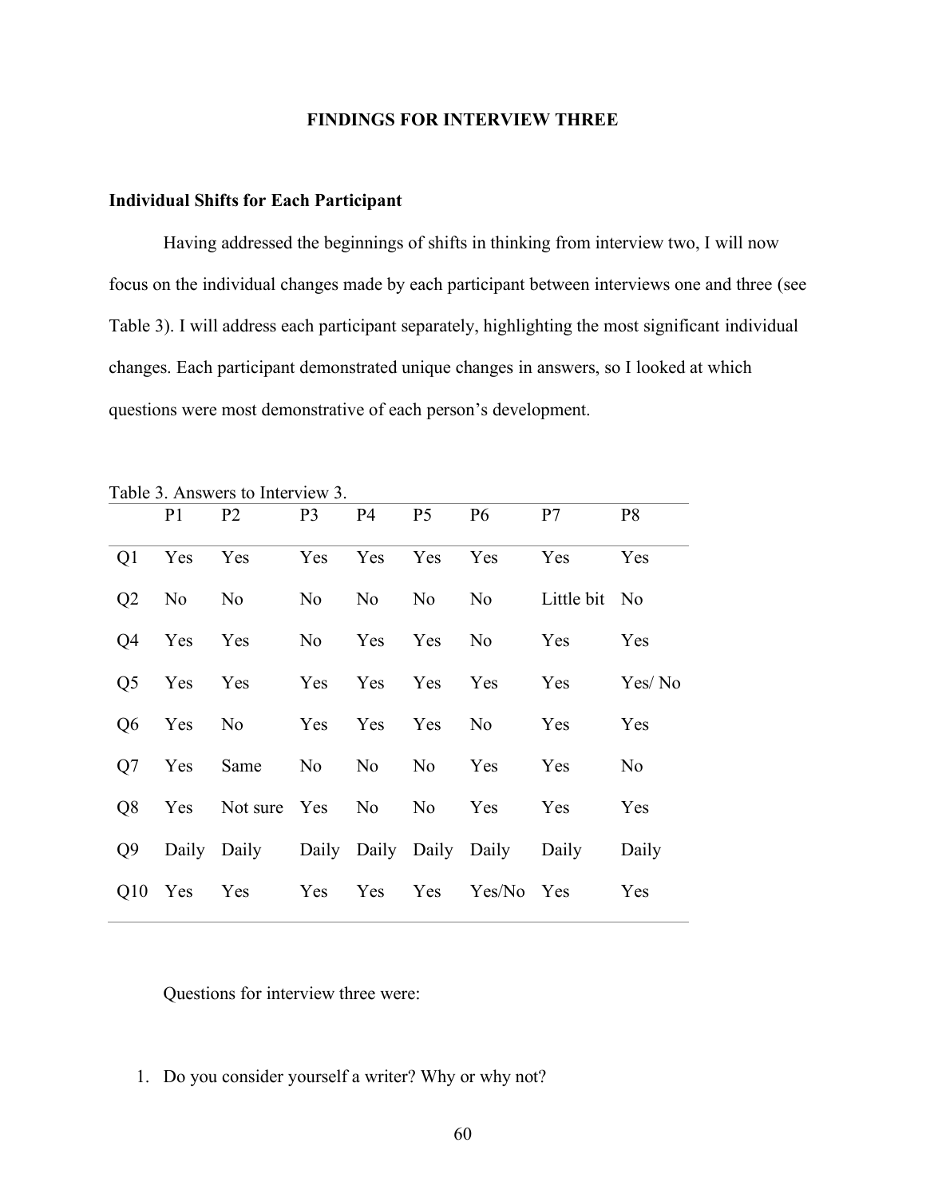## FINDINGS FOR INTERVIEW THREE

### Individual Shifts for Each Participant

Having addressed the beginnings of shifts in thinking from interview two, I will now focus on the individual changes made by each participant between interviews one and three (see Table 3). I will address each participant separately, highlighting the most significant individual changes. Each participant demonstrated unique changes in answers, so I looked at which questions were most demonstrative of each person's development.

Table 3. Answers to Interview 3.

| | P1 | P2 | P3 | P4 | P5 | P6 | P7 | P8 |
|---|---|---|---|---|---|---|---|---|
| Q1 | Yes | Yes | Yes | Yes | Yes | Yes | Yes | Yes |
| Q2 | No | No | No | No | No | No | Little bit | No |
| Q4 | Yes | Yes | No | Yes | Yes | No | Yes | Yes |
| Q5 | Yes | Yes | Yes | Yes | Yes | Yes | Yes | Yes/ No |
| Q6 | Yes | No | Yes | Yes | Yes | No | Yes | Yes |
| Q7 | Yes | Same | No | No | No | Yes | Yes | No |
| Q8 | Yes | Not sure | Yes | No | No | Yes | Yes | Yes |
| Q9 | Daily | Daily | Daily | Daily | Daily | Daily | Daily | Daily |
| Q10 | Yes | Yes | Yes | Yes | Yes | Yes/No | Yes | Yes |

Questions for interview three were:

1. Do you consider yourself a writer? Why or why not?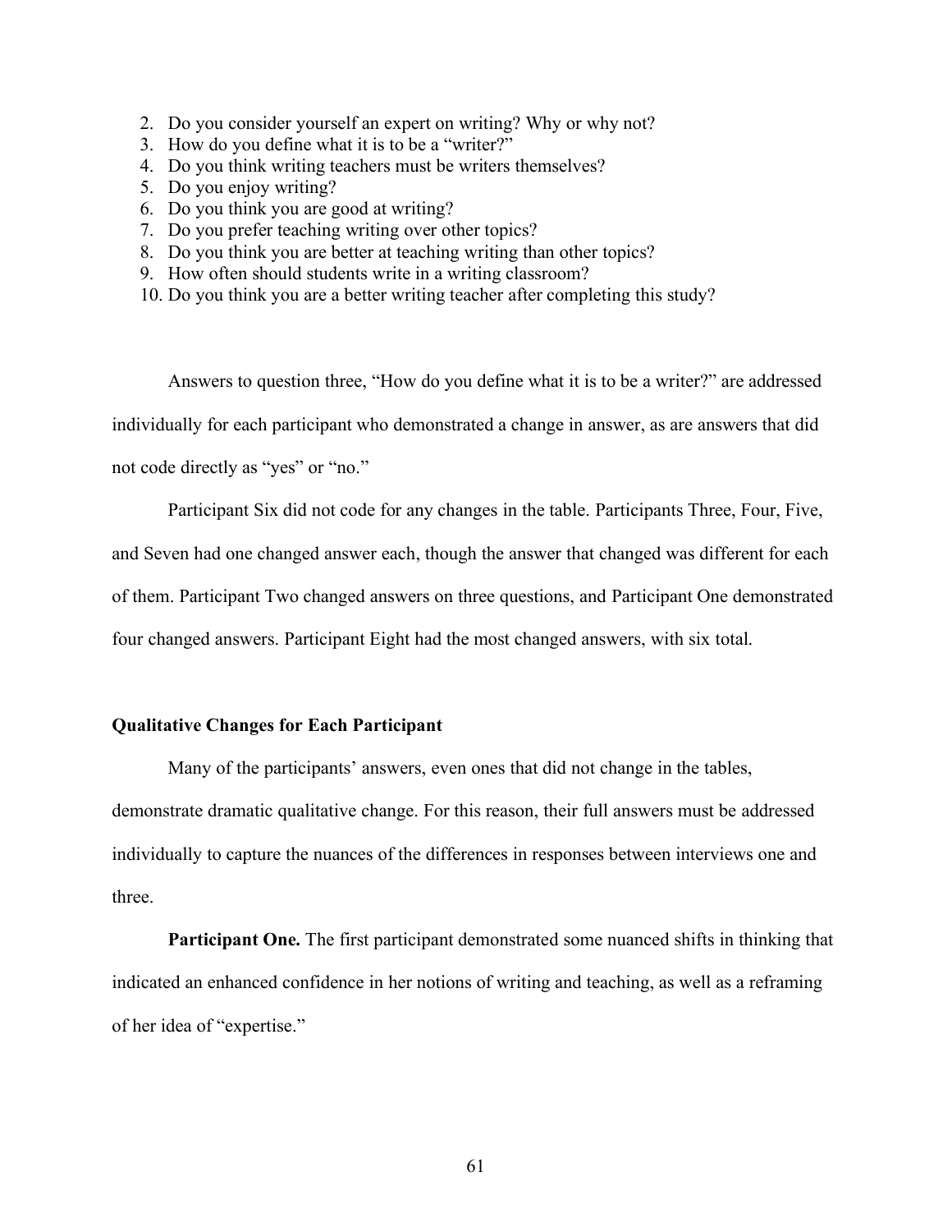2. Do you consider yourself an expert on writing? Why or why not?
3. How do you define what it is to be a "writer?"
4. Do you think writing teachers must be writers themselves?
5. Do you enjoy writing?
6. Do you think you are good at writing?
7. Do you prefer teaching writing over other topics?
8. Do you think you are better at teaching writing than other topics?
9. How often should students write in a writing classroom?
10. Do you think you are a better writing teacher after completing this study?

Answers to question three, "How do you define what it is to be a writer?" are addressed individually for each participant who demonstrated a change in answer, as are answers that did not code directly as "yes" or "no."

Participant Six did not code for any changes in the table. Participants Three, Four, Five, and Seven had one changed answer each, though the answer that changed was different for each of them. Participant Two changed answers on three questions, and Participant One demonstrated four changed answers. Participant Eight had the most changed answers, with six total.

### Qualitative Changes for Each Participant

Many of the participants' answers, even ones that did not change in the tables, demonstrate dramatic qualitative change. For this reason, their full answers must be addressed individually to capture the nuances of the differences in responses between interviews one and three.

**Participant One.** The first participant demonstrated some nuanced shifts in thinking that indicated an enhanced confidence in her notions of writing and teaching, as well as a reframing of her idea of "expertise."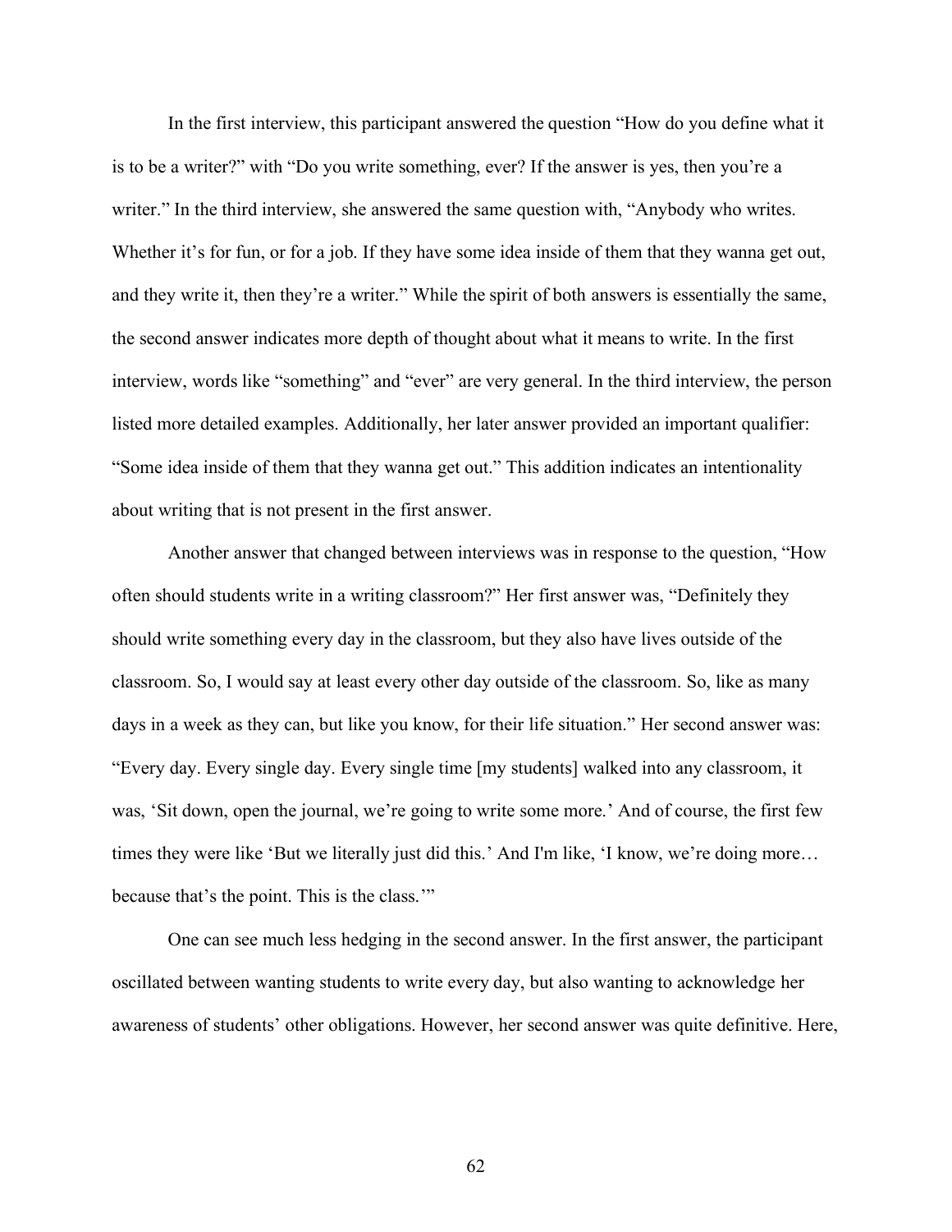In the first interview, this participant answered the question "How do you define what it is to be a writer?" with "Do you write something, ever? If the answer is yes, then you're a writer." In the third interview, she answered the same question with, "Anybody who writes. Whether it's for fun, or for a job. If they have some idea inside of them that they wanna get out, and they write it, then they're a writer." While the spirit of both answers is essentially the same, the second answer indicates more depth of thought about what it means to write. In the first interview, words like "something" and "ever" are very general. In the third interview, the person listed more detailed examples. Additionally, her later answer provided an important qualifier: "Some idea inside of them that they wanna get out." This addition indicates an intentionality about writing that is not present in the first answer.

Another answer that changed between interviews was in response to the question, "How often should students write in a writing classroom?" Her first answer was, "Definitely they should write something every day in the classroom, but they also have lives outside of the classroom. So, I would say at least every other day outside of the classroom. So, like as many days in a week as they can, but like you know, for their life situation." Her second answer was: "Every day. Every single day. Every single time [my students] walked into any classroom, it was, 'Sit down, open the journal, we're going to write some more.' And of course, the first few times they were like 'But we literally just did this.' And I'm like, 'I know, we're doing more… because that's the point. This is the class.'"

One can see much less hedging in the second answer. In the first answer, the participant oscillated between wanting students to write every day, but also wanting to acknowledge her awareness of students' other obligations. However, her second answer was quite definitive. Here,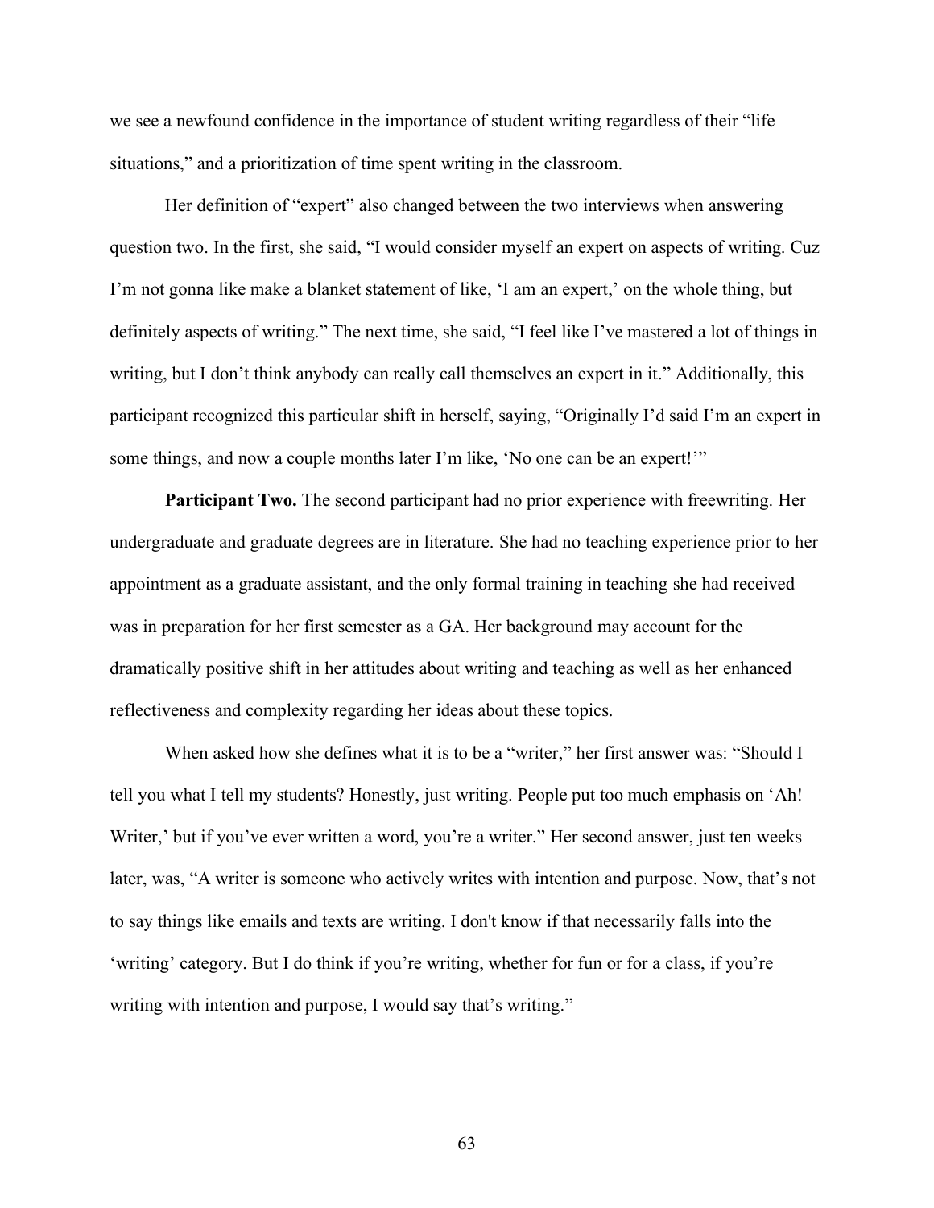we see a newfound confidence in the importance of student writing regardless of their "life situations," and a prioritization of time spent writing in the classroom.

Her definition of "expert" also changed between the two interviews when answering question two. In the first, she said, "I would consider myself an expert on aspects of writing. Cuz I'm not gonna like make a blanket statement of like, 'I am an expert,' on the whole thing, but definitely aspects of writing." The next time, she said, "I feel like I've mastered a lot of things in writing, but I don't think anybody can really call themselves an expert in it." Additionally, this participant recognized this particular shift in herself, saying, "Originally I'd said I'm an expert in some things, and now a couple months later I'm like, 'No one can be an expert!'"

**Participant Two.** The second participant had no prior experience with freewriting. Her undergraduate and graduate degrees are in literature. She had no teaching experience prior to her appointment as a graduate assistant, and the only formal training in teaching she had received was in preparation for her first semester as a GA. Her background may account for the dramatically positive shift in her attitudes about writing and teaching as well as her enhanced reflectiveness and complexity regarding her ideas about these topics.

When asked how she defines what it is to be a "writer," her first answer was: "Should I tell you what I tell my students? Honestly, just writing. People put too much emphasis on 'Ah! Writer,' but if you've ever written a word, you're a writer." Her second answer, just ten weeks later, was, "A writer is someone who actively writes with intention and purpose. Now, that's not to say things like emails and texts are writing. I don't know if that necessarily falls into the 'writing' category. But I do think if you're writing, whether for fun or for a class, if you're writing with intention and purpose, I would say that's writing."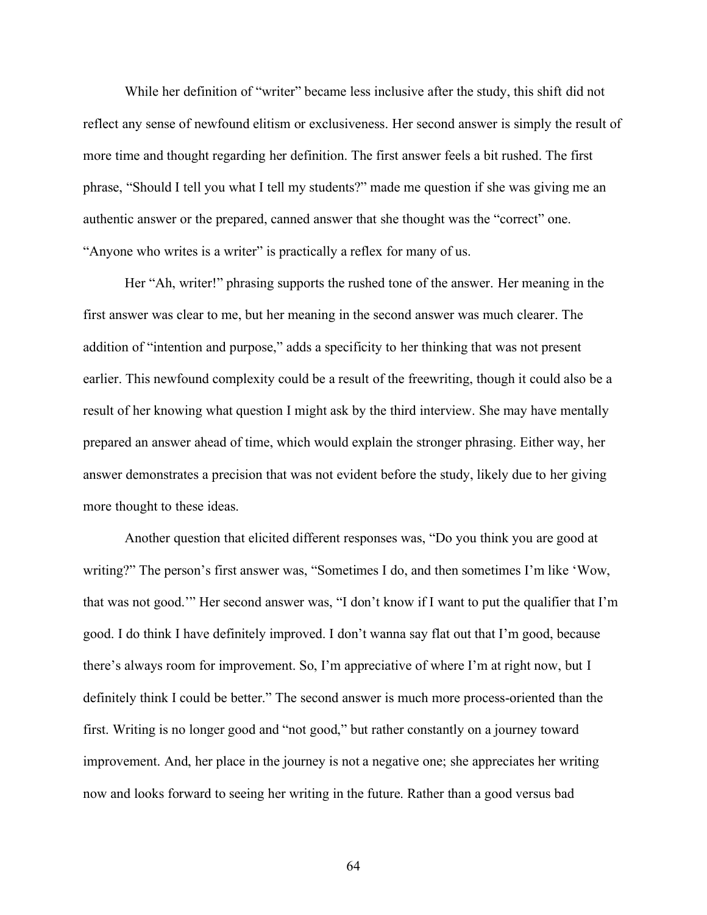While her definition of “writer” became less inclusive after the study, this shift did not reflect any sense of newfound elitism or exclusiveness. Her second answer is simply the result of more time and thought regarding her definition. The first answer feels a bit rushed. The first phrase, “Should I tell you what I tell my students?” made me question if she was giving me an authentic answer or the prepared, canned answer that she thought was the “correct” one. “Anyone who writes is a writer” is practically a reflex for many of us.

Her “Ah, writer!” phrasing supports the rushed tone of the answer. Her meaning in the first answer was clear to me, but her meaning in the second answer was much clearer. The addition of “intention and purpose,” adds a specificity to her thinking that was not present earlier. This newfound complexity could be a result of the freewriting, though it could also be a result of her knowing what question I might ask by the third interview. She may have mentally prepared an answer ahead of time, which would explain the stronger phrasing. Either way, her answer demonstrates a precision that was not evident before the study, likely due to her giving more thought to these ideas.

Another question that elicited different responses was, “Do you think you are good at writing?” The person’s first answer was, “Sometimes I do, and then sometimes I’m like ‘Wow, that was not good.’” Her second answer was, “I don’t know if I want to put the qualifier that I’m good. I do think I have definitely improved. I don’t wanna say flat out that I’m good, because there’s always room for improvement. So, I’m appreciative of where I’m at right now, but I definitely think I could be better.” The second answer is much more process-oriented than the first. Writing is no longer good and “not good,” but rather constantly on a journey toward improvement. And, her place in the journey is not a negative one; she appreciates her writing now and looks forward to seeing her writing in the future. Rather than a good versus bad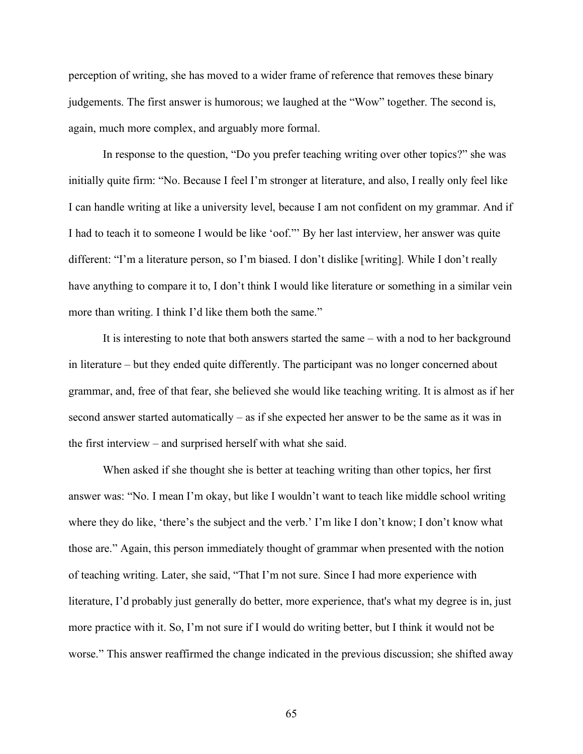perception of writing, she has moved to a wider frame of reference that removes these binary judgements. The first answer is humorous; we laughed at the "Wow" together. The second is, again, much more complex, and arguably more formal.

In response to the question, "Do you prefer teaching writing over other topics?" she was initially quite firm: "No. Because I feel I'm stronger at literature, and also, I really only feel like I can handle writing at like a university level, because I am not confident on my grammar. And if I had to teach it to someone I would be like 'oof.'" By her last interview, her answer was quite different: "I'm a literature person, so I'm biased. I don't dislike [writing]. While I don't really have anything to compare it to, I don't think I would like literature or something in a similar vein more than writing. I think I'd like them both the same."

It is interesting to note that both answers started the same – with a nod to her background in literature – but they ended quite differently. The participant was no longer concerned about grammar, and, free of that fear, she believed she would like teaching writing. It is almost as if her second answer started automatically – as if she expected her answer to be the same as it was in the first interview – and surprised herself with what she said.

When asked if she thought she is better at teaching writing than other topics, her first answer was: "No. I mean I'm okay, but like I wouldn't want to teach like middle school writing where they do like, 'there's the subject and the verb.' I'm like I don't know; I don't know what those are." Again, this person immediately thought of grammar when presented with the notion of teaching writing. Later, she said, "That I'm not sure. Since I had more experience with literature, I'd probably just generally do better, more experience, that's what my degree is in, just more practice with it. So, I'm not sure if I would do writing better, but I think it would not be worse." This answer reaffirmed the change indicated in the previous discussion; she shifted away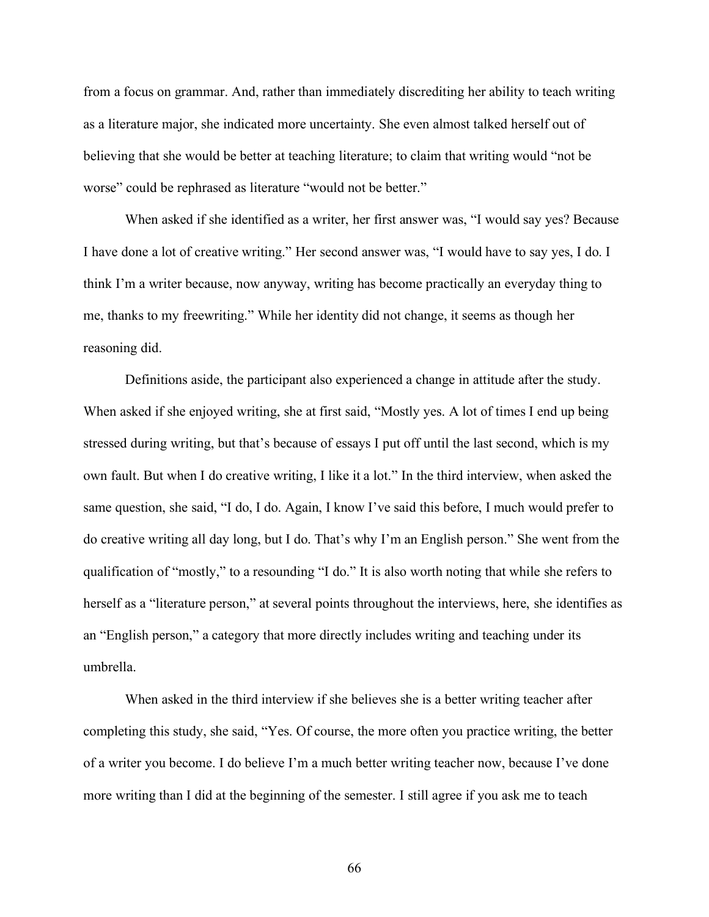from a focus on grammar. And, rather than immediately discrediting her ability to teach writing as a literature major, she indicated more uncertainty. She even almost talked herself out of believing that she would be better at teaching literature; to claim that writing would "not be worse" could be rephrased as literature "would not be better."

When asked if she identified as a writer, her first answer was, "I would say yes? Because I have done a lot of creative writing." Her second answer was, "I would have to say yes, I do. I think I'm a writer because, now anyway, writing has become practically an everyday thing to me, thanks to my freewriting." While her identity did not change, it seems as though her reasoning did.

Definitions aside, the participant also experienced a change in attitude after the study. When asked if she enjoyed writing, she at first said, "Mostly yes. A lot of times I end up being stressed during writing, but that's because of essays I put off until the last second, which is my own fault. But when I do creative writing, I like it a lot." In the third interview, when asked the same question, she said, "I do, I do. Again, I know I've said this before, I much would prefer to do creative writing all day long, but I do. That's why I'm an English person." She went from the qualification of "mostly," to a resounding "I do." It is also worth noting that while she refers to herself as a "literature person," at several points throughout the interviews, here, she identifies as an "English person," a category that more directly includes writing and teaching under its umbrella.

When asked in the third interview if she believes she is a better writing teacher after completing this study, she said, "Yes. Of course, the more often you practice writing, the better of a writer you become. I do believe I'm a much better writing teacher now, because I've done more writing than I did at the beginning of the semester. I still agree if you ask me to teach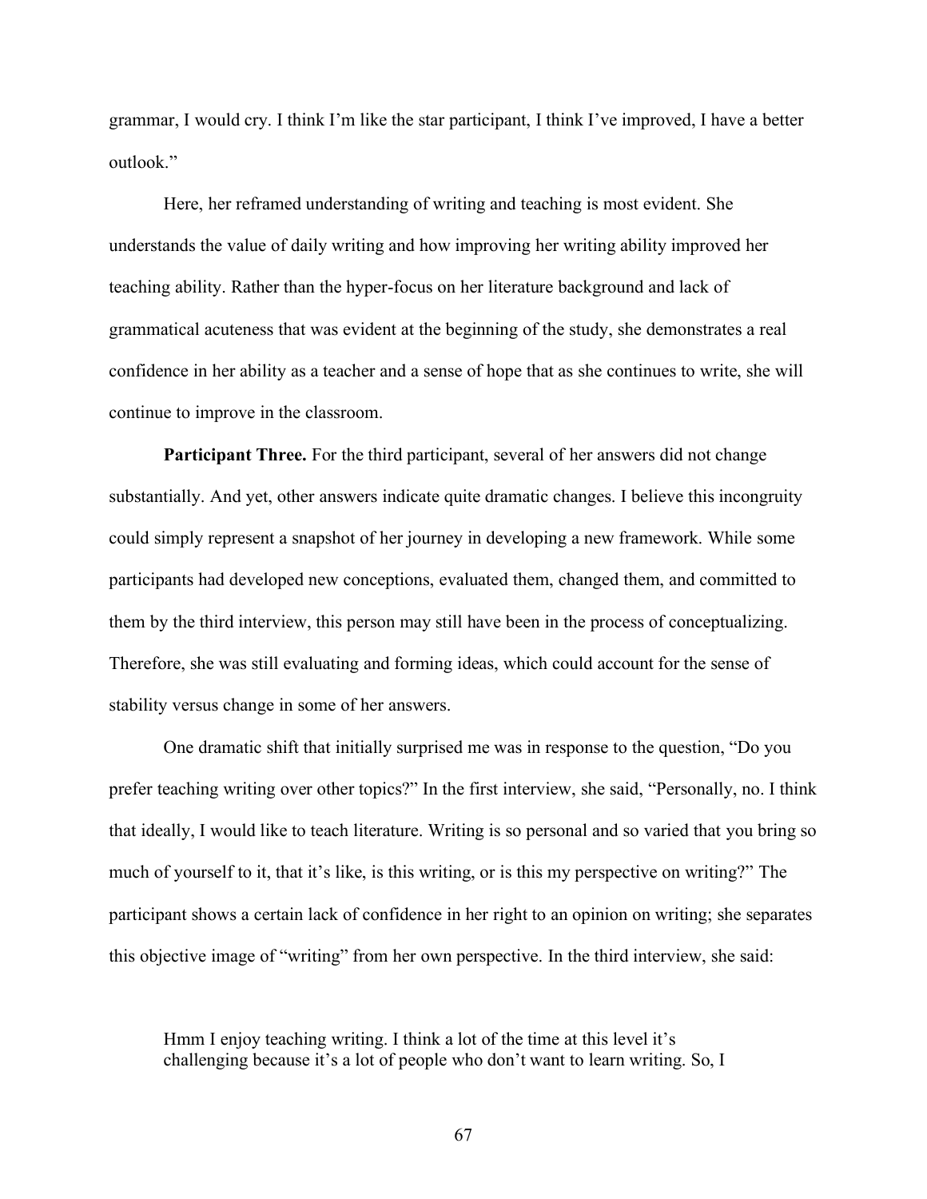grammar, I would cry. I think I'm like the star participant, I think I've improved, I have a better outlook."

Here, her reframed understanding of writing and teaching is most evident. She understands the value of daily writing and how improving her writing ability improved her teaching ability. Rather than the hyper-focus on her literature background and lack of grammatical acuteness that was evident at the beginning of the study, she demonstrates a real confidence in her ability as a teacher and a sense of hope that as she continues to write, she will continue to improve in the classroom.

**Participant Three.** For the third participant, several of her answers did not change substantially. And yet, other answers indicate quite dramatic changes. I believe this incongruity could simply represent a snapshot of her journey in developing a new framework. While some participants had developed new conceptions, evaluated them, changed them, and committed to them by the third interview, this person may still have been in the process of conceptualizing. Therefore, she was still evaluating and forming ideas, which could account for the sense of stability versus change in some of her answers.

One dramatic shift that initially surprised me was in response to the question, "Do you prefer teaching writing over other topics?" In the first interview, she said, "Personally, no. I think that ideally, I would like to teach literature. Writing is so personal and so varied that you bring so much of yourself to it, that it's like, is this writing, or is this my perspective on writing?" The participant shows a certain lack of confidence in her right to an opinion on writing; she separates this objective image of "writing" from her own perspective. In the third interview, she said:

> Hmm I enjoy teaching writing. I think a lot of the time at this level it's challenging because it's a lot of people who don't want to learn writing. So, I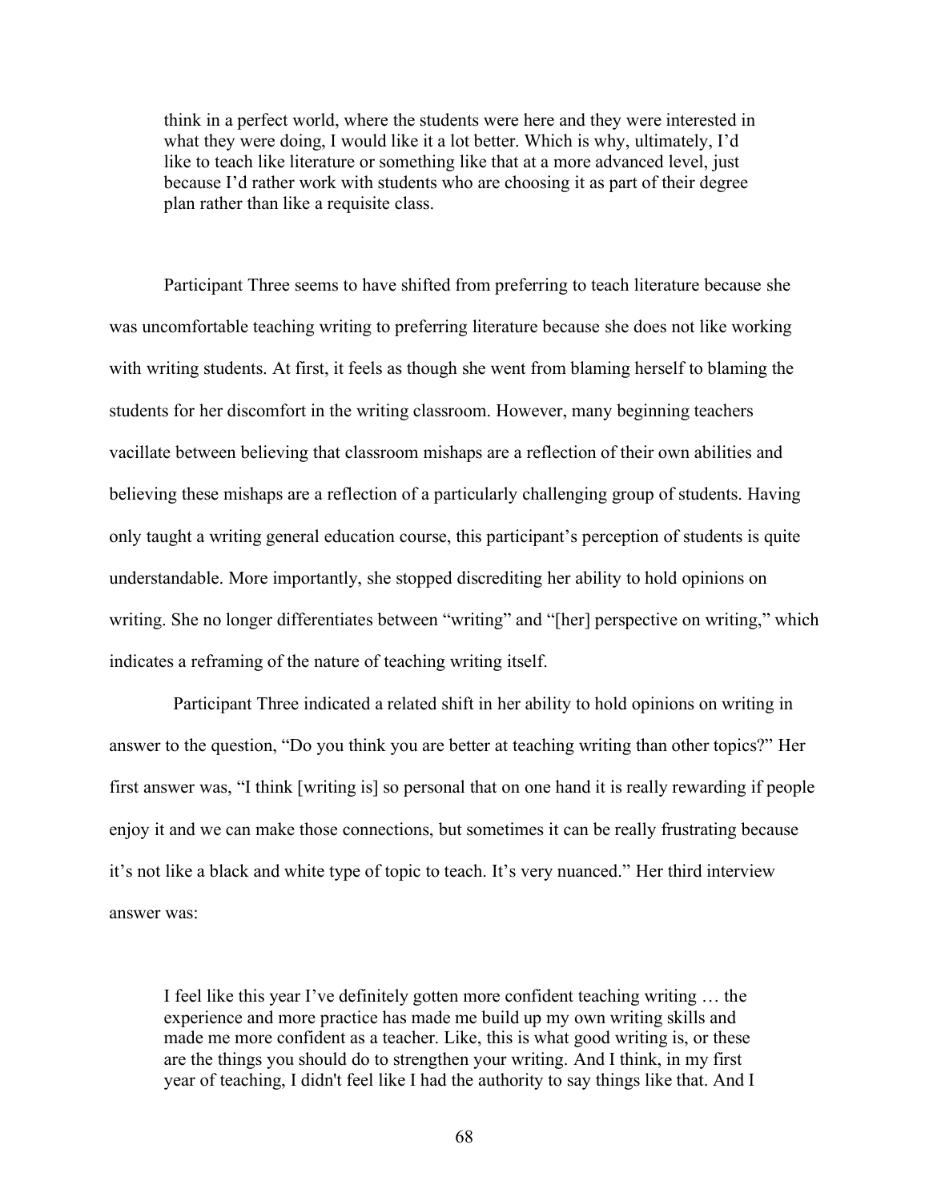> think in a perfect world, where the students were here and they were interested in what they were doing, I would like it a lot better. Which is why, ultimately, I'd like to teach like literature or something like that at a more advanced level, just because I'd rather work with students who are choosing it as part of their degree plan rather than like a requisite class.

Participant Three seems to have shifted from preferring to teach literature because she was uncomfortable teaching writing to preferring literature because she does not like working with writing students. At first, it feels as though she went from blaming herself to blaming the students for her discomfort in the writing classroom. However, many beginning teachers vacillate between believing that classroom mishaps are a reflection of their own abilities and believing these mishaps are a reflection of a particularly challenging group of students. Having only taught a writing general education course, this participant's perception of students is quite understandable. More importantly, she stopped discrediting her ability to hold opinions on writing. She no longer differentiates between "writing" and "[her] perspective on writing," which indicates a reframing of the nature of teaching writing itself.

Participant Three indicated a related shift in her ability to hold opinions on writing in answer to the question, "Do you think you are better at teaching writing than other topics?" Her first answer was, "I think [writing is] so personal that on one hand it is really rewarding if people enjoy it and we can make those connections, but sometimes it can be really frustrating because it's not like a black and white type of topic to teach. It's very nuanced." Her third interview answer was:

> I feel like this year I've definitely gotten more confident teaching writing … the experience and more practice has made me build up my own writing skills and made me more confident as a teacher. Like, this is what good writing is, or these are the things you should do to strengthen your writing. And I think, in my first year of teaching, I didn't feel like I had the authority to say things like that. And I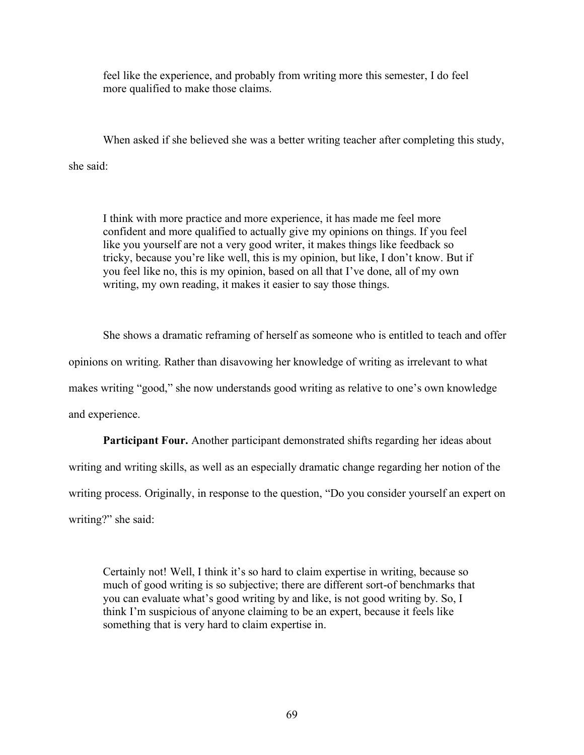> feel like the experience, and probably from writing more this semester, I do feel more qualified to make those claims.

When asked if she believed she was a better writing teacher after completing this study, she said:

> I think with more practice and more experience, it has made me feel more confident and more qualified to actually give my opinions on things. If you feel like you yourself are not a very good writer, it makes things like feedback so tricky, because you're like well, this is my opinion, but like, I don't know. But if you feel like no, this is my opinion, based on all that I've done, all of my own writing, my own reading, it makes it easier to say those things.

She shows a dramatic reframing of herself as someone who is entitled to teach and offer opinions on writing. Rather than disavowing her knowledge of writing as irrelevant to what makes writing "good," she now understands good writing as relative to one's own knowledge and experience.

**Participant Four.** Another participant demonstrated shifts regarding her ideas about writing and writing skills, as well as an especially dramatic change regarding her notion of the writing process. Originally, in response to the question, "Do you consider yourself an expert on writing?" she said:

> Certainly not! Well, I think it's so hard to claim expertise in writing, because so much of good writing is so subjective; there are different sort-of benchmarks that you can evaluate what's good writing by and like, is not good writing by. So, I think I'm suspicious of anyone claiming to be an expert, because it feels like something that is very hard to claim expertise in.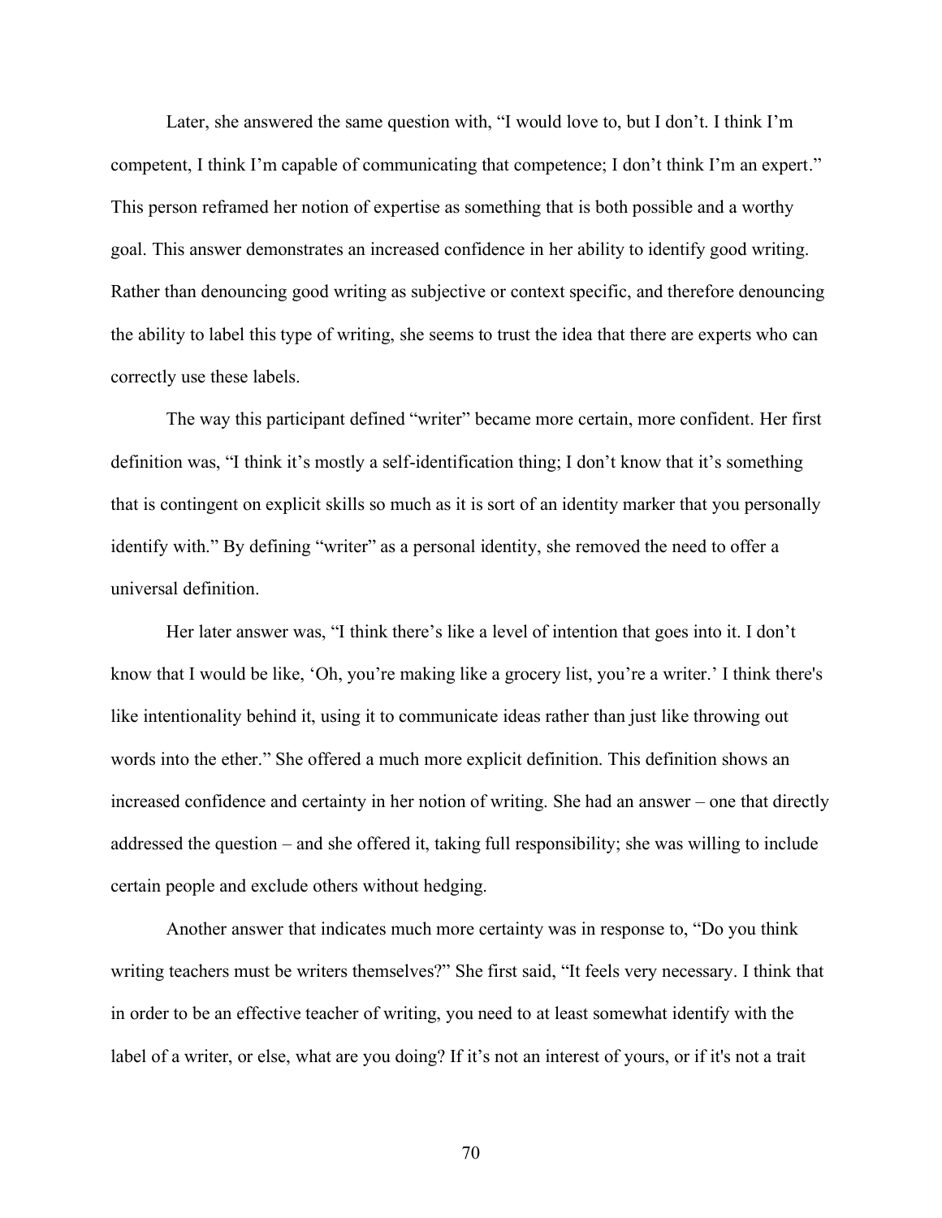Later, she answered the same question with, "I would love to, but I don't. I think I'm competent, I think I'm capable of communicating that competence; I don't think I'm an expert." This person reframed her notion of expertise as something that is both possible and a worthy goal. This answer demonstrates an increased confidence in her ability to identify good writing. Rather than denouncing good writing as subjective or context specific, and therefore denouncing the ability to label this type of writing, she seems to trust the idea that there are experts who can correctly use these labels.

The way this participant defined "writer" became more certain, more confident. Her first definition was, "I think it's mostly a self-identification thing; I don't know that it's something that is contingent on explicit skills so much as it is sort of an identity marker that you personally identify with." By defining "writer" as a personal identity, she removed the need to offer a universal definition.

Her later answer was, "I think there's like a level of intention that goes into it. I don't know that I would be like, 'Oh, you're making like a grocery list, you're a writer.' I think there's like intentionality behind it, using it to communicate ideas rather than just like throwing out words into the ether." She offered a much more explicit definition. This definition shows an increased confidence and certainty in her notion of writing. She had an answer – one that directly addressed the question – and she offered it, taking full responsibility; she was willing to include certain people and exclude others without hedging.

Another answer that indicates much more certainty was in response to, "Do you think writing teachers must be writers themselves?" She first said, "It feels very necessary. I think that in order to be an effective teacher of writing, you need to at least somewhat identify with the label of a writer, or else, what are you doing? If it's not an interest of yours, or if it's not a trait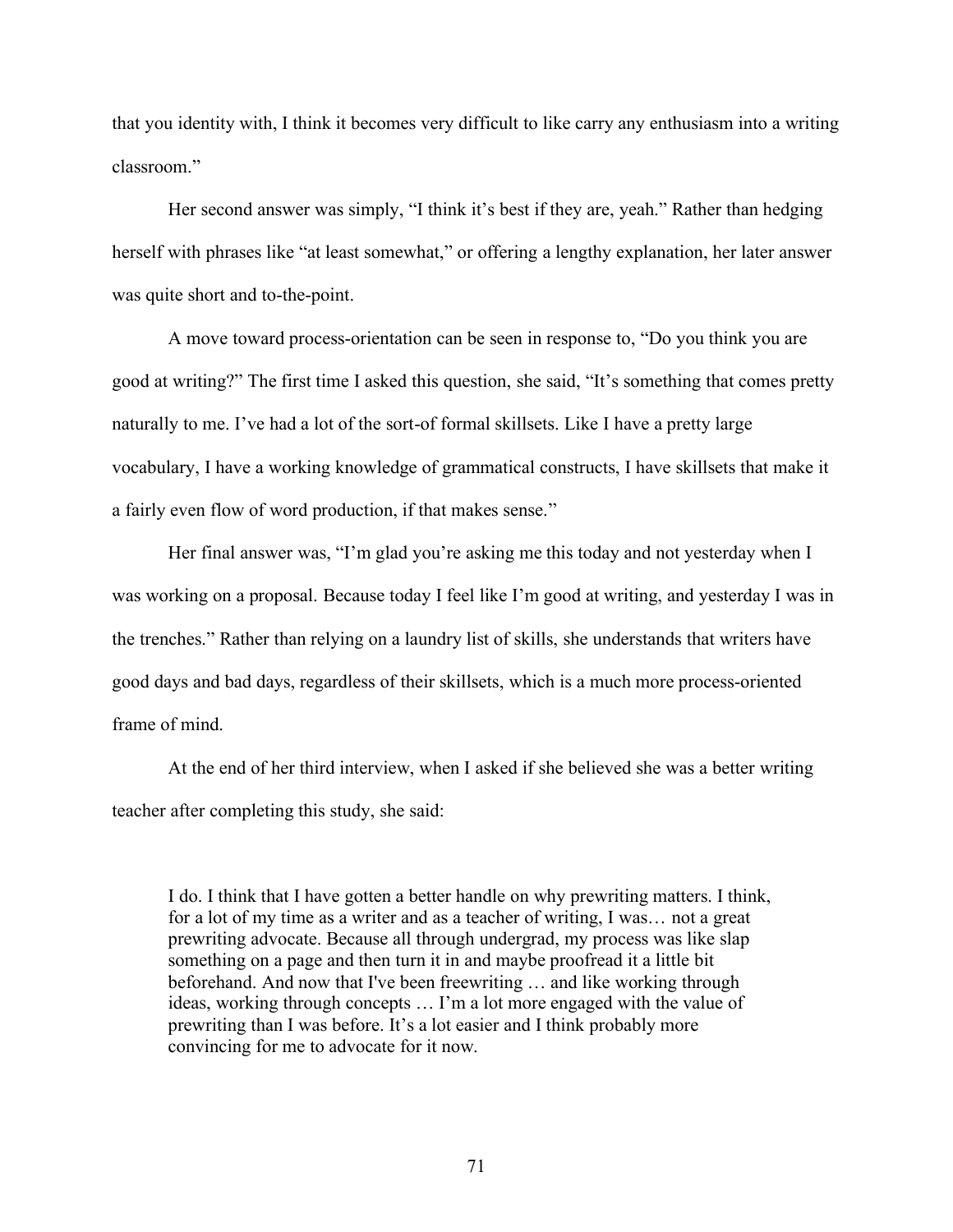that you identity with, I think it becomes very difficult to like carry any enthusiasm into a writing classroom."

Her second answer was simply, "I think it's best if they are, yeah." Rather than hedging herself with phrases like "at least somewhat," or offering a lengthy explanation, her later answer was quite short and to-the-point.

A move toward process-orientation can be seen in response to, "Do you think you are good at writing?" The first time I asked this question, she said, "It's something that comes pretty naturally to me. I've had a lot of the sort-of formal skillsets. Like I have a pretty large vocabulary, I have a working knowledge of grammatical constructs, I have skillsets that make it a fairly even flow of word production, if that makes sense."

Her final answer was, "I'm glad you're asking me this today and not yesterday when I was working on a proposal. Because today I feel like I'm good at writing, and yesterday I was in the trenches." Rather than relying on a laundry list of skills, she understands that writers have good days and bad days, regardless of their skillsets, which is a much more process-oriented frame of mind.

At the end of her third interview, when I asked if she believed she was a better writing teacher after completing this study, she said:

> I do. I think that I have gotten a better handle on why prewriting matters. I think, for a lot of my time as a writer and as a teacher of writing, I was… not a great prewriting advocate. Because all through undergrad, my process was like slap something on a page and then turn it in and maybe proofread it a little bit beforehand. And now that I've been freewriting … and like working through ideas, working through concepts … I'm a lot more engaged with the value of prewriting than I was before. It's a lot easier and I think probably more convincing for me to advocate for it now.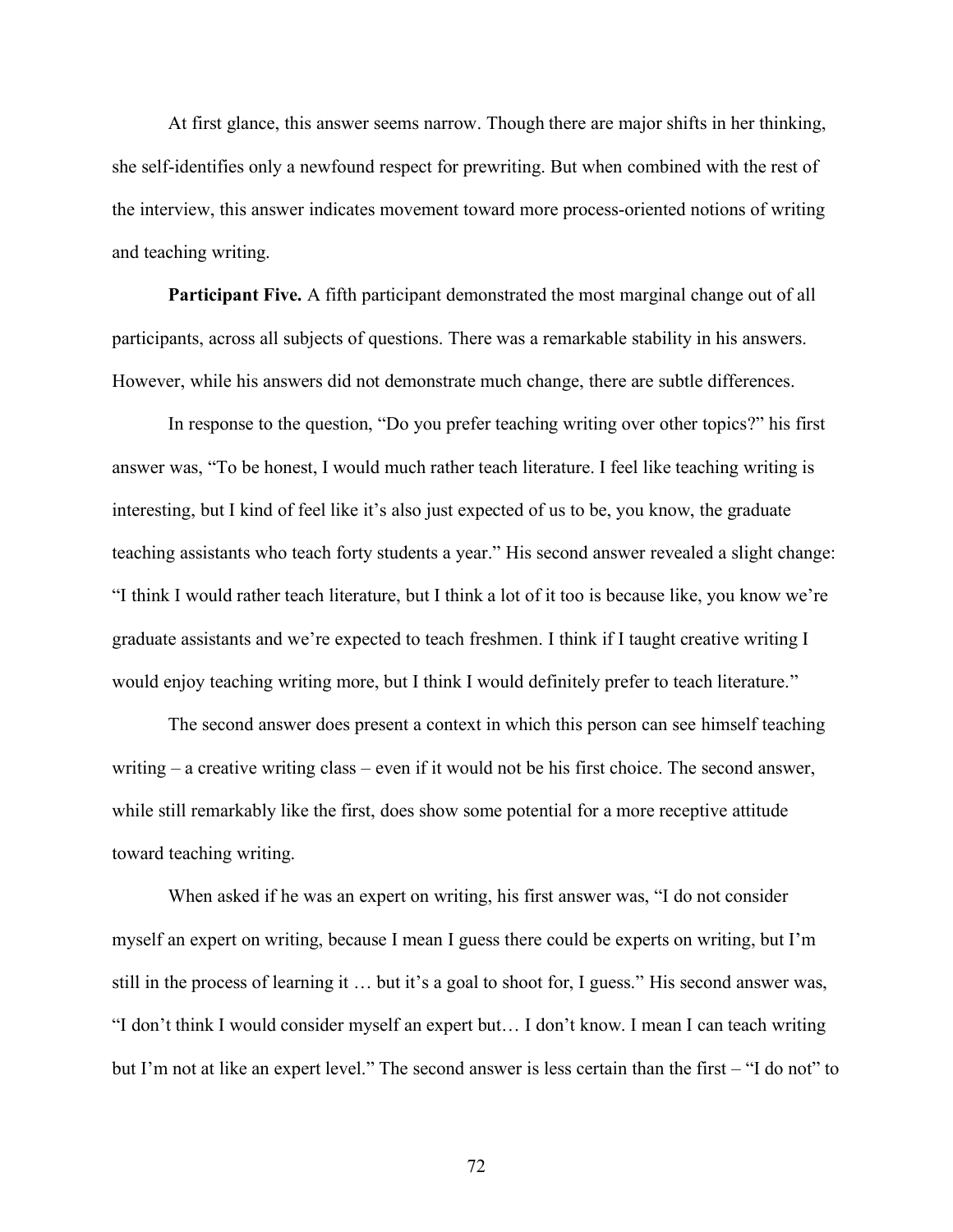At first glance, this answer seems narrow. Though there are major shifts in her thinking, she self-identifies only a newfound respect for prewriting. But when combined with the rest of the interview, this answer indicates movement toward more process-oriented notions of writing and teaching writing.

**Participant Five.** A fifth participant demonstrated the most marginal change out of all participants, across all subjects of questions. There was a remarkable stability in his answers. However, while his answers did not demonstrate much change, there are subtle differences.

In response to the question, "Do you prefer teaching writing over other topics?" his first answer was, "To be honest, I would much rather teach literature. I feel like teaching writing is interesting, but I kind of feel like it's also just expected of us to be, you know, the graduate teaching assistants who teach forty students a year." His second answer revealed a slight change: "I think I would rather teach literature, but I think a lot of it too is because like, you know we're graduate assistants and we're expected to teach freshmen. I think if I taught creative writing I would enjoy teaching writing more, but I think I would definitely prefer to teach literature."

The second answer does present a context in which this person can see himself teaching writing – a creative writing class – even if it would not be his first choice. The second answer, while still remarkably like the first, does show some potential for a more receptive attitude toward teaching writing.

When asked if he was an expert on writing, his first answer was, "I do not consider myself an expert on writing, because I mean I guess there could be experts on writing, but I'm still in the process of learning it … but it's a goal to shoot for, I guess." His second answer was, "I don't think I would consider myself an expert but… I don't know. I mean I can teach writing but I'm not at like an expert level." The second answer is less certain than the first – "I do not" to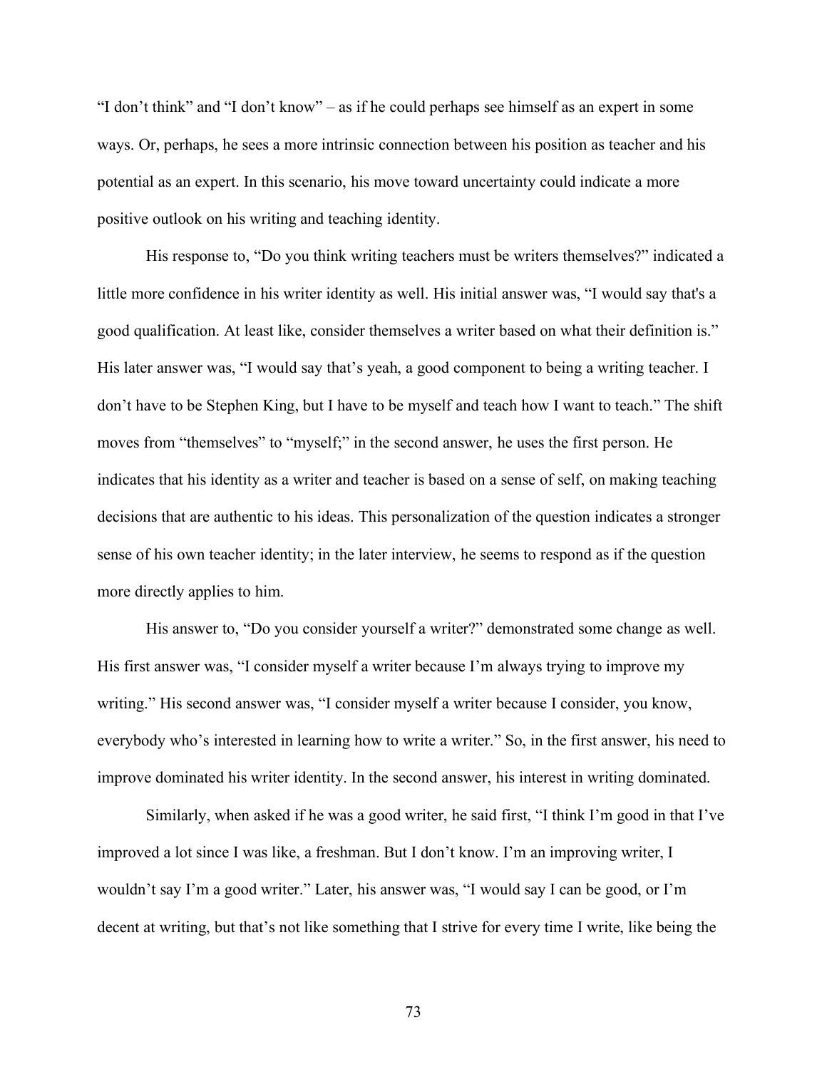"I don't think" and "I don't know" – as if he could perhaps see himself as an expert in some ways. Or, perhaps, he sees a more intrinsic connection between his position as teacher and his potential as an expert. In this scenario, his move toward uncertainty could indicate a more positive outlook on his writing and teaching identity.

His response to, "Do you think writing teachers must be writers themselves?" indicated a little more confidence in his writer identity as well. His initial answer was, "I would say that's a good qualification. At least like, consider themselves a writer based on what their definition is." His later answer was, "I would say that's yeah, a good component to being a writing teacher. I don't have to be Stephen King, but I have to be myself and teach how I want to teach." The shift moves from "themselves" to "myself;" in the second answer, he uses the first person. He indicates that his identity as a writer and teacher is based on a sense of self, on making teaching decisions that are authentic to his ideas. This personalization of the question indicates a stronger sense of his own teacher identity; in the later interview, he seems to respond as if the question more directly applies to him.

His answer to, "Do you consider yourself a writer?" demonstrated some change as well. His first answer was, "I consider myself a writer because I'm always trying to improve my writing." His second answer was, "I consider myself a writer because I consider, you know, everybody who's interested in learning how to write a writer." So, in the first answer, his need to improve dominated his writer identity. In the second answer, his interest in writing dominated.

Similarly, when asked if he was a good writer, he said first, "I think I'm good in that I've improved a lot since I was like, a freshman. But I don't know. I'm an improving writer, I wouldn't say I'm a good writer." Later, his answer was, "I would say I can be good, or I'm decent at writing, but that's not like something that I strive for every time I write, like being the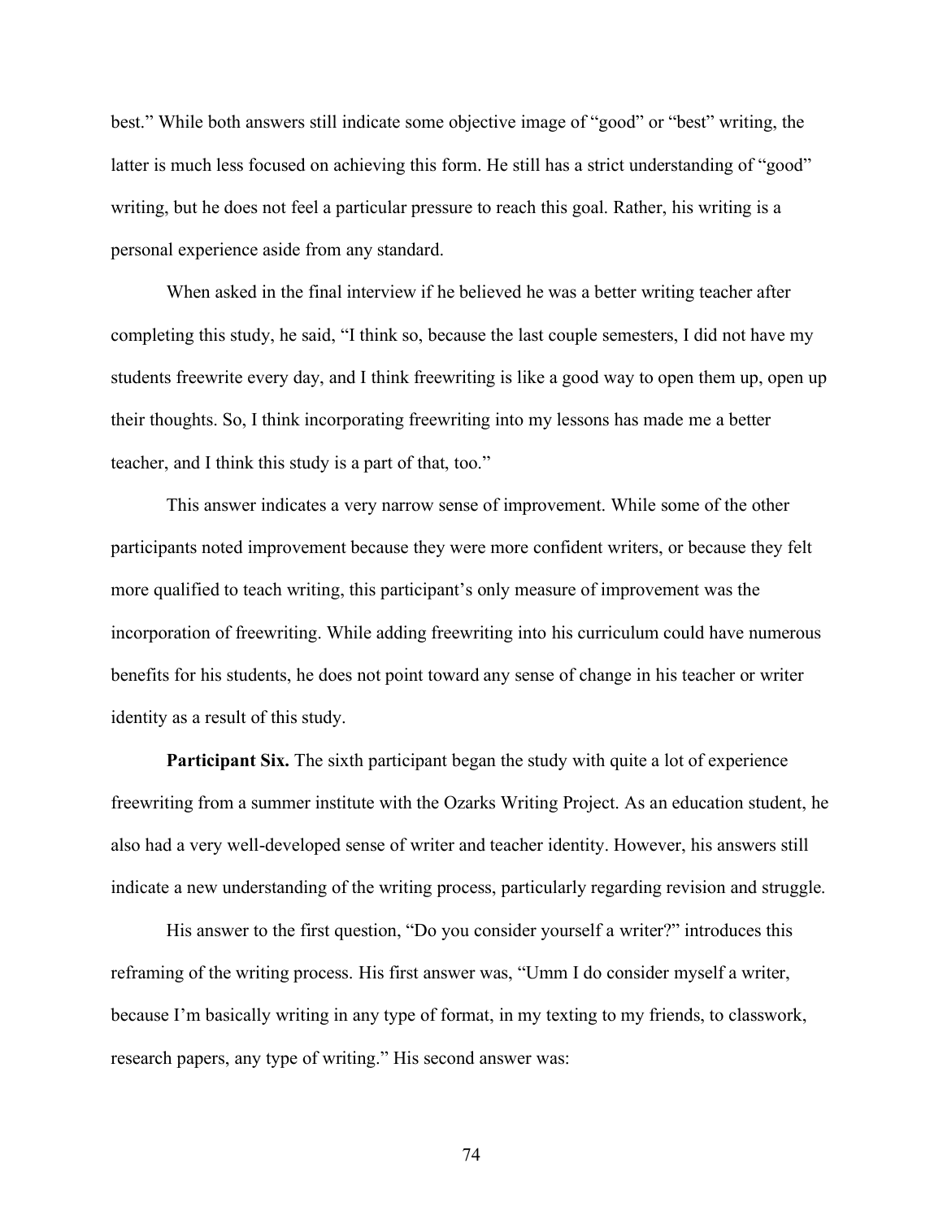best." While both answers still indicate some objective image of "good" or "best" writing, the latter is much less focused on achieving this form. He still has a strict understanding of "good" writing, but he does not feel a particular pressure to reach this goal. Rather, his writing is a personal experience aside from any standard.

When asked in the final interview if he believed he was a better writing teacher after completing this study, he said, "I think so, because the last couple semesters, I did not have my students freewrite every day, and I think freewriting is like a good way to open them up, open up their thoughts. So, I think incorporating freewriting into my lessons has made me a better teacher, and I think this study is a part of that, too."

This answer indicates a very narrow sense of improvement. While some of the other participants noted improvement because they were more confident writers, or because they felt more qualified to teach writing, this participant's only measure of improvement was the incorporation of freewriting. While adding freewriting into his curriculum could have numerous benefits for his students, he does not point toward any sense of change in his teacher or writer identity as a result of this study.

**Participant Six.** The sixth participant began the study with quite a lot of experience freewriting from a summer institute with the Ozarks Writing Project. As an education student, he also had a very well-developed sense of writer and teacher identity. However, his answers still indicate a new understanding of the writing process, particularly regarding revision and struggle.

His answer to the first question, "Do you consider yourself a writer?" introduces this reframing of the writing process. His first answer was, "Umm I do consider myself a writer, because I'm basically writing in any type of format, in my texting to my friends, to classwork, research papers, any type of writing." His second answer was: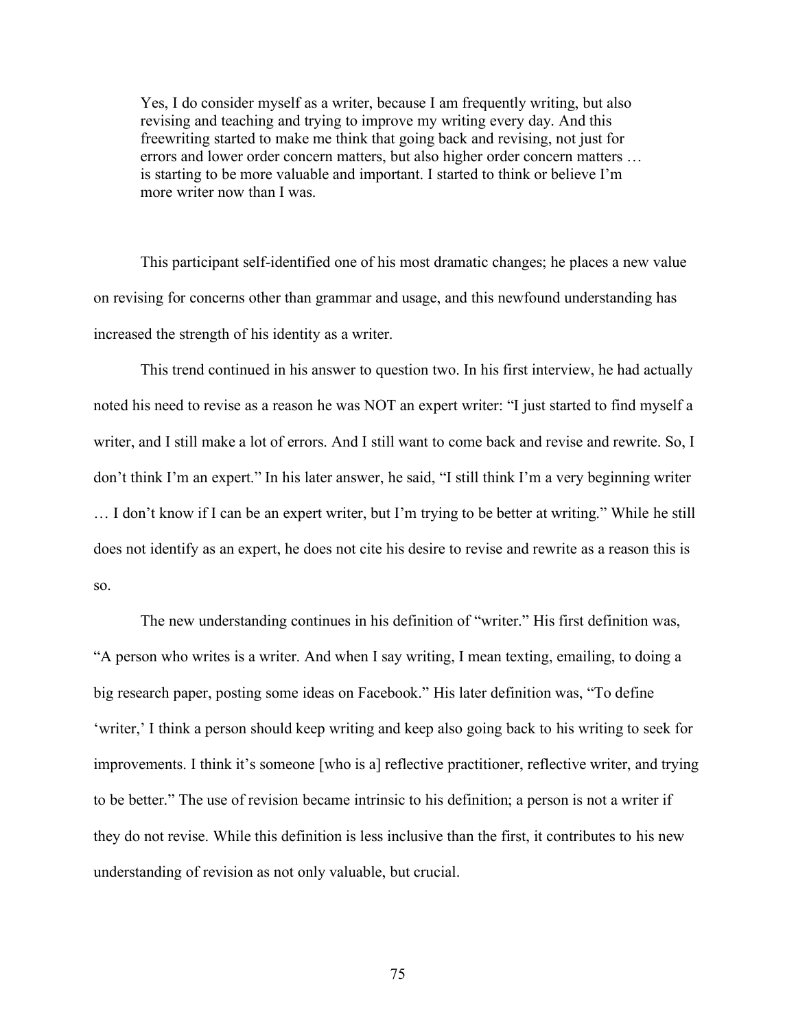> Yes, I do consider myself as a writer, because I am frequently writing, but also revising and teaching and trying to improve my writing every day. And this freewriting started to make me think that going back and revising, not just for errors and lower order concern matters, but also higher order concern matters … is starting to be more valuable and important. I started to think or believe I'm more writer now than I was.

This participant self-identified one of his most dramatic changes; he places a new value on revising for concerns other than grammar and usage, and this newfound understanding has increased the strength of his identity as a writer.

This trend continued in his answer to question two. In his first interview, he had actually noted his need to revise as a reason he was NOT an expert writer: "I just started to find myself a writer, and I still make a lot of errors. And I still want to come back and revise and rewrite. So, I don't think I'm an expert." In his later answer, he said, "I still think I'm a very beginning writer … I don't know if I can be an expert writer, but I'm trying to be better at writing." While he still does not identify as an expert, he does not cite his desire to revise and rewrite as a reason this is so.

The new understanding continues in his definition of "writer." His first definition was, "A person who writes is a writer. And when I say writing, I mean texting, emailing, to doing a big research paper, posting some ideas on Facebook." His later definition was, "To define 'writer,' I think a person should keep writing and keep also going back to his writing to seek for improvements. I think it's someone [who is a] reflective practitioner, reflective writer, and trying to be better." The use of revision became intrinsic to his definition; a person is not a writer if they do not revise. While this definition is less inclusive than the first, it contributes to his new understanding of revision as not only valuable, but crucial.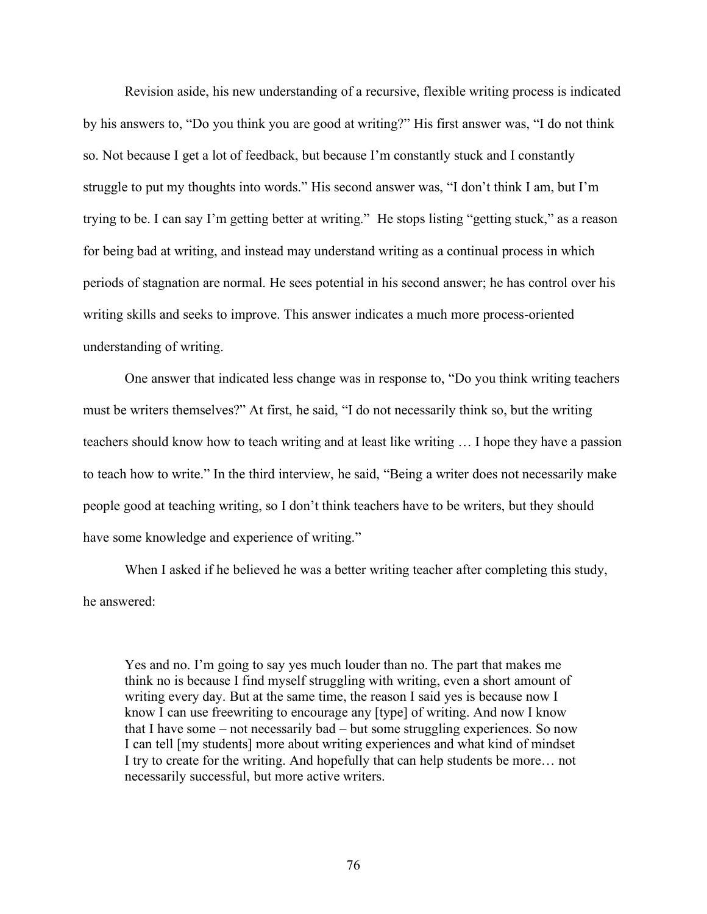Revision aside, his new understanding of a recursive, flexible writing process is indicated by his answers to, “Do you think you are good at writing?” His first answer was, “I do not think so. Not because I get a lot of feedback, but because I’m constantly stuck and I constantly struggle to put my thoughts into words.” His second answer was, “I don’t think I am, but I’m trying to be. I can say I’m getting better at writing.” He stops listing “getting stuck,” as a reason for being bad at writing, and instead may understand writing as a continual process in which periods of stagnation are normal. He sees potential in his second answer; he has control over his writing skills and seeks to improve. This answer indicates a much more process-oriented understanding of writing.

One answer that indicated less change was in response to, “Do you think writing teachers must be writers themselves?” At first, he said, “I do not necessarily think so, but the writing teachers should know how to teach writing and at least like writing … I hope they have a passion to teach how to write.” In the third interview, he said, “Being a writer does not necessarily make people good at teaching writing, so I don’t think teachers have to be writers, but they should have some knowledge and experience of writing.”

When I asked if he believed he was a better writing teacher after completing this study, he answered:

> Yes and no. I’m going to say yes much louder than no. The part that makes me think no is because I find myself struggling with writing, even a short amount of writing every day. But at the same time, the reason I said yes is because now I know I can use freewriting to encourage any [type] of writing. And now I know that I have some – not necessarily bad – but some struggling experiences. So now I can tell [my students] more about writing experiences and what kind of mindset I try to create for the writing. And hopefully that can help students be more… not necessarily successful, but more active writers.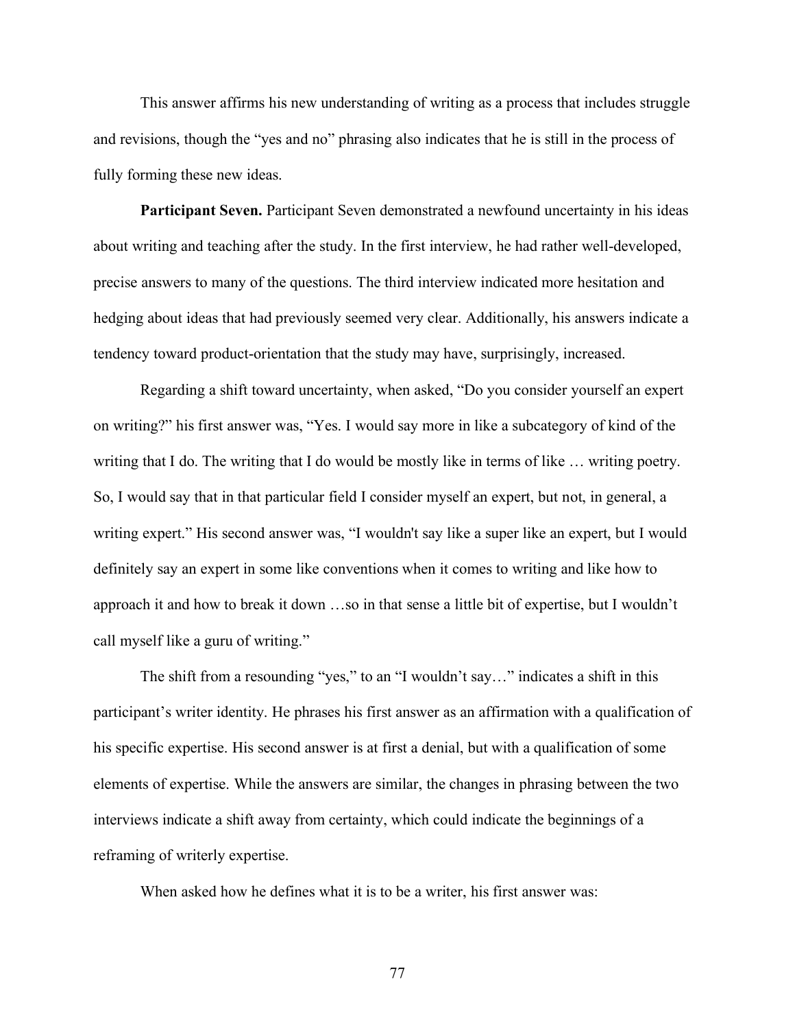This answer affirms his new understanding of writing as a process that includes struggle and revisions, though the "yes and no" phrasing also indicates that he is still in the process of fully forming these new ideas.

**Participant Seven.** Participant Seven demonstrated a newfound uncertainty in his ideas about writing and teaching after the study. In the first interview, he had rather well-developed, precise answers to many of the questions. The third interview indicated more hesitation and hedging about ideas that had previously seemed very clear. Additionally, his answers indicate a tendency toward product-orientation that the study may have, surprisingly, increased.

Regarding a shift toward uncertainty, when asked, "Do you consider yourself an expert on writing?" his first answer was, "Yes. I would say more in like a subcategory of kind of the writing that I do. The writing that I do would be mostly like in terms of like … writing poetry. So, I would say that in that particular field I consider myself an expert, but not, in general, a writing expert." His second answer was, "I wouldn't say like a super like an expert, but I would definitely say an expert in some like conventions when it comes to writing and like how to approach it and how to break it down …so in that sense a little bit of expertise, but I wouldn't call myself like a guru of writing."

The shift from a resounding "yes," to an "I wouldn't say…" indicates a shift in this participant's writer identity. He phrases his first answer as an affirmation with a qualification of his specific expertise. His second answer is at first a denial, but with a qualification of some elements of expertise. While the answers are similar, the changes in phrasing between the two interviews indicate a shift away from certainty, which could indicate the beginnings of a reframing of writerly expertise.

When asked how he defines what it is to be a writer, his first answer was: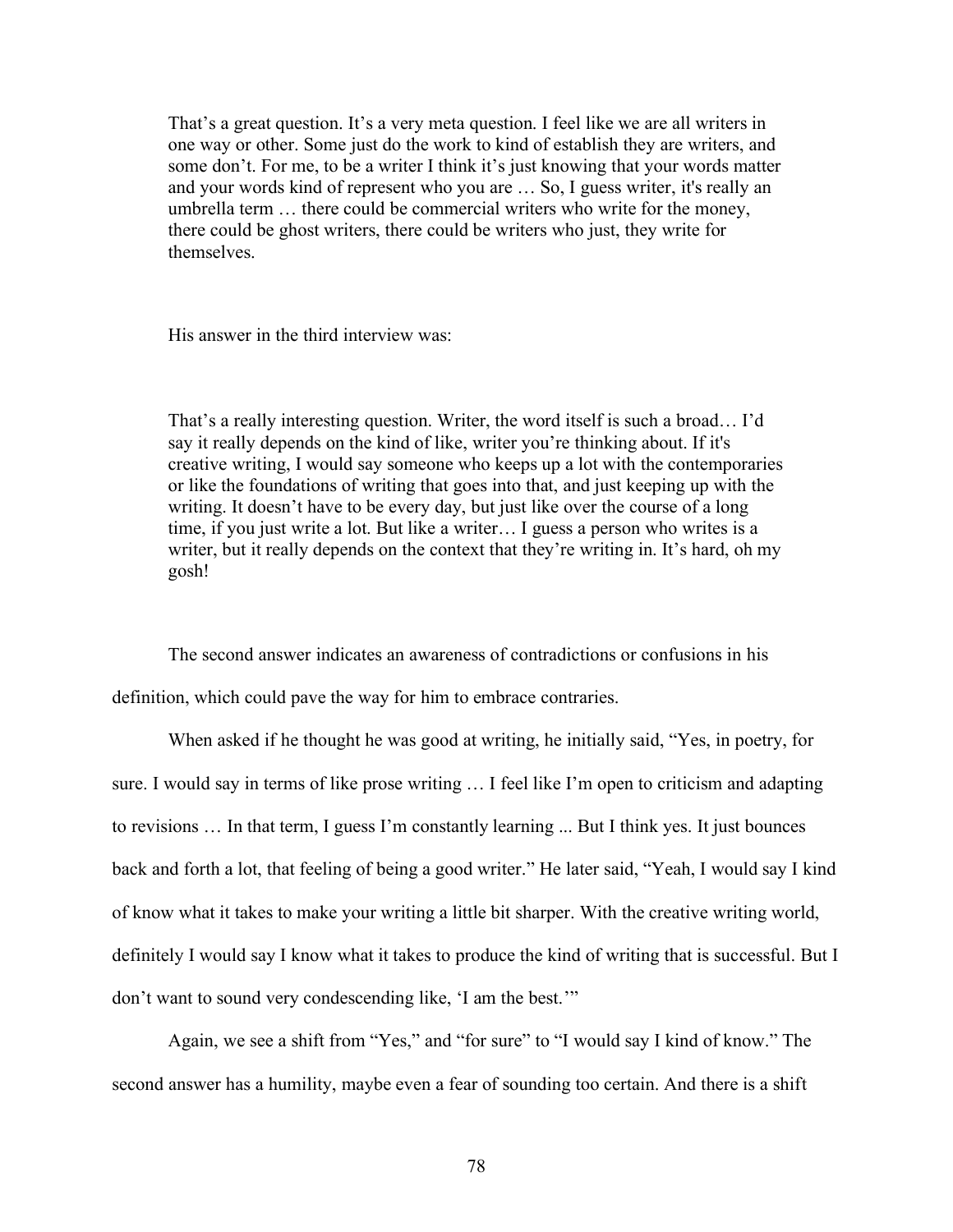> That's a great question. It's a very meta question. I feel like we are all writers in one way or other. Some just do the work to kind of establish they are writers, and some don't. For me, to be a writer I think it's just knowing that your words matter and your words kind of represent who you are … So, I guess writer, it's really an umbrella term … there could be commercial writers who write for the money, there could be ghost writers, there could be writers who just, they write for themselves.

His answer in the third interview was:

> That's a really interesting question. Writer, the word itself is such a broad… I'd say it really depends on the kind of like, writer you're thinking about. If it's creative writing, I would say someone who keeps up a lot with the contemporaries or like the foundations of writing that goes into that, and just keeping up with the writing. It doesn't have to be every day, but just like over the course of a long time, if you just write a lot. But like a writer… I guess a person who writes is a writer, but it really depends on the context that they're writing in. It's hard, oh my gosh!

The second answer indicates an awareness of contradictions or confusions in his definition, which could pave the way for him to embrace contraries.

When asked if he thought he was good at writing, he initially said, "Yes, in poetry, for sure. I would say in terms of like prose writing … I feel like I'm open to criticism and adapting to revisions … In that term, I guess I'm constantly learning ... But I think yes. It just bounces back and forth a lot, that feeling of being a good writer." He later said, "Yeah, I would say I kind of know what it takes to make your writing a little bit sharper. With the creative writing world, definitely I would say I know what it takes to produce the kind of writing that is successful. But I don't want to sound very condescending like, 'I am the best.'"

Again, we see a shift from "Yes," and "for sure" to "I would say I kind of know." The second answer has a humility, maybe even a fear of sounding too certain. And there is a shift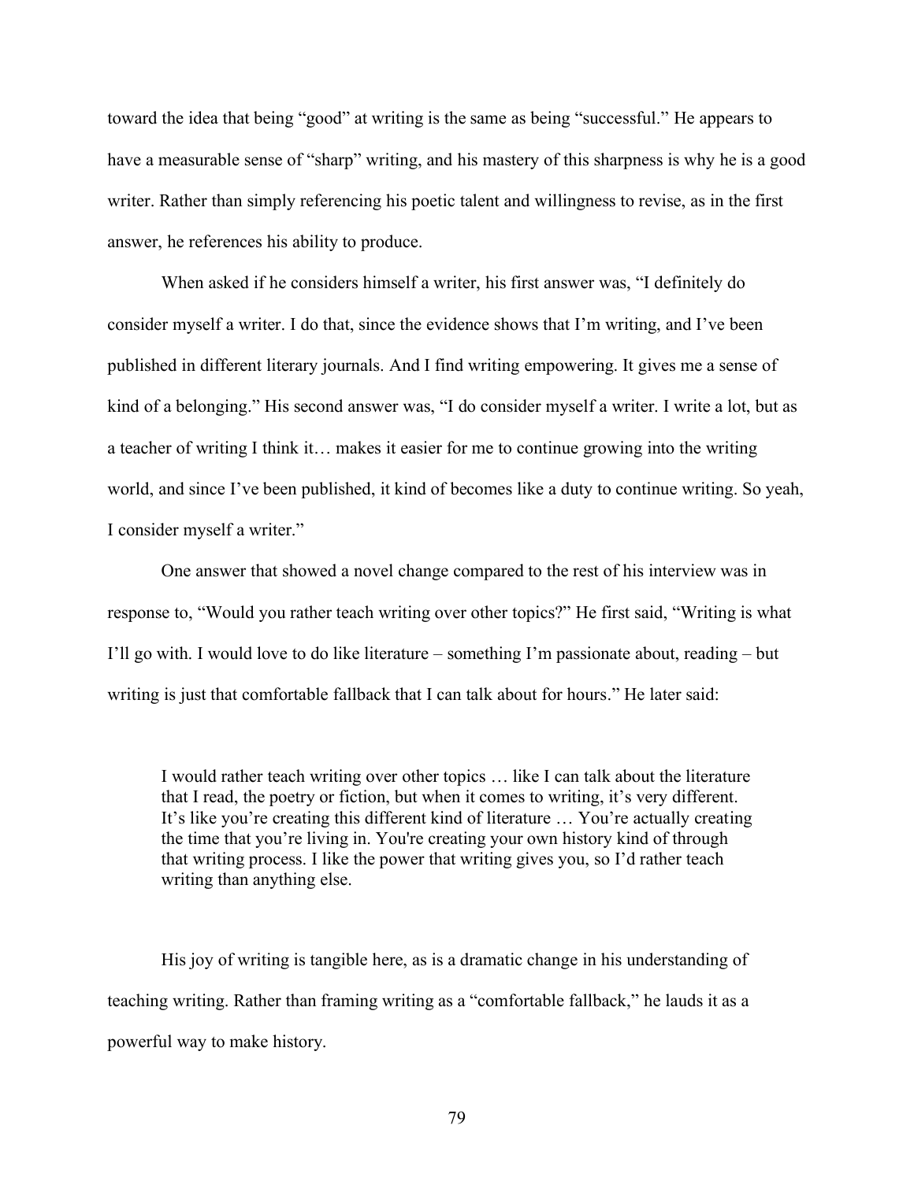toward the idea that being "good" at writing is the same as being "successful." He appears to have a measurable sense of "sharp" writing, and his mastery of this sharpness is why he is a good writer. Rather than simply referencing his poetic talent and willingness to revise, as in the first answer, he references his ability to produce.

When asked if he considers himself a writer, his first answer was, "I definitely do consider myself a writer. I do that, since the evidence shows that I'm writing, and I've been published in different literary journals. And I find writing empowering. It gives me a sense of kind of a belonging." His second answer was, "I do consider myself a writer. I write a lot, but as a teacher of writing I think it… makes it easier for me to continue growing into the writing world, and since I've been published, it kind of becomes like a duty to continue writing. So yeah, I consider myself a writer."

One answer that showed a novel change compared to the rest of his interview was in response to, "Would you rather teach writing over other topics?" He first said, "Writing is what I'll go with. I would love to do like literature – something I'm passionate about, reading – but writing is just that comfortable fallback that I can talk about for hours." He later said:

> I would rather teach writing over other topics … like I can talk about the literature that I read, the poetry or fiction, but when it comes to writing, it's very different. It's like you're creating this different kind of literature … You're actually creating the time that you're living in. You're creating your own history kind of through that writing process. I like the power that writing gives you, so I'd rather teach writing than anything else.

His joy of writing is tangible here, as is a dramatic change in his understanding of teaching writing. Rather than framing writing as a "comfortable fallback," he lauds it as a powerful way to make history.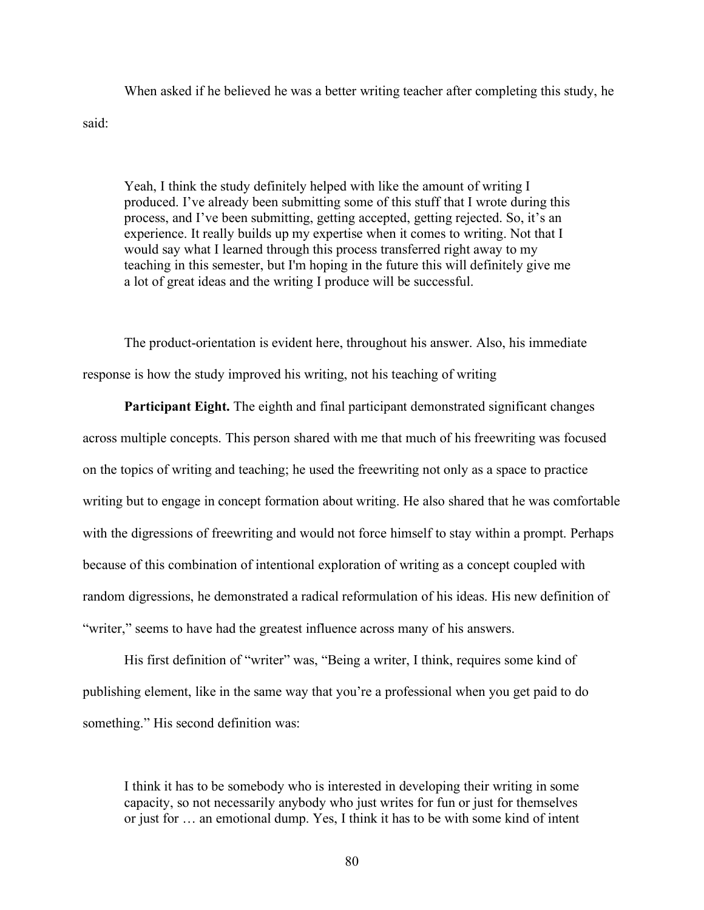When asked if he believed he was a better writing teacher after completing this study, he said:

> Yeah, I think the study definitely helped with like the amount of writing I produced. I've already been submitting some of this stuff that I wrote during this process, and I've been submitting, getting accepted, getting rejected. So, it's an experience. It really builds up my expertise when it comes to writing. Not that I would say what I learned through this process transferred right away to my teaching in this semester, but I'm hoping in the future this will definitely give me a lot of great ideas and the writing I produce will be successful.

The product-orientation is evident here, throughout his answer. Also, his immediate response is how the study improved his writing, not his teaching of writing

**Participant Eight.** The eighth and final participant demonstrated significant changes across multiple concepts. This person shared with me that much of his freewriting was focused on the topics of writing and teaching; he used the freewriting not only as a space to practice writing but to engage in concept formation about writing. He also shared that he was comfortable with the digressions of freewriting and would not force himself to stay within a prompt. Perhaps because of this combination of intentional exploration of writing as a concept coupled with random digressions, he demonstrated a radical reformulation of his ideas. His new definition of "writer," seems to have had the greatest influence across many of his answers.

His first definition of "writer" was, "Being a writer, I think, requires some kind of publishing element, like in the same way that you're a professional when you get paid to do something." His second definition was:

> I think it has to be somebody who is interested in developing their writing in some capacity, so not necessarily anybody who just writes for fun or just for themselves or just for … an emotional dump. Yes, I think it has to be with some kind of intent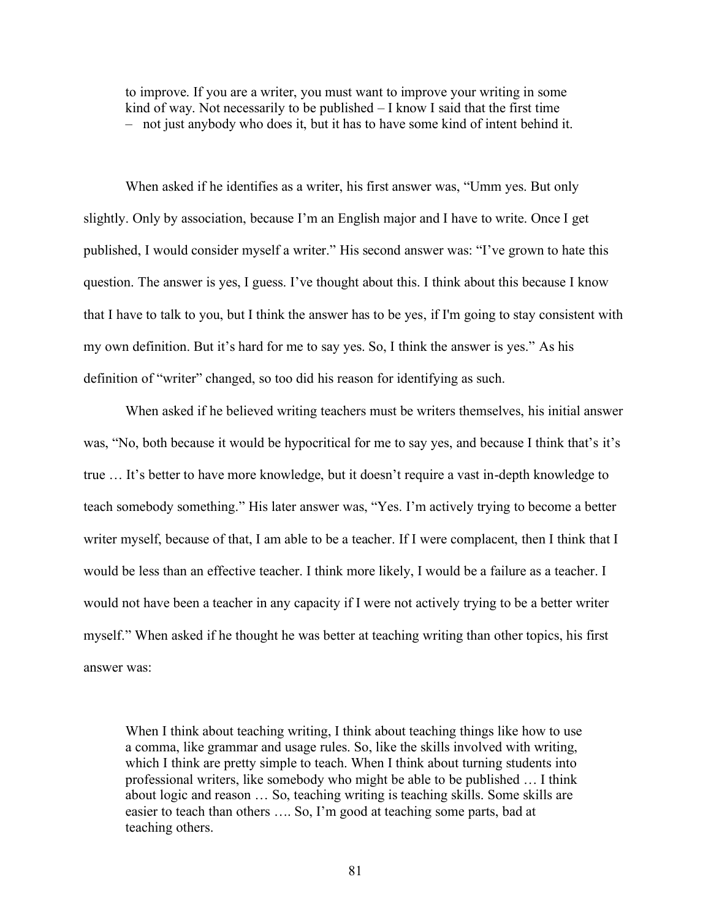> to improve. If you are a writer, you must want to improve your writing in some kind of way. Not necessarily to be published – I know I said that the first time – not just anybody who does it, but it has to have some kind of intent behind it.

When asked if he identifies as a writer, his first answer was, "Umm yes. But only slightly. Only by association, because I'm an English major and I have to write. Once I get published, I would consider myself a writer." His second answer was: "I've grown to hate this question. The answer is yes, I guess. I've thought about this. I think about this because I know that I have to talk to you, but I think the answer has to be yes, if I'm going to stay consistent with my own definition. But it's hard for me to say yes. So, I think the answer is yes." As his definition of "writer" changed, so too did his reason for identifying as such.

When asked if he believed writing teachers must be writers themselves, his initial answer was, "No, both because it would be hypocritical for me to say yes, and because I think that's it's true … It's better to have more knowledge, but it doesn't require a vast in-depth knowledge to teach somebody something." His later answer was, "Yes. I'm actively trying to become a better writer myself, because of that, I am able to be a teacher. If I were complacent, then I think that I would be less than an effective teacher. I think more likely, I would be a failure as a teacher. I would not have been a teacher in any capacity if I were not actively trying to be a better writer myself." When asked if he thought he was better at teaching writing than other topics, his first answer was:

> When I think about teaching writing, I think about teaching things like how to use a comma, like grammar and usage rules. So, like the skills involved with writing, which I think are pretty simple to teach. When I think about turning students into professional writers, like somebody who might be able to be published … I think about logic and reason … So, teaching writing is teaching skills. Some skills are easier to teach than others …. So, I'm good at teaching some parts, bad at teaching others.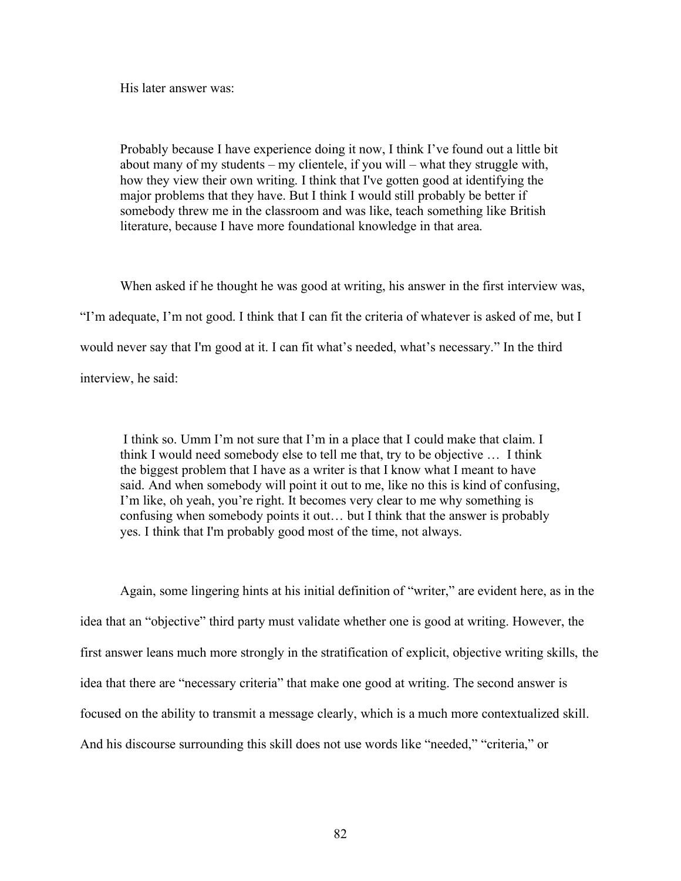His later answer was:

> Probably because I have experience doing it now, I think I've found out a little bit about many of my students – my clientele, if you will – what they struggle with, how they view their own writing. I think that I've gotten good at identifying the major problems that they have. But I think I would still probably be better if somebody threw me in the classroom and was like, teach something like British literature, because I have more foundational knowledge in that area.

When asked if he thought he was good at writing, his answer in the first interview was, "I'm adequate, I'm not good. I think that I can fit the criteria of whatever is asked of me, but I would never say that I'm good at it. I can fit what's needed, what's necessary." In the third interview, he said:

> I think so. Umm I'm not sure that I'm in a place that I could make that claim. I think I would need somebody else to tell me that, try to be objective … I think the biggest problem that I have as a writer is that I know what I meant to have said. And when somebody will point it out to me, like no this is kind of confusing, I'm like, oh yeah, you're right. It becomes very clear to me why something is confusing when somebody points it out… but I think that the answer is probably yes. I think that I'm probably good most of the time, not always.

Again, some lingering hints at his initial definition of "writer," are evident here, as in the idea that an "objective" third party must validate whether one is good at writing. However, the first answer leans much more strongly in the stratification of explicit, objective writing skills, the idea that there are "necessary criteria" that make one good at writing. The second answer is focused on the ability to transmit a message clearly, which is a much more contextualized skill. And his discourse surrounding this skill does not use words like "needed," "criteria," or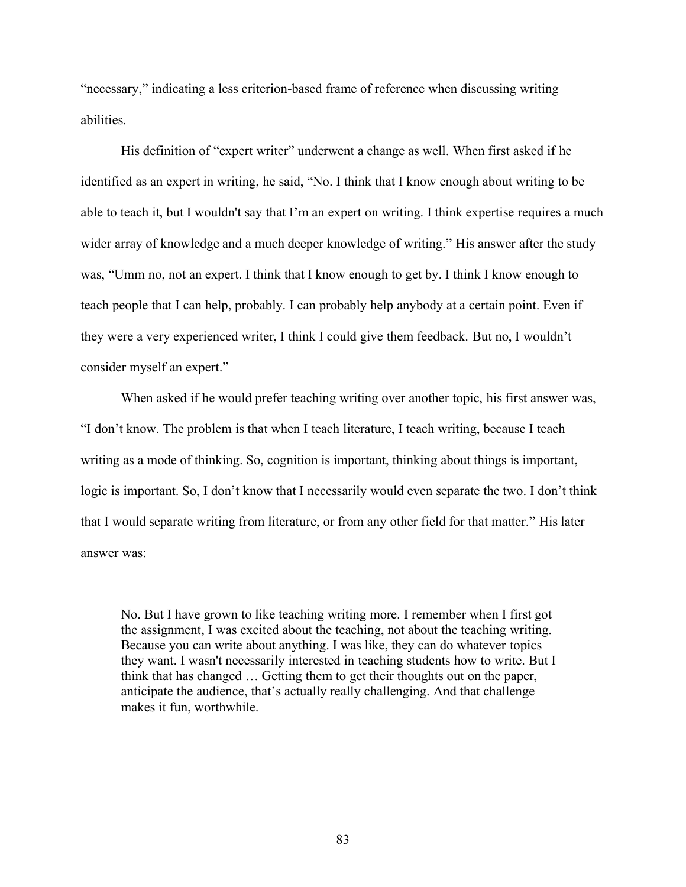"necessary," indicating a less criterion-based frame of reference when discussing writing abilities.

His definition of "expert writer" underwent a change as well. When first asked if he identified as an expert in writing, he said, "No. I think that I know enough about writing to be able to teach it, but I wouldn't say that I'm an expert on writing. I think expertise requires a much wider array of knowledge and a much deeper knowledge of writing." His answer after the study was, "Umm no, not an expert. I think that I know enough to get by. I think I know enough to teach people that I can help, probably. I can probably help anybody at a certain point. Even if they were a very experienced writer, I think I could give them feedback. But no, I wouldn't consider myself an expert."

When asked if he would prefer teaching writing over another topic, his first answer was, "I don't know. The problem is that when I teach literature, I teach writing, because I teach writing as a mode of thinking. So, cognition is important, thinking about things is important, logic is important. So, I don't know that I necessarily would even separate the two. I don't think that I would separate writing from literature, or from any other field for that matter." His later answer was:

> No. But I have grown to like teaching writing more. I remember when I first got the assignment, I was excited about the teaching, not about the teaching writing. Because you can write about anything. I was like, they can do whatever topics they want. I wasn't necessarily interested in teaching students how to write. But I think that has changed … Getting them to get their thoughts out on the paper, anticipate the audience, that's actually really challenging. And that challenge makes it fun, worthwhile.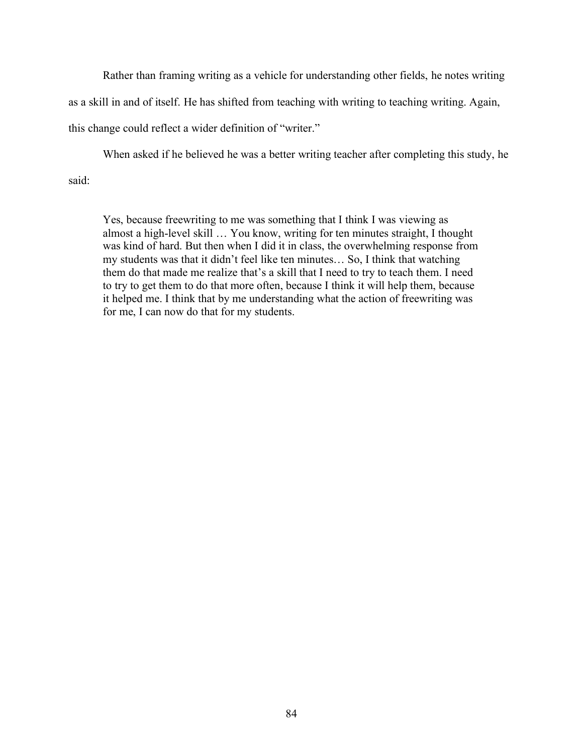Rather than framing writing as a vehicle for understanding other fields, he notes writing as a skill in and of itself. He has shifted from teaching with writing to teaching writing. Again, this change could reflect a wider definition of "writer."

When asked if he believed he was a better writing teacher after completing this study, he said:

> Yes, because freewriting to me was something that I think I was viewing as almost a high-level skill … You know, writing for ten minutes straight, I thought was kind of hard. But then when I did it in class, the overwhelming response from my students was that it didn't feel like ten minutes… So, I think that watching them do that made me realize that's a skill that I need to try to teach them. I need to try to get them to do that more often, because I think it will help them, because it helped me. I think that by me understanding what the action of freewriting was for me, I can now do that for my students.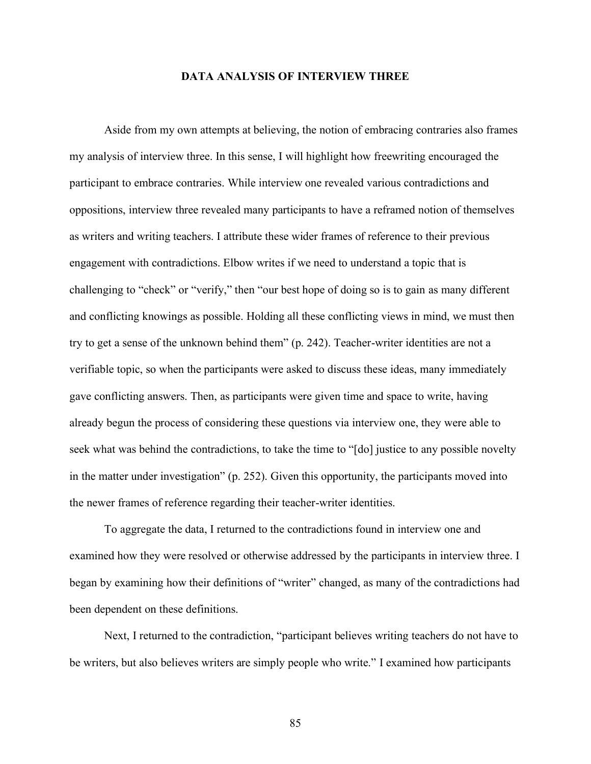# DATA ANALYSIS OF INTERVIEW THREE

Aside from my own attempts at believing, the notion of embracing contraries also frames my analysis of interview three. In this sense, I will highlight how freewriting encouraged the participant to embrace contraries. While interview one revealed various contradictions and oppositions, interview three revealed many participants to have a reframed notion of themselves as writers and writing teachers. I attribute these wider frames of reference to their previous engagement with contradictions. Elbow writes if we need to understand a topic that is challenging to "check" or "verify," then "our best hope of doing so is to gain as many different and conflicting knowings as possible. Holding all these conflicting views in mind, we must then try to get a sense of the unknown behind them" (p. 242). Teacher-writer identities are not a verifiable topic, so when the participants were asked to discuss these ideas, many immediately gave conflicting answers. Then, as participants were given time and space to write, having already begun the process of considering these questions via interview one, they were able to seek what was behind the contradictions, to take the time to "[do] justice to any possible novelty in the matter under investigation" (p. 252). Given this opportunity, the participants moved into the newer frames of reference regarding their teacher-writer identities.

To aggregate the data, I returned to the contradictions found in interview one and examined how they were resolved or otherwise addressed by the participants in interview three. I began by examining how their definitions of "writer" changed, as many of the contradictions had been dependent on these definitions.

Next, I returned to the contradiction, "participant believes writing teachers do not have to be writers, but also believes writers are simply people who write." I examined how participants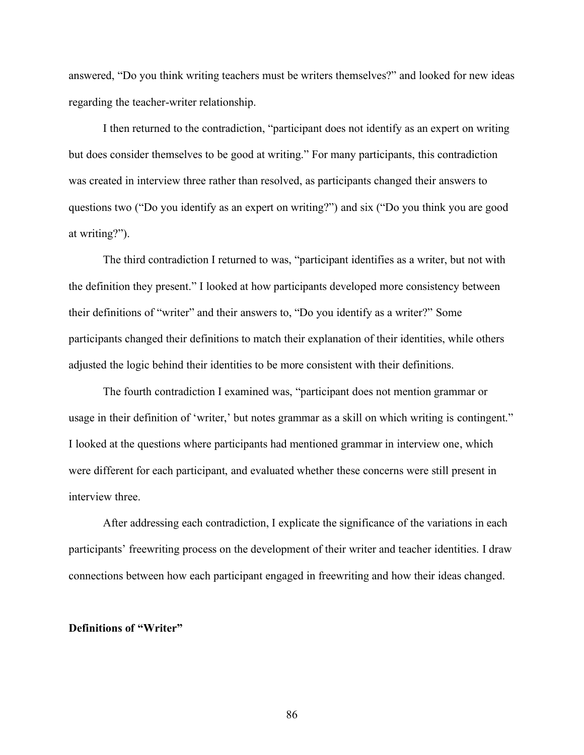answered, "Do you think writing teachers must be writers themselves?" and looked for new ideas regarding the teacher-writer relationship.

I then returned to the contradiction, "participant does not identify as an expert on writing but does consider themselves to be good at writing." For many participants, this contradiction was created in interview three rather than resolved, as participants changed their answers to questions two ("Do you identify as an expert on writing?") and six ("Do you think you are good at writing?").

The third contradiction I returned to was, "participant identifies as a writer, but not with the definition they present." I looked at how participants developed more consistency between their definitions of "writer" and their answers to, "Do you identify as a writer?" Some participants changed their definitions to match their explanation of their identities, while others adjusted the logic behind their identities to be more consistent with their definitions.

The fourth contradiction I examined was, "participant does not mention grammar or usage in their definition of 'writer,' but notes grammar as a skill on which writing is contingent." I looked at the questions where participants had mentioned grammar in interview one, which were different for each participant, and evaluated whether these concerns were still present in interview three.

After addressing each contradiction, I explicate the significance of the variations in each participants' freewriting process on the development of their writer and teacher identities. I draw connections between how each participant engaged in freewriting and how their ideas changed.

**Definitions of "Writer"**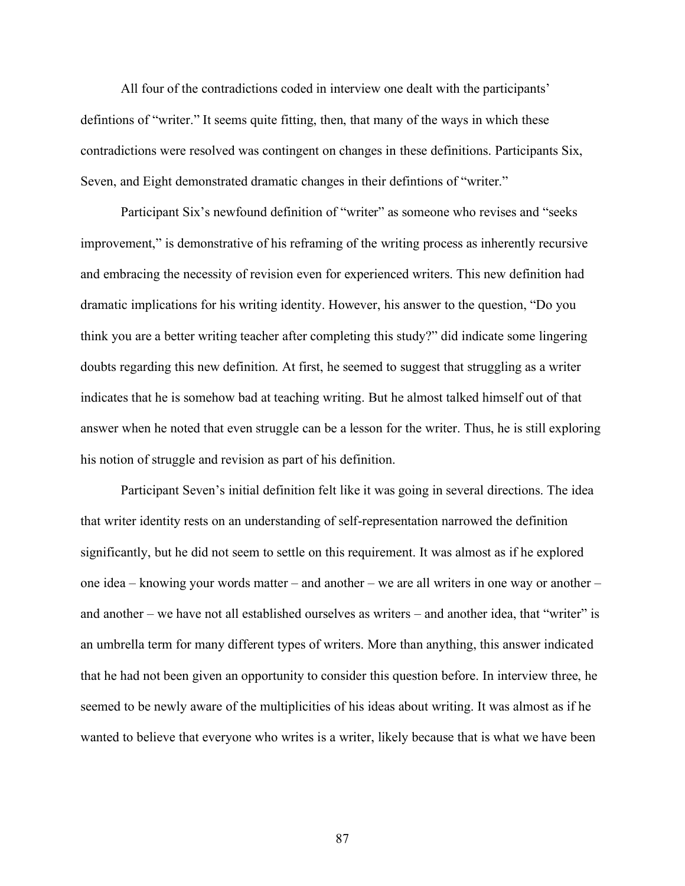All four of the contradictions coded in interview one dealt with the participants' defintions of "writer." It seems quite fitting, then, that many of the ways in which these contradictions were resolved was contingent on changes in these definitions. Participants Six, Seven, and Eight demonstrated dramatic changes in their defintions of "writer."

Participant Six's newfound definition of "writer" as someone who revises and "seeks improvement," is demonstrative of his reframing of the writing process as inherently recursive and embracing the necessity of revision even for experienced writers. This new definition had dramatic implications for his writing identity. However, his answer to the question, "Do you think you are a better writing teacher after completing this study?" did indicate some lingering doubts regarding this new definition. At first, he seemed to suggest that struggling as a writer indicates that he is somehow bad at teaching writing. But he almost talked himself out of that answer when he noted that even struggle can be a lesson for the writer. Thus, he is still exploring his notion of struggle and revision as part of his definition.

Participant Seven's initial definition felt like it was going in several directions. The idea that writer identity rests on an understanding of self-representation narrowed the definition significantly, but he did not seem to settle on this requirement. It was almost as if he explored one idea – knowing your words matter – and another – we are all writers in one way or another – and another – we have not all established ourselves as writers – and another idea, that "writer" is an umbrella term for many different types of writers. More than anything, this answer indicated that he had not been given an opportunity to consider this question before. In interview three, he seemed to be newly aware of the multiplicities of his ideas about writing. It was almost as if he wanted to believe that everyone who writes is a writer, likely because that is what we have been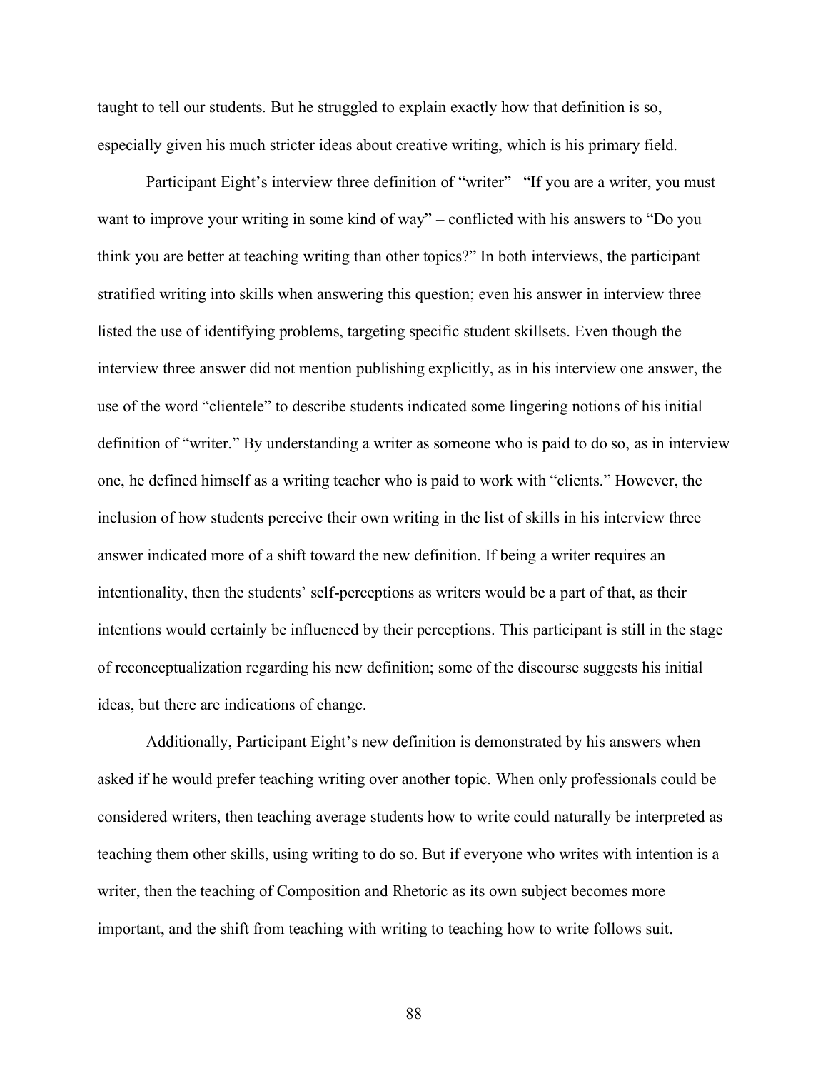taught to tell our students. But he struggled to explain exactly how that definition is so, especially given his much stricter ideas about creative writing, which is his primary field.

Participant Eight's interview three definition of "writer"– "If you are a writer, you must want to improve your writing in some kind of way" – conflicted with his answers to "Do you think you are better at teaching writing than other topics?" In both interviews, the participant stratified writing into skills when answering this question; even his answer in interview three listed the use of identifying problems, targeting specific student skillsets. Even though the interview three answer did not mention publishing explicitly, as in his interview one answer, the use of the word "clientele" to describe students indicated some lingering notions of his initial definition of "writer." By understanding a writer as someone who is paid to do so, as in interview one, he defined himself as a writing teacher who is paid to work with "clients." However, the inclusion of how students perceive their own writing in the list of skills in his interview three answer indicated more of a shift toward the new definition. If being a writer requires an intentionality, then the students' self-perceptions as writers would be a part of that, as their intentions would certainly be influenced by their perceptions. This participant is still in the stage of reconceptualization regarding his new definition; some of the discourse suggests his initial ideas, but there are indications of change.

Additionally, Participant Eight's new definition is demonstrated by his answers when asked if he would prefer teaching writing over another topic. When only professionals could be considered writers, then teaching average students how to write could naturally be interpreted as teaching them other skills, using writing to do so. But if everyone who writes with intention is a writer, then the teaching of Composition and Rhetoric as its own subject becomes more important, and the shift from teaching with writing to teaching how to write follows suit.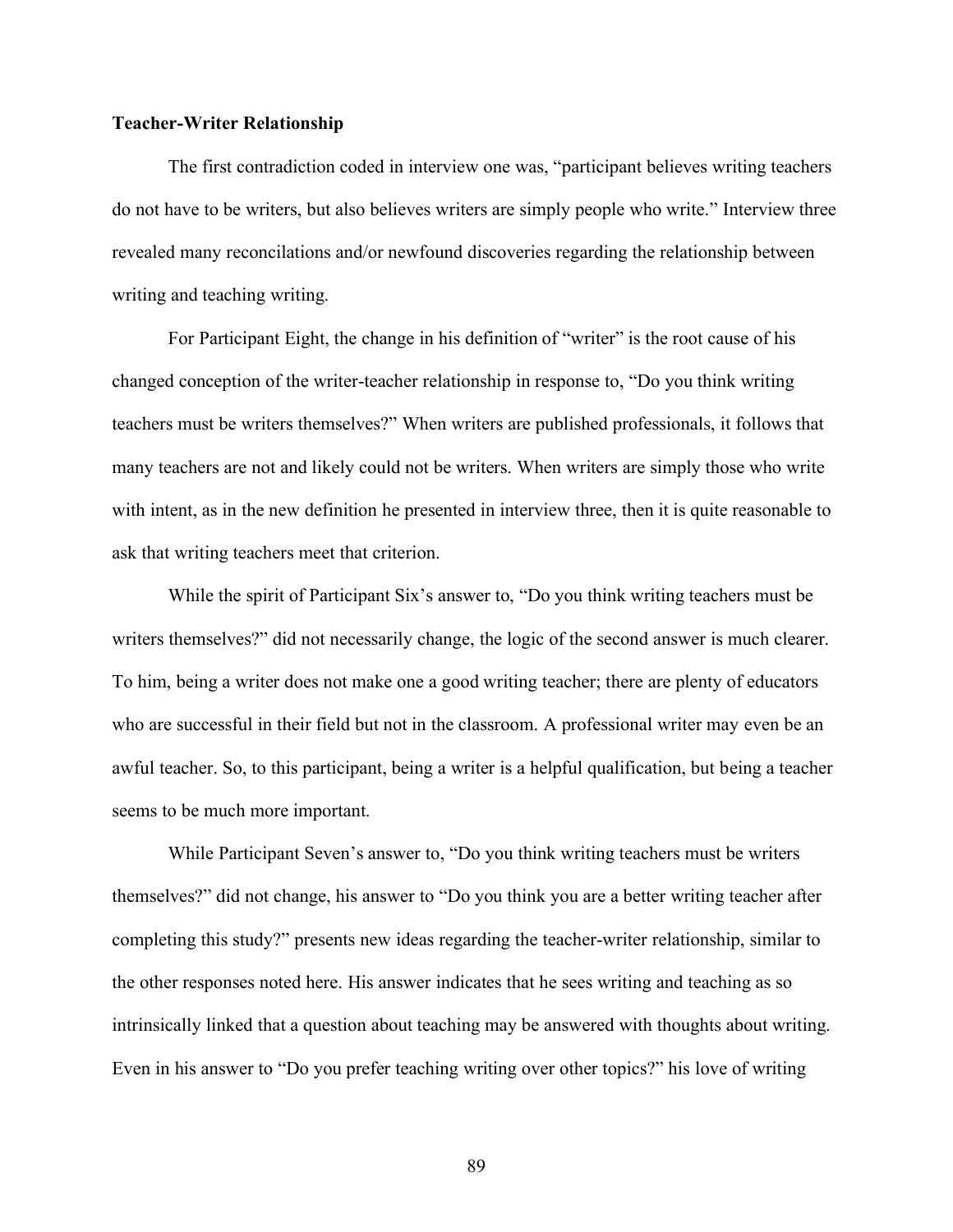**Teacher-Writer Relationship**

The first contradiction coded in interview one was, "participant believes writing teachers do not have to be writers, but also believes writers are simply people who write." Interview three revealed many reconcilations and/or newfound discoveries regarding the relationship between writing and teaching writing.

For Participant Eight, the change in his definition of "writer" is the root cause of his changed conception of the writer-teacher relationship in response to, "Do you think writing teachers must be writers themselves?" When writers are published professionals, it follows that many teachers are not and likely could not be writers. When writers are simply those who write with intent, as in the new definition he presented in interview three, then it is quite reasonable to ask that writing teachers meet that criterion.

While the spirit of Participant Six's answer to, "Do you think writing teachers must be writers themselves?" did not necessarily change, the logic of the second answer is much clearer. To him, being a writer does not make one a good writing teacher; there are plenty of educators who are successful in their field but not in the classroom. A professional writer may even be an awful teacher. So, to this participant, being a writer is a helpful qualification, but being a teacher seems to be much more important.

While Participant Seven's answer to, "Do you think writing teachers must be writers themselves?" did not change, his answer to "Do you think you are a better writing teacher after completing this study?" presents new ideas regarding the teacher-writer relationship, similar to the other responses noted here. His answer indicates that he sees writing and teaching as so intrinsically linked that a question about teaching may be answered with thoughts about writing. Even in his answer to "Do you prefer teaching writing over other topics?" his love of writing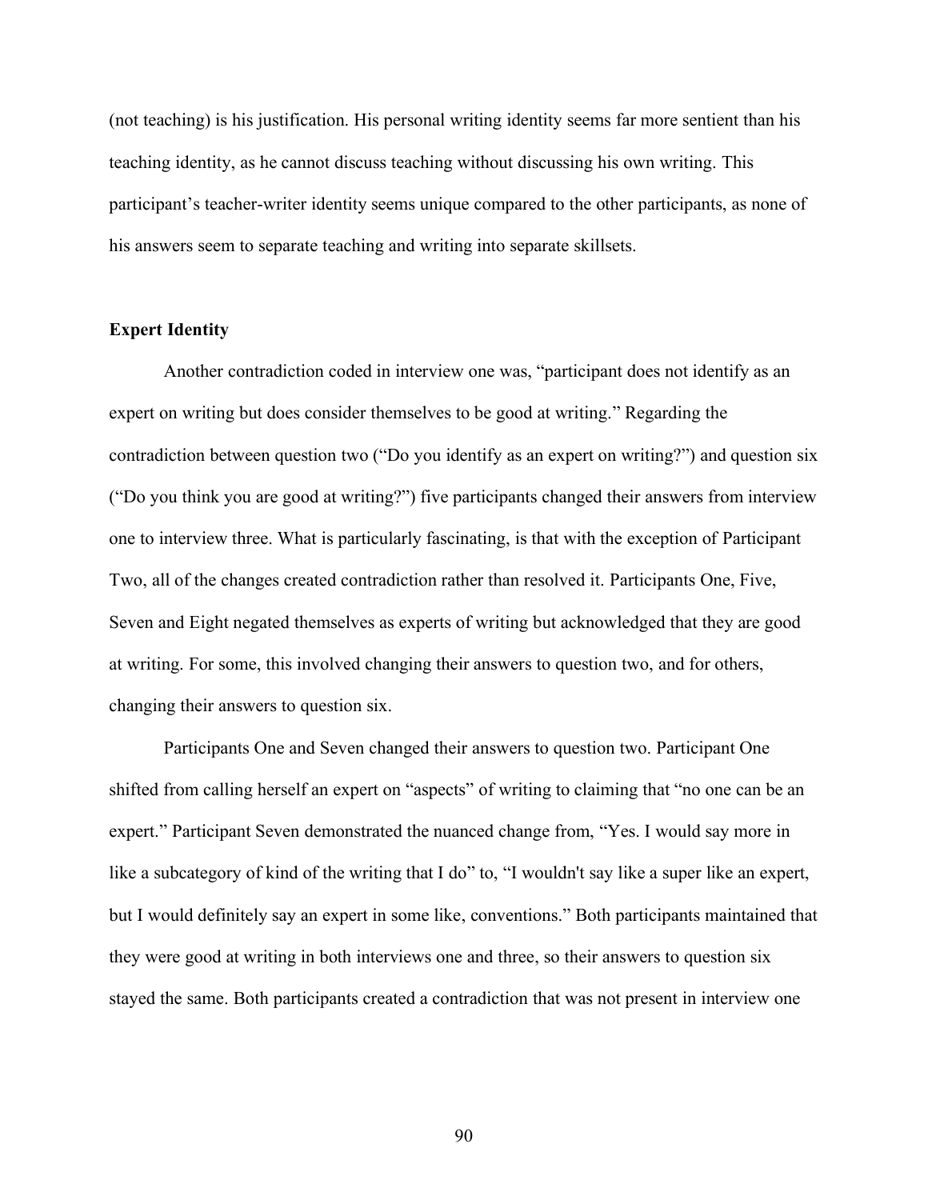(not teaching) is his justification. His personal writing identity seems far more sentient than his teaching identity, as he cannot discuss teaching without discussing his own writing. This participant's teacher-writer identity seems unique compared to the other participants, as none of his answers seem to separate teaching and writing into separate skillsets.

**Expert Identity**

Another contradiction coded in interview one was, "participant does not identify as an expert on writing but does consider themselves to be good at writing." Regarding the contradiction between question two ("Do you identify as an expert on writing?") and question six ("Do you think you are good at writing?") five participants changed their answers from interview one to interview three. What is particularly fascinating, is that with the exception of Participant Two, all of the changes created contradiction rather than resolved it. Participants One, Five, Seven and Eight negated themselves as experts of writing but acknowledged that they are good at writing. For some, this involved changing their answers to question two, and for others, changing their answers to question six.

Participants One and Seven changed their answers to question two. Participant One shifted from calling herself an expert on "aspects" of writing to claiming that "no one can be an expert." Participant Seven demonstrated the nuanced change from, "Yes. I would say more in like a subcategory of kind of the writing that I do" to, "I wouldn't say like a super like an expert, but I would definitely say an expert in some like, conventions." Both participants maintained that they were good at writing in both interviews one and three, so their answers to question six stayed the same. Both participants created a contradiction that was not present in interview one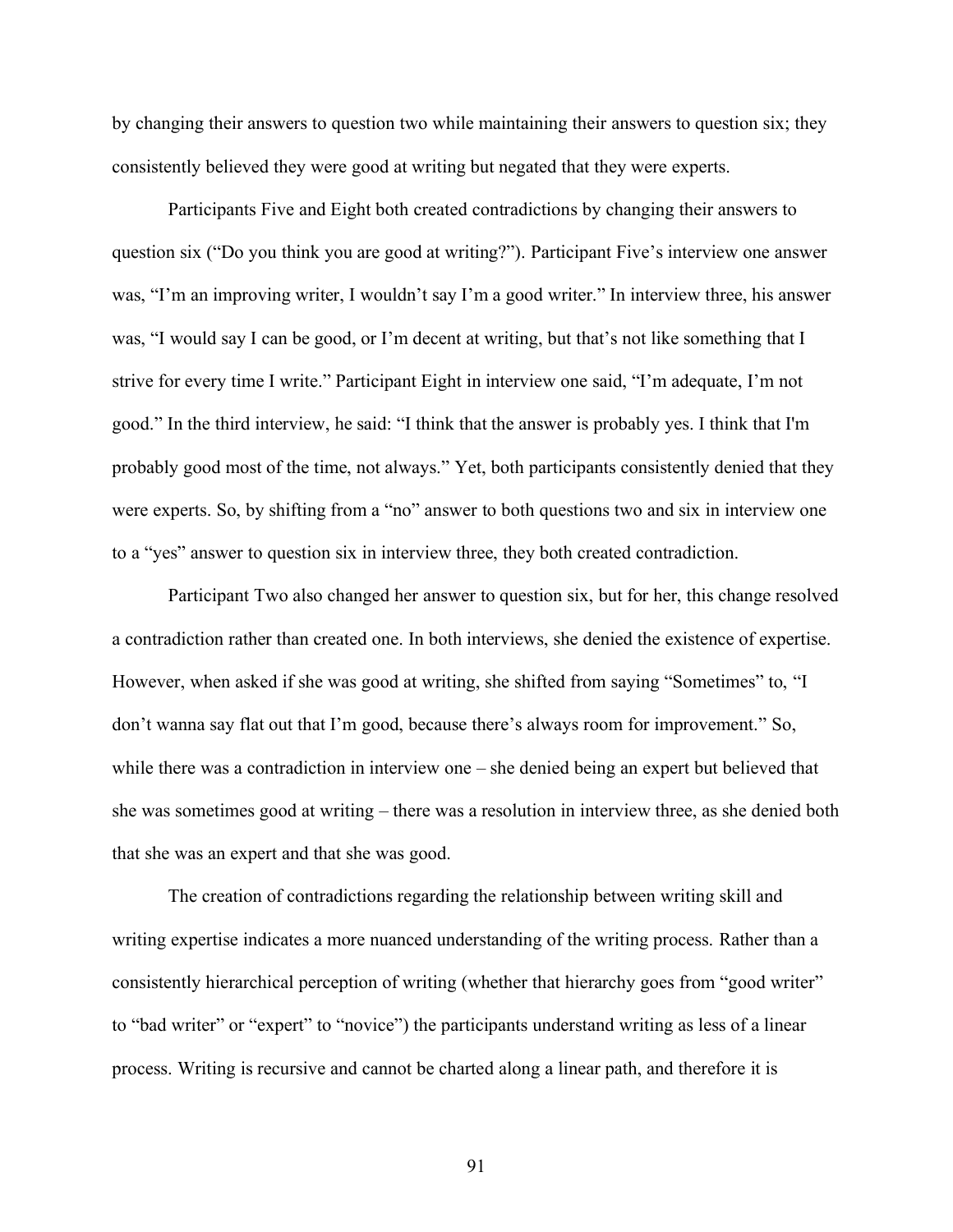by changing their answers to question two while maintaining their answers to question six; they consistently believed they were good at writing but negated that they were experts.

Participants Five and Eight both created contradictions by changing their answers to question six ("Do you think you are good at writing?"). Participant Five's interview one answer was, "I'm an improving writer, I wouldn't say I'm a good writer." In interview three, his answer was, "I would say I can be good, or I'm decent at writing, but that's not like something that I strive for every time I write." Participant Eight in interview one said, "I'm adequate, I'm not good." In the third interview, he said: "I think that the answer is probably yes. I think that I'm probably good most of the time, not always." Yet, both participants consistently denied that they were experts. So, by shifting from a "no" answer to both questions two and six in interview one to a "yes" answer to question six in interview three, they both created contradiction.

Participant Two also changed her answer to question six, but for her, this change resolved a contradiction rather than created one. In both interviews, she denied the existence of expertise. However, when asked if she was good at writing, she shifted from saying "Sometimes" to, "I don't wanna say flat out that I'm good, because there's always room for improvement." So, while there was a contradiction in interview one – she denied being an expert but believed that she was sometimes good at writing – there was a resolution in interview three, as she denied both that she was an expert and that she was good.

The creation of contradictions regarding the relationship between writing skill and writing expertise indicates a more nuanced understanding of the writing process. Rather than a consistently hierarchical perception of writing (whether that hierarchy goes from "good writer" to "bad writer" or "expert" to "novice") the participants understand writing as less of a linear process. Writing is recursive and cannot be charted along a linear path, and therefore it is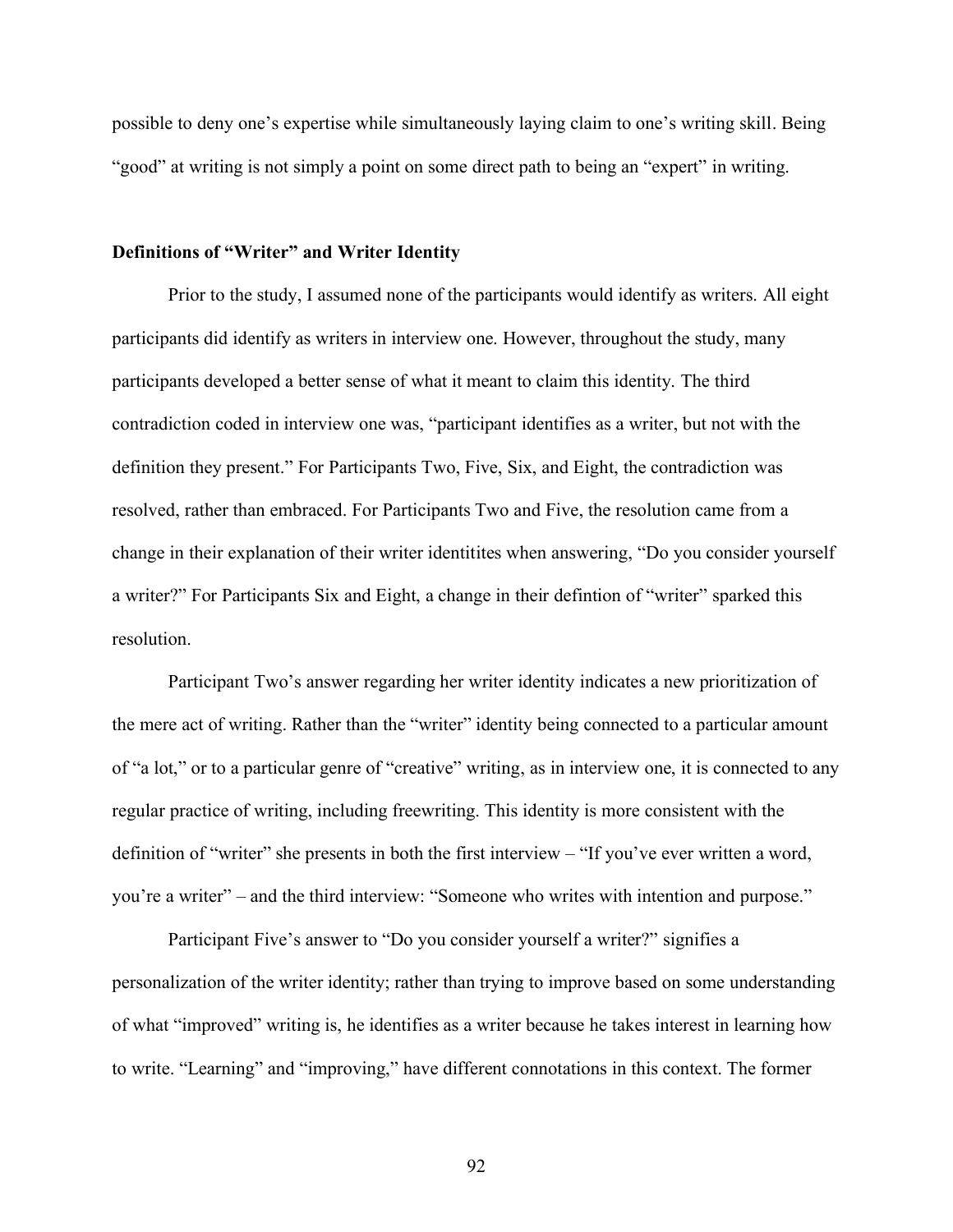possible to deny one's expertise while simultaneously laying claim to one's writing skill. Being "good" at writing is not simply a point on some direct path to being an "expert" in writing.

**Definitions of "Writer" and Writer Identity**

Prior to the study, I assumed none of the participants would identify as writers. All eight participants did identify as writers in interview one. However, throughout the study, many participants developed a better sense of what it meant to claim this identity. The third contradiction coded in interview one was, "participant identifies as a writer, but not with the definition they present." For Participants Two, Five, Six, and Eight, the contradiction was resolved, rather than embraced. For Participants Two and Five, the resolution came from a change in their explanation of their writer identitites when answering, "Do you consider yourself a writer?" For Participants Six and Eight, a change in their defintion of "writer" sparked this resolution.

Participant Two's answer regarding her writer identity indicates a new prioritization of the mere act of writing. Rather than the "writer" identity being connected to a particular amount of "a lot," or to a particular genre of "creative" writing, as in interview one, it is connected to any regular practice of writing, including freewriting. This identity is more consistent with the definition of "writer" she presents in both the first interview – "If you've ever written a word, you're a writer" – and the third interview: "Someone who writes with intention and purpose."

Participant Five's answer to "Do you consider yourself a writer?" signifies a personalization of the writer identity; rather than trying to improve based on some understanding of what "improved" writing is, he identifies as a writer because he takes interest in learning how to write. "Learning" and "improving," have different connotations in this context. The former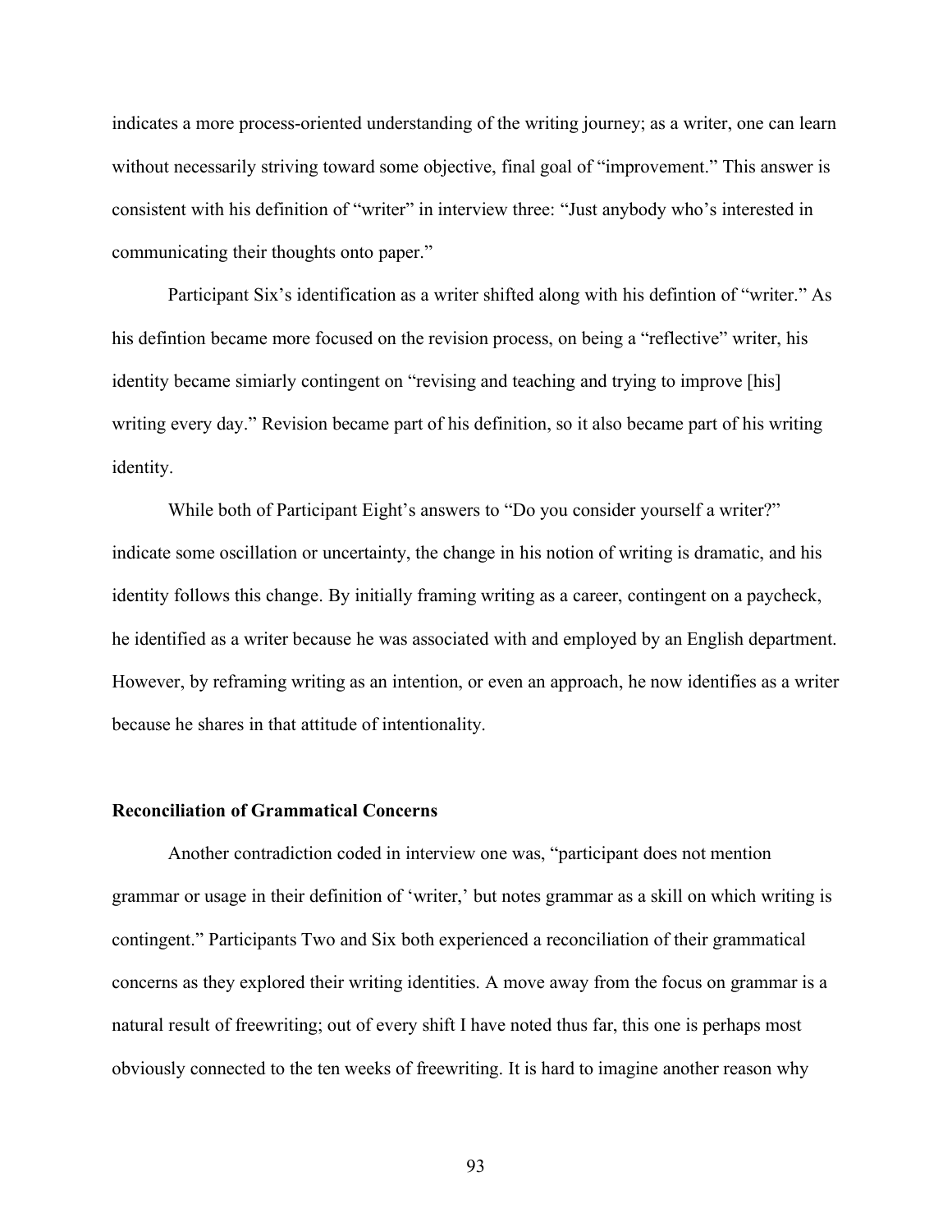indicates a more process-oriented understanding of the writing journey; as a writer, one can learn without necessarily striving toward some objective, final goal of "improvement." This answer is consistent with his definition of "writer" in interview three: "Just anybody who's interested in communicating their thoughts onto paper."

Participant Six's identification as a writer shifted along with his defintion of "writer." As his defintion became more focused on the revision process, on being a "reflective" writer, his identity became simiarly contingent on "revising and teaching and trying to improve [his] writing every day." Revision became part of his definition, so it also became part of his writing identity.

While both of Participant Eight's answers to "Do you consider yourself a writer?" indicate some oscillation or uncertainty, the change in his notion of writing is dramatic, and his identity follows this change. By initially framing writing as a career, contingent on a paycheck, he identified as a writer because he was associated with and employed by an English department. However, by reframing writing as an intention, or even an approach, he now identifies as a writer because he shares in that attitude of intentionality.

### Reconciliation of Grammatical Concerns

Another contradiction coded in interview one was, "participant does not mention grammar or usage in their definition of 'writer,' but notes grammar as a skill on which writing is contingent." Participants Two and Six both experienced a reconciliation of their grammatical concerns as they explored their writing identities. A move away from the focus on grammar is a natural result of freewriting; out of every shift I have noted thus far, this one is perhaps most obviously connected to the ten weeks of freewriting. It is hard to imagine another reason why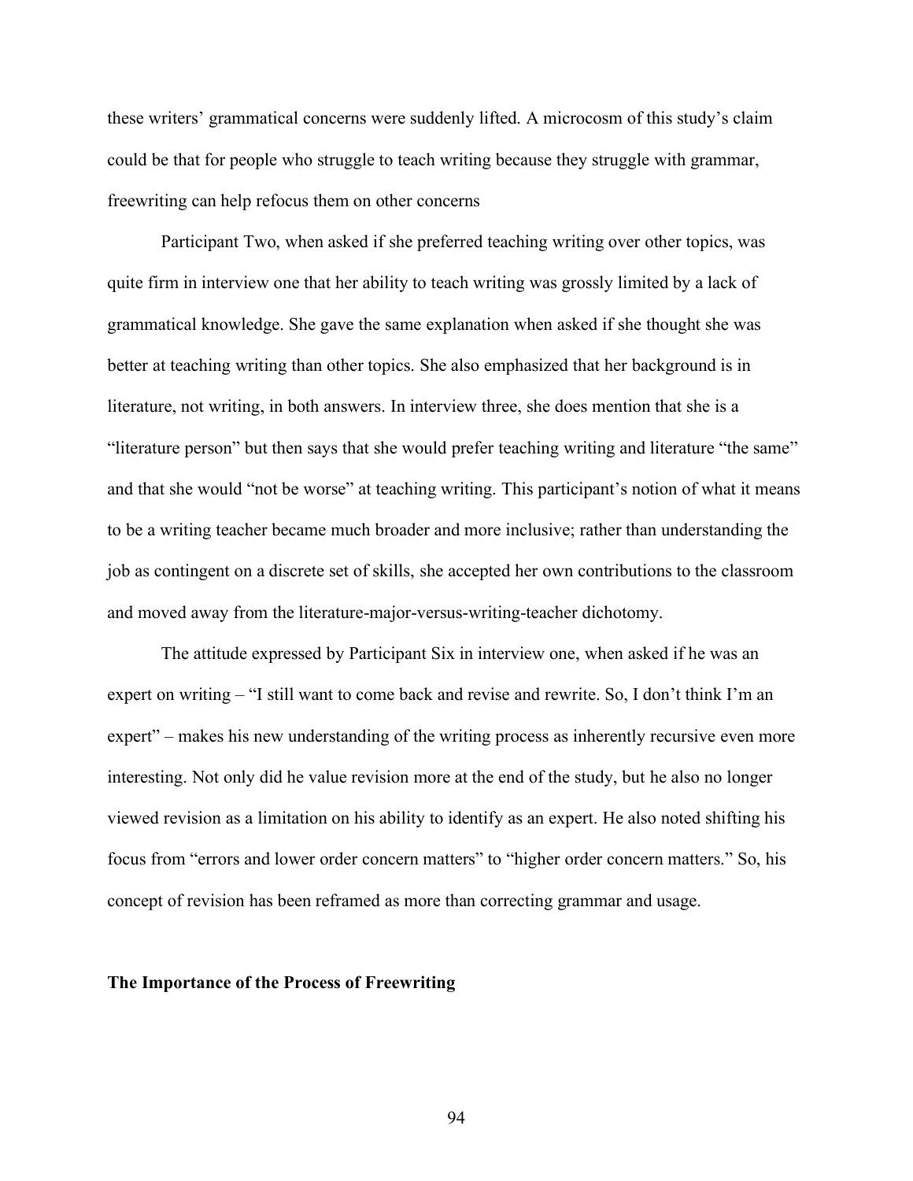these writers' grammatical concerns were suddenly lifted. A microcosm of this study's claim could be that for people who struggle to teach writing because they struggle with grammar, freewriting can help refocus them on other concerns

Participant Two, when asked if she preferred teaching writing over other topics, was quite firm in interview one that her ability to teach writing was grossly limited by a lack of grammatical knowledge. She gave the same explanation when asked if she thought she was better at teaching writing than other topics. She also emphasized that her background is in literature, not writing, in both answers. In interview three, she does mention that she is a "literature person" but then says that she would prefer teaching writing and literature "the same" and that she would "not be worse" at teaching writing. This participant's notion of what it means to be a writing teacher became much broader and more inclusive; rather than understanding the job as contingent on a discrete set of skills, she accepted her own contributions to the classroom and moved away from the literature-major-versus-writing-teacher dichotomy.

The attitude expressed by Participant Six in interview one, when asked if he was an expert on writing – "I still want to come back and revise and rewrite. So, I don't think I'm an expert" – makes his new understanding of the writing process as inherently recursive even more interesting. Not only did he value revision more at the end of the study, but he also no longer viewed revision as a limitation on his ability to identify as an expert. He also noted shifting his focus from "errors and lower order concern matters" to "higher order concern matters." So, his concept of revision has been reframed as more than correcting grammar and usage.

**The Importance of the Process of Freewriting**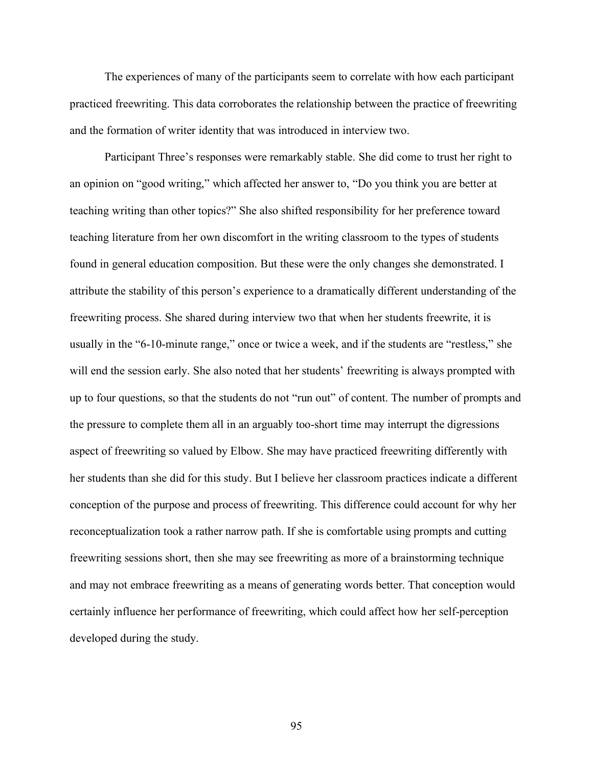The experiences of many of the participants seem to correlate with how each participant practiced freewriting. This data corroborates the relationship between the practice of freewriting and the formation of writer identity that was introduced in interview two.

Participant Three's responses were remarkably stable. She did come to trust her right to an opinion on "good writing," which affected her answer to, "Do you think you are better at teaching writing than other topics?" She also shifted responsibility for her preference toward teaching literature from her own discomfort in the writing classroom to the types of students found in general education composition. But these were the only changes she demonstrated. I attribute the stability of this person's experience to a dramatically different understanding of the freewriting process. She shared during interview two that when her students freewrite, it is usually in the "6-10-minute range," once or twice a week, and if the students are "restless," she will end the session early. She also noted that her students' freewriting is always prompted with up to four questions, so that the students do not "run out" of content. The number of prompts and the pressure to complete them all in an arguably too-short time may interrupt the digressions aspect of freewriting so valued by Elbow. She may have practiced freewriting differently with her students than she did for this study. But I believe her classroom practices indicate a different conception of the purpose and process of freewriting. This difference could account for why her reconceptualization took a rather narrow path. If she is comfortable using prompts and cutting freewriting sessions short, then she may see freewriting as more of a brainstorming technique and may not embrace freewriting as a means of generating words better. That conception would certainly influence her performance of freewriting, which could affect how her self-perception developed during the study.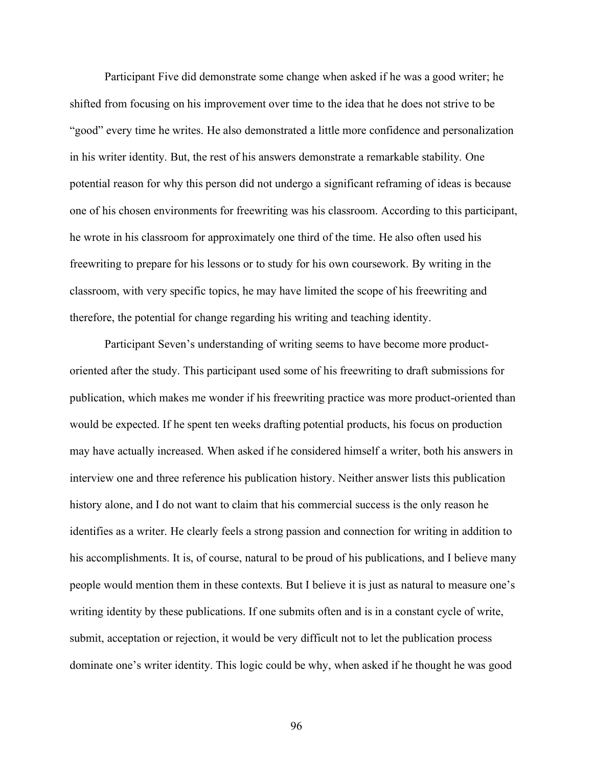Participant Five did demonstrate some change when asked if he was a good writer; he shifted from focusing on his improvement over time to the idea that he does not strive to be "good" every time he writes. He also demonstrated a little more confidence and personalization in his writer identity. But, the rest of his answers demonstrate a remarkable stability. One potential reason for why this person did not undergo a significant reframing of ideas is because one of his chosen environments for freewriting was his classroom. According to this participant, he wrote in his classroom for approximately one third of the time. He also often used his freewriting to prepare for his lessons or to study for his own coursework. By writing in the classroom, with very specific topics, he may have limited the scope of his freewriting and therefore, the potential for change regarding his writing and teaching identity.

Participant Seven's understanding of writing seems to have become more product-oriented after the study. This participant used some of his freewriting to draft submissions for publication, which makes me wonder if his freewriting practice was more product-oriented than would be expected. If he spent ten weeks drafting potential products, his focus on production may have actually increased. When asked if he considered himself a writer, both his answers in interview one and three reference his publication history. Neither answer lists this publication history alone, and I do not want to claim that his commercial success is the only reason he identifies as a writer. He clearly feels a strong passion and connection for writing in addition to his accomplishments. It is, of course, natural to be proud of his publications, and I believe many people would mention them in these contexts. But I believe it is just as natural to measure one's writing identity by these publications. If one submits often and is in a constant cycle of write, submit, acceptation or rejection, it would be very difficult not to let the publication process dominate one's writer identity. This logic could be why, when asked if he thought he was good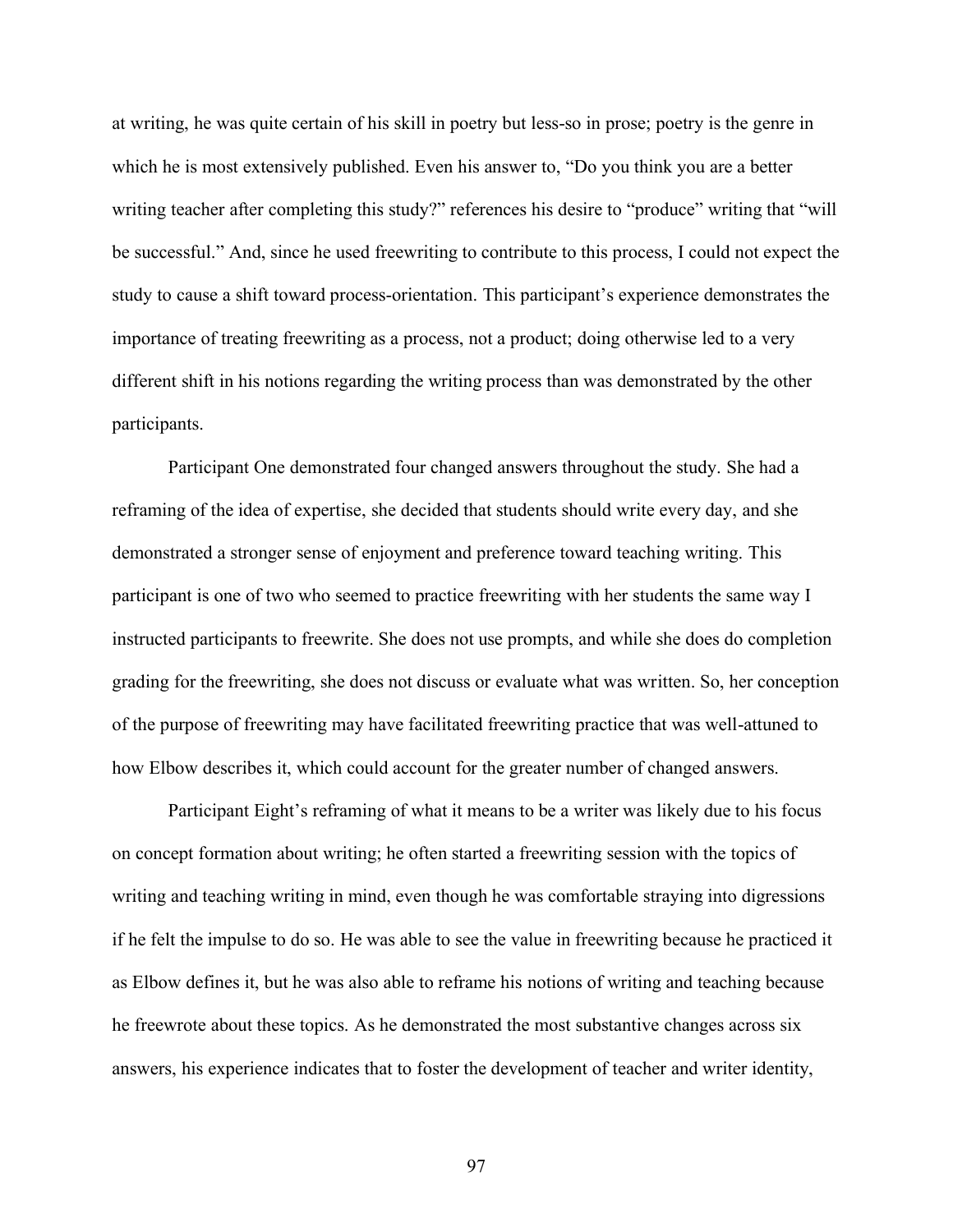at writing, he was quite certain of his skill in poetry but less-so in prose; poetry is the genre in which he is most extensively published. Even his answer to, "Do you think you are a better writing teacher after completing this study?" references his desire to "produce" writing that "will be successful." And, since he used freewriting to contribute to this process, I could not expect the study to cause a shift toward process-orientation. This participant's experience demonstrates the importance of treating freewriting as a process, not a product; doing otherwise led to a very different shift in his notions regarding the writing process than was demonstrated by the other participants.

Participant One demonstrated four changed answers throughout the study. She had a reframing of the idea of expertise, she decided that students should write every day, and she demonstrated a stronger sense of enjoyment and preference toward teaching writing. This participant is one of two who seemed to practice freewriting with her students the same way I instructed participants to freewrite. She does not use prompts, and while she does do completion grading for the freewriting, she does not discuss or evaluate what was written. So, her conception of the purpose of freewriting may have facilitated freewriting practice that was well-attuned to how Elbow describes it, which could account for the greater number of changed answers.

Participant Eight's reframing of what it means to be a writer was likely due to his focus on concept formation about writing; he often started a freewriting session with the topics of writing and teaching writing in mind, even though he was comfortable straying into digressions if he felt the impulse to do so. He was able to see the value in freewriting because he practiced it as Elbow defines it, but he was also able to reframe his notions of writing and teaching because he freewrote about these topics. As he demonstrated the most substantive changes across six answers, his experience indicates that to foster the development of teacher and writer identity,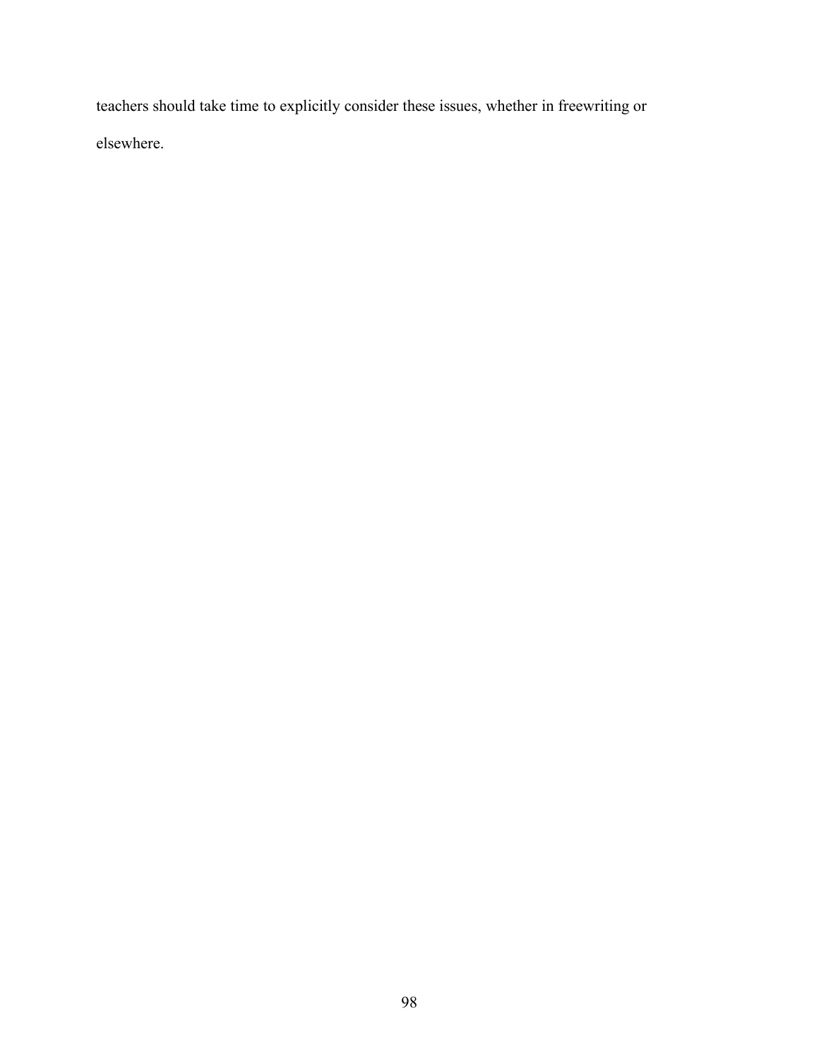teachers should take time to explicitly consider these issues, whether in freewriting or elsewhere.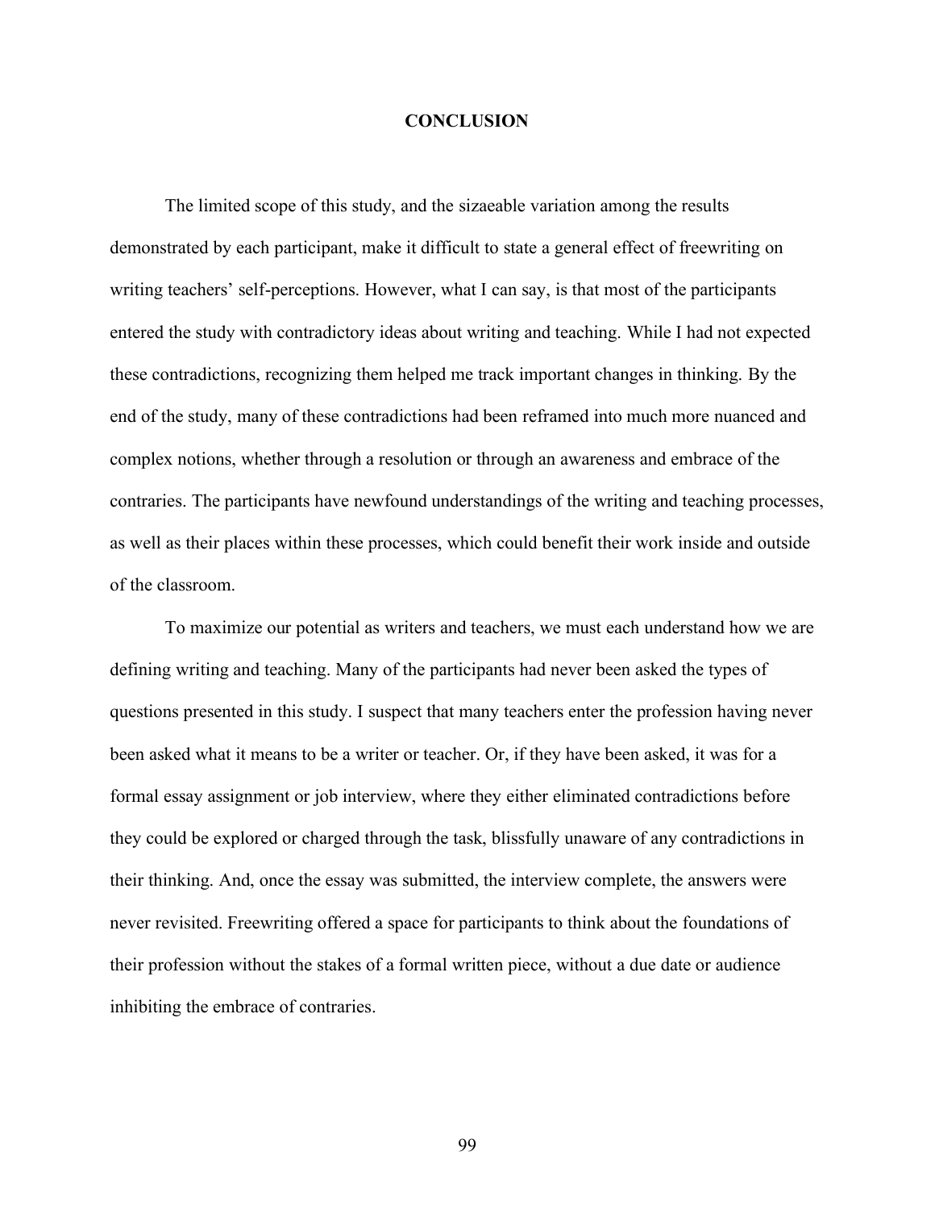# CONCLUSION

The limited scope of this study, and the sizaeable variation among the results demonstrated by each participant, make it difficult to state a general effect of freewriting on writing teachers' self-perceptions. However, what I can say, is that most of the participants entered the study with contradictory ideas about writing and teaching. While I had not expected these contradictions, recognizing them helped me track important changes in thinking. By the end of the study, many of these contradictions had been reframed into much more nuanced and complex notions, whether through a resolution or through an awareness and embrace of the contraries. The participants have newfound understandings of the writing and teaching processes, as well as their places within these processes, which could benefit their work inside and outside of the classroom.

To maximize our potential as writers and teachers, we must each understand how we are defining writing and teaching. Many of the participants had never been asked the types of questions presented in this study. I suspect that many teachers enter the profession having never been asked what it means to be a writer or teacher. Or, if they have been asked, it was for a formal essay assignment or job interview, where they either eliminated contradictions before they could be explored or charged through the task, blissfully unaware of any contradictions in their thinking. And, once the essay was submitted, the interview complete, the answers were never revisited. Freewriting offered a space for participants to think about the foundations of their profession without the stakes of a formal written piece, without a due date or audience inhibiting the embrace of contraries.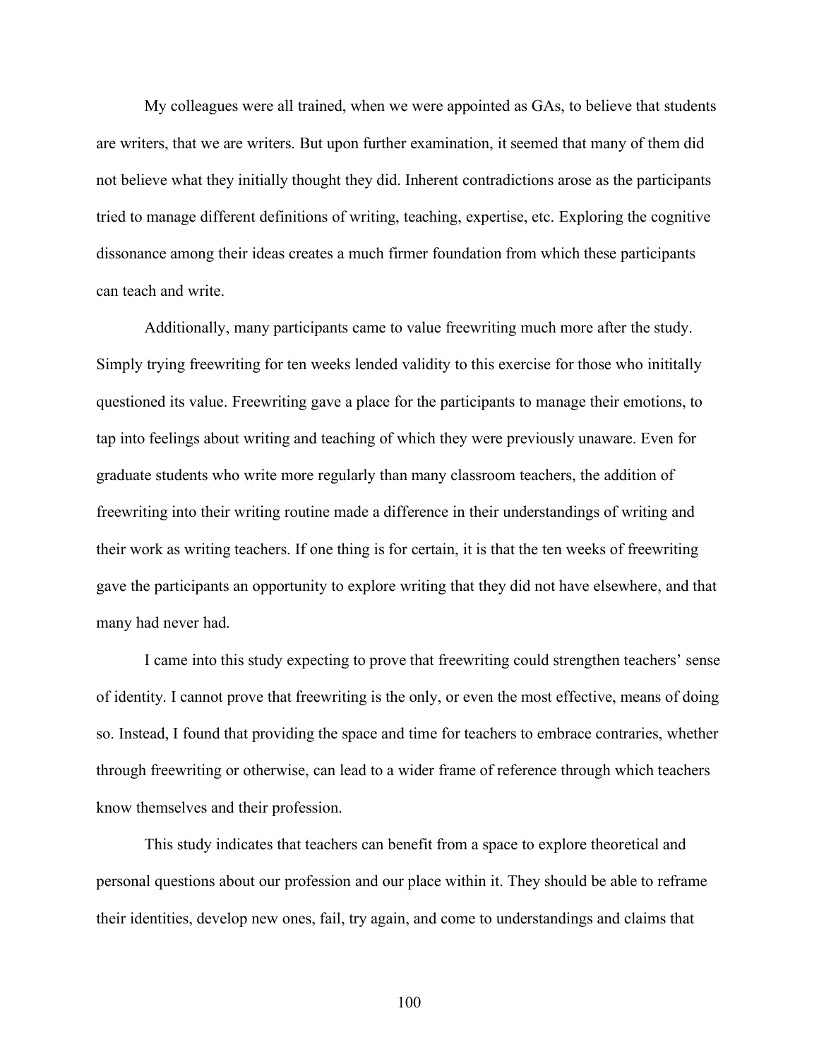My colleagues were all trained, when we were appointed as GAs, to believe that students are writers, that we are writers. But upon further examination, it seemed that many of them did not believe what they initially thought they did. Inherent contradictions arose as the participants tried to manage different definitions of writing, teaching, expertise, etc. Exploring the cognitive dissonance among their ideas creates a much firmer foundation from which these participants can teach and write.

Additionally, many participants came to value freewriting much more after the study. Simply trying freewriting for ten weeks lended validity to this exercise for those who inititally questioned its value. Freewriting gave a place for the participants to manage their emotions, to tap into feelings about writing and teaching of which they were previously unaware. Even for graduate students who write more regularly than many classroom teachers, the addition of freewriting into their writing routine made a difference in their understandings of writing and their work as writing teachers. If one thing is for certain, it is that the ten weeks of freewriting gave the participants an opportunity to explore writing that they did not have elsewhere, and that many had never had.

I came into this study expecting to prove that freewriting could strengthen teachers' sense of identity. I cannot prove that freewriting is the only, or even the most effective, means of doing so. Instead, I found that providing the space and time for teachers to embrace contraries, whether through freewriting or otherwise, can lead to a wider frame of reference through which teachers know themselves and their profession.

This study indicates that teachers can benefit from a space to explore theoretical and personal questions about our profession and our place within it. They should be able to reframe their identities, develop new ones, fail, try again, and come to understandings and claims that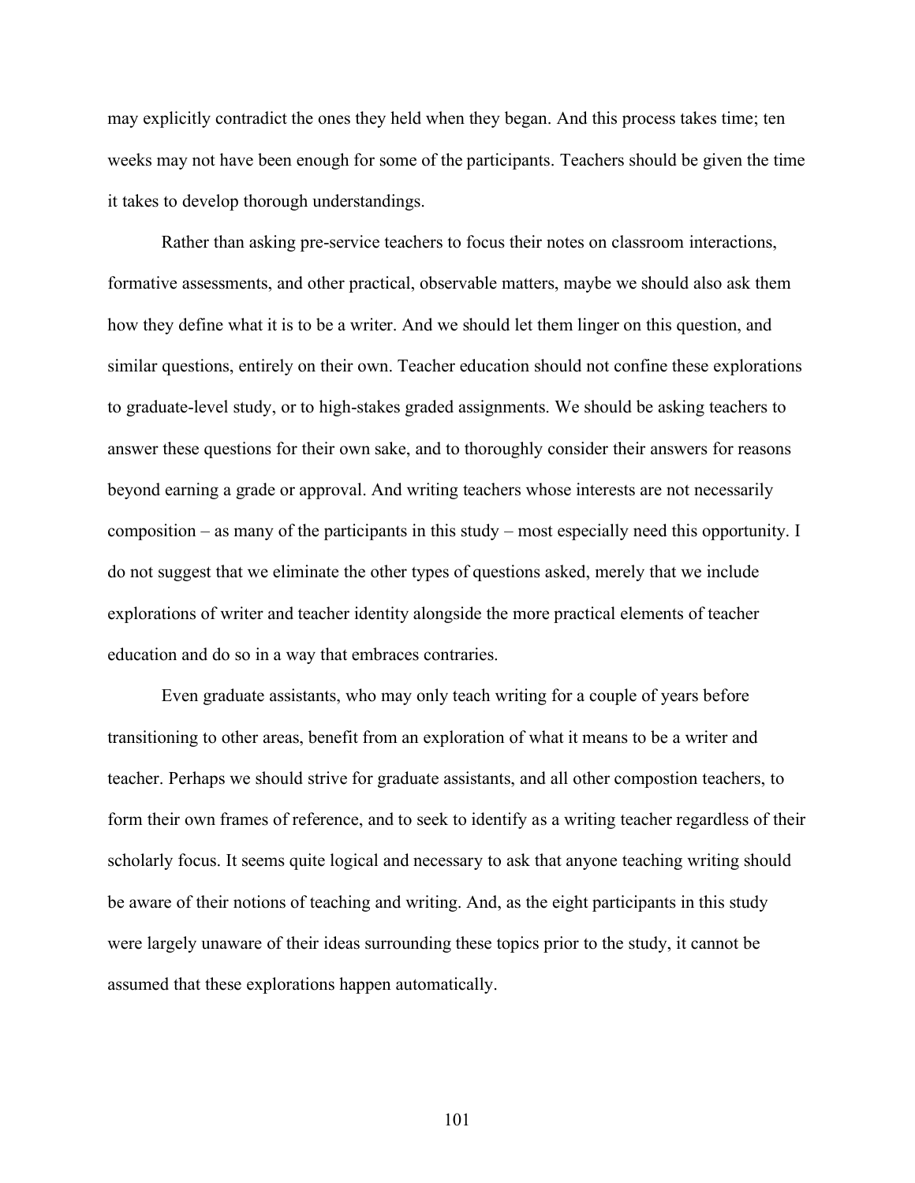may explicitly contradict the ones they held when they began. And this process takes time; ten weeks may not have been enough for some of the participants. Teachers should be given the time it takes to develop thorough understandings.

Rather than asking pre-service teachers to focus their notes on classroom interactions, formative assessments, and other practical, observable matters, maybe we should also ask them how they define what it is to be a writer. And we should let them linger on this question, and similar questions, entirely on their own. Teacher education should not confine these explorations to graduate-level study, or to high-stakes graded assignments. We should be asking teachers to answer these questions for their own sake, and to thoroughly consider their answers for reasons beyond earning a grade or approval. And writing teachers whose interests are not necessarily composition – as many of the participants in this study – most especially need this opportunity. I do not suggest that we eliminate the other types of questions asked, merely that we include explorations of writer and teacher identity alongside the more practical elements of teacher education and do so in a way that embraces contraries.

Even graduate assistants, who may only teach writing for a couple of years before transitioning to other areas, benefit from an exploration of what it means to be a writer and teacher. Perhaps we should strive for graduate assistants, and all other compostion teachers, to form their own frames of reference, and to seek to identify as a writing teacher regardless of their scholarly focus. It seems quite logical and necessary to ask that anyone teaching writing should be aware of their notions of teaching and writing. And, as the eight participants in this study were largely unaware of their ideas surrounding these topics prior to the study, it cannot be assumed that these explorations happen automatically.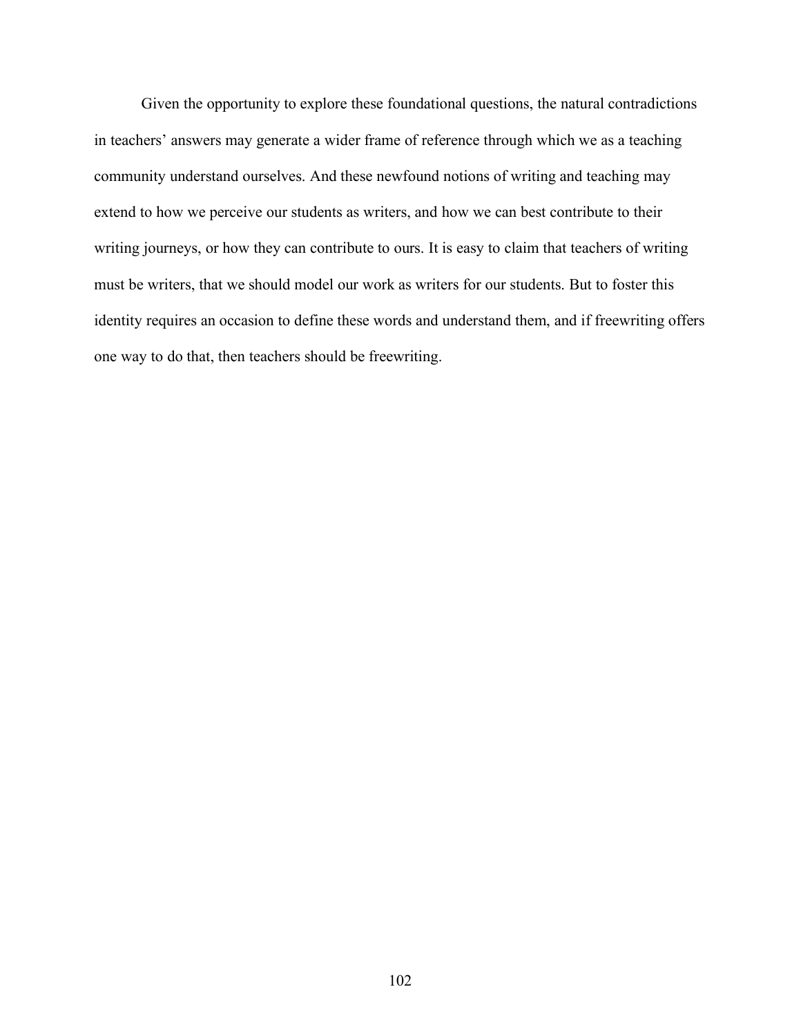Given the opportunity to explore these foundational questions, the natural contradictions in teachers' answers may generate a wider frame of reference through which we as a teaching community understand ourselves. And these newfound notions of writing and teaching may extend to how we perceive our students as writers, and how we can best contribute to their writing journeys, or how they can contribute to ours. It is easy to claim that teachers of writing must be writers, that we should model our work as writers for our students. But to foster this identity requires an occasion to define these words and understand them, and if freewriting offers one way to do that, then teachers should be freewriting.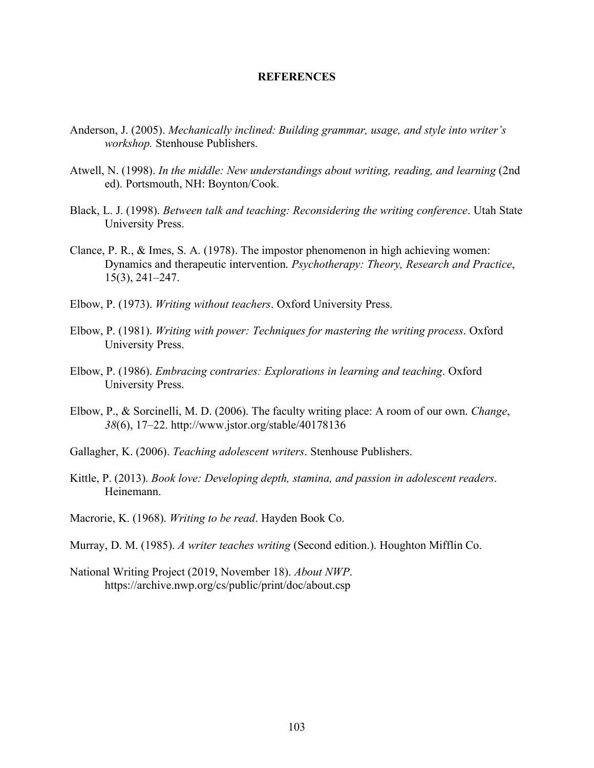# REFERENCES

Anderson, J. (2005). *Mechanically inclined: Building grammar, usage, and style into writer's workshop.* Stenhouse Publishers.

Atwell, N. (1998). *In the middle: New understandings about writing, reading, and learning* (2nd ed). Portsmouth, NH: Boynton/Cook.

Black, L. J. (1998). *Between talk and teaching: Reconsidering the writing conference*. Utah State University Press.

Clance, P. R., & Imes, S. A. (1978). The impostor phenomenon in high achieving women: Dynamics and therapeutic intervention. *Psychotherapy: Theory, Research and Practice*, 15(3), 241–247.

Elbow, P. (1973). *Writing without teachers*. Oxford University Press.

Elbow, P. (1981). *Writing with power: Techniques for mastering the writing process*. Oxford University Press.

Elbow, P. (1986). *Embracing contraries: Explorations in learning and teaching*. Oxford University Press.

Elbow, P., & Sorcinelli, M. D. (2006). The faculty writing place: A room of our own. *Change*, *38*(6), 17–22. http://www.jstor.org/stable/40178136

Gallagher, K. (2006). *Teaching adolescent writers*. Stenhouse Publishers.

Kittle, P. (2013). *Book love: Developing depth, stamina, and passion in adolescent readers*. Heinemann.

Macrorie, K. (1968). *Writing to be read*. Hayden Book Co.

Murray, D. M. (1985). *A writer teaches writing* (Second edition.). Houghton Mifflin Co.

National Writing Project (2019, November 18). *About NWP*. https://archive.nwp.org/cs/public/print/doc/about.csp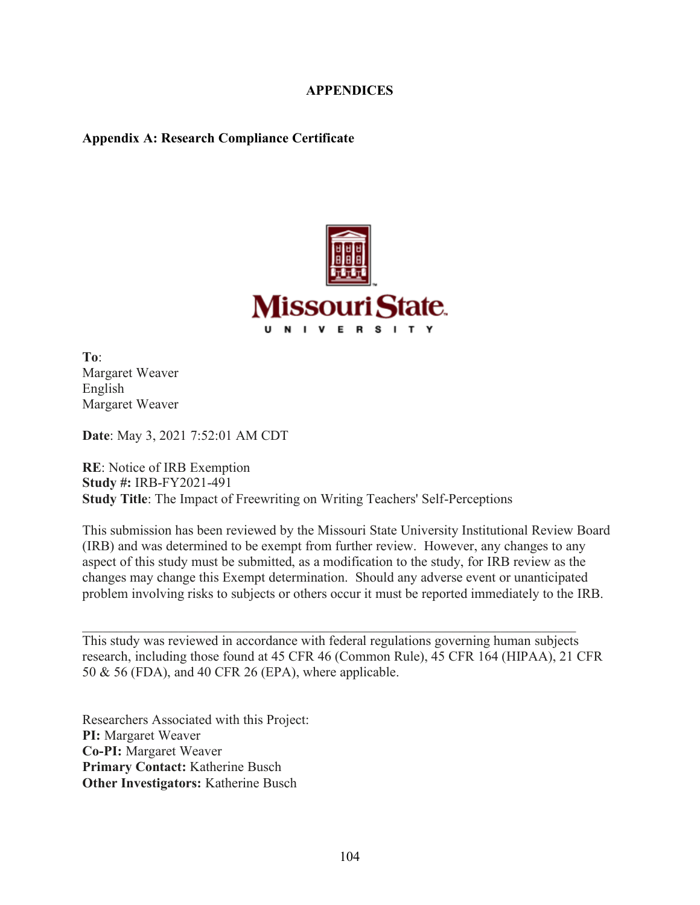# APPENDICES

## Appendix A: Research Compliance Certificate

Missouri State UNIVERSITY

**To**:
Margaret Weaver
English
Margaret Weaver

**Date**: May 3, 2021 7:52:01 AM CDT

**RE**: Notice of IRB Exemption
**Study #:** IRB-FY2021-491
**Study Title**: The Impact of Freewriting on Writing Teachers' Self-Perceptions

This submission has been reviewed by the Missouri State University Institutional Review Board (IRB) and was determined to be exempt from further review. However, any changes to any aspect of this study must be submitted, as a modification to the study, for IRB review as the changes may change this Exempt determination. Should any adverse event or unanticipated problem involving risks to subjects or others occur it must be reported immediately to the IRB.

---

This study was reviewed in accordance with federal regulations governing human subjects research, including those found at 45 CFR 46 (Common Rule), 45 CFR 164 (HIPAA), 21 CFR 50 & 56 (FDA), and 40 CFR 26 (EPA), where applicable.

Researchers Associated with this Project:
**PI:** Margaret Weaver
**Co-PI:** Margaret Weaver
**Primary Contact:** Katherine Busch
**Other Investigators:** Katherine Busch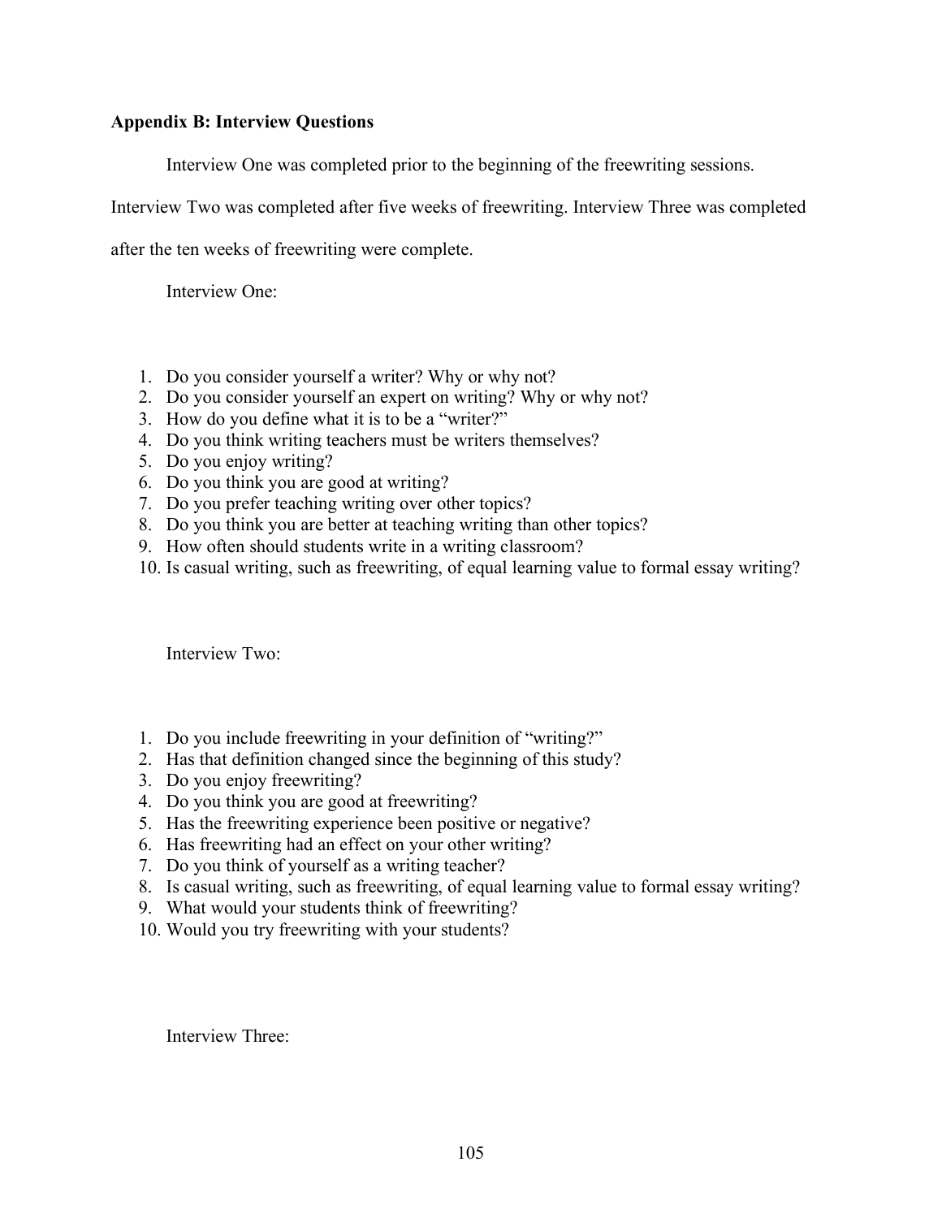**Appendix B: Interview Questions**

Interview One was completed prior to the beginning of the freewriting sessions. Interview Two was completed after five weeks of freewriting. Interview Three was completed after the ten weeks of freewriting were complete.

Interview One:

1. Do you consider yourself a writer? Why or why not?
2. Do you consider yourself an expert on writing? Why or why not?
3. How do you define what it is to be a "writer?"
4. Do you think writing teachers must be writers themselves?
5. Do you enjoy writing?
6. Do you think you are good at writing?
7. Do you prefer teaching writing over other topics?
8. Do you think you are better at teaching writing than other topics?
9. How often should students write in a writing classroom?
10. Is casual writing, such as freewriting, of equal learning value to formal essay writing?

Interview Two:

1. Do you include freewriting in your definition of "writing?"
2. Has that definition changed since the beginning of this study?
3. Do you enjoy freewriting?
4. Do you think you are good at freewriting?
5. Has the freewriting experience been positive or negative?
6. Has freewriting had an effect on your other writing?
7. Do you think of yourself as a writing teacher?
8. Is casual writing, such as freewriting, of equal learning value to formal essay writing?
9. What would your students think of freewriting?
10. Would you try freewriting with your students?

Interview Three: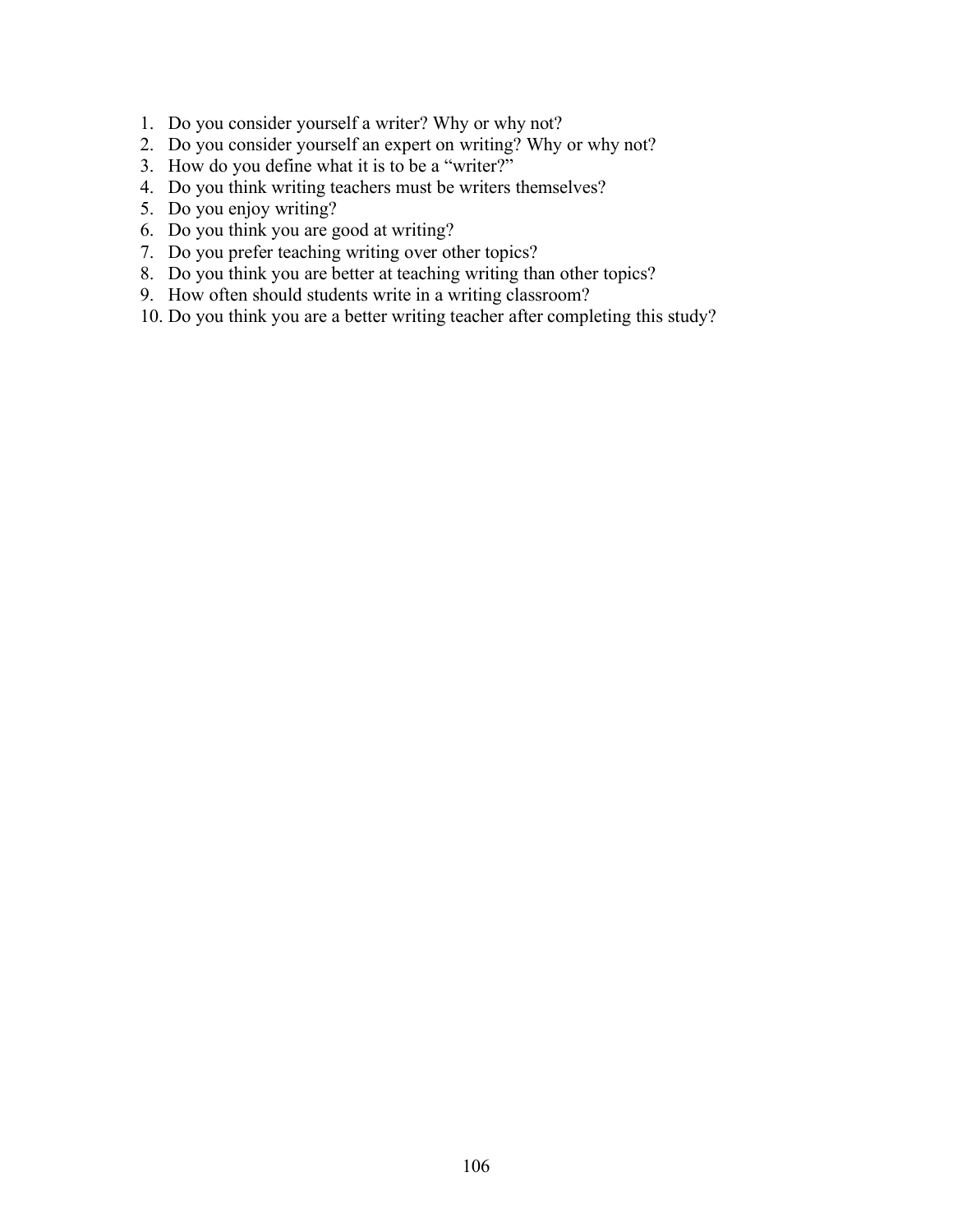1. Do you consider yourself a writer? Why or why not?
2. Do you consider yourself an expert on writing? Why or why not?
3. How do you define what it is to be a "writer?"
4. Do you think writing teachers must be writers themselves?
5. Do you enjoy writing?
6. Do you think you are good at writing?
7. Do you prefer teaching writing over other topics?
8. Do you think you are better at teaching writing than other topics?
9. How often should students write in a writing classroom?
10. Do you think you are a better writing teacher after completing this study?